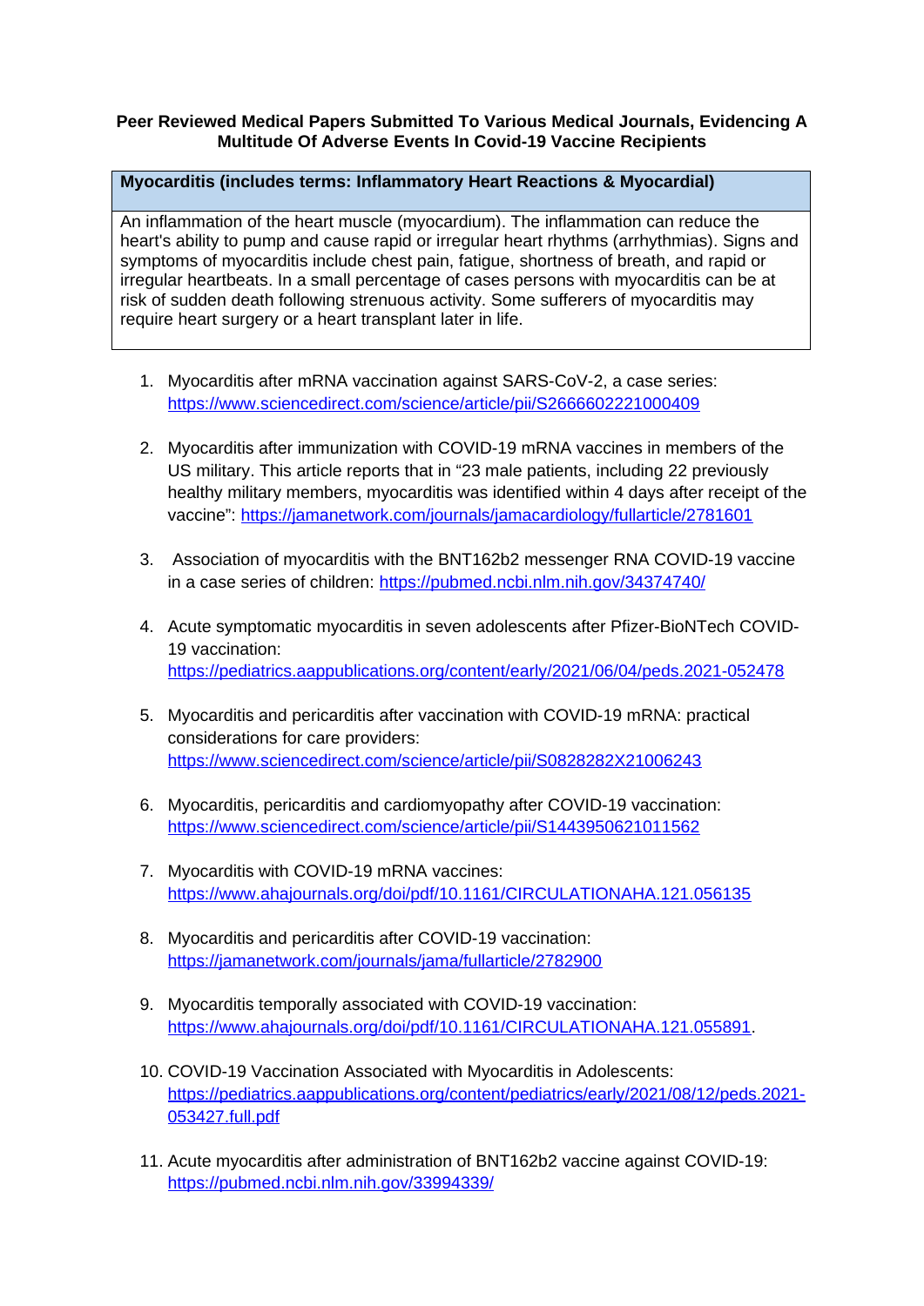**Peer Reviewed Medical Papers Submitted To Various Medical Journals, Evidencing A Multitude Of Adverse Events In Covid-19 Vaccine Recipients**

| **Myocarditis (includes terms: Inflammatory Heart Reactions & Myocardial)** |
| --- |
| An inflammation of the heart muscle (myocardium). The inflammation can reduce the heart's ability to pump and cause rapid or irregular heart rhythms (arrhythmias). Signs and symptoms of myocarditis include chest pain, fatigue, shortness of breath, and rapid or irregular heartbeats. In a small percentage of cases persons with myocarditis can be at risk of sudden death following strenuous activity. Some sufferers of myocarditis may require heart surgery or a heart transplant later in life. |

1. Myocarditis after mRNA vaccination against SARS-CoV-2, a case series: https://www.sciencedirect.com/science/article/pii/S2666602221000409

2. Myocarditis after immunization with COVID-19 mRNA vaccines in members of the US military. This article reports that in "23 male patients, including 22 previously healthy military members, myocarditis was identified within 4 days after receipt of the vaccine": https://jamanetwork.com/journals/jamacardiology/fullarticle/2781601

3. Association of myocarditis with the BNT162b2 messenger RNA COVID-19 vaccine in a case series of children: https://pubmed.ncbi.nlm.nih.gov/34374740/

4. Acute symptomatic myocarditis in seven adolescents after Pfizer-BioNTech COVID-19 vaccination: https://pediatrics.aappublications.org/content/early/2021/06/04/peds.2021-052478

5. Myocarditis and pericarditis after vaccination with COVID-19 mRNA: practical considerations for care providers: https://www.sciencedirect.com/science/article/pii/S0828282X21006243

6. Myocarditis, pericarditis and cardiomyopathy after COVID-19 vaccination: https://www.sciencedirect.com/science/article/pii/S1443950621011562

7. Myocarditis with COVID-19 mRNA vaccines: https://www.ahajournals.org/doi/pdf/10.1161/CIRCULATIONAHA.121.056135

8. Myocarditis and pericarditis after COVID-19 vaccination: https://jamanetwork.com/journals/jama/fullarticle/2782900

9. Myocarditis temporally associated with COVID-19 vaccination: https://www.ahajournals.org/doi/pdf/10.1161/CIRCULATIONAHA.121.055891.

10. COVID-19 Vaccination Associated with Myocarditis in Adolescents: https://pediatrics.aappublications.org/content/pediatrics/early/2021/08/12/peds.2021-053427.full.pdf

11. Acute myocarditis after administration of BNT162b2 vaccine against COVID-19: https://pubmed.ncbi.nlm.nih.gov/33994339/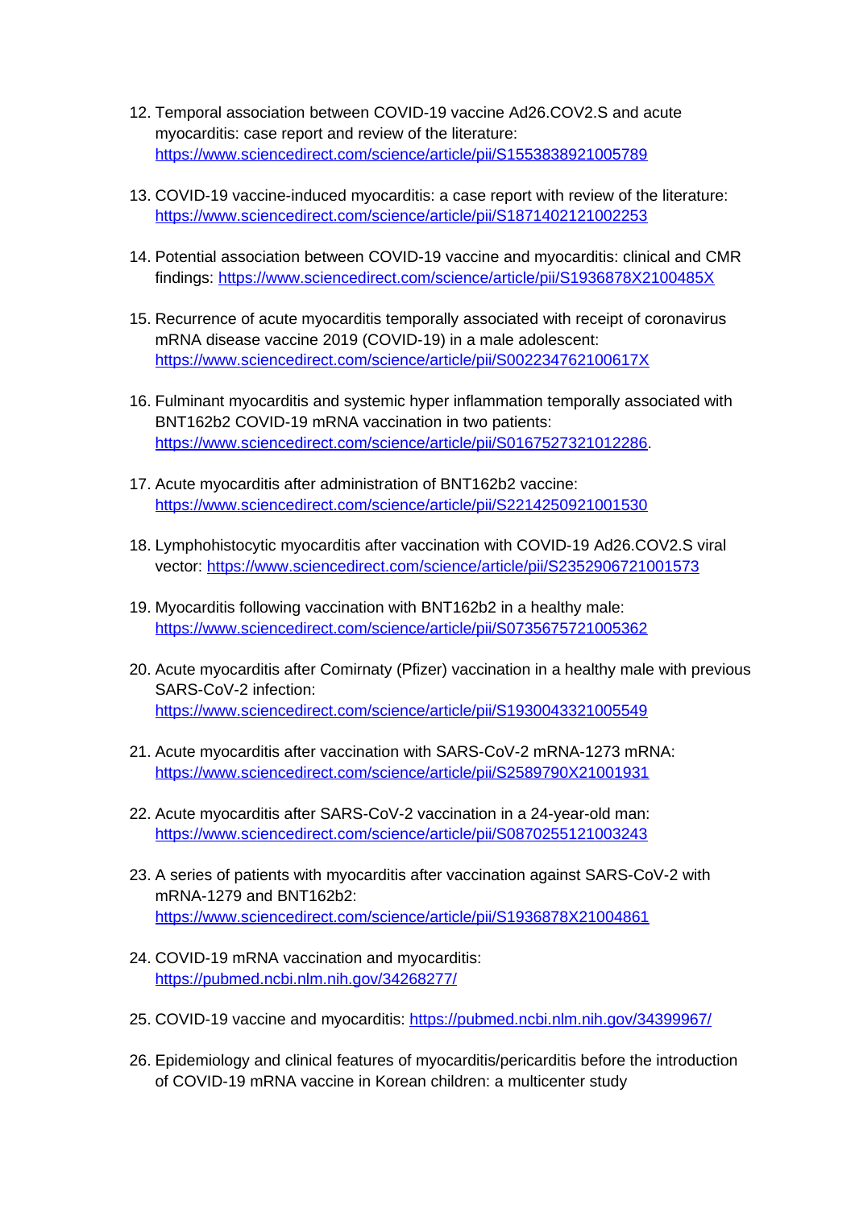12. Temporal association between COVID-19 vaccine Ad26.COV2.S and acute myocarditis: case report and review of the literature: https://www.sciencedirect.com/science/article/pii/S1553838921005789

13. COVID-19 vaccine-induced myocarditis: a case report with review of the literature: https://www.sciencedirect.com/science/article/pii/S1871402121002253

14. Potential association between COVID-19 vaccine and myocarditis: clinical and CMR findings: https://www.sciencedirect.com/science/article/pii/S1936878X2100485X

15. Recurrence of acute myocarditis temporally associated with receipt of coronavirus mRNA disease vaccine 2019 (COVID-19) in a male adolescent: https://www.sciencedirect.com/science/article/pii/S002234762100617X

16. Fulminant myocarditis and systemic hyper inflammation temporally associated with BNT162b2 COVID-19 mRNA vaccination in two patients: https://www.sciencedirect.com/science/article/pii/S0167527321012286.

17. Acute myocarditis after administration of BNT162b2 vaccine: https://www.sciencedirect.com/science/article/pii/S2214250921001530

18. Lymphohistocytic myocarditis after vaccination with COVID-19 Ad26.COV2.S viral vector: https://www.sciencedirect.com/science/article/pii/S2352906721001573

19. Myocarditis following vaccination with BNT162b2 in a healthy male: https://www.sciencedirect.com/science/article/pii/S0735675721005362

20. Acute myocarditis after Comirnaty (Pfizer) vaccination in a healthy male with previous SARS-CoV-2 infection: https://www.sciencedirect.com/science/article/pii/S1930043321005549

21. Acute myocarditis after vaccination with SARS-CoV-2 mRNA-1273 mRNA: https://www.sciencedirect.com/science/article/pii/S2589790X21001931

22. Acute myocarditis after SARS-CoV-2 vaccination in a 24-year-old man: https://www.sciencedirect.com/science/article/pii/S0870255121003243

23. A series of patients with myocarditis after vaccination against SARS-CoV-2 with mRNA-1279 and BNT162b2: https://www.sciencedirect.com/science/article/pii/S1936878X21004861

24. COVID-19 mRNA vaccination and myocarditis: https://pubmed.ncbi.nlm.nih.gov/34268277/

25. COVID-19 vaccine and myocarditis: https://pubmed.ncbi.nlm.nih.gov/34399967/

26. Epidemiology and clinical features of myocarditis/pericarditis before the introduction of COVID-19 mRNA vaccine in Korean children: a multicenter study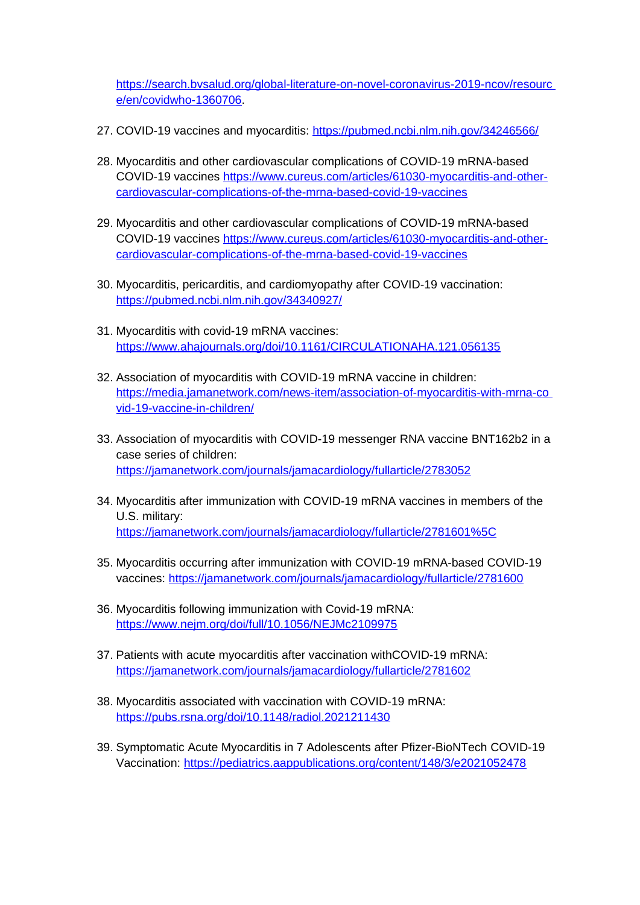https://search.bvsalud.org/global-literature-on-novel-coronavirus-2019-ncov/resource/en/covidwho-1360706.

27. COVID-19 vaccines and myocarditis: https://pubmed.ncbi.nlm.nih.gov/34246566/

28. Myocarditis and other cardiovascular complications of COVID-19 mRNA-based COVID-19 vaccines https://www.cureus.com/articles/61030-myocarditis-and-other-cardiovascular-complications-of-the-mrna-based-covid-19-vaccines

29. Myocarditis and other cardiovascular complications of COVID-19 mRNA-based COVID-19 vaccines https://www.cureus.com/articles/61030-myocarditis-and-other-cardiovascular-complications-of-the-mrna-based-covid-19-vaccines

30. Myocarditis, pericarditis, and cardiomyopathy after COVID-19 vaccination: https://pubmed.ncbi.nlm.nih.gov/34340927/

31. Myocarditis with covid-19 mRNA vaccines: https://www.ahajournals.org/doi/10.1161/CIRCULATIONAHA.121.056135

32. Association of myocarditis with COVID-19 mRNA vaccine in children: https://media.jamanetwork.com/news-item/association-of-myocarditis-with-mrna-covid-19-vaccine-in-children/

33. Association of myocarditis with COVID-19 messenger RNA vaccine BNT162b2 in a case series of children: https://jamanetwork.com/journals/jamacardiology/fullarticle/2783052

34. Myocarditis after immunization with COVID-19 mRNA vaccines in members of the U.S. military: https://jamanetwork.com/journals/jamacardiology/fullarticle/2781601%5C

35. Myocarditis occurring after immunization with COVID-19 mRNA-based COVID-19 vaccines: https://jamanetwork.com/journals/jamacardiology/fullarticle/2781600

36. Myocarditis following immunization with Covid-19 mRNA: https://www.nejm.org/doi/full/10.1056/NEJMc2109975

37. Patients with acute myocarditis after vaccination withCOVID-19 mRNA: https://jamanetwork.com/journals/jamacardiology/fullarticle/2781602

38. Myocarditis associated with vaccination with COVID-19 mRNA: https://pubs.rsna.org/doi/10.1148/radiol.2021211430

39. Symptomatic Acute Myocarditis in 7 Adolescents after Pfizer-BioNTech COVID-19 Vaccination: https://pediatrics.aappublications.org/content/148/3/e2021052478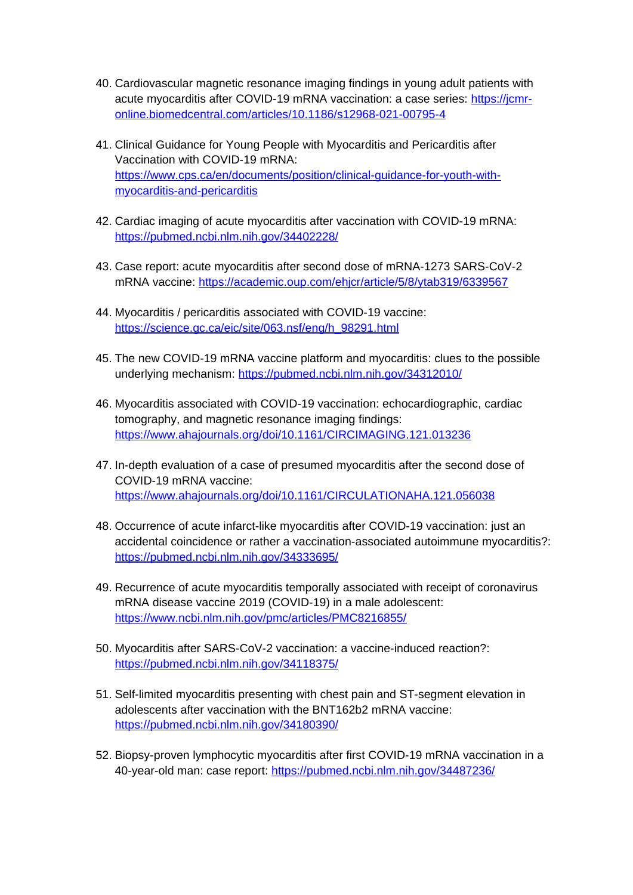40. Cardiovascular magnetic resonance imaging findings in young adult patients with acute myocarditis after COVID-19 mRNA vaccination: a case series: https://jcmr-online.biomedcentral.com/articles/10.1186/s12968-021-00795-4

41. Clinical Guidance for Young People with Myocarditis and Pericarditis after Vaccination with COVID-19 mRNA: https://www.cps.ca/en/documents/position/clinical-guidance-for-youth-with-myocarditis-and-pericarditis

42. Cardiac imaging of acute myocarditis after vaccination with COVID-19 mRNA: https://pubmed.ncbi.nlm.nih.gov/34402228/

43. Case report: acute myocarditis after second dose of mRNA-1273 SARS-CoV-2 mRNA vaccine: https://academic.oup.com/ehjcr/article/5/8/ytab319/6339567

44. Myocarditis / pericarditis associated with COVID-19 vaccine: https://science.gc.ca/eic/site/063.nsf/eng/h_98291.html

45. The new COVID-19 mRNA vaccine platform and myocarditis: clues to the possible underlying mechanism: https://pubmed.ncbi.nlm.nih.gov/34312010/

46. Myocarditis associated with COVID-19 vaccination: echocardiographic, cardiac tomography, and magnetic resonance imaging findings: https://www.ahajournals.org/doi/10.1161/CIRCIMAGING.121.013236

47. In-depth evaluation of a case of presumed myocarditis after the second dose of COVID-19 mRNA vaccine: https://www.ahajournals.org/doi/10.1161/CIRCULATIONAHA.121.056038

48. Occurrence of acute infarct-like myocarditis after COVID-19 vaccination: just an accidental coincidence or rather a vaccination-associated autoimmune myocarditis?: https://pubmed.ncbi.nlm.nih.gov/34333695/

49. Recurrence of acute myocarditis temporally associated with receipt of coronavirus mRNA disease vaccine 2019 (COVID-19) in a male adolescent: https://www.ncbi.nlm.nih.gov/pmc/articles/PMC8216855/

50. Myocarditis after SARS-CoV-2 vaccination: a vaccine-induced reaction?: https://pubmed.ncbi.nlm.nih.gov/34118375/

51. Self-limited myocarditis presenting with chest pain and ST-segment elevation in adolescents after vaccination with the BNT162b2 mRNA vaccine: https://pubmed.ncbi.nlm.nih.gov/34180390/

52. Biopsy-proven lymphocytic myocarditis after first COVID-19 mRNA vaccination in a 40-year-old man: case report: https://pubmed.ncbi.nlm.nih.gov/34487236/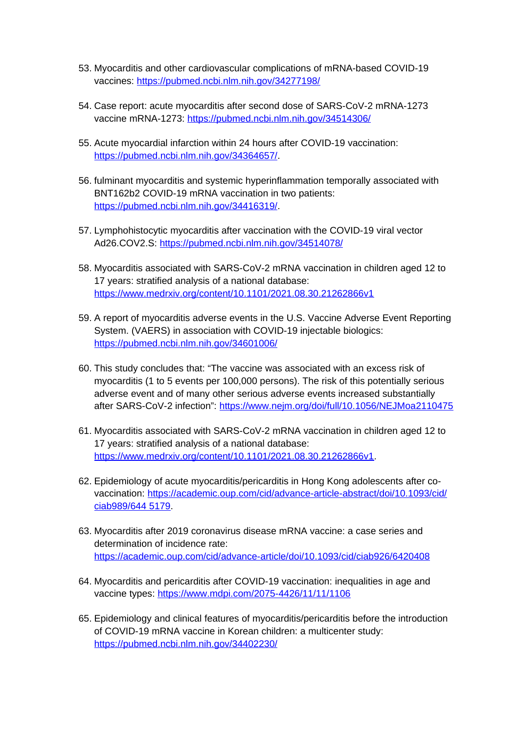53. Myocarditis and other cardiovascular complications of mRNA-based COVID-19 vaccines: https://pubmed.ncbi.nlm.nih.gov/34277198/

54. Case report: acute myocarditis after second dose of SARS-CoV-2 mRNA-1273 vaccine mRNA-1273: https://pubmed.ncbi.nlm.nih.gov/34514306/

55. Acute myocardial infarction within 24 hours after COVID-19 vaccination: https://pubmed.ncbi.nlm.nih.gov/34364657/.

56. fulminant myocarditis and systemic hyperinflammation temporally associated with BNT162b2 COVID-19 mRNA vaccination in two patients: https://pubmed.ncbi.nlm.nih.gov/34416319/.

57. Lymphohistocytic myocarditis after vaccination with the COVID-19 viral vector Ad26.COV2.S: https://pubmed.ncbi.nlm.nih.gov/34514078/

58. Myocarditis associated with SARS-CoV-2 mRNA vaccination in children aged 12 to 17 years: stratified analysis of a national database: https://www.medrxiv.org/content/10.1101/2021.08.30.21262866v1

59. A report of myocarditis adverse events in the U.S. Vaccine Adverse Event Reporting System. (VAERS) in association with COVID-19 injectable biologics: https://pubmed.ncbi.nlm.nih.gov/34601006/

60. This study concludes that: “The vaccine was associated with an excess risk of myocarditis (1 to 5 events per 100,000 persons). The risk of this potentially serious adverse event and of many other serious adverse events increased substantially after SARS-CoV-2 infection”: https://www.nejm.org/doi/full/10.1056/NEJMoa2110475

61. Myocarditis associated with SARS-CoV-2 mRNA vaccination in children aged 12 to 17 years: stratified analysis of a national database: https://www.medrxiv.org/content/10.1101/2021.08.30.21262866v1.

62. Epidemiology of acute myocarditis/pericarditis in Hong Kong adolescents after co-vaccination: https://academic.oup.com/cid/advance-article-abstract/doi/10.1093/cid/ciab989/644 5179.

63. Myocarditis after 2019 coronavirus disease mRNA vaccine: a case series and determination of incidence rate: https://academic.oup.com/cid/advance-article/doi/10.1093/cid/ciab926/6420408

64. Myocarditis and pericarditis after COVID-19 vaccination: inequalities in age and vaccine types: https://www.mdpi.com/2075-4426/11/11/1106

65. Epidemiology and clinical features of myocarditis/pericarditis before the introduction of COVID-19 mRNA vaccine in Korean children: a multicenter study: https://pubmed.ncbi.nlm.nih.gov/34402230/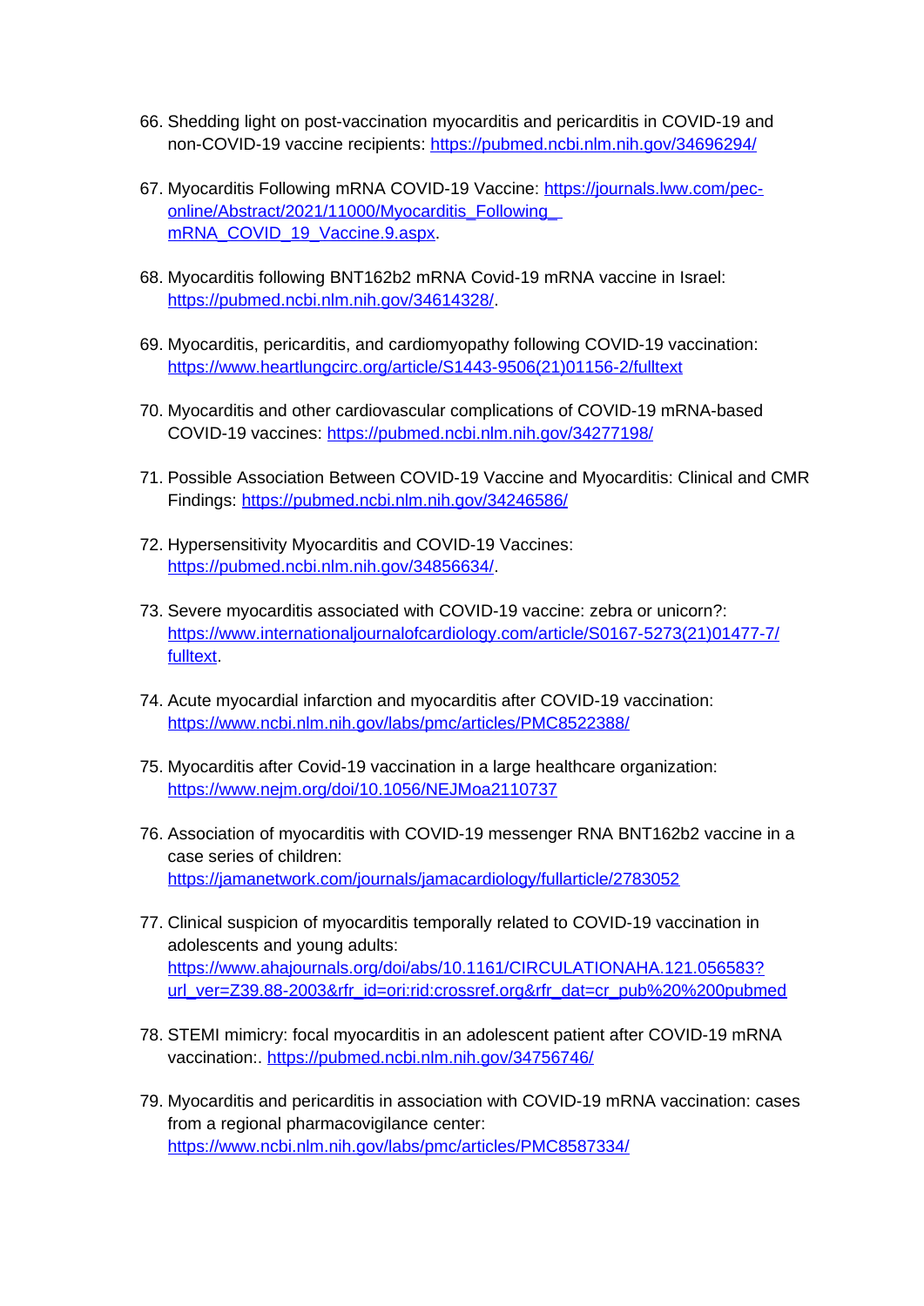66. Shedding light on post-vaccination myocarditis and pericarditis in COVID-19 and non-COVID-19 vaccine recipients: https://pubmed.ncbi.nlm.nih.gov/34696294/

67. Myocarditis Following mRNA COVID-19 Vaccine: https://journals.lww.com/pec-online/Abstract/2021/11000/Myocarditis_Following_mRNA_COVID_19_Vaccine.9.aspx.

68. Myocarditis following BNT162b2 mRNA Covid-19 mRNA vaccine in Israel: https://pubmed.ncbi.nlm.nih.gov/34614328/.

69. Myocarditis, pericarditis, and cardiomyopathy following COVID-19 vaccination: https://www.heartlungcirc.org/article/S1443-9506(21)01156-2/fulltext

70. Myocarditis and other cardiovascular complications of COVID-19 mRNA-based COVID-19 vaccines: https://pubmed.ncbi.nlm.nih.gov/34277198/

71. Possible Association Between COVID-19 Vaccine and Myocarditis: Clinical and CMR Findings: https://pubmed.ncbi.nlm.nih.gov/34246586/

72. Hypersensitivity Myocarditis and COVID-19 Vaccines: https://pubmed.ncbi.nlm.nih.gov/34856634/.

73. Severe myocarditis associated with COVID-19 vaccine: zebra or unicorn?: https://www.internationaljournalofcardiology.com/article/S0167-5273(21)01477-7/fulltext.

74. Acute myocardial infarction and myocarditis after COVID-19 vaccination: https://www.ncbi.nlm.nih.gov/labs/pmc/articles/PMC8522388/

75. Myocarditis after Covid-19 vaccination in a large healthcare organization: https://www.nejm.org/doi/10.1056/NEJMoa2110737

76. Association of myocarditis with COVID-19 messenger RNA BNT162b2 vaccine in a case series of children: https://jamanetwork.com/journals/jamacardiology/fullarticle/2783052

77. Clinical suspicion of myocarditis temporally related to COVID-19 vaccination in adolescents and young adults: https://www.ahajournals.org/doi/abs/10.1161/CIRCULATIONAHA.121.056583?url_ver=Z39.88-2003&rfr_id=ori:rid:crossref.org&rfr_dat=cr_pub%20%200pubmed

78. STEMI mimicry: focal myocarditis in an adolescent patient after COVID-19 mRNA vaccination:. https://pubmed.ncbi.nlm.nih.gov/34756746/

79. Myocarditis and pericarditis in association with COVID-19 mRNA vaccination: cases from a regional pharmacovigilance center: https://www.ncbi.nlm.nih.gov/labs/pmc/articles/PMC8587334/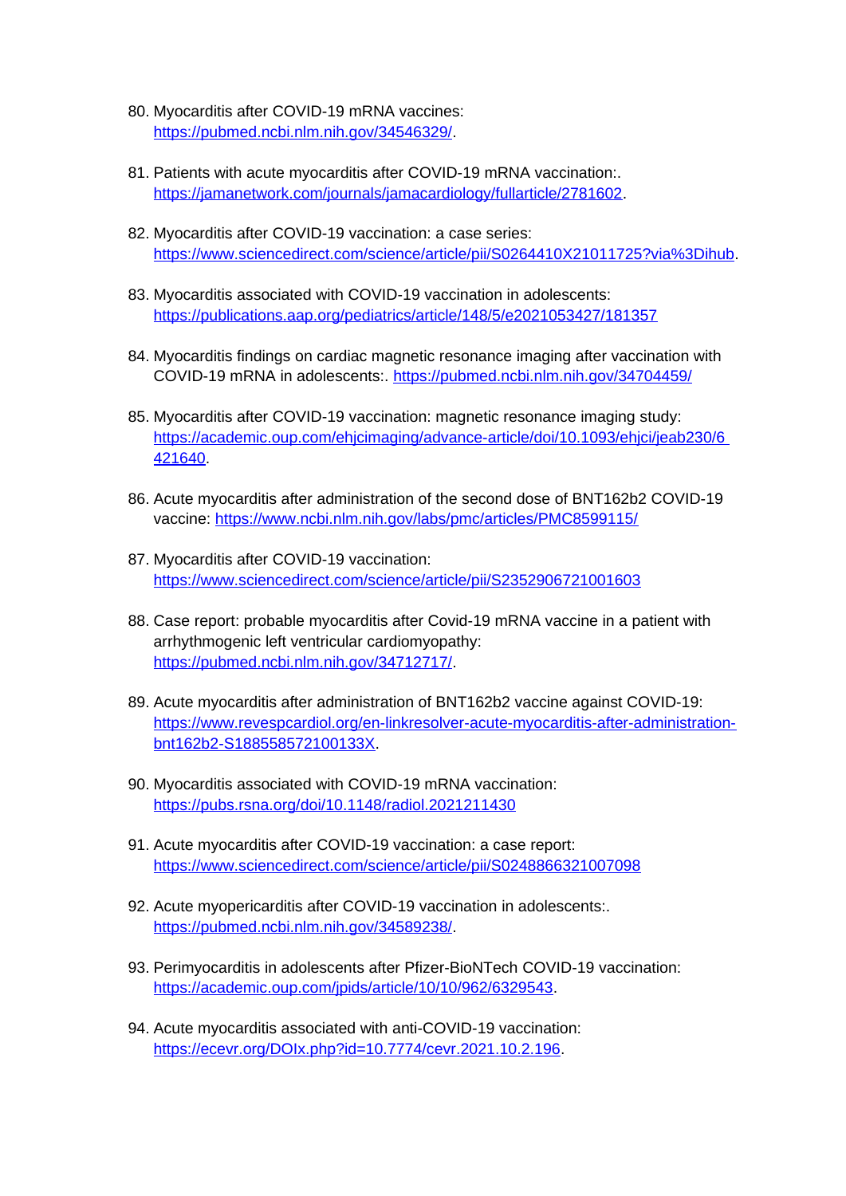80. Myocarditis after COVID-19 mRNA vaccines: https://pubmed.ncbi.nlm.nih.gov/34546329/.

81. Patients with acute myocarditis after COVID-19 mRNA vaccination:. https://jamanetwork.com/journals/jamacardiology/fullarticle/2781602.

82. Myocarditis after COVID-19 vaccination: a case series: https://www.sciencedirect.com/science/article/pii/S0264410X21011725?via%3Dihub.

83. Myocarditis associated with COVID-19 vaccination in adolescents: https://publications.aap.org/pediatrics/article/148/5/e2021053427/181357

84. Myocarditis findings on cardiac magnetic resonance imaging after vaccination with COVID-19 mRNA in adolescents:. https://pubmed.ncbi.nlm.nih.gov/34704459/

85. Myocarditis after COVID-19 vaccination: magnetic resonance imaging study: https://academic.oup.com/ehjcimaging/advance-article/doi/10.1093/ehjci/jeab230/6421640.

86. Acute myocarditis after administration of the second dose of BNT162b2 COVID-19 vaccine: https://www.ncbi.nlm.nih.gov/labs/pmc/articles/PMC8599115/

87. Myocarditis after COVID-19 vaccination: https://www.sciencedirect.com/science/article/pii/S2352906721001603

88. Case report: probable myocarditis after Covid-19 mRNA vaccine in a patient with arrhythmogenic left ventricular cardiomyopathy: https://pubmed.ncbi.nlm.nih.gov/34712717/.

89. Acute myocarditis after administration of BNT162b2 vaccine against COVID-19: https://www.revespcardiol.org/en-linkresolver-acute-myocarditis-after-administration-bnt162b2-S188558572100133X.

90. Myocarditis associated with COVID-19 mRNA vaccination: https://pubs.rsna.org/doi/10.1148/radiol.2021211430

91. Acute myocarditis after COVID-19 vaccination: a case report: https://www.sciencedirect.com/science/article/pii/S0248866321007098

92. Acute myopericarditis after COVID-19 vaccination in adolescents:. https://pubmed.ncbi.nlm.nih.gov/34589238/.

93. Perimyocarditis in adolescents after Pfizer-BioNTech COVID-19 vaccination: https://academic.oup.com/jpids/article/10/10/962/6329543.

94. Acute myocarditis associated with anti-COVID-19 vaccination: https://ecevr.org/DOIx.php?id=10.7774/cevr.2021.10.2.196.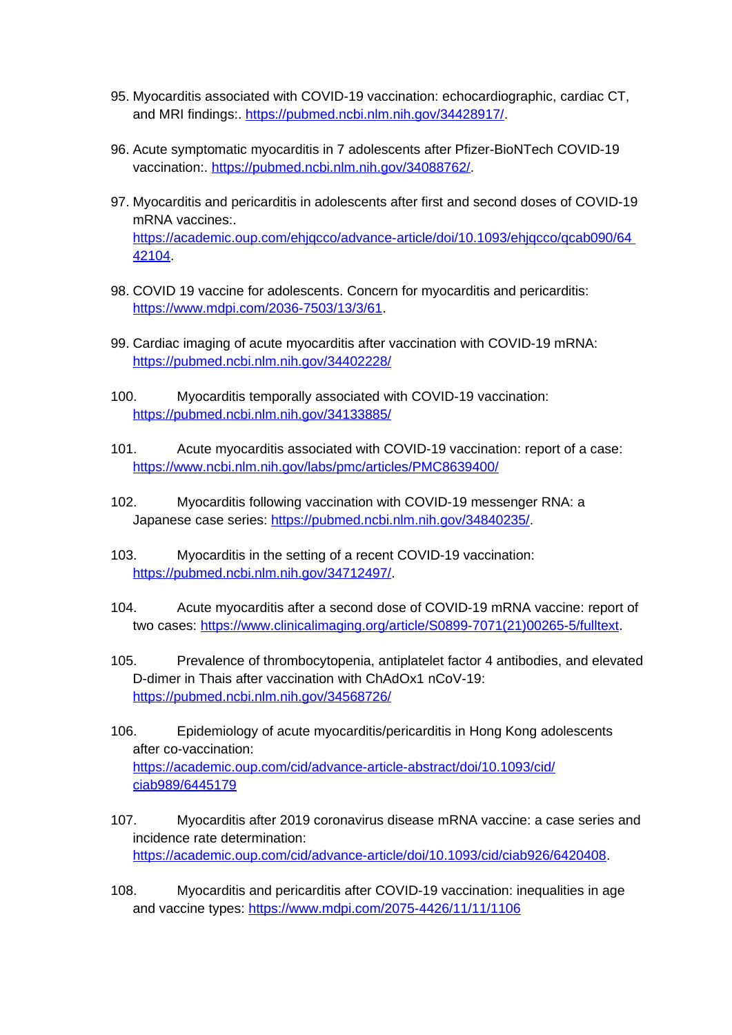95. Myocarditis associated with COVID-19 vaccination: echocardiographic, cardiac CT, and MRI findings:. https://pubmed.ncbi.nlm.nih.gov/34428917/.

96. Acute symptomatic myocarditis in 7 adolescents after Pfizer-BioNTech COVID-19 vaccination:. https://pubmed.ncbi.nlm.nih.gov/34088762/.

97. Myocarditis and pericarditis in adolescents after first and second doses of COVID-19 mRNA vaccines:. https://academic.oup.com/ehjqcco/advance-article/doi/10.1093/ehjqcco/qcab090/6442104.

98. COVID 19 vaccine for adolescents. Concern for myocarditis and pericarditis: https://www.mdpi.com/2036-7503/13/3/61.

99. Cardiac imaging of acute myocarditis after vaccination with COVID-19 mRNA: https://pubmed.ncbi.nlm.nih.gov/34402228/

100. Myocarditis temporally associated with COVID-19 vaccination: https://pubmed.ncbi.nlm.nih.gov/34133885/

101. Acute myocarditis associated with COVID-19 vaccination: report of a case: https://www.ncbi.nlm.nih.gov/labs/pmc/articles/PMC8639400/

102. Myocarditis following vaccination with COVID-19 messenger RNA: a Japanese case series: https://pubmed.ncbi.nlm.nih.gov/34840235/.

103. Myocarditis in the setting of a recent COVID-19 vaccination: https://pubmed.ncbi.nlm.nih.gov/34712497/.

104. Acute myocarditis after a second dose of COVID-19 mRNA vaccine: report of two cases: https://www.clinicalimaging.org/article/S0899-7071(21)00265-5/fulltext.

105. Prevalence of thrombocytopenia, antiplatelet factor 4 antibodies, and elevated D-dimer in Thais after vaccination with ChAdOx1 nCoV-19: https://pubmed.ncbi.nlm.nih.gov/34568726/

106. Epidemiology of acute myocarditis/pericarditis in Hong Kong adolescents after co-vaccination: https://academic.oup.com/cid/advance-article-abstract/doi/10.1093/cid/ciab989/6445179

107. Myocarditis after 2019 coronavirus disease mRNA vaccine: a case series and incidence rate determination: https://academic.oup.com/cid/advance-article/doi/10.1093/cid/ciab926/6420408.

108. Myocarditis and pericarditis after COVID-19 vaccination: inequalities in age and vaccine types: https://www.mdpi.com/2075-4426/11/11/1106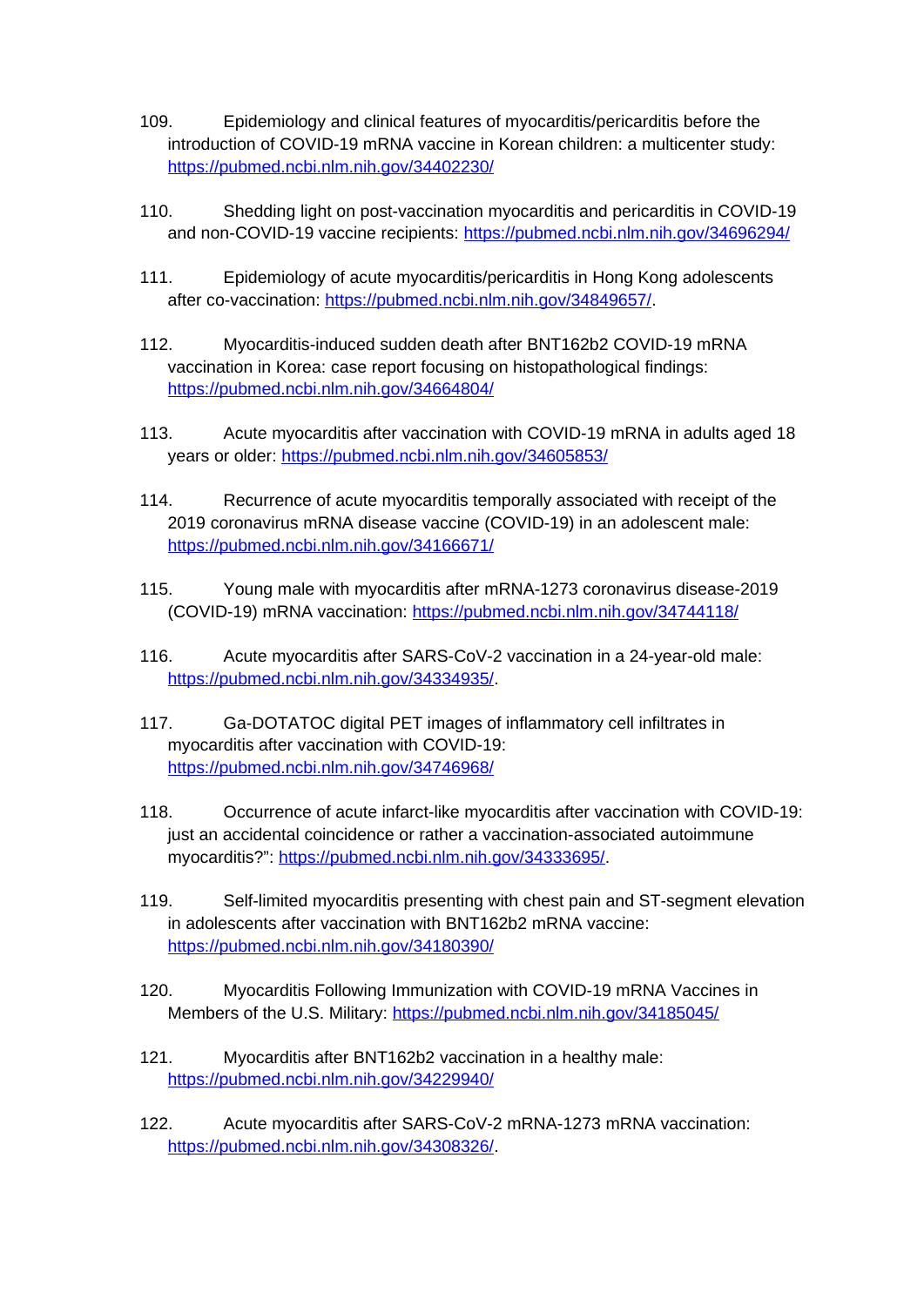109. Epidemiology and clinical features of myocarditis/pericarditis before the introduction of COVID-19 mRNA vaccine in Korean children: a multicenter study: https://pubmed.ncbi.nlm.nih.gov/34402230/

110. Shedding light on post-vaccination myocarditis and pericarditis in COVID-19 and non-COVID-19 vaccine recipients: https://pubmed.ncbi.nlm.nih.gov/34696294/

111. Epidemiology of acute myocarditis/pericarditis in Hong Kong adolescents after co-vaccination: https://pubmed.ncbi.nlm.nih.gov/34849657/.

112. Myocarditis-induced sudden death after BNT162b2 COVID-19 mRNA vaccination in Korea: case report focusing on histopathological findings: https://pubmed.ncbi.nlm.nih.gov/34664804/

113. Acute myocarditis after vaccination with COVID-19 mRNA in adults aged 18 years or older: https://pubmed.ncbi.nlm.nih.gov/34605853/

114. Recurrence of acute myocarditis temporally associated with receipt of the 2019 coronavirus mRNA disease vaccine (COVID-19) in an adolescent male: https://pubmed.ncbi.nlm.nih.gov/34166671/

115. Young male with myocarditis after mRNA-1273 coronavirus disease-2019 (COVID-19) mRNA vaccination: https://pubmed.ncbi.nlm.nih.gov/34744118/

116. Acute myocarditis after SARS-CoV-2 vaccination in a 24-year-old male: https://pubmed.ncbi.nlm.nih.gov/34334935/.

117. Ga-DOTATOC digital PET images of inflammatory cell infiltrates in myocarditis after vaccination with COVID-19: https://pubmed.ncbi.nlm.nih.gov/34746968/

118. Occurrence of acute infarct-like myocarditis after vaccination with COVID-19: just an accidental coincidence or rather a vaccination-associated autoimmune myocarditis?": https://pubmed.ncbi.nlm.nih.gov/34333695/.

119. Self-limited myocarditis presenting with chest pain and ST-segment elevation in adolescents after vaccination with BNT162b2 mRNA vaccine: https://pubmed.ncbi.nlm.nih.gov/34180390/

120. Myocarditis Following Immunization with COVID-19 mRNA Vaccines in Members of the U.S. Military: https://pubmed.ncbi.nlm.nih.gov/34185045/

121. Myocarditis after BNT162b2 vaccination in a healthy male: https://pubmed.ncbi.nlm.nih.gov/34229940/

122. Acute myocarditis after SARS-CoV-2 mRNA-1273 mRNA vaccination: https://pubmed.ncbi.nlm.nih.gov/34308326/.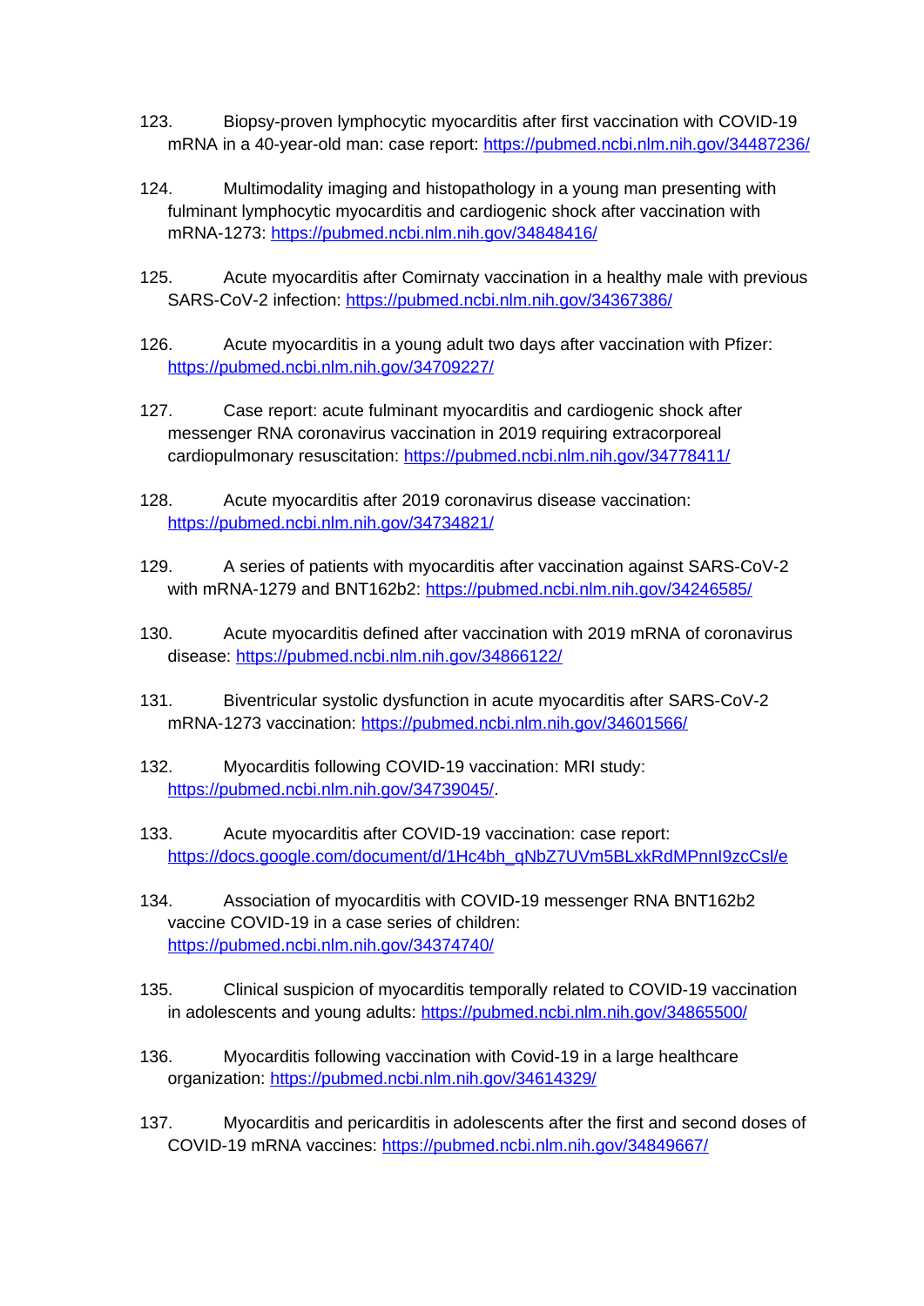123. Biopsy-proven lymphocytic myocarditis after first vaccination with COVID-19 mRNA in a 40-year-old man: case report: https://pubmed.ncbi.nlm.nih.gov/34487236/

124. Multimodality imaging and histopathology in a young man presenting with fulminant lymphocytic myocarditis and cardiogenic shock after vaccination with mRNA-1273: https://pubmed.ncbi.nlm.nih.gov/34848416/

125. Acute myocarditis after Comirnaty vaccination in a healthy male with previous SARS-CoV-2 infection: https://pubmed.ncbi.nlm.nih.gov/34367386/

126. Acute myocarditis in a young adult two days after vaccination with Pfizer: https://pubmed.ncbi.nlm.nih.gov/34709227/

127. Case report: acute fulminant myocarditis and cardiogenic shock after messenger RNA coronavirus vaccination in 2019 requiring extracorporeal cardiopulmonary resuscitation: https://pubmed.ncbi.nlm.nih.gov/34778411/

128. Acute myocarditis after 2019 coronavirus disease vaccination: https://pubmed.ncbi.nlm.nih.gov/34734821/

129. A series of patients with myocarditis after vaccination against SARS-CoV-2 with mRNA-1279 and BNT162b2: https://pubmed.ncbi.nlm.nih.gov/34246585/

130. Acute myocarditis defined after vaccination with 2019 mRNA of coronavirus disease: https://pubmed.ncbi.nlm.nih.gov/34866122/

131. Biventricular systolic dysfunction in acute myocarditis after SARS-CoV-2 mRNA-1273 vaccination: https://pubmed.ncbi.nlm.nih.gov/34601566/

132. Myocarditis following COVID-19 vaccination: MRI study: https://pubmed.ncbi.nlm.nih.gov/34739045/.

133. Acute myocarditis after COVID-19 vaccination: case report: https://docs.google.com/document/d/1Hc4bh_qNbZ7UVm5BLxkRdMPnnI9zcCsl/e

134. Association of myocarditis with COVID-19 messenger RNA BNT162b2 vaccine COVID-19 in a case series of children: https://pubmed.ncbi.nlm.nih.gov/34374740/

135. Clinical suspicion of myocarditis temporally related to COVID-19 vaccination in adolescents and young adults: https://pubmed.ncbi.nlm.nih.gov/34865500/

136. Myocarditis following vaccination with Covid-19 in a large healthcare organization: https://pubmed.ncbi.nlm.nih.gov/34614329/

137. Myocarditis and pericarditis in adolescents after the first and second doses of COVID-19 mRNA vaccines: https://pubmed.ncbi.nlm.nih.gov/34849667/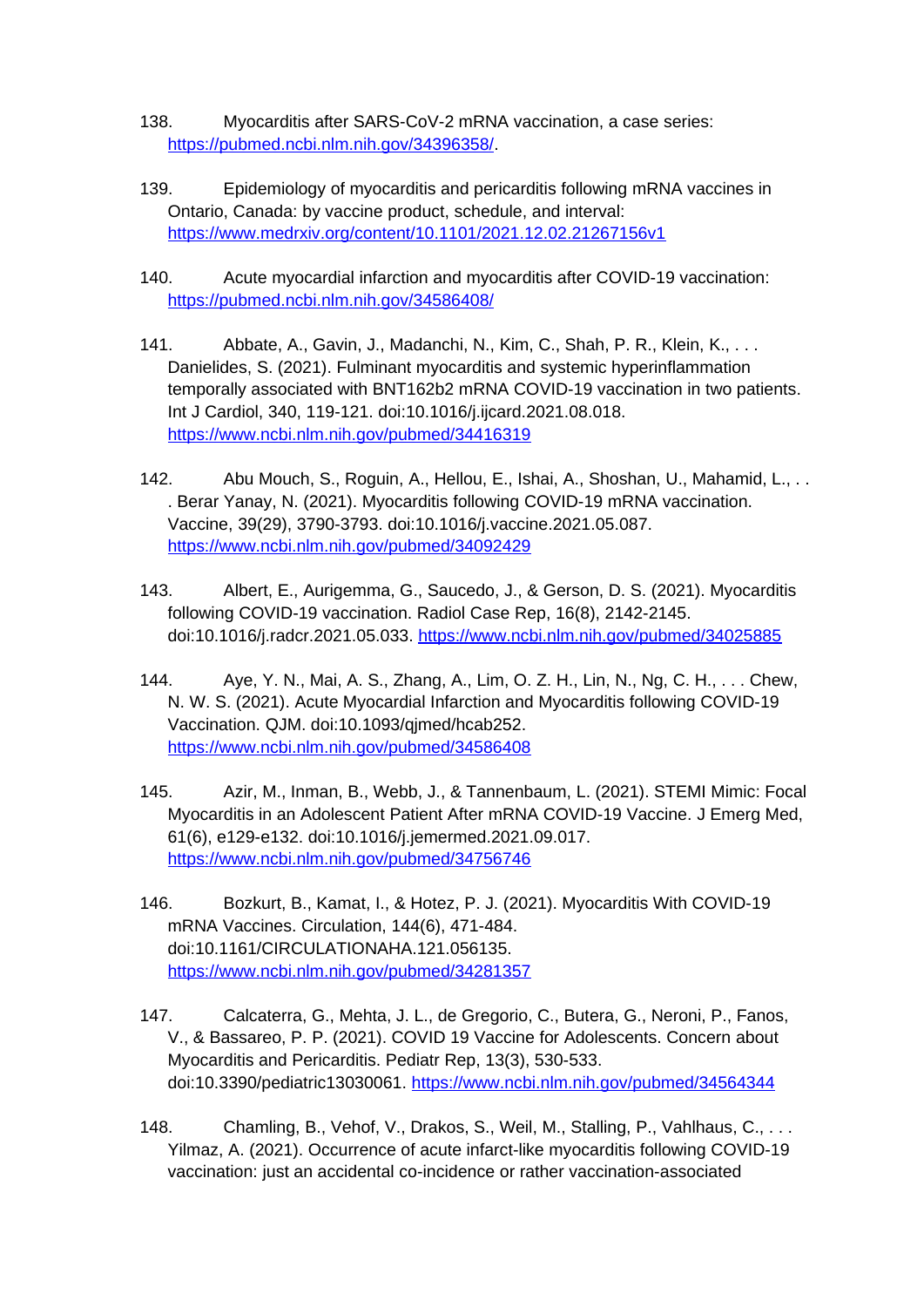138. Myocarditis after SARS-CoV-2 mRNA vaccination, a case series: https://pubmed.ncbi.nlm.nih.gov/34396358/.

139. Epidemiology of myocarditis and pericarditis following mRNA vaccines in Ontario, Canada: by vaccine product, schedule, and interval: https://www.medrxiv.org/content/10.1101/2021.12.02.21267156v1

140. Acute myocardial infarction and myocarditis after COVID-19 vaccination: https://pubmed.ncbi.nlm.nih.gov/34586408/

141. Abbate, A., Gavin, J., Madanchi, N., Kim, C., Shah, P. R., Klein, K., . . . Danielides, S. (2021). Fulminant myocarditis and systemic hyperinflammation temporally associated with BNT162b2 mRNA COVID-19 vaccination in two patients. Int J Cardiol, 340, 119-121. doi:10.1016/j.ijcard.2021.08.018. https://www.ncbi.nlm.nih.gov/pubmed/34416319

142. Abu Mouch, S., Roguin, A., Hellou, E., Ishai, A., Shoshan, U., Mahamid, L., . . . Berar Yanay, N. (2021). Myocarditis following COVID-19 mRNA vaccination. Vaccine, 39(29), 3790-3793. doi:10.1016/j.vaccine.2021.05.087. https://www.ncbi.nlm.nih.gov/pubmed/34092429

143. Albert, E., Aurigemma, G., Saucedo, J., & Gerson, D. S. (2021). Myocarditis following COVID-19 vaccination. Radiol Case Rep, 16(8), 2142-2145. doi:10.1016/j.radcr.2021.05.033. https://www.ncbi.nlm.nih.gov/pubmed/34025885

144. Aye, Y. N., Mai, A. S., Zhang, A., Lim, O. Z. H., Lin, N., Ng, C. H., . . . Chew, N. W. S. (2021). Acute Myocardial Infarction and Myocarditis following COVID-19 Vaccination. QJM. doi:10.1093/qjmed/hcab252. https://www.ncbi.nlm.nih.gov/pubmed/34586408

145. Azir, M., Inman, B., Webb, J., & Tannenbaum, L. (2021). STEMI Mimic: Focal Myocarditis in an Adolescent Patient After mRNA COVID-19 Vaccine. J Emerg Med, 61(6), e129-e132. doi:10.1016/j.jemermed.2021.09.017. https://www.ncbi.nlm.nih.gov/pubmed/34756746

146. Bozkurt, B., Kamat, I., & Hotez, P. J. (2021). Myocarditis With COVID-19 mRNA Vaccines. Circulation, 144(6), 471-484. doi:10.1161/CIRCULATIONAHA.121.056135. https://www.ncbi.nlm.nih.gov/pubmed/34281357

147. Calcaterra, G., Mehta, J. L., de Gregorio, C., Butera, G., Neroni, P., Fanos, V., & Bassareo, P. P. (2021). COVID 19 Vaccine for Adolescents. Concern about Myocarditis and Pericarditis. Pediatr Rep, 13(3), 530-533. doi:10.3390/pediatric13030061. https://www.ncbi.nlm.nih.gov/pubmed/34564344

148. Chamling, B., Vehof, V., Drakos, S., Weil, M., Stalling, P., Vahlhaus, C., . . . Yilmaz, A. (2021). Occurrence of acute infarct-like myocarditis following COVID-19 vaccination: just an accidental co-incidence or rather vaccination-associated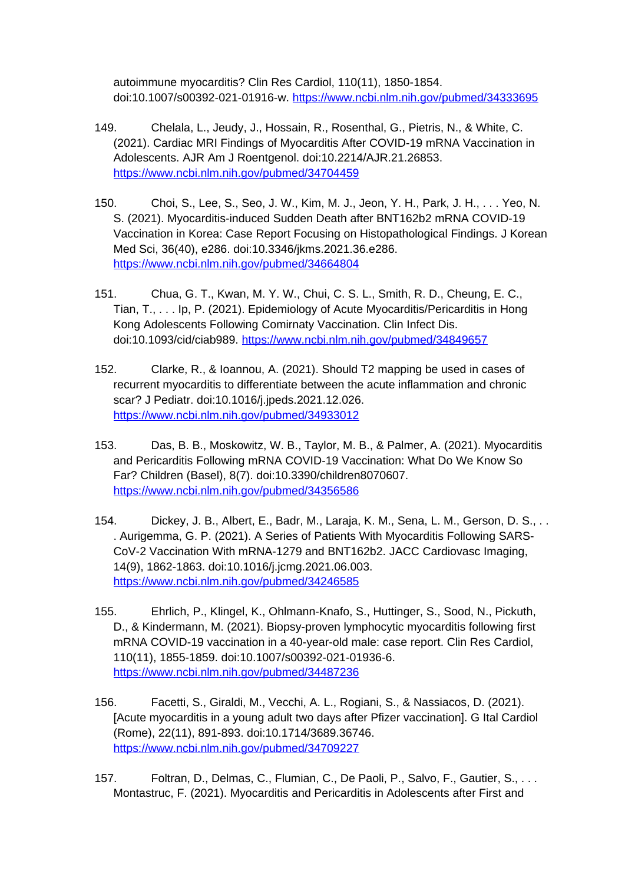autoimmune myocarditis? Clin Res Cardiol, 110(11), 1850-1854. doi:10.1007/s00392-021-01916-w. https://www.ncbi.nlm.nih.gov/pubmed/34333695

149. Chelala, L., Jeudy, J., Hossain, R., Rosenthal, G., Pietris, N., & White, C. (2021). Cardiac MRI Findings of Myocarditis After COVID-19 mRNA Vaccination in Adolescents. AJR Am J Roentgenol. doi:10.2214/AJR.21.26853. https://www.ncbi.nlm.nih.gov/pubmed/34704459

150. Choi, S., Lee, S., Seo, J. W., Kim, M. J., Jeon, Y. H., Park, J. H., . . . Yeo, N. S. (2021). Myocarditis-induced Sudden Death after BNT162b2 mRNA COVID-19 Vaccination in Korea: Case Report Focusing on Histopathological Findings. J Korean Med Sci, 36(40), e286. doi:10.3346/jkms.2021.36.e286. https://www.ncbi.nlm.nih.gov/pubmed/34664804

151. Chua, G. T., Kwan, M. Y. W., Chui, C. S. L., Smith, R. D., Cheung, E. C., Tian, T., . . . Ip, P. (2021). Epidemiology of Acute Myocarditis/Pericarditis in Hong Kong Adolescents Following Comirnaty Vaccination. Clin Infect Dis. doi:10.1093/cid/ciab989. https://www.ncbi.nlm.nih.gov/pubmed/34849657

152. Clarke, R., & Ioannou, A. (2021). Should T2 mapping be used in cases of recurrent myocarditis to differentiate between the acute inflammation and chronic scar? J Pediatr. doi:10.1016/j.jpeds.2021.12.026. https://www.ncbi.nlm.nih.gov/pubmed/34933012

153. Das, B. B., Moskowitz, W. B., Taylor, M. B., & Palmer, A. (2021). Myocarditis and Pericarditis Following mRNA COVID-19 Vaccination: What Do We Know So Far? Children (Basel), 8(7). doi:10.3390/children8070607. https://www.ncbi.nlm.nih.gov/pubmed/34356586

154. Dickey, J. B., Albert, E., Badr, M., Laraja, K. M., Sena, L. M., Gerson, D. S., . . . Aurigemma, G. P. (2021). A Series of Patients With Myocarditis Following SARS-CoV-2 Vaccination With mRNA-1279 and BNT162b2. JACC Cardiovasc Imaging, 14(9), 1862-1863. doi:10.1016/j.jcmg.2021.06.003. https://www.ncbi.nlm.nih.gov/pubmed/34246585

155. Ehrlich, P., Klingel, K., Ohlmann-Knafo, S., Huttinger, S., Sood, N., Pickuth, D., & Kindermann, M. (2021). Biopsy-proven lymphocytic myocarditis following first mRNA COVID-19 vaccination in a 40-year-old male: case report. Clin Res Cardiol, 110(11), 1855-1859. doi:10.1007/s00392-021-01936-6. https://www.ncbi.nlm.nih.gov/pubmed/34487236

156. Facetti, S., Giraldi, M., Vecchi, A. L., Rogiani, S., & Nassiacos, D. (2021). [Acute myocarditis in a young adult two days after Pfizer vaccination]. G Ital Cardiol (Rome), 22(11), 891-893. doi:10.1714/3689.36746. https://www.ncbi.nlm.nih.gov/pubmed/34709227

157. Foltran, D., Delmas, C., Flumian, C., De Paoli, P., Salvo, F., Gautier, S., . . . Montastruc, F. (2021). Myocarditis and Pericarditis in Adolescents after First and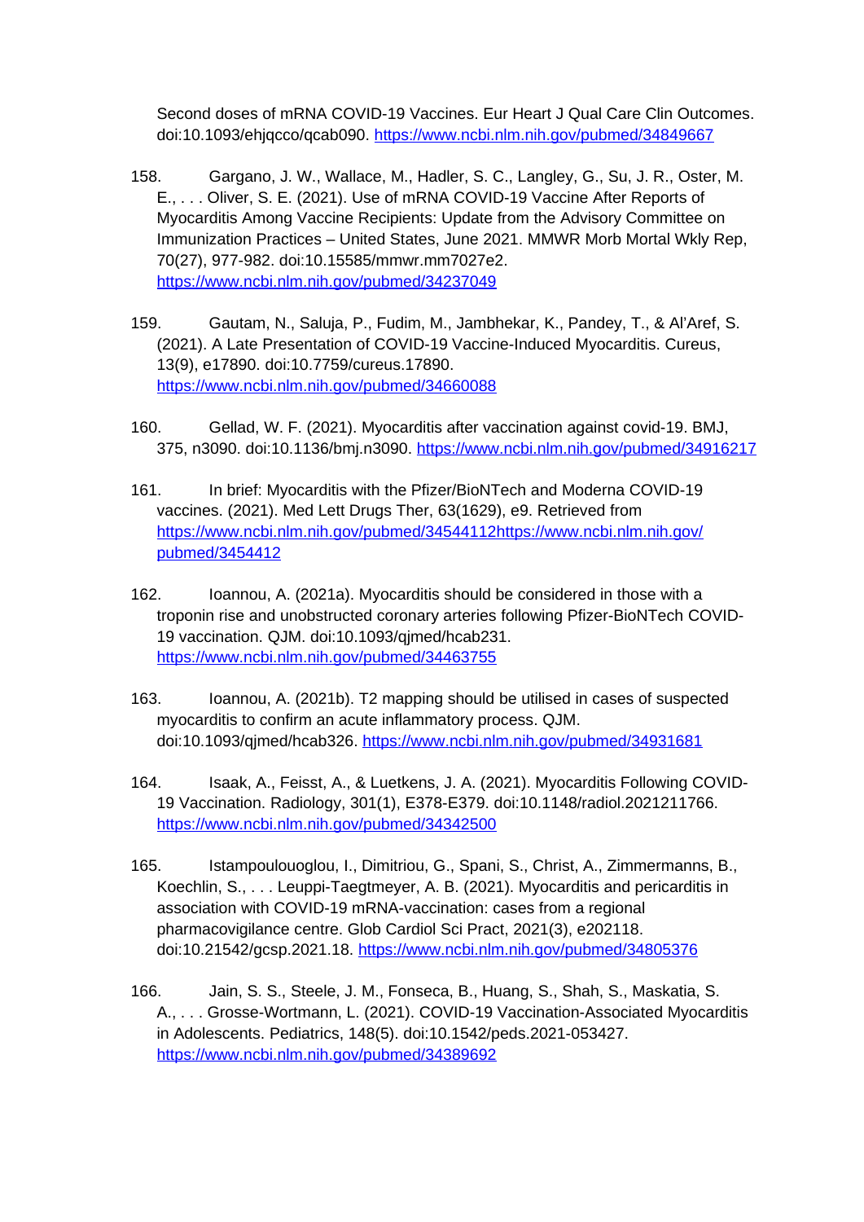Second doses of mRNA COVID-19 Vaccines. Eur Heart J Qual Care Clin Outcomes. doi:10.1093/ehjqcco/qcab090. https://www.ncbi.nlm.nih.gov/pubmed/34849667

158. Gargano, J. W., Wallace, M., Hadler, S. C., Langley, G., Su, J. R., Oster, M. E., . . . Oliver, S. E. (2021). Use of mRNA COVID-19 Vaccine After Reports of Myocarditis Among Vaccine Recipients: Update from the Advisory Committee on Immunization Practices – United States, June 2021. MMWR Morb Mortal Wkly Rep, 70(27), 977-982. doi:10.15585/mmwr.mm7027e2. https://www.ncbi.nlm.nih.gov/pubmed/34237049

159. Gautam, N., Saluja, P., Fudim, M., Jambhekar, K., Pandey, T., & Al'Aref, S. (2021). A Late Presentation of COVID-19 Vaccine-Induced Myocarditis. Cureus, 13(9), e17890. doi:10.7759/cureus.17890. https://www.ncbi.nlm.nih.gov/pubmed/34660088

160. Gellad, W. F. (2021). Myocarditis after vaccination against covid-19. BMJ, 375, n3090. doi:10.1136/bmj.n3090. https://www.ncbi.nlm.nih.gov/pubmed/34916217

161. In brief: Myocarditis with the Pfizer/BioNTech and Moderna COVID-19 vaccines. (2021). Med Lett Drugs Ther, 63(1629), e9. Retrieved from https://www.ncbi.nlm.nih.gov/pubmed/34544112https://www.ncbi.nlm.nih.gov/pubmed/3454412

162. Ioannou, A. (2021a). Myocarditis should be considered in those with a troponin rise and unobstructed coronary arteries following Pfizer-BioNTech COVID-19 vaccination. QJM. doi:10.1093/qjmed/hcab231. https://www.ncbi.nlm.nih.gov/pubmed/34463755

163. Ioannou, A. (2021b). T2 mapping should be utilised in cases of suspected myocarditis to confirm an acute inflammatory process. QJM. doi:10.1093/qjmed/hcab326. https://www.ncbi.nlm.nih.gov/pubmed/34931681

164. Isaak, A., Feisst, A., & Luetkens, J. A. (2021). Myocarditis Following COVID-19 Vaccination. Radiology, 301(1), E378-E379. doi:10.1148/radiol.2021211766. https://www.ncbi.nlm.nih.gov/pubmed/34342500

165. Istampoulouoglou, I., Dimitriou, G., Spani, S., Christ, A., Zimmermanns, B., Koechlin, S., . . . Leuppi-Taegtmeyer, A. B. (2021). Myocarditis and pericarditis in association with COVID-19 mRNA-vaccination: cases from a regional pharmacovigilance centre. Glob Cardiol Sci Pract, 2021(3), e202118. doi:10.21542/gcsp.2021.18. https://www.ncbi.nlm.nih.gov/pubmed/34805376

166. Jain, S. S., Steele, J. M., Fonseca, B., Huang, S., Shah, S., Maskatia, S. A., . . . Grosse-Wortmann, L. (2021). COVID-19 Vaccination-Associated Myocarditis in Adolescents. Pediatrics, 148(5). doi:10.1542/peds.2021-053427. https://www.ncbi.nlm.nih.gov/pubmed/34389692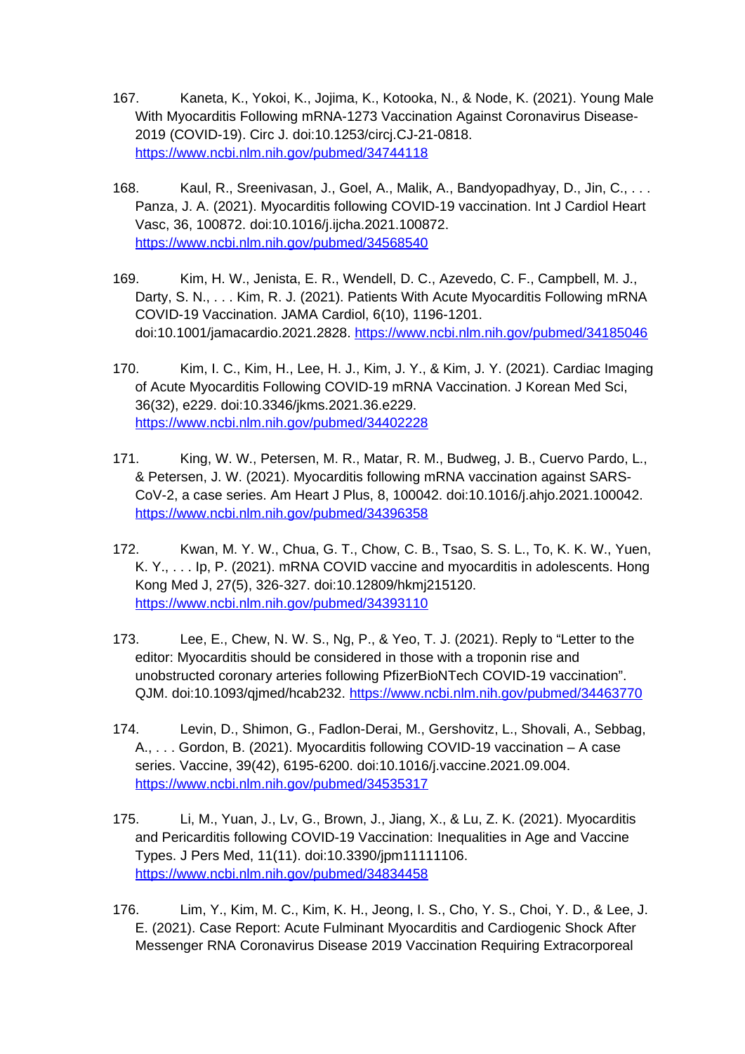167. Kaneta, K., Yokoi, K., Jojima, K., Kotooka, N., & Node, K. (2021). Young Male With Myocarditis Following mRNA-1273 Vaccination Against Coronavirus Disease-2019 (COVID-19). Circ J. doi:10.1253/circj.CJ-21-0818. https://www.ncbi.nlm.nih.gov/pubmed/34744118

168. Kaul, R., Sreenivasan, J., Goel, A., Malik, A., Bandyopadhyay, D., Jin, C., . . . Panza, J. A. (2021). Myocarditis following COVID-19 vaccination. Int J Cardiol Heart Vasc, 36, 100872. doi:10.1016/j.ijcha.2021.100872. https://www.ncbi.nlm.nih.gov/pubmed/34568540

169. Kim, H. W., Jenista, E. R., Wendell, D. C., Azevedo, C. F., Campbell, M. J., Darty, S. N., . . . Kim, R. J. (2021). Patients With Acute Myocarditis Following mRNA COVID-19 Vaccination. JAMA Cardiol, 6(10), 1196-1201. doi:10.1001/jamacardio.2021.2828. https://www.ncbi.nlm.nih.gov/pubmed/34185046

170. Kim, I. C., Kim, H., Lee, H. J., Kim, J. Y., & Kim, J. Y. (2021). Cardiac Imaging of Acute Myocarditis Following COVID-19 mRNA Vaccination. J Korean Med Sci, 36(32), e229. doi:10.3346/jkms.2021.36.e229. https://www.ncbi.nlm.nih.gov/pubmed/34402228

171. King, W. W., Petersen, M. R., Matar, R. M., Budweg, J. B., Cuervo Pardo, L., & Petersen, J. W. (2021). Myocarditis following mRNA vaccination against SARS-CoV-2, a case series. Am Heart J Plus, 8, 100042. doi:10.1016/j.ahjo.2021.100042. https://www.ncbi.nlm.nih.gov/pubmed/34396358

172. Kwan, M. Y. W., Chua, G. T., Chow, C. B., Tsao, S. S. L., To, K. K. W., Yuen, K. Y., . . . Ip, P. (2021). mRNA COVID vaccine and myocarditis in adolescents. Hong Kong Med J, 27(5), 326-327. doi:10.12809/hkmj215120. https://www.ncbi.nlm.nih.gov/pubmed/34393110

173. Lee, E., Chew, N. W. S., Ng, P., & Yeo, T. J. (2021). Reply to "Letter to the editor: Myocarditis should be considered in those with a troponin rise and unobstructed coronary arteries following PfizerBioNTech COVID-19 vaccination". QJM. doi:10.1093/qjmed/hcab232. https://www.ncbi.nlm.nih.gov/pubmed/34463770

174. Levin, D., Shimon, G., Fadlon-Derai, M., Gershovitz, L., Shovali, A., Sebbag, A., . . . Gordon, B. (2021). Myocarditis following COVID-19 vaccination – A case series. Vaccine, 39(42), 6195-6200. doi:10.1016/j.vaccine.2021.09.004. https://www.ncbi.nlm.nih.gov/pubmed/34535317

175. Li, M., Yuan, J., Lv, G., Brown, J., Jiang, X., & Lu, Z. K. (2021). Myocarditis and Pericarditis following COVID-19 Vaccination: Inequalities in Age and Vaccine Types. J Pers Med, 11(11). doi:10.3390/jpm11111106. https://www.ncbi.nlm.nih.gov/pubmed/34834458

176. Lim, Y., Kim, M. C., Kim, K. H., Jeong, I. S., Cho, Y. S., Choi, Y. D., & Lee, J. E. (2021). Case Report: Acute Fulminant Myocarditis and Cardiogenic Shock After Messenger RNA Coronavirus Disease 2019 Vaccination Requiring Extracorporeal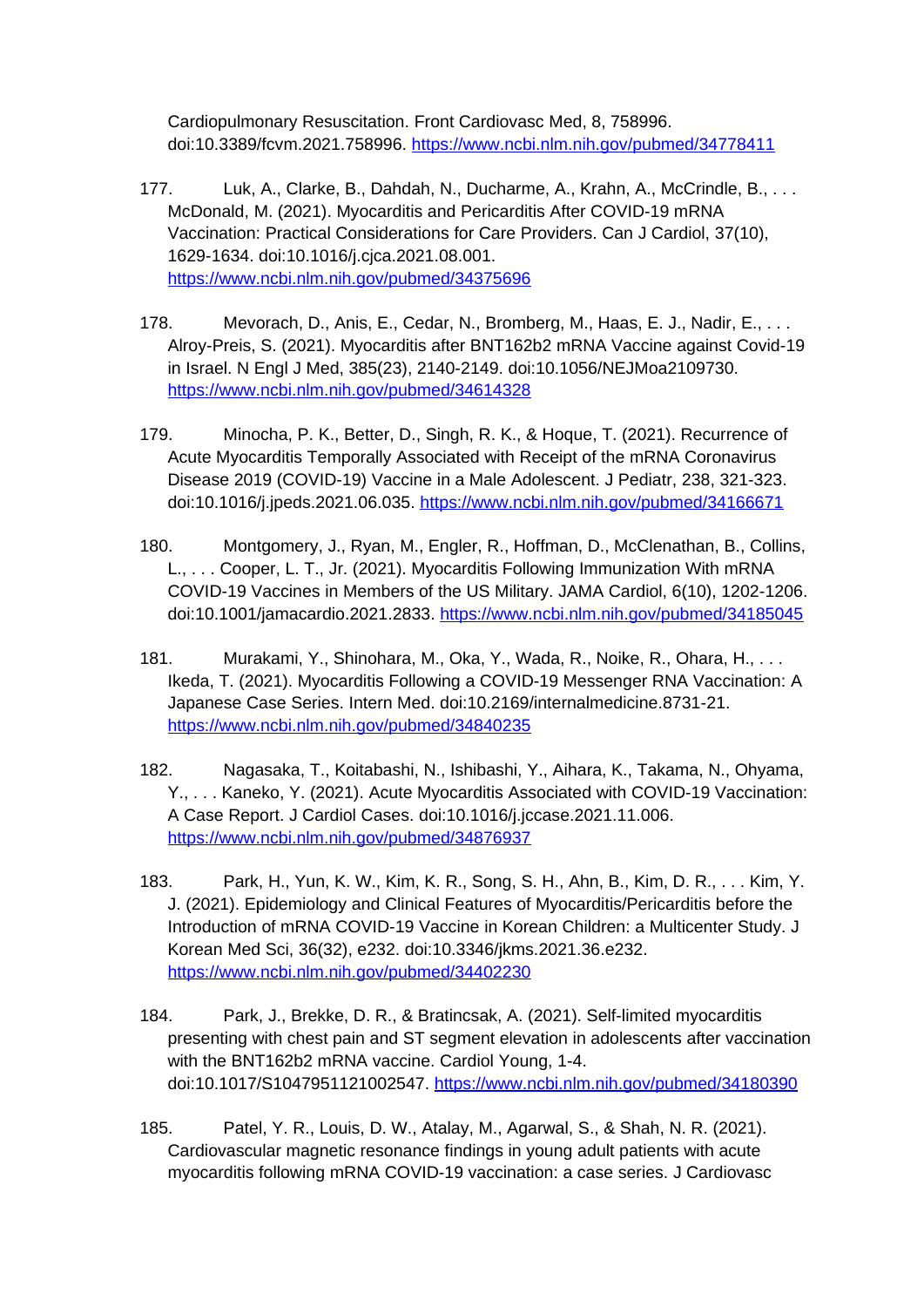Cardiopulmonary Resuscitation. Front Cardiovasc Med, 8, 758996. doi:10.3389/fcvm.2021.758996. https://www.ncbi.nlm.nih.gov/pubmed/34778411

177. Luk, A., Clarke, B., Dahdah, N., Ducharme, A., Krahn, A., McCrindle, B., . . . McDonald, M. (2021). Myocarditis and Pericarditis After COVID-19 mRNA Vaccination: Practical Considerations for Care Providers. Can J Cardiol, 37(10), 1629-1634. doi:10.1016/j.cjca.2021.08.001. https://www.ncbi.nlm.nih.gov/pubmed/34375696

178. Mevorach, D., Anis, E., Cedar, N., Bromberg, M., Haas, E. J., Nadir, E., . . . Alroy-Preis, S. (2021). Myocarditis after BNT162b2 mRNA Vaccine against Covid-19 in Israel. N Engl J Med, 385(23), 2140-2149. doi:10.1056/NEJMoa2109730. https://www.ncbi.nlm.nih.gov/pubmed/34614328

179. Minocha, P. K., Better, D., Singh, R. K., & Hoque, T. (2021). Recurrence of Acute Myocarditis Temporally Associated with Receipt of the mRNA Coronavirus Disease 2019 (COVID-19) Vaccine in a Male Adolescent. J Pediatr, 238, 321-323. doi:10.1016/j.jpeds.2021.06.035. https://www.ncbi.nlm.nih.gov/pubmed/34166671

180. Montgomery, J., Ryan, M., Engler, R., Hoffman, D., McClenathan, B., Collins, L., . . . Cooper, L. T., Jr. (2021). Myocarditis Following Immunization With mRNA COVID-19 Vaccines in Members of the US Military. JAMA Cardiol, 6(10), 1202-1206. doi:10.1001/jamacardio.2021.2833. https://www.ncbi.nlm.nih.gov/pubmed/34185045

181. Murakami, Y., Shinohara, M., Oka, Y., Wada, R., Noike, R., Ohara, H., . . . Ikeda, T. (2021). Myocarditis Following a COVID-19 Messenger RNA Vaccination: A Japanese Case Series. Intern Med. doi:10.2169/internalmedicine.8731-21. https://www.ncbi.nlm.nih.gov/pubmed/34840235

182. Nagasaka, T., Koitabashi, N., Ishibashi, Y., Aihara, K., Takama, N., Ohyama, Y., . . . Kaneko, Y. (2021). Acute Myocarditis Associated with COVID-19 Vaccination: A Case Report. J Cardiol Cases. doi:10.1016/j.jccase.2021.11.006. https://www.ncbi.nlm.nih.gov/pubmed/34876937

183. Park, H., Yun, K. W., Kim, K. R., Song, S. H., Ahn, B., Kim, D. R., . . . Kim, Y. J. (2021). Epidemiology and Clinical Features of Myocarditis/Pericarditis before the Introduction of mRNA COVID-19 Vaccine in Korean Children: a Multicenter Study. J Korean Med Sci, 36(32), e232. doi:10.3346/jkms.2021.36.e232. https://www.ncbi.nlm.nih.gov/pubmed/34402230

184. Park, J., Brekke, D. R., & Bratincsak, A. (2021). Self-limited myocarditis presenting with chest pain and ST segment elevation in adolescents after vaccination with the BNT162b2 mRNA vaccine. Cardiol Young, 1-4. doi:10.1017/S1047951121002547. https://www.ncbi.nlm.nih.gov/pubmed/34180390

185. Patel, Y. R., Louis, D. W., Atalay, M., Agarwal, S., & Shah, N. R. (2021). Cardiovascular magnetic resonance findings in young adult patients with acute myocarditis following mRNA COVID-19 vaccination: a case series. J Cardiovasc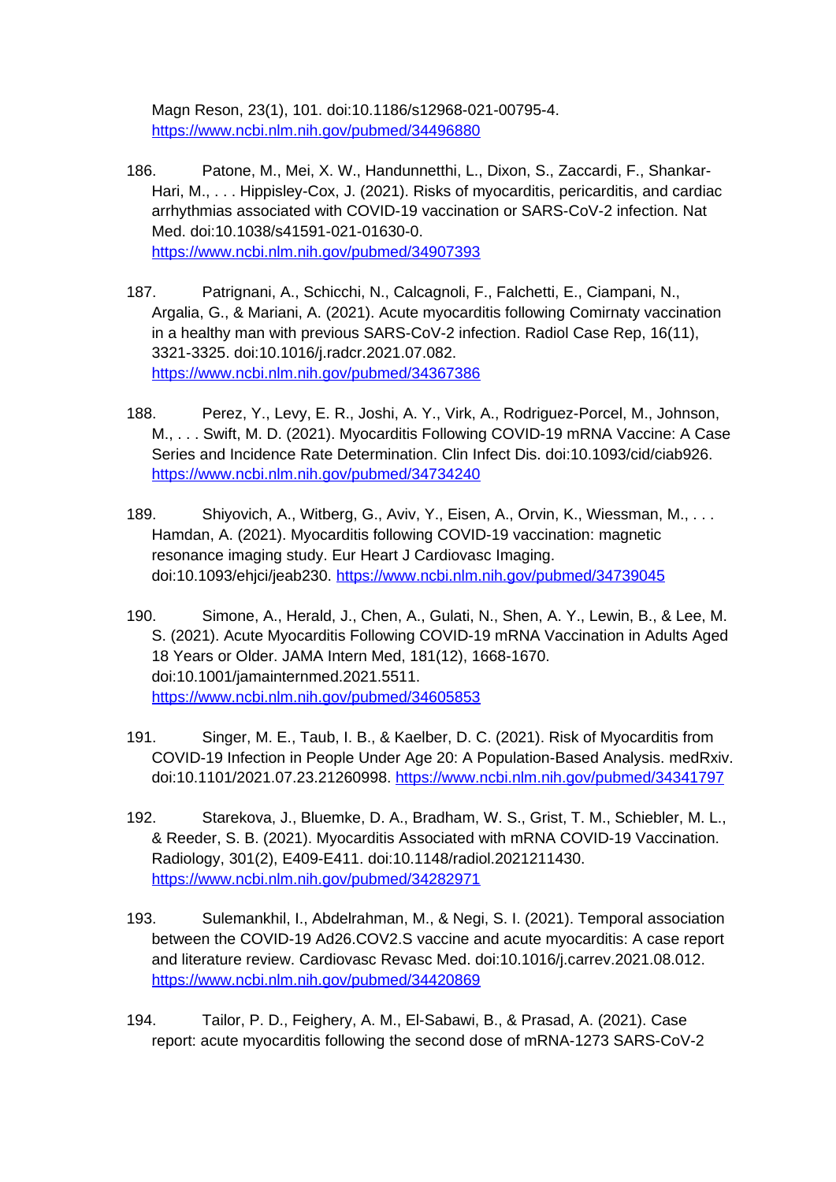Magn Reson, 23(1), 101. doi:10.1186/s12968-021-00795-4. https://www.ncbi.nlm.nih.gov/pubmed/34496880

186. Patone, M., Mei, X. W., Handunnetthi, L., Dixon, S., Zaccardi, F., Shankar-Hari, M., . . . Hippisley-Cox, J. (2021). Risks of myocarditis, pericarditis, and cardiac arrhythmias associated with COVID-19 vaccination or SARS-CoV-2 infection. Nat Med. doi:10.1038/s41591-021-01630-0. https://www.ncbi.nlm.nih.gov/pubmed/34907393

187. Patrignani, A., Schicchi, N., Calcagnoli, F., Falchetti, E., Ciampani, N., Argalia, G., & Mariani, A. (2021). Acute myocarditis following Comirnaty vaccination in a healthy man with previous SARS-CoV-2 infection. Radiol Case Rep, 16(11), 3321-3325. doi:10.1016/j.radcr.2021.07.082. https://www.ncbi.nlm.nih.gov/pubmed/34367386

188. Perez, Y., Levy, E. R., Joshi, A. Y., Virk, A., Rodriguez-Porcel, M., Johnson, M., . . . Swift, M. D. (2021). Myocarditis Following COVID-19 mRNA Vaccine: A Case Series and Incidence Rate Determination. Clin Infect Dis. doi:10.1093/cid/ciab926. https://www.ncbi.nlm.nih.gov/pubmed/34734240

189. Shiyovich, A., Witberg, G., Aviv, Y., Eisen, A., Orvin, K., Wiessman, M., . . . Hamdan, A. (2021). Myocarditis following COVID-19 vaccination: magnetic resonance imaging study. Eur Heart J Cardiovasc Imaging. doi:10.1093/ehjci/jeab230. https://www.ncbi.nlm.nih.gov/pubmed/34739045

190. Simone, A., Herald, J., Chen, A., Gulati, N., Shen, A. Y., Lewin, B., & Lee, M. S. (2021). Acute Myocarditis Following COVID-19 mRNA Vaccination in Adults Aged 18 Years or Older. JAMA Intern Med, 181(12), 1668-1670. doi:10.1001/jamainternmed.2021.5511. https://www.ncbi.nlm.nih.gov/pubmed/34605853

191. Singer, M. E., Taub, I. B., & Kaelber, D. C. (2021). Risk of Myocarditis from COVID-19 Infection in People Under Age 20: A Population-Based Analysis. medRxiv. doi:10.1101/2021.07.23.21260998. https://www.ncbi.nlm.nih.gov/pubmed/34341797

192. Starekova, J., Bluemke, D. A., Bradham, W. S., Grist, T. M., Schiebler, M. L., & Reeder, S. B. (2021). Myocarditis Associated with mRNA COVID-19 Vaccination. Radiology, 301(2), E409-E411. doi:10.1148/radiol.2021211430. https://www.ncbi.nlm.nih.gov/pubmed/34282971

193. Sulemankhil, I., Abdelrahman, M., & Negi, S. I. (2021). Temporal association between the COVID-19 Ad26.COV2.S vaccine and acute myocarditis: A case report and literature review. Cardiovasc Revasc Med. doi:10.1016/j.carrev.2021.08.012. https://www.ncbi.nlm.nih.gov/pubmed/34420869

194. Tailor, P. D., Feighery, A. M., El-Sabawi, B., & Prasad, A. (2021). Case report: acute myocarditis following the second dose of mRNA-1273 SARS-CoV-2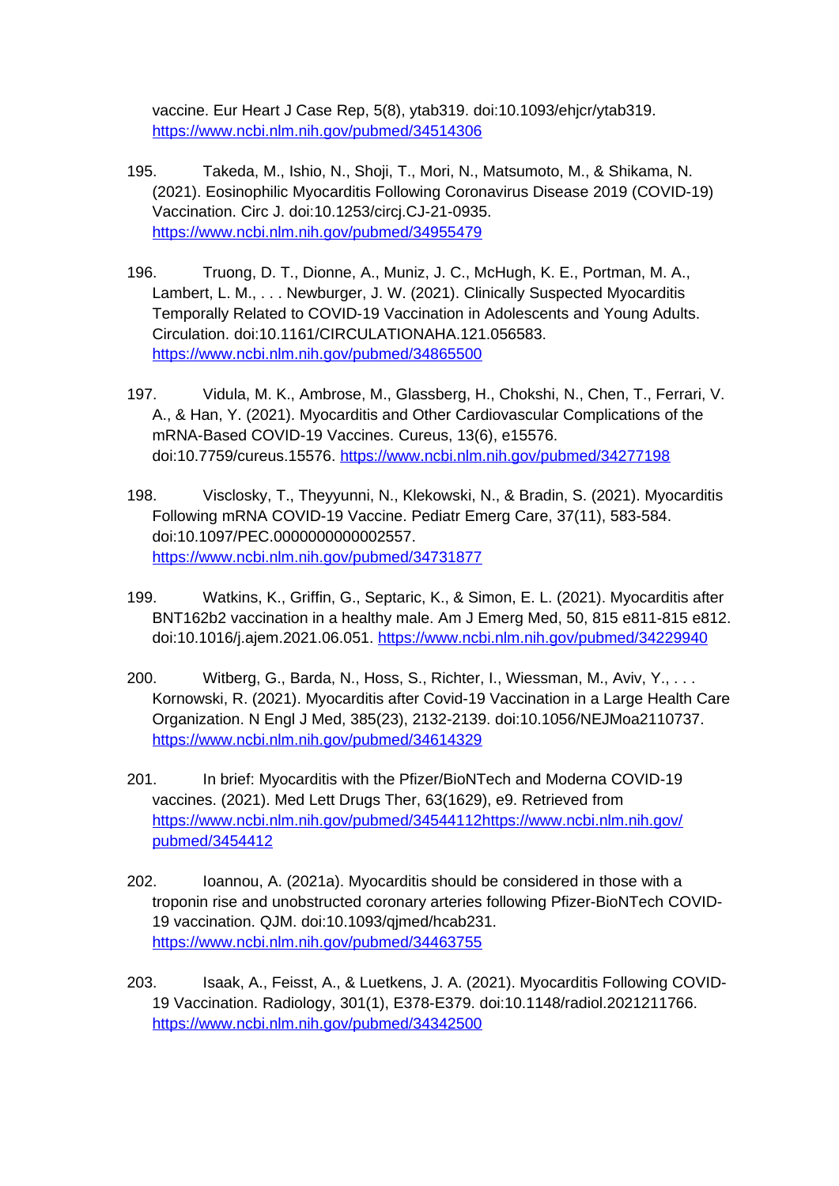vaccine. Eur Heart J Case Rep, 5(8), ytab319. doi:10.1093/ehjcr/ytab319. https://www.ncbi.nlm.nih.gov/pubmed/34514306

195. Takeda, M., Ishio, N., Shoji, T., Mori, N., Matsumoto, M., & Shikama, N. (2021). Eosinophilic Myocarditis Following Coronavirus Disease 2019 (COVID-19) Vaccination. Circ J. doi:10.1253/circj.CJ-21-0935. https://www.ncbi.nlm.nih.gov/pubmed/34955479

196. Truong, D. T., Dionne, A., Muniz, J. C., McHugh, K. E., Portman, M. A., Lambert, L. M., . . . Newburger, J. W. (2021). Clinically Suspected Myocarditis Temporally Related to COVID-19 Vaccination in Adolescents and Young Adults. Circulation. doi:10.1161/CIRCULATIONAHA.121.056583. https://www.ncbi.nlm.nih.gov/pubmed/34865500

197. Vidula, M. K., Ambrose, M., Glassberg, H., Chokshi, N., Chen, T., Ferrari, V. A., & Han, Y. (2021). Myocarditis and Other Cardiovascular Complications of the mRNA-Based COVID-19 Vaccines. Cureus, 13(6), e15576. doi:10.7759/cureus.15576. https://www.ncbi.nlm.nih.gov/pubmed/34277198

198. Visclosky, T., Theyyunni, N., Klekowski, N., & Bradin, S. (2021). Myocarditis Following mRNA COVID-19 Vaccine. Pediatr Emerg Care, 37(11), 583-584. doi:10.1097/PEC.0000000000002557. https://www.ncbi.nlm.nih.gov/pubmed/34731877

199. Watkins, K., Griffin, G., Septaric, K., & Simon, E. L. (2021). Myocarditis after BNT162b2 vaccination in a healthy male. Am J Emerg Med, 50, 815 e811-815 e812. doi:10.1016/j.ajem.2021.06.051. https://www.ncbi.nlm.nih.gov/pubmed/34229940

200. Witberg, G., Barda, N., Hoss, S., Richter, I., Wiessman, M., Aviv, Y., . . . Kornowski, R. (2021). Myocarditis after Covid-19 Vaccination in a Large Health Care Organization. N Engl J Med, 385(23), 2132-2139. doi:10.1056/NEJMoa2110737. https://www.ncbi.nlm.nih.gov/pubmed/34614329

201. In brief: Myocarditis with the Pfizer/BioNTech and Moderna COVID-19 vaccines. (2021). Med Lett Drugs Ther, 63(1629), e9. Retrieved from https://www.ncbi.nlm.nih.gov/pubmed/34544112https://www.ncbi.nlm.nih.gov/pubmed/3454412

202. Ioannou, A. (2021a). Myocarditis should be considered in those with a troponin rise and unobstructed coronary arteries following Pfizer-BioNTech COVID-19 vaccination. QJM. doi:10.1093/qjmed/hcab231. https://www.ncbi.nlm.nih.gov/pubmed/34463755

203. Isaak, A., Feisst, A., & Luetkens, J. A. (2021). Myocarditis Following COVID-19 Vaccination. Radiology, 301(1), E378-E379. doi:10.1148/radiol.2021211766. https://www.ncbi.nlm.nih.gov/pubmed/34342500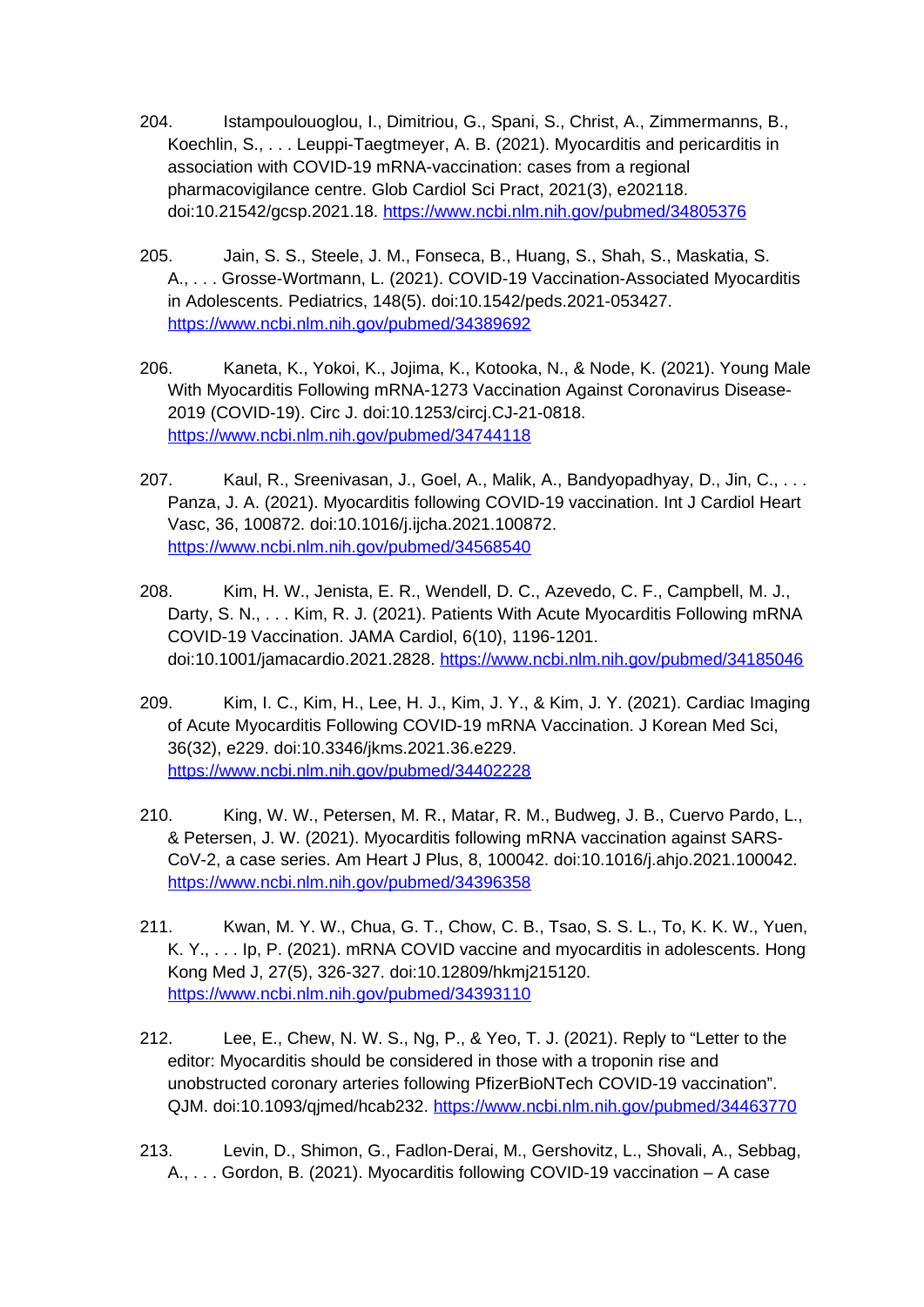204. Istampoulouoglou, I., Dimitriou, G., Spani, S., Christ, A., Zimmermanns, B., Koechlin, S., . . . Leuppi-Taegtmeyer, A. B. (2021). Myocarditis and pericarditis in association with COVID-19 mRNA-vaccination: cases from a regional pharmacovigilance centre. Glob Cardiol Sci Pract, 2021(3), e202118. doi:10.21542/gcsp.2021.18. https://www.ncbi.nlm.nih.gov/pubmed/34805376

205. Jain, S. S., Steele, J. M., Fonseca, B., Huang, S., Shah, S., Maskatia, S. A., . . . Grosse-Wortmann, L. (2021). COVID-19 Vaccination-Associated Myocarditis in Adolescents. Pediatrics, 148(5). doi:10.1542/peds.2021-053427. https://www.ncbi.nlm.nih.gov/pubmed/34389692

206. Kaneta, K., Yokoi, K., Jojima, K., Kotooka, N., & Node, K. (2021). Young Male With Myocarditis Following mRNA-1273 Vaccination Against Coronavirus Disease-2019 (COVID-19). Circ J. doi:10.1253/circj.CJ-21-0818. https://www.ncbi.nlm.nih.gov/pubmed/34744118

207. Kaul, R., Sreenivasan, J., Goel, A., Malik, A., Bandyopadhyay, D., Jin, C., . . . Panza, J. A. (2021). Myocarditis following COVID-19 vaccination. Int J Cardiol Heart Vasc, 36, 100872. doi:10.1016/j.ijcha.2021.100872. https://www.ncbi.nlm.nih.gov/pubmed/34568540

208. Kim, H. W., Jenista, E. R., Wendell, D. C., Azevedo, C. F., Campbell, M. J., Darty, S. N., . . . Kim, R. J. (2021). Patients With Acute Myocarditis Following mRNA COVID-19 Vaccination. JAMA Cardiol, 6(10), 1196-1201. doi:10.1001/jamacardio.2021.2828. https://www.ncbi.nlm.nih.gov/pubmed/34185046

209. Kim, I. C., Kim, H., Lee, H. J., Kim, J. Y., & Kim, J. Y. (2021). Cardiac Imaging of Acute Myocarditis Following COVID-19 mRNA Vaccination. J Korean Med Sci, 36(32), e229. doi:10.3346/jkms.2021.36.e229. https://www.ncbi.nlm.nih.gov/pubmed/34402228

210. King, W. W., Petersen, M. R., Matar, R. M., Budweg, J. B., Cuervo Pardo, L., & Petersen, J. W. (2021). Myocarditis following mRNA vaccination against SARS-CoV-2, a case series. Am Heart J Plus, 8, 100042. doi:10.1016/j.ahjo.2021.100042. https://www.ncbi.nlm.nih.gov/pubmed/34396358

211. Kwan, M. Y. W., Chua, G. T., Chow, C. B., Tsao, S. S. L., To, K. K. W., Yuen, K. Y., . . . Ip, P. (2021). mRNA COVID vaccine and myocarditis in adolescents. Hong Kong Med J, 27(5), 326-327. doi:10.12809/hkmj215120. https://www.ncbi.nlm.nih.gov/pubmed/34393110

212. Lee, E., Chew, N. W. S., Ng, P., & Yeo, T. J. (2021). Reply to “Letter to the editor: Myocarditis should be considered in those with a troponin rise and unobstructed coronary arteries following PfizerBioNTech COVID-19 vaccination”. QJM. doi:10.1093/qjmed/hcab232. https://www.ncbi.nlm.nih.gov/pubmed/34463770

213. Levin, D., Shimon, G., Fadlon-Derai, M., Gershovitz, L., Shovali, A., Sebbag, A., . . . Gordon, B. (2021). Myocarditis following COVID-19 vaccination – A case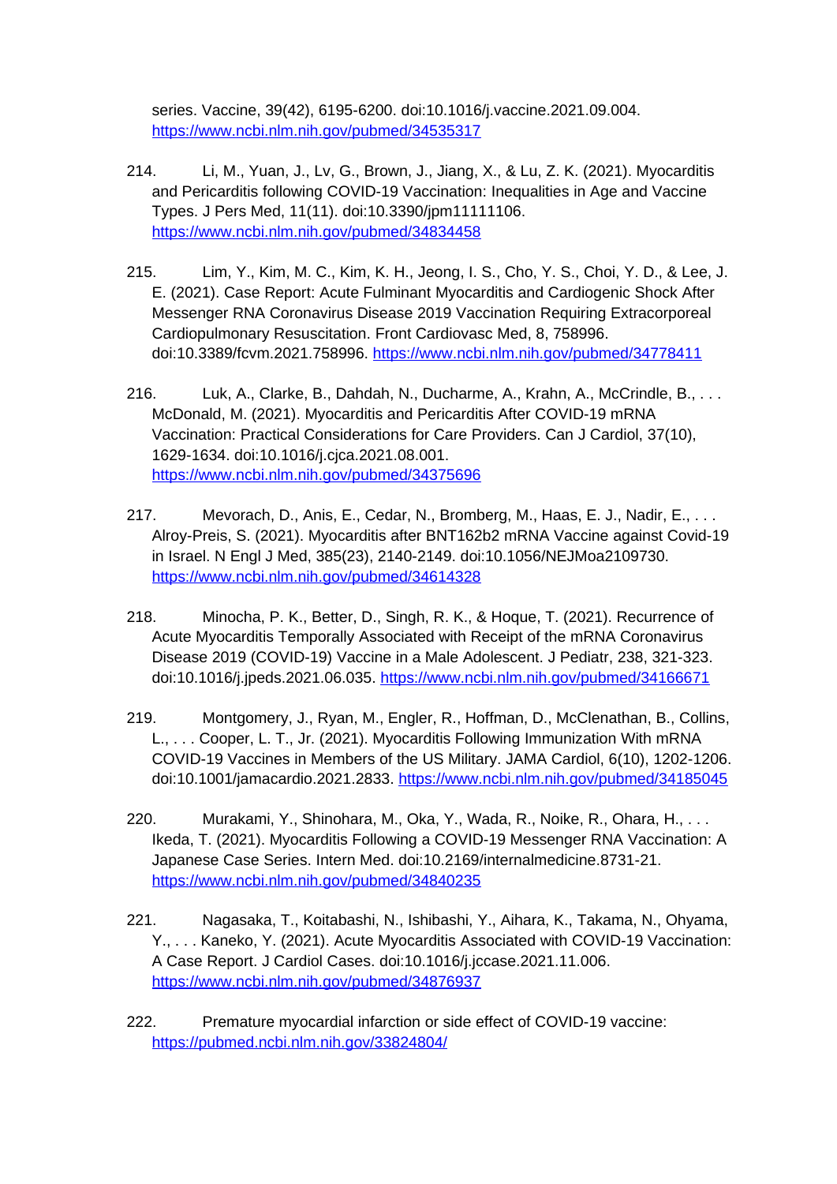series. Vaccine, 39(42), 6195-6200. doi:10.1016/j.vaccine.2021.09.004. https://www.ncbi.nlm.nih.gov/pubmed/34535317

214. Li, M., Yuan, J., Lv, G., Brown, J., Jiang, X., & Lu, Z. K. (2021). Myocarditis and Pericarditis following COVID-19 Vaccination: Inequalities in Age and Vaccine Types. J Pers Med, 11(11). doi:10.3390/jpm11111106. https://www.ncbi.nlm.nih.gov/pubmed/34834458

215. Lim, Y., Kim, M. C., Kim, K. H., Jeong, I. S., Cho, Y. S., Choi, Y. D., & Lee, J. E. (2021). Case Report: Acute Fulminant Myocarditis and Cardiogenic Shock After Messenger RNA Coronavirus Disease 2019 Vaccination Requiring Extracorporeal Cardiopulmonary Resuscitation. Front Cardiovasc Med, 8, 758996. doi:10.3389/fcvm.2021.758996. https://www.ncbi.nlm.nih.gov/pubmed/34778411

216. Luk, A., Clarke, B., Dahdah, N., Ducharme, A., Krahn, A., McCrindle, B., . . . McDonald, M. (2021). Myocarditis and Pericarditis After COVID-19 mRNA Vaccination: Practical Considerations for Care Providers. Can J Cardiol, 37(10), 1629-1634. doi:10.1016/j.cjca.2021.08.001. https://www.ncbi.nlm.nih.gov/pubmed/34375696

217. Mevorach, D., Anis, E., Cedar, N., Bromberg, M., Haas, E. J., Nadir, E., . . . Alroy-Preis, S. (2021). Myocarditis after BNT162b2 mRNA Vaccine against Covid-19 in Israel. N Engl J Med, 385(23), 2140-2149. doi:10.1056/NEJMoa2109730. https://www.ncbi.nlm.nih.gov/pubmed/34614328

218. Minocha, P. K., Better, D., Singh, R. K., & Hoque, T. (2021). Recurrence of Acute Myocarditis Temporally Associated with Receipt of the mRNA Coronavirus Disease 2019 (COVID-19) Vaccine in a Male Adolescent. J Pediatr, 238, 321-323. doi:10.1016/j.jpeds.2021.06.035. https://www.ncbi.nlm.nih.gov/pubmed/34166671

219. Montgomery, J., Ryan, M., Engler, R., Hoffman, D., McClenathan, B., Collins, L., . . . Cooper, L. T., Jr. (2021). Myocarditis Following Immunization With mRNA COVID-19 Vaccines in Members of the US Military. JAMA Cardiol, 6(10), 1202-1206. doi:10.1001/jamacardio.2021.2833. https://www.ncbi.nlm.nih.gov/pubmed/34185045

220. Murakami, Y., Shinohara, M., Oka, Y., Wada, R., Noike, R., Ohara, H., . . . Ikeda, T. (2021). Myocarditis Following a COVID-19 Messenger RNA Vaccination: A Japanese Case Series. Intern Med. doi:10.2169/internalmedicine.8731-21. https://www.ncbi.nlm.nih.gov/pubmed/34840235

221. Nagasaka, T., Koitabashi, N., Ishibashi, Y., Aihara, K., Takama, N., Ohyama, Y., . . . Kaneko, Y. (2021). Acute Myocarditis Associated with COVID-19 Vaccination: A Case Report. J Cardiol Cases. doi:10.1016/j.jccase.2021.11.006. https://www.ncbi.nlm.nih.gov/pubmed/34876937

222. Premature myocardial infarction or side effect of COVID-19 vaccine: https://pubmed.ncbi.nlm.nih.gov/33824804/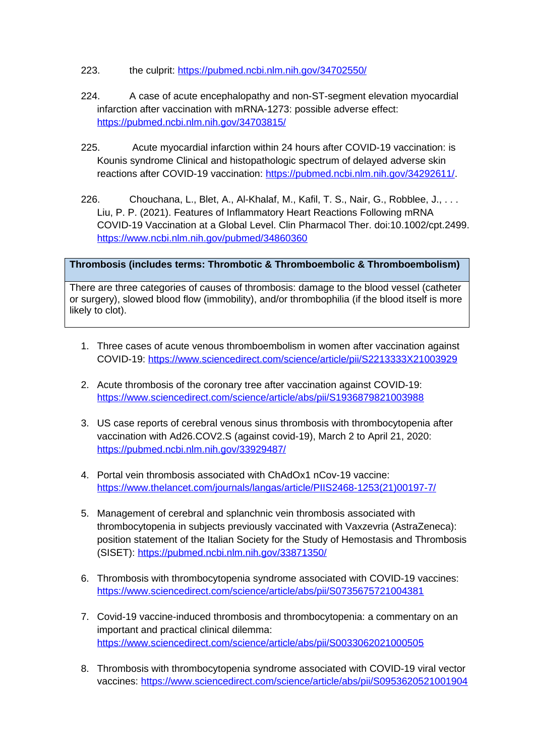223. the culprit: https://pubmed.ncbi.nlm.nih.gov/34702550/

224. A case of acute encephalopathy and non-ST-segment elevation myocardial infarction after vaccination with mRNA-1273: possible adverse effect: https://pubmed.ncbi.nlm.nih.gov/34703815/

225. Acute myocardial infarction within 24 hours after COVID-19 vaccination: is Kounis syndrome Clinical and histopathologic spectrum of delayed adverse skin reactions after COVID-19 vaccination: https://pubmed.ncbi.nlm.nih.gov/34292611/.

226. Chouchana, L., Blet, A., Al-Khalaf, M., Kafil, T. S., Nair, G., Robblee, J., . . . Liu, P. P. (2021). Features of Inflammatory Heart Reactions Following mRNA COVID-19 Vaccination at a Global Level. Clin Pharmacol Ther. doi:10.1002/cpt.2499. https://www.ncbi.nlm.nih.gov/pubmed/34860360

| **Thrombosis (includes terms: Thrombotic & Thromboembolic & Thromboembolism)** |
|---|
| There are three categories of causes of thrombosis: damage to the blood vessel (catheter or surgery), slowed blood flow (immobility), and/or thrombophilia (if the blood itself is more likely to clot). |

1. Three cases of acute venous thromboembolism in women after vaccination against COVID-19: https://www.sciencedirect.com/science/article/pii/S2213333X21003929

2. Acute thrombosis of the coronary tree after vaccination against COVID-19: https://www.sciencedirect.com/science/article/abs/pii/S1936879821003988

3. US case reports of cerebral venous sinus thrombosis with thrombocytopenia after vaccination with Ad26.COV2.S (against covid-19), March 2 to April 21, 2020: https://pubmed.ncbi.nlm.nih.gov/33929487/

4. Portal vein thrombosis associated with ChAdOx1 nCov-19 vaccine: https://www.thelancet.com/journals/langas/article/PIIS2468-1253(21)00197-7/

5. Management of cerebral and splanchnic vein thrombosis associated with thrombocytopenia in subjects previously vaccinated with Vaxzevria (AstraZeneca): position statement of the Italian Society for the Study of Hemostasis and Thrombosis (SISET): https://pubmed.ncbi.nlm.nih.gov/33871350/

6. Thrombosis with thrombocytopenia syndrome associated with COVID-19 vaccines: https://www.sciencedirect.com/science/article/abs/pii/S0735675721004381

7. Covid-19 vaccine-induced thrombosis and thrombocytopenia: a commentary on an important and practical clinical dilemma: https://www.sciencedirect.com/science/article/abs/pii/S0033062021000505

8. Thrombosis with thrombocytopenia syndrome associated with COVID-19 viral vector vaccines: https://www.sciencedirect.com/science/article/abs/pii/S0953620521001904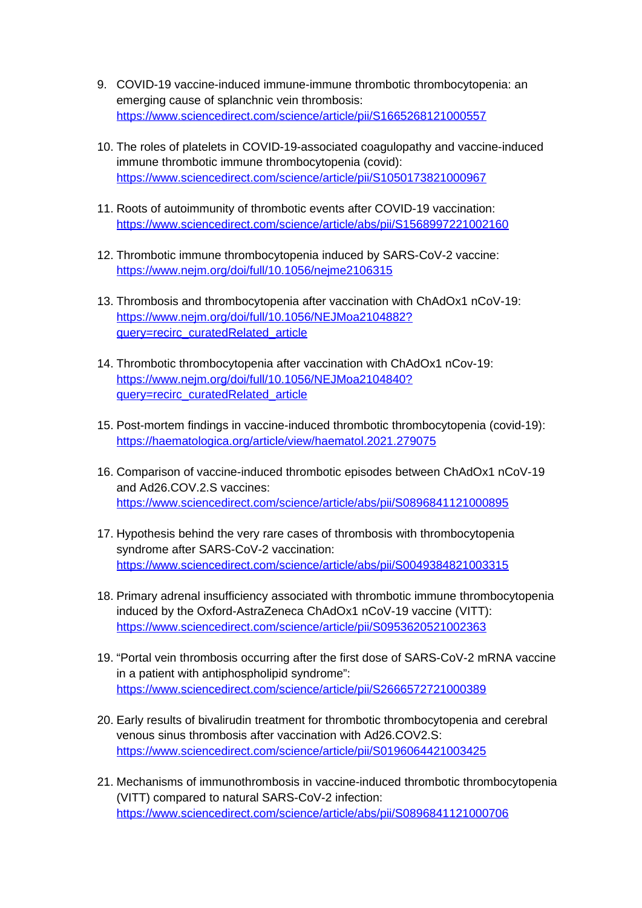9. COVID-19 vaccine-induced immune-immune thrombotic thrombocytopenia: an emerging cause of splanchnic vein thrombosis: https://www.sciencedirect.com/science/article/pii/S1665268121000557

10. The roles of platelets in COVID-19-associated coagulopathy and vaccine-induced immune thrombotic immune thrombocytopenia (covid): https://www.sciencedirect.com/science/article/pii/S1050173821000967

11. Roots of autoimmunity of thrombotic events after COVID-19 vaccination: https://www.sciencedirect.com/science/article/abs/pii/S1568997221002160

12. Thrombotic immune thrombocytopenia induced by SARS-CoV-2 vaccine: https://www.nejm.org/doi/full/10.1056/nejme2106315

13. Thrombosis and thrombocytopenia after vaccination with ChAdOx1 nCoV-19: https://www.nejm.org/doi/full/10.1056/NEJMoa2104882?query=recirc_curatedRelated_article

14. Thrombotic thrombocytopenia after vaccination with ChAdOx1 nCov-19: https://www.nejm.org/doi/full/10.1056/NEJMoa2104840?query=recirc_curatedRelated_article

15. Post-mortem findings in vaccine-induced thrombotic thrombocytopenia (covid-19): https://haematologica.org/article/view/haematol.2021.279075

16. Comparison of vaccine-induced thrombotic episodes between ChAdOx1 nCoV-19 and Ad26.COV.2.S vaccines: https://www.sciencedirect.com/science/article/abs/pii/S0896841121000895

17. Hypothesis behind the very rare cases of thrombosis with thrombocytopenia syndrome after SARS-CoV-2 vaccination: https://www.sciencedirect.com/science/article/abs/pii/S0049384821003315

18. Primary adrenal insufficiency associated with thrombotic immune thrombocytopenia induced by the Oxford-AstraZeneca ChAdOx1 nCoV-19 vaccine (VITT): https://www.sciencedirect.com/science/article/pii/S0953620521002363

19. "Portal vein thrombosis occurring after the first dose of SARS-CoV-2 mRNA vaccine in a patient with antiphospholipid syndrome": https://www.sciencedirect.com/science/article/pii/S2666572721000389

20. Early results of bivalirudin treatment for thrombotic thrombocytopenia and cerebral venous sinus thrombosis after vaccination with Ad26.COV2.S: https://www.sciencedirect.com/science/article/pii/S0196064421003425

21. Mechanisms of immunothrombosis in vaccine-induced thrombotic thrombocytopenia (VITT) compared to natural SARS-CoV-2 infection: https://www.sciencedirect.com/science/article/abs/pii/S0896841121000706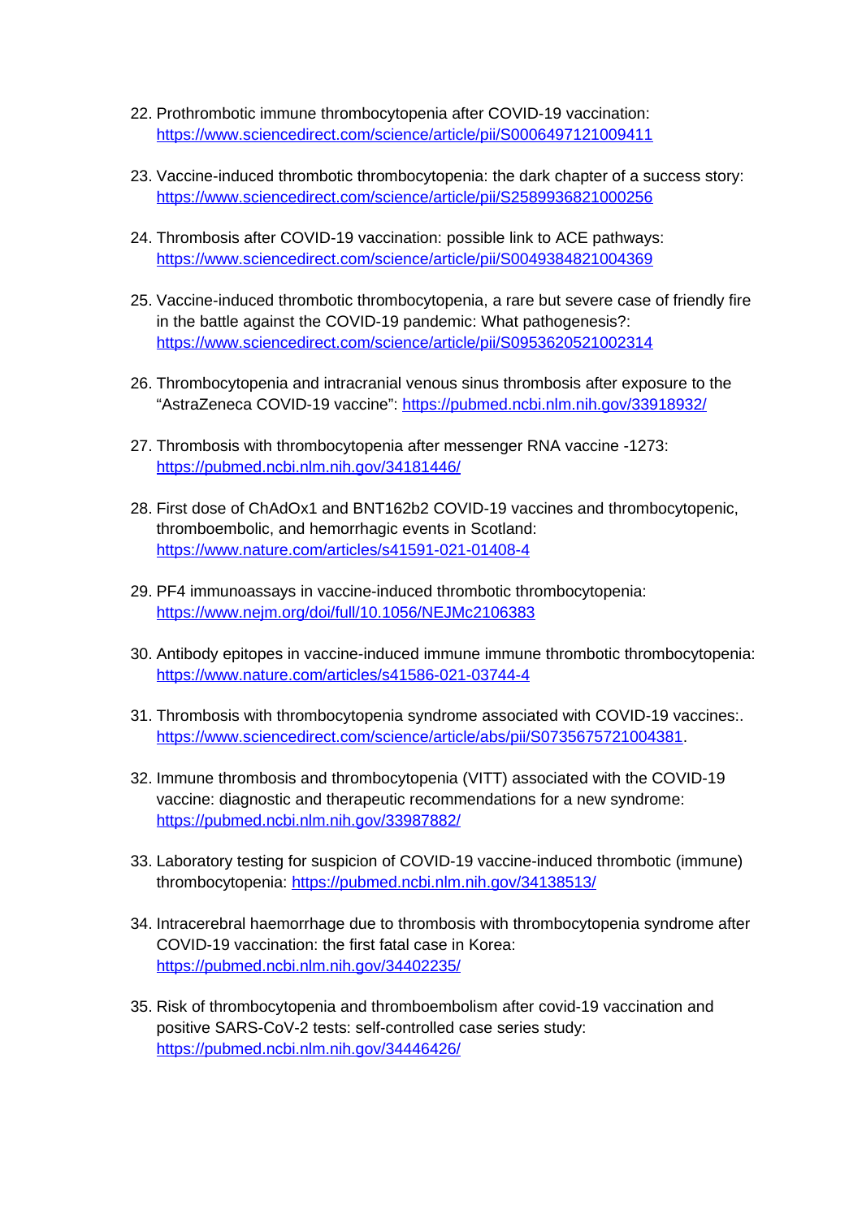22. Prothrombotic immune thrombocytopenia after COVID-19 vaccination: https://www.sciencedirect.com/science/article/pii/S0006497121009411

23. Vaccine-induced thrombotic thrombocytopenia: the dark chapter of a success story: https://www.sciencedirect.com/science/article/pii/S2589936821000256

24. Thrombosis after COVID-19 vaccination: possible link to ACE pathways: https://www.sciencedirect.com/science/article/pii/S0049384821004369

25. Vaccine-induced thrombotic thrombocytopenia, a rare but severe case of friendly fire in the battle against the COVID-19 pandemic: What pathogenesis?: https://www.sciencedirect.com/science/article/pii/S0953620521002314

26. Thrombocytopenia and intracranial venous sinus thrombosis after exposure to the "AstraZeneca COVID-19 vaccine": https://pubmed.ncbi.nlm.nih.gov/33918932/

27. Thrombosis with thrombocytopenia after messenger RNA vaccine -1273: https://pubmed.ncbi.nlm.nih.gov/34181446/

28. First dose of ChAdOx1 and BNT162b2 COVID-19 vaccines and thrombocytopenic, thromboembolic, and hemorrhagic events in Scotland: https://www.nature.com/articles/s41591-021-01408-4

29. PF4 immunoassays in vaccine-induced thrombotic thrombocytopenia: https://www.nejm.org/doi/full/10.1056/NEJMc2106383

30. Antibody epitopes in vaccine-induced immune immune thrombotic thrombocytopenia: https://www.nature.com/articles/s41586-021-03744-4

31. Thrombosis with thrombocytopenia syndrome associated with COVID-19 vaccines:. https://www.sciencedirect.com/science/article/abs/pii/S0735675721004381.

32. Immune thrombosis and thrombocytopenia (VITT) associated with the COVID-19 vaccine: diagnostic and therapeutic recommendations for a new syndrome: https://pubmed.ncbi.nlm.nih.gov/33987882/

33. Laboratory testing for suspicion of COVID-19 vaccine-induced thrombotic (immune) thrombocytopenia: https://pubmed.ncbi.nlm.nih.gov/34138513/

34. Intracerebral haemorrhage due to thrombosis with thrombocytopenia syndrome after COVID-19 vaccination: the first fatal case in Korea: https://pubmed.ncbi.nlm.nih.gov/34402235/

35. Risk of thrombocytopenia and thromboembolism after covid-19 vaccination and positive SARS-CoV-2 tests: self-controlled case series study: https://pubmed.ncbi.nlm.nih.gov/34446426/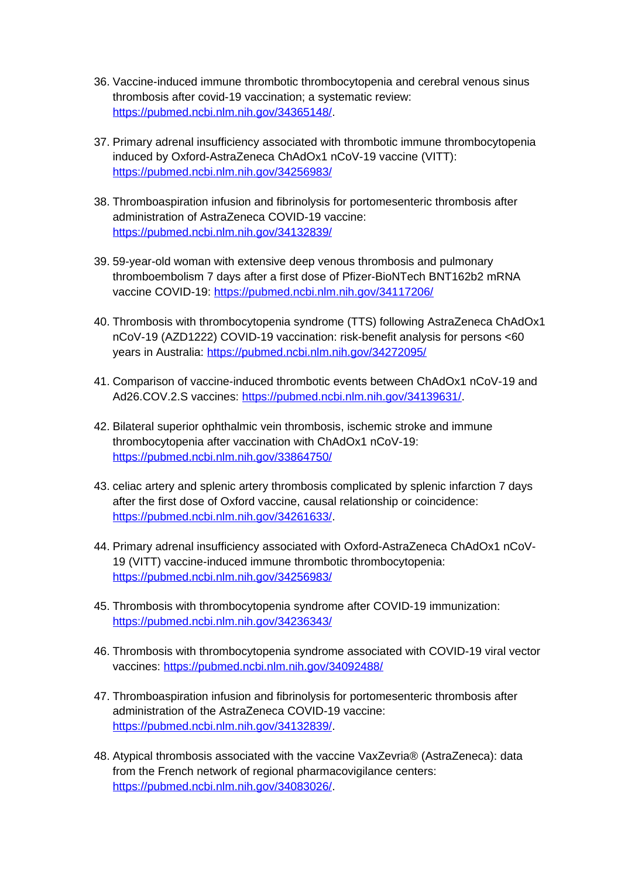36. Vaccine-induced immune thrombotic thrombocytopenia and cerebral venous sinus thrombosis after covid-19 vaccination; a systematic review: https://pubmed.ncbi.nlm.nih.gov/34365148/.

37. Primary adrenal insufficiency associated with thrombotic immune thrombocytopenia induced by Oxford-AstraZeneca ChAdOx1 nCoV-19 vaccine (VITT): https://pubmed.ncbi.nlm.nih.gov/34256983/

38. Thromboaspiration infusion and fibrinolysis for portomesenteric thrombosis after administration of AstraZeneca COVID-19 vaccine: https://pubmed.ncbi.nlm.nih.gov/34132839/

39. 59-year-old woman with extensive deep venous thrombosis and pulmonary thromboembolism 7 days after a first dose of Pfizer-BioNTech BNT162b2 mRNA vaccine COVID-19: https://pubmed.ncbi.nlm.nih.gov/34117206/

40. Thrombosis with thrombocytopenia syndrome (TTS) following AstraZeneca ChAdOx1 nCoV-19 (AZD1222) COVID-19 vaccination: risk-benefit analysis for persons <60 years in Australia: https://pubmed.ncbi.nlm.nih.gov/34272095/

41. Comparison of vaccine-induced thrombotic events between ChAdOx1 nCoV-19 and Ad26.COV.2.S vaccines: https://pubmed.ncbi.nlm.nih.gov/34139631/.

42. Bilateral superior ophthalmic vein thrombosis, ischemic stroke and immune thrombocytopenia after vaccination with ChAdOx1 nCoV-19: https://pubmed.ncbi.nlm.nih.gov/33864750/

43. celiac artery and splenic artery thrombosis complicated by splenic infarction 7 days after the first dose of Oxford vaccine, causal relationship or coincidence: https://pubmed.ncbi.nlm.nih.gov/34261633/.

44. Primary adrenal insufficiency associated with Oxford-AstraZeneca ChAdOx1 nCoV-19 (VITT) vaccine-induced immune thrombotic thrombocytopenia: https://pubmed.ncbi.nlm.nih.gov/34256983/

45. Thrombosis with thrombocytopenia syndrome after COVID-19 immunization: https://pubmed.ncbi.nlm.nih.gov/34236343/

46. Thrombosis with thrombocytopenia syndrome associated with COVID-19 viral vector vaccines: https://pubmed.ncbi.nlm.nih.gov/34092488/

47. Thromboaspiration infusion and fibrinolysis for portomesenteric thrombosis after administration of the AstraZeneca COVID-19 vaccine: https://pubmed.ncbi.nlm.nih.gov/34132839/.

48. Atypical thrombosis associated with the vaccine VaxZevria® (AstraZeneca): data from the French network of regional pharmacovigilance centers: https://pubmed.ncbi.nlm.nih.gov/34083026/.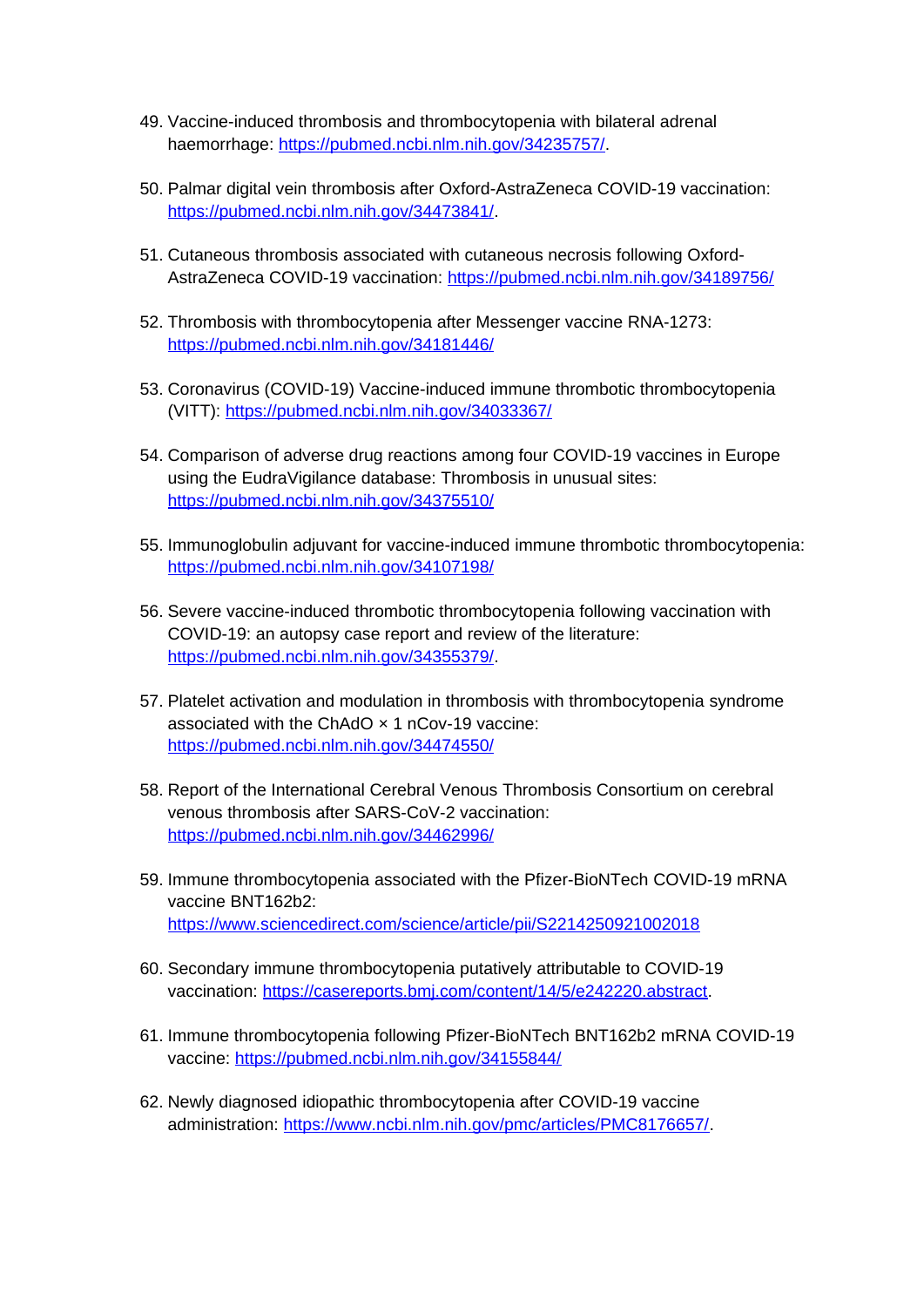49. Vaccine-induced thrombosis and thrombocytopenia with bilateral adrenal haemorrhage: https://pubmed.ncbi.nlm.nih.gov/34235757/.

50. Palmar digital vein thrombosis after Oxford-AstraZeneca COVID-19 vaccination: https://pubmed.ncbi.nlm.nih.gov/34473841/.

51. Cutaneous thrombosis associated with cutaneous necrosis following Oxford-AstraZeneca COVID-19 vaccination: https://pubmed.ncbi.nlm.nih.gov/34189756/

52. Thrombosis with thrombocytopenia after Messenger vaccine RNA-1273: https://pubmed.ncbi.nlm.nih.gov/34181446/

53. Coronavirus (COVID-19) Vaccine-induced immune thrombotic thrombocytopenia (VITT): https://pubmed.ncbi.nlm.nih.gov/34033367/

54. Comparison of adverse drug reactions among four COVID-19 vaccines in Europe using the EudraVigilance database: Thrombosis in unusual sites: https://pubmed.ncbi.nlm.nih.gov/34375510/

55. Immunoglobulin adjuvant for vaccine-induced immune thrombotic thrombocytopenia: https://pubmed.ncbi.nlm.nih.gov/34107198/

56. Severe vaccine-induced thrombotic thrombocytopenia following vaccination with COVID-19: an autopsy case report and review of the literature: https://pubmed.ncbi.nlm.nih.gov/34355379/.

57. Platelet activation and modulation in thrombosis with thrombocytopenia syndrome associated with the ChAdO × 1 nCov-19 vaccine: https://pubmed.ncbi.nlm.nih.gov/34474550/

58. Report of the International Cerebral Venous Thrombosis Consortium on cerebral venous thrombosis after SARS-CoV-2 vaccination: https://pubmed.ncbi.nlm.nih.gov/34462996/

59. Immune thrombocytopenia associated with the Pfizer-BioNTech COVID-19 mRNA vaccine BNT162b2: https://www.sciencedirect.com/science/article/pii/S2214250921002018

60. Secondary immune thrombocytopenia putatively attributable to COVID-19 vaccination: https://casereports.bmj.com/content/14/5/e242220.abstract.

61. Immune thrombocytopenia following Pfizer-BioNTech BNT162b2 mRNA COVID-19 vaccine: https://pubmed.ncbi.nlm.nih.gov/34155844/

62. Newly diagnosed idiopathic thrombocytopenia after COVID-19 vaccine administration: https://www.ncbi.nlm.nih.gov/pmc/articles/PMC8176657/.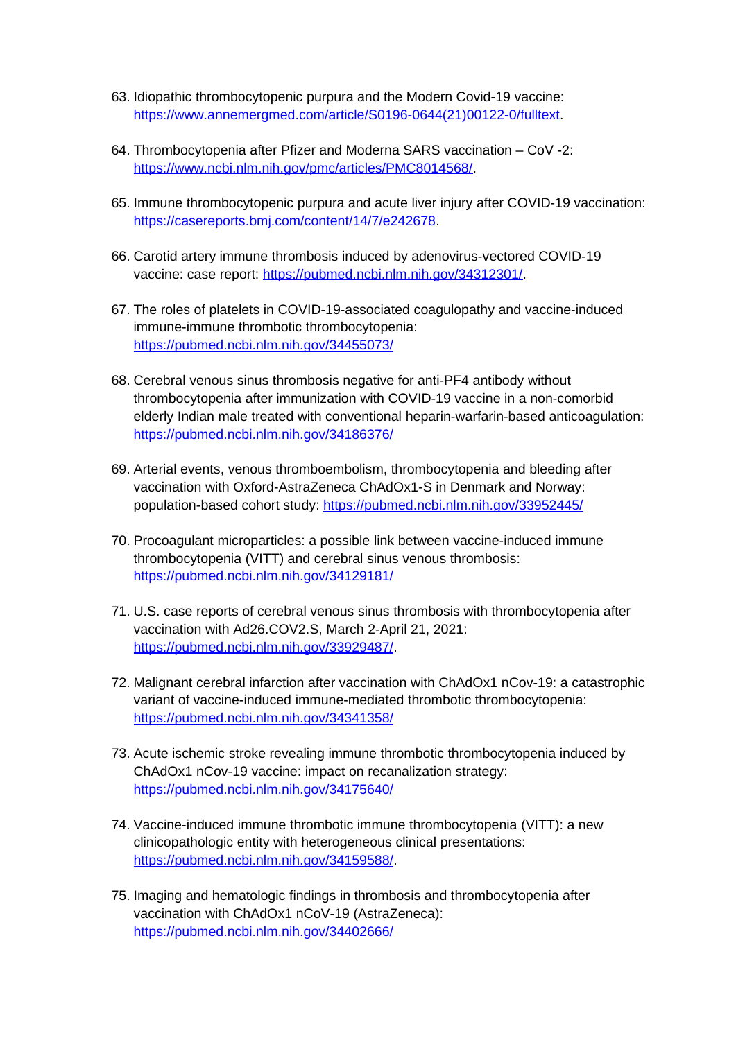63. Idiopathic thrombocytopenic purpura and the Modern Covid-19 vaccine: https://www.annemergmed.com/article/S0196-0644(21)00122-0/fulltext.

64. Thrombocytopenia after Pfizer and Moderna SARS vaccination – CoV -2: https://www.ncbi.nlm.nih.gov/pmc/articles/PMC8014568/.

65. Immune thrombocytopenic purpura and acute liver injury after COVID-19 vaccination: https://casereports.bmj.com/content/14/7/e242678.

66. Carotid artery immune thrombosis induced by adenovirus-vectored COVID-19 vaccine: case report: https://pubmed.ncbi.nlm.nih.gov/34312301/.

67. The roles of platelets in COVID-19-associated coagulopathy and vaccine-induced immune-immune thrombotic thrombocytopenia: https://pubmed.ncbi.nlm.nih.gov/34455073/

68. Cerebral venous sinus thrombosis negative for anti-PF4 antibody without thrombocytopenia after immunization with COVID-19 vaccine in a non-comorbid elderly Indian male treated with conventional heparin-warfarin-based anticoagulation: https://pubmed.ncbi.nlm.nih.gov/34186376/

69. Arterial events, venous thromboembolism, thrombocytopenia and bleeding after vaccination with Oxford-AstraZeneca ChAdOx1-S in Denmark and Norway: population-based cohort study: https://pubmed.ncbi.nlm.nih.gov/33952445/

70. Procoagulant microparticles: a possible link between vaccine-induced immune thrombocytopenia (VITT) and cerebral sinus venous thrombosis: https://pubmed.ncbi.nlm.nih.gov/34129181/

71. U.S. case reports of cerebral venous sinus thrombosis with thrombocytopenia after vaccination with Ad26.COV2.S, March 2-April 21, 2021: https://pubmed.ncbi.nlm.nih.gov/33929487/.

72. Malignant cerebral infarction after vaccination with ChAdOx1 nCov-19: a catastrophic variant of vaccine-induced immune-mediated thrombotic thrombocytopenia: https://pubmed.ncbi.nlm.nih.gov/34341358/

73. Acute ischemic stroke revealing immune thrombotic thrombocytopenia induced by ChAdOx1 nCov-19 vaccine: impact on recanalization strategy: https://pubmed.ncbi.nlm.nih.gov/34175640/

74. Vaccine-induced immune thrombotic immune thrombocytopenia (VITT): a new clinicopathologic entity with heterogeneous clinical presentations: https://pubmed.ncbi.nlm.nih.gov/34159588/.

75. Imaging and hematologic findings in thrombosis and thrombocytopenia after vaccination with ChAdOx1 nCoV-19 (AstraZeneca): https://pubmed.ncbi.nlm.nih.gov/34402666/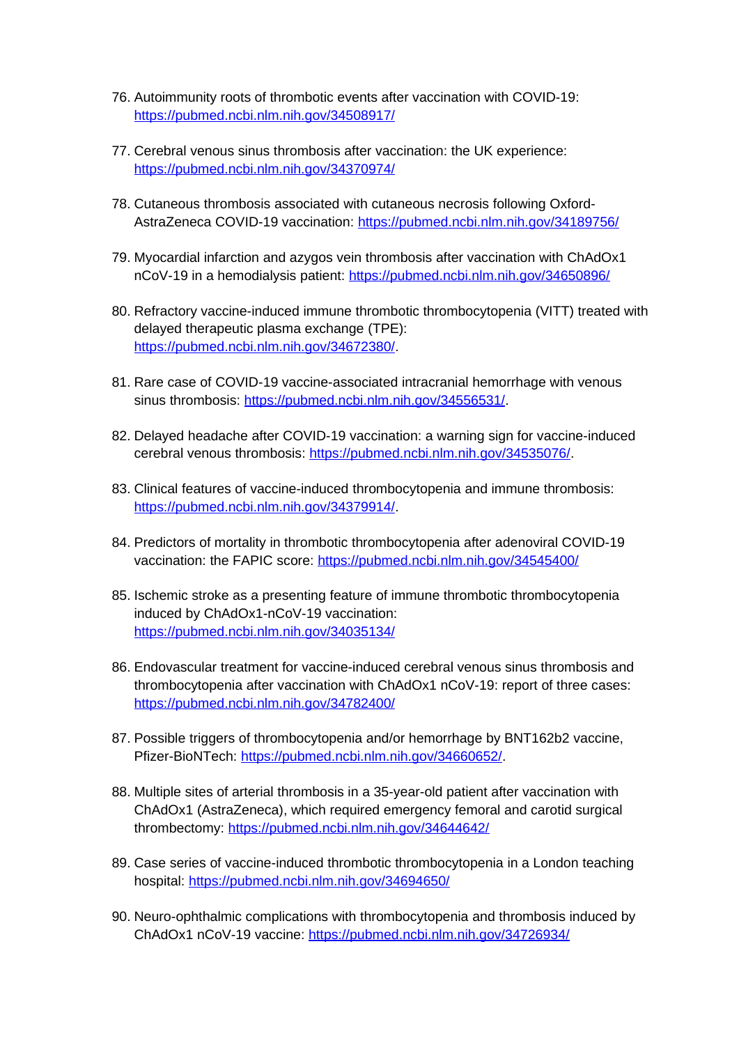76. Autoimmunity roots of thrombotic events after vaccination with COVID-19: https://pubmed.ncbi.nlm.nih.gov/34508917/

77. Cerebral venous sinus thrombosis after vaccination: the UK experience: https://pubmed.ncbi.nlm.nih.gov/34370974/

78. Cutaneous thrombosis associated with cutaneous necrosis following Oxford-AstraZeneca COVID-19 vaccination: https://pubmed.ncbi.nlm.nih.gov/34189756/

79. Myocardial infarction and azygos vein thrombosis after vaccination with ChAdOx1 nCoV-19 in a hemodialysis patient: https://pubmed.ncbi.nlm.nih.gov/34650896/

80. Refractory vaccine-induced immune thrombotic thrombocytopenia (VITT) treated with delayed therapeutic plasma exchange (TPE): https://pubmed.ncbi.nlm.nih.gov/34672380/.

81. Rare case of COVID-19 vaccine-associated intracranial hemorrhage with venous sinus thrombosis: https://pubmed.ncbi.nlm.nih.gov/34556531/.

82. Delayed headache after COVID-19 vaccination: a warning sign for vaccine-induced cerebral venous thrombosis: https://pubmed.ncbi.nlm.nih.gov/34535076/.

83. Clinical features of vaccine-induced thrombocytopenia and immune thrombosis: https://pubmed.ncbi.nlm.nih.gov/34379914/.

84. Predictors of mortality in thrombotic thrombocytopenia after adenoviral COVID-19 vaccination: the FAPIC score: https://pubmed.ncbi.nlm.nih.gov/34545400/

85. Ischemic stroke as a presenting feature of immune thrombotic thrombocytopenia induced by ChAdOx1-nCoV-19 vaccination: https://pubmed.ncbi.nlm.nih.gov/34035134/

86. Endovascular treatment for vaccine-induced cerebral venous sinus thrombosis and thrombocytopenia after vaccination with ChAdOx1 nCoV-19: report of three cases: https://pubmed.ncbi.nlm.nih.gov/34782400/

87. Possible triggers of thrombocytopenia and/or hemorrhage by BNT162b2 vaccine, Pfizer-BioNTech: https://pubmed.ncbi.nlm.nih.gov/34660652/.

88. Multiple sites of arterial thrombosis in a 35-year-old patient after vaccination with ChAdOx1 (AstraZeneca), which required emergency femoral and carotid surgical thrombectomy: https://pubmed.ncbi.nlm.nih.gov/34644642/

89. Case series of vaccine-induced thrombotic thrombocytopenia in a London teaching hospital: https://pubmed.ncbi.nlm.nih.gov/34694650/

90. Neuro-ophthalmic complications with thrombocytopenia and thrombosis induced by ChAdOx1 nCoV-19 vaccine: https://pubmed.ncbi.nlm.nih.gov/34726934/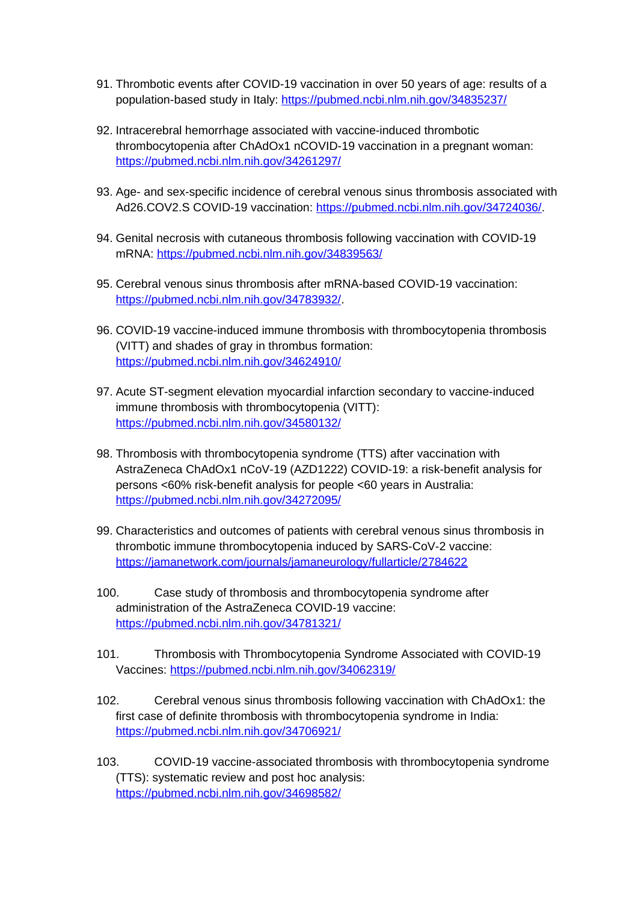91. Thrombotic events after COVID-19 vaccination in over 50 years of age: results of a population-based study in Italy: https://pubmed.ncbi.nlm.nih.gov/34835237/

92. Intracerebral hemorrhage associated with vaccine-induced thrombotic thrombocytopenia after ChAdOx1 nCOVID-19 vaccination in a pregnant woman: https://pubmed.ncbi.nlm.nih.gov/34261297/

93. Age- and sex-specific incidence of cerebral venous sinus thrombosis associated with Ad26.COV2.S COVID-19 vaccination: https://pubmed.ncbi.nlm.nih.gov/34724036/.

94. Genital necrosis with cutaneous thrombosis following vaccination with COVID-19 mRNA: https://pubmed.ncbi.nlm.nih.gov/34839563/

95. Cerebral venous sinus thrombosis after mRNA-based COVID-19 vaccination: https://pubmed.ncbi.nlm.nih.gov/34783932/.

96. COVID-19 vaccine-induced immune thrombosis with thrombocytopenia thrombosis (VITT) and shades of gray in thrombus formation: https://pubmed.ncbi.nlm.nih.gov/34624910/

97. Acute ST-segment elevation myocardial infarction secondary to vaccine-induced immune thrombosis with thrombocytopenia (VITT): https://pubmed.ncbi.nlm.nih.gov/34580132/

98. Thrombosis with thrombocytopenia syndrome (TTS) after vaccination with AstraZeneca ChAdOx1 nCoV-19 (AZD1222) COVID-19: a risk-benefit analysis for persons <60% risk-benefit analysis for people <60 years in Australia: https://pubmed.ncbi.nlm.nih.gov/34272095/

99. Characteristics and outcomes of patients with cerebral venous sinus thrombosis in thrombotic immune thrombocytopenia induced by SARS-CoV-2 vaccine: https://jamanetwork.com/journals/jamaneurology/fullarticle/2784622

100. Case study of thrombosis and thrombocytopenia syndrome after administration of the AstraZeneca COVID-19 vaccine: https://pubmed.ncbi.nlm.nih.gov/34781321/

101. Thrombosis with Thrombocytopenia Syndrome Associated with COVID-19 Vaccines: https://pubmed.ncbi.nlm.nih.gov/34062319/

102. Cerebral venous sinus thrombosis following vaccination with ChAdOx1: the first case of definite thrombosis with thrombocytopenia syndrome in India: https://pubmed.ncbi.nlm.nih.gov/34706921/

103. COVID-19 vaccine-associated thrombosis with thrombocytopenia syndrome (TTS): systematic review and post hoc analysis: https://pubmed.ncbi.nlm.nih.gov/34698582/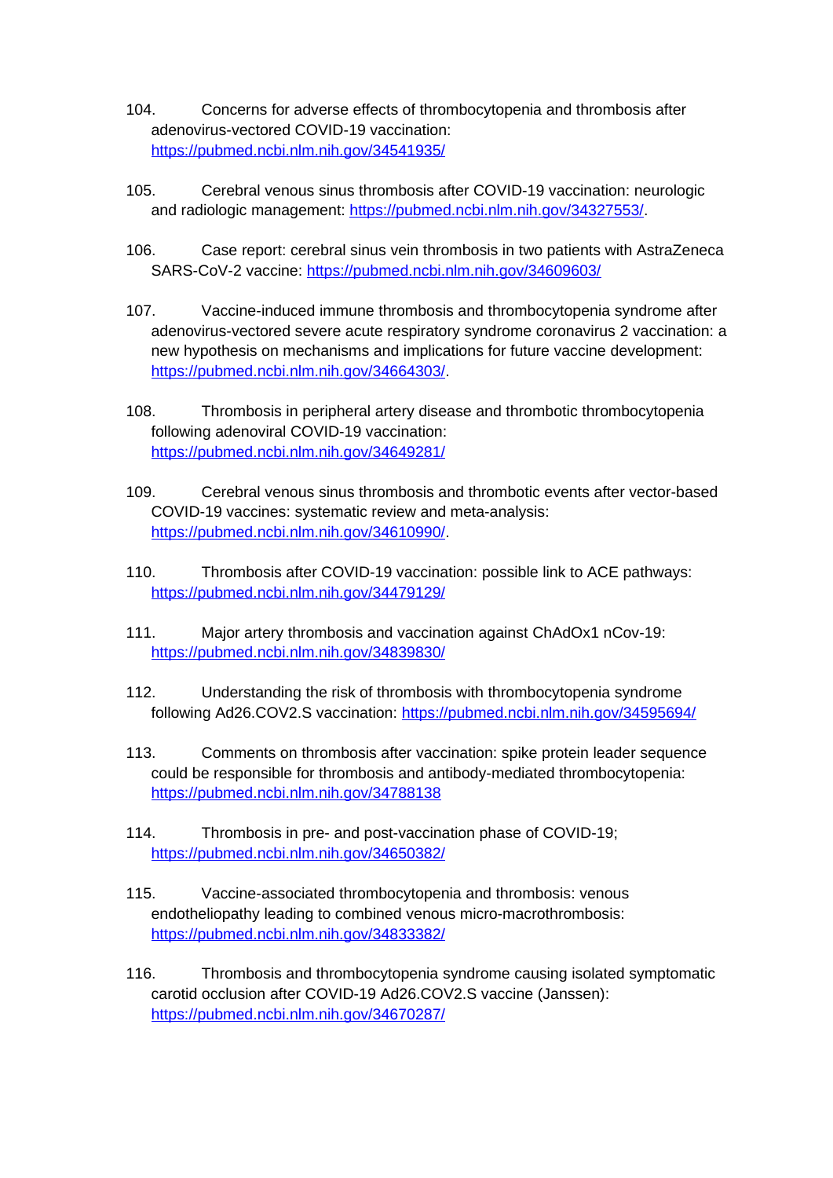104. Concerns for adverse effects of thrombocytopenia and thrombosis after adenovirus-vectored COVID-19 vaccination: https://pubmed.ncbi.nlm.nih.gov/34541935/

105. Cerebral venous sinus thrombosis after COVID-19 vaccination: neurologic and radiologic management: https://pubmed.ncbi.nlm.nih.gov/34327553/.

106. Case report: cerebral sinus vein thrombosis in two patients with AstraZeneca SARS-CoV-2 vaccine: https://pubmed.ncbi.nlm.nih.gov/34609603/

107. Vaccine-induced immune thrombosis and thrombocytopenia syndrome after adenovirus-vectored severe acute respiratory syndrome coronavirus 2 vaccination: a new hypothesis on mechanisms and implications for future vaccine development: https://pubmed.ncbi.nlm.nih.gov/34664303/.

108. Thrombosis in peripheral artery disease and thrombotic thrombocytopenia following adenoviral COVID-19 vaccination: https://pubmed.ncbi.nlm.nih.gov/34649281/

109. Cerebral venous sinus thrombosis and thrombotic events after vector-based COVID-19 vaccines: systematic review and meta-analysis: https://pubmed.ncbi.nlm.nih.gov/34610990/.

110. Thrombosis after COVID-19 vaccination: possible link to ACE pathways: https://pubmed.ncbi.nlm.nih.gov/34479129/

111. Major artery thrombosis and vaccination against ChAdOx1 nCov-19: https://pubmed.ncbi.nlm.nih.gov/34839830/

112. Understanding the risk of thrombosis with thrombocytopenia syndrome following Ad26.COV2.S vaccination: https://pubmed.ncbi.nlm.nih.gov/34595694/

113. Comments on thrombosis after vaccination: spike protein leader sequence could be responsible for thrombosis and antibody-mediated thrombocytopenia: https://pubmed.ncbi.nlm.nih.gov/34788138

114. Thrombosis in pre- and post-vaccination phase of COVID-19; https://pubmed.ncbi.nlm.nih.gov/34650382/

115. Vaccine-associated thrombocytopenia and thrombosis: venous endotheliopathy leading to combined venous micro-macrothrombosis: https://pubmed.ncbi.nlm.nih.gov/34833382/

116. Thrombosis and thrombocytopenia syndrome causing isolated symptomatic carotid occlusion after COVID-19 Ad26.COV2.S vaccine (Janssen): https://pubmed.ncbi.nlm.nih.gov/34670287/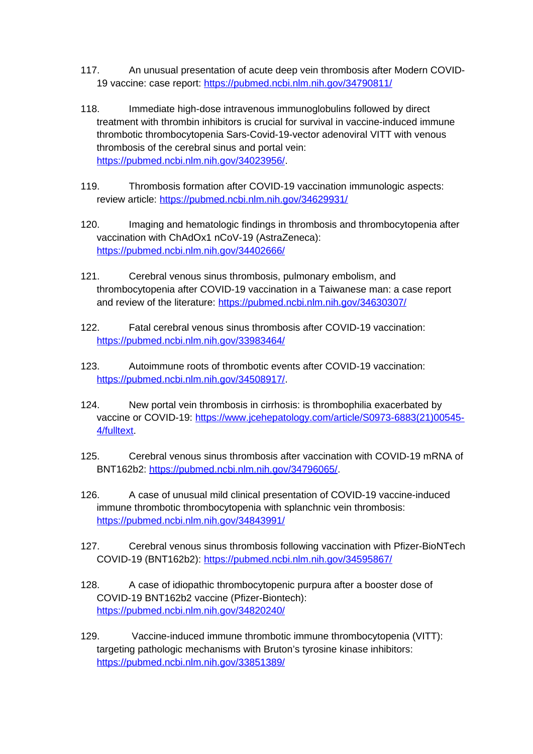117. An unusual presentation of acute deep vein thrombosis after Modern COVID-19 vaccine: case report: https://pubmed.ncbi.nlm.nih.gov/34790811/

118. Immediate high-dose intravenous immunoglobulins followed by direct treatment with thrombin inhibitors is crucial for survival in vaccine-induced immune thrombotic thrombocytopenia Sars-Covid-19-vector adenoviral VITT with venous thrombosis of the cerebral sinus and portal vein: https://pubmed.ncbi.nlm.nih.gov/34023956/.

119. Thrombosis formation after COVID-19 vaccination immunologic aspects: review article: https://pubmed.ncbi.nlm.nih.gov/34629931/

120. Imaging and hematologic findings in thrombosis and thrombocytopenia after vaccination with ChAdOx1 nCoV-19 (AstraZeneca): https://pubmed.ncbi.nlm.nih.gov/34402666/

121. Cerebral venous sinus thrombosis, pulmonary embolism, and thrombocytopenia after COVID-19 vaccination in a Taiwanese man: a case report and review of the literature: https://pubmed.ncbi.nlm.nih.gov/34630307/

122. Fatal cerebral venous sinus thrombosis after COVID-19 vaccination: https://pubmed.ncbi.nlm.nih.gov/33983464/

123. Autoimmune roots of thrombotic events after COVID-19 vaccination: https://pubmed.ncbi.nlm.nih.gov/34508917/.

124. New portal vein thrombosis in cirrhosis: is thrombophilia exacerbated by vaccine or COVID-19: https://www.jcehepatology.com/article/S0973-6883(21)00545-4/fulltext.

125. Cerebral venous sinus thrombosis after vaccination with COVID-19 mRNA of BNT162b2: https://pubmed.ncbi.nlm.nih.gov/34796065/.

126. A case of unusual mild clinical presentation of COVID-19 vaccine-induced immune thrombotic thrombocytopenia with splanchnic vein thrombosis: https://pubmed.ncbi.nlm.nih.gov/34843991/

127. Cerebral venous sinus thrombosis following vaccination with Pfizer-BioNTech COVID-19 (BNT162b2): https://pubmed.ncbi.nlm.nih.gov/34595867/

128. A case of idiopathic thrombocytopenic purpura after a booster dose of COVID-19 BNT162b2 vaccine (Pfizer-Biontech): https://pubmed.ncbi.nlm.nih.gov/34820240/

129. Vaccine-induced immune thrombotic immune thrombocytopenia (VITT): targeting pathologic mechanisms with Bruton's tyrosine kinase inhibitors: https://pubmed.ncbi.nlm.nih.gov/33851389/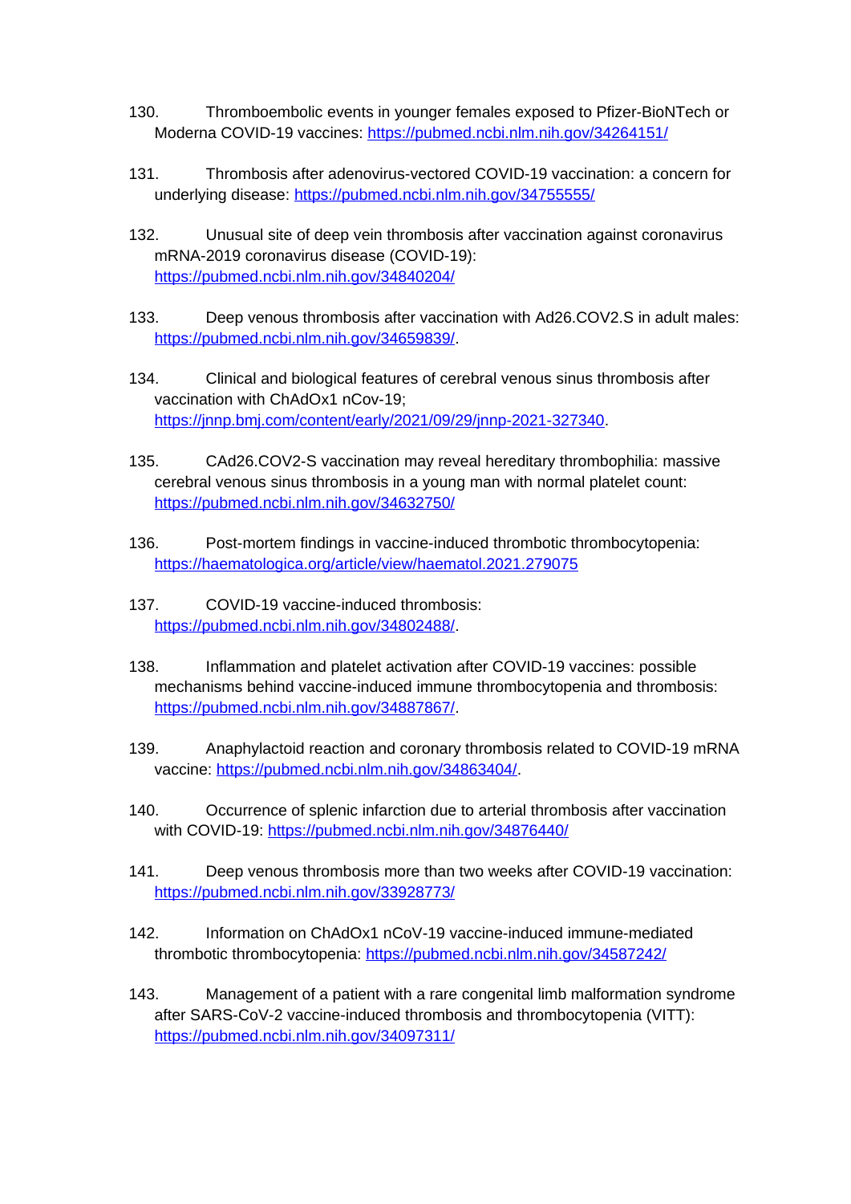130. Thromboembolic events in younger females exposed to Pfizer-BioNTech or Moderna COVID-19 vaccines: https://pubmed.ncbi.nlm.nih.gov/34264151/

131. Thrombosis after adenovirus-vectored COVID-19 vaccination: a concern for underlying disease: https://pubmed.ncbi.nlm.nih.gov/34755555/

132. Unusual site of deep vein thrombosis after vaccination against coronavirus mRNA-2019 coronavirus disease (COVID-19): https://pubmed.ncbi.nlm.nih.gov/34840204/

133. Deep venous thrombosis after vaccination with Ad26.COV2.S in adult males: https://pubmed.ncbi.nlm.nih.gov/34659839/.

134. Clinical and biological features of cerebral venous sinus thrombosis after vaccination with ChAdOx1 nCov-19; https://jnnp.bmj.com/content/early/2021/09/29/jnnp-2021-327340.

135. CAd26.COV2-S vaccination may reveal hereditary thrombophilia: massive cerebral venous sinus thrombosis in a young man with normal platelet count: https://pubmed.ncbi.nlm.nih.gov/34632750/

136. Post-mortem findings in vaccine-induced thrombotic thrombocytopenia: https://haematologica.org/article/view/haematol.2021.279075

137. COVID-19 vaccine-induced thrombosis: https://pubmed.ncbi.nlm.nih.gov/34802488/.

138. Inflammation and platelet activation after COVID-19 vaccines: possible mechanisms behind vaccine-induced immune thrombocytopenia and thrombosis: https://pubmed.ncbi.nlm.nih.gov/34887867/.

139. Anaphylactoid reaction and coronary thrombosis related to COVID-19 mRNA vaccine: https://pubmed.ncbi.nlm.nih.gov/34863404/.

140. Occurrence of splenic infarction due to arterial thrombosis after vaccination with COVID-19: https://pubmed.ncbi.nlm.nih.gov/34876440/

141. Deep venous thrombosis more than two weeks after COVID-19 vaccination: https://pubmed.ncbi.nlm.nih.gov/33928773/

142. Information on ChAdOx1 nCoV-19 vaccine-induced immune-mediated thrombotic thrombocytopenia: https://pubmed.ncbi.nlm.nih.gov/34587242/

143. Management of a patient with a rare congenital limb malformation syndrome after SARS-CoV-2 vaccine-induced thrombosis and thrombocytopenia (VITT): https://pubmed.ncbi.nlm.nih.gov/34097311/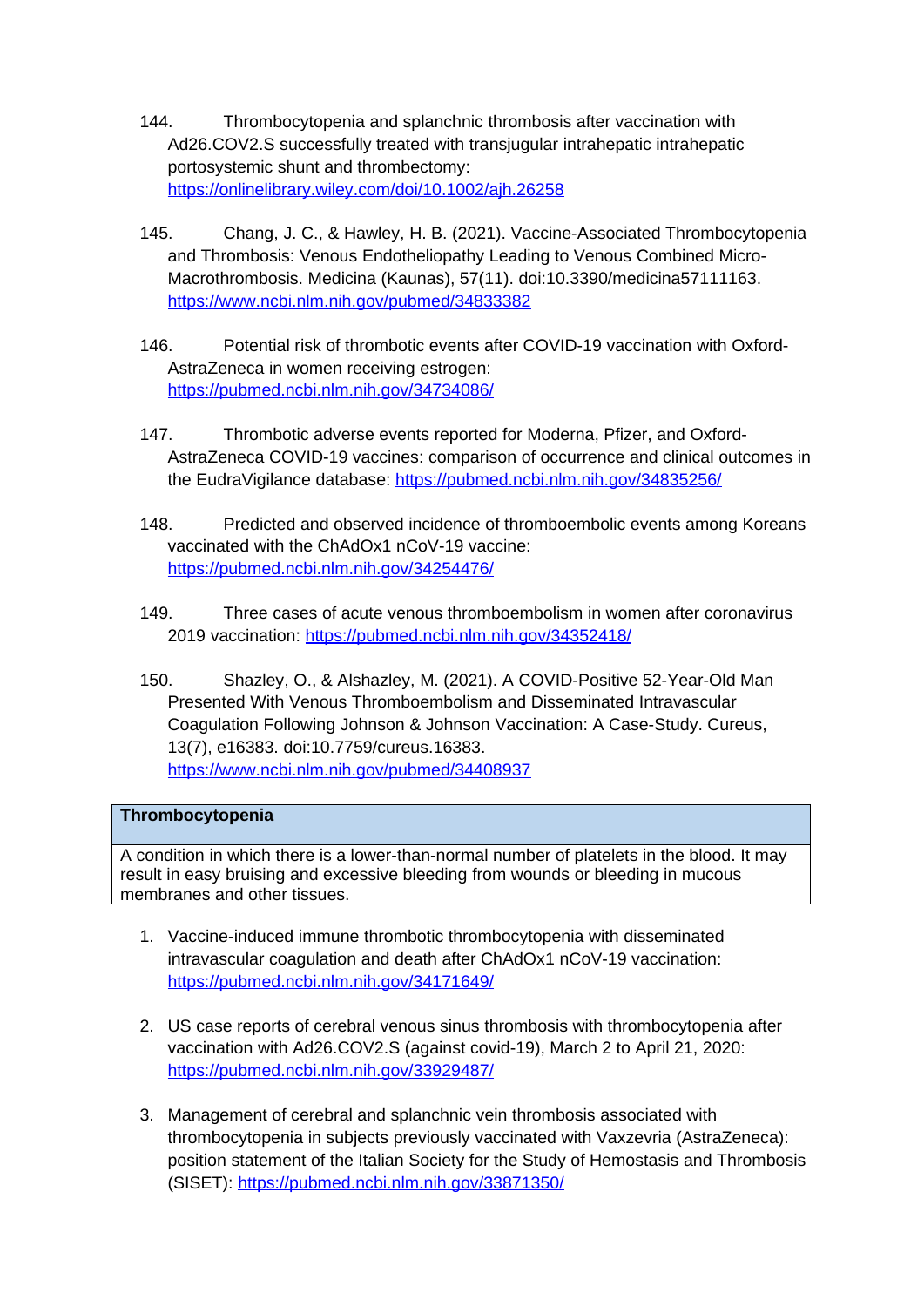144. Thrombocytopenia and splanchnic thrombosis after vaccination with Ad26.COV2.S successfully treated with transjugular intrahepatic intrahepatic portosystemic shunt and thrombectomy: https://onlinelibrary.wiley.com/doi/10.1002/ajh.26258

145. Chang, J. C., & Hawley, H. B. (2021). Vaccine-Associated Thrombocytopenia and Thrombosis: Venous Endotheliopathy Leading to Venous Combined Micro-Macrothrombosis. Medicina (Kaunas), 57(11). doi:10.3390/medicina57111163. https://www.ncbi.nlm.nih.gov/pubmed/34833382

146. Potential risk of thrombotic events after COVID-19 vaccination with Oxford-AstraZeneca in women receiving estrogen: https://pubmed.ncbi.nlm.nih.gov/34734086/

147. Thrombotic adverse events reported for Moderna, Pfizer, and Oxford-AstraZeneca COVID-19 vaccines: comparison of occurrence and clinical outcomes in the EudraVigilance database: https://pubmed.ncbi.nlm.nih.gov/34835256/

148. Predicted and observed incidence of thromboembolic events among Koreans vaccinated with the ChAdOx1 nCoV-19 vaccine: https://pubmed.ncbi.nlm.nih.gov/34254476/

149. Three cases of acute venous thromboembolism in women after coronavirus 2019 vaccination: https://pubmed.ncbi.nlm.nih.gov/34352418/

150. Shazley, O., & Alshazley, M. (2021). A COVID-Positive 52-Year-Old Man Presented With Venous Thromboembolism and Disseminated Intravascular Coagulation Following Johnson & Johnson Vaccination: A Case-Study. Cureus, 13(7), e16383. doi:10.7759/cureus.16383. https://www.ncbi.nlm.nih.gov/pubmed/34408937

| **Thrombocytopenia** |
| --- |
| A condition in which there is a lower-than-normal number of platelets in the blood. It may result in easy bruising and excessive bleeding from wounds or bleeding in mucous membranes and other tissues. |

1. Vaccine-induced immune thrombotic thrombocytopenia with disseminated intravascular coagulation and death after ChAdOx1 nCoV-19 vaccination: https://pubmed.ncbi.nlm.nih.gov/34171649/

2. US case reports of cerebral venous sinus thrombosis with thrombocytopenia after vaccination with Ad26.COV2.S (against covid-19), March 2 to April 21, 2020: https://pubmed.ncbi.nlm.nih.gov/33929487/

3. Management of cerebral and splanchnic vein thrombosis associated with thrombocytopenia in subjects previously vaccinated with Vaxzevria (AstraZeneca): position statement of the Italian Society for the Study of Hemostasis and Thrombosis (SISET): https://pubmed.ncbi.nlm.nih.gov/33871350/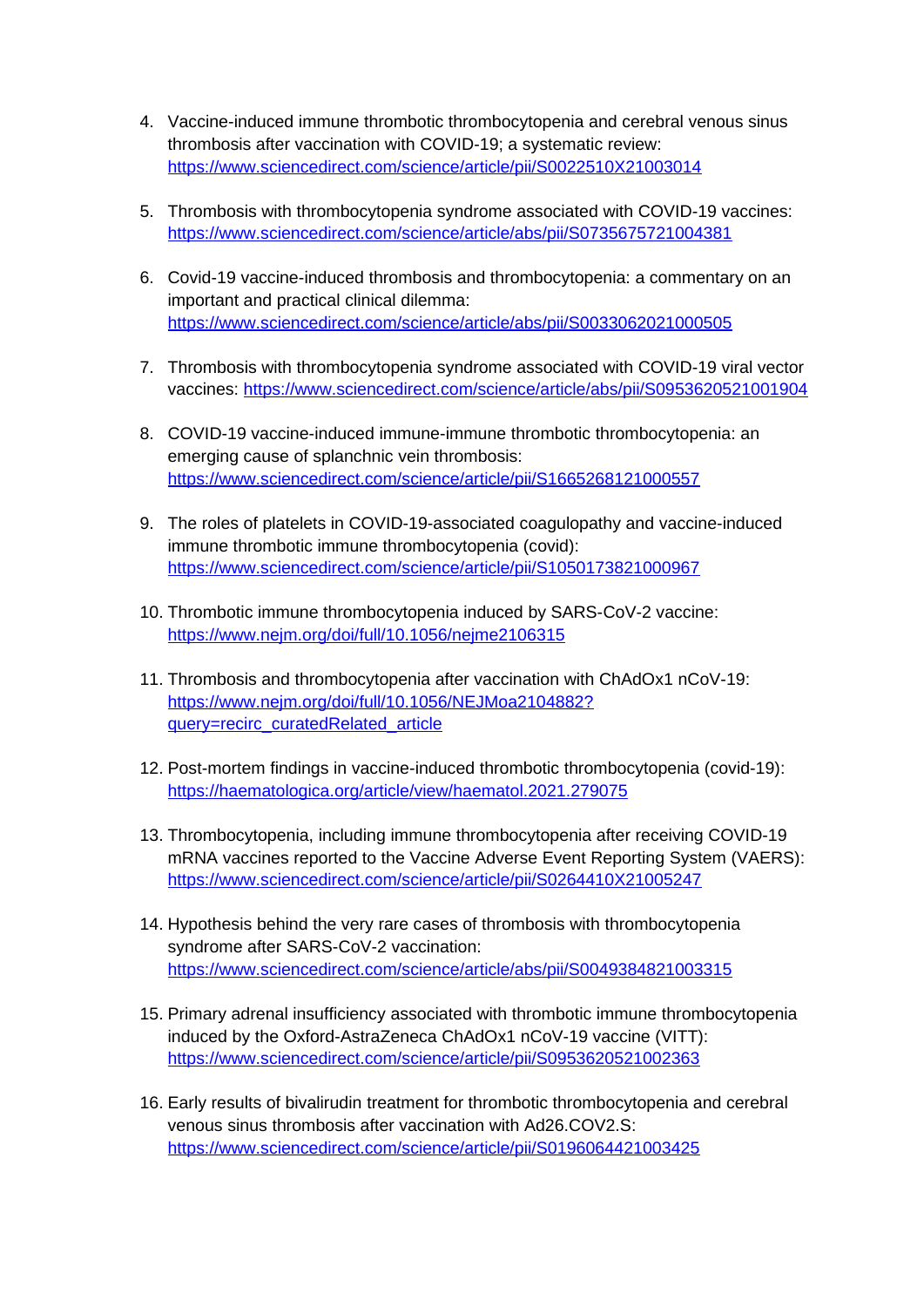4. Vaccine-induced immune thrombotic thrombocytopenia and cerebral venous sinus thrombosis after vaccination with COVID-19; a systematic review: https://www.sciencedirect.com/science/article/pii/S0022510X21003014

5. Thrombosis with thrombocytopenia syndrome associated with COVID-19 vaccines: https://www.sciencedirect.com/science/article/abs/pii/S0735675721004381

6. Covid-19 vaccine-induced thrombosis and thrombocytopenia: a commentary on an important and practical clinical dilemma: https://www.sciencedirect.com/science/article/abs/pii/S0033062021000505

7. Thrombosis with thrombocytopenia syndrome associated with COVID-19 viral vector vaccines: https://www.sciencedirect.com/science/article/abs/pii/S0953620521001904

8. COVID-19 vaccine-induced immune-immune thrombotic thrombocytopenia: an emerging cause of splanchnic vein thrombosis: https://www.sciencedirect.com/science/article/pii/S1665268121000557

9. The roles of platelets in COVID-19-associated coagulopathy and vaccine-induced immune thrombotic immune thrombocytopenia (covid): https://www.sciencedirect.com/science/article/pii/S1050173821000967

10. Thrombotic immune thrombocytopenia induced by SARS-CoV-2 vaccine: https://www.nejm.org/doi/full/10.1056/nejme2106315

11. Thrombosis and thrombocytopenia after vaccination with ChAdOx1 nCoV-19: https://www.nejm.org/doi/full/10.1056/NEJMoa2104882?query=recirc_curatedRelated_article

12. Post-mortem findings in vaccine-induced thrombotic thrombocytopenia (covid-19): https://haematologica.org/article/view/haematol.2021.279075

13. Thrombocytopenia, including immune thrombocytopenia after receiving COVID-19 mRNA vaccines reported to the Vaccine Adverse Event Reporting System (VAERS): https://www.sciencedirect.com/science/article/pii/S0264410X21005247

14. Hypothesis behind the very rare cases of thrombosis with thrombocytopenia syndrome after SARS-CoV-2 vaccination: https://www.sciencedirect.com/science/article/abs/pii/S0049384821003315

15. Primary adrenal insufficiency associated with thrombotic immune thrombocytopenia induced by the Oxford-AstraZeneca ChAdOx1 nCoV-19 vaccine (VITT): https://www.sciencedirect.com/science/article/pii/S0953620521002363

16. Early results of bivalirudin treatment for thrombotic thrombocytopenia and cerebral venous sinus thrombosis after vaccination with Ad26.COV2.S: https://www.sciencedirect.com/science/article/pii/S0196064421003425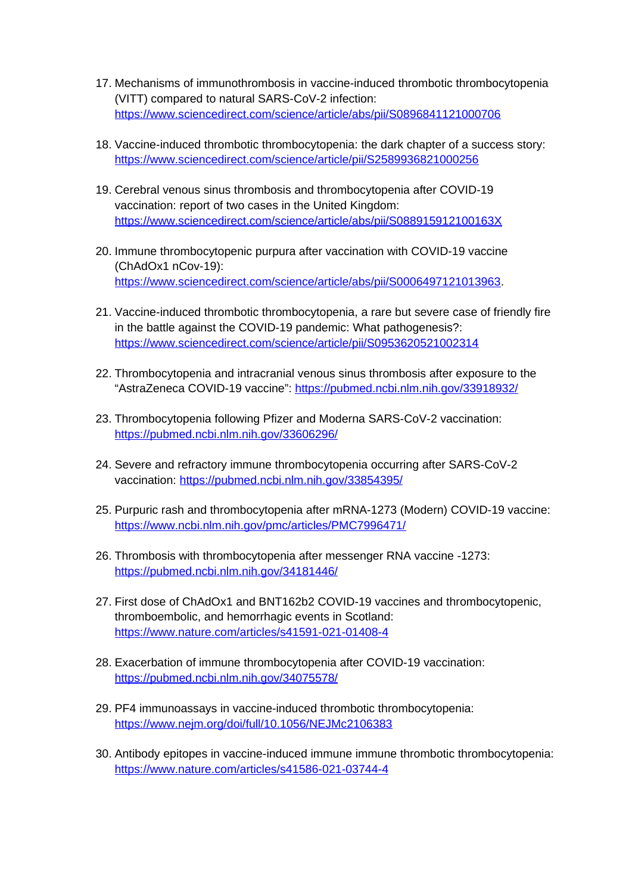17. Mechanisms of immunothrombosis in vaccine-induced thrombotic thrombocytopenia (VITT) compared to natural SARS-CoV-2 infection: https://www.sciencedirect.com/science/article/abs/pii/S0896841121000706

18. Vaccine-induced thrombotic thrombocytopenia: the dark chapter of a success story: https://www.sciencedirect.com/science/article/pii/S2589936821000256

19. Cerebral venous sinus thrombosis and thrombocytopenia after COVID-19 vaccination: report of two cases in the United Kingdom: https://www.sciencedirect.com/science/article/abs/pii/S088915912100163X

20. Immune thrombocytopenic purpura after vaccination with COVID-19 vaccine (ChAdOx1 nCov-19): https://www.sciencedirect.com/science/article/abs/pii/S0006497121013963.

21. Vaccine-induced thrombotic thrombocytopenia, a rare but severe case of friendly fire in the battle against the COVID-19 pandemic: What pathogenesis?: https://www.sciencedirect.com/science/article/pii/S0953620521002314

22. Thrombocytopenia and intracranial venous sinus thrombosis after exposure to the “AstraZeneca COVID-19 vaccine”: https://pubmed.ncbi.nlm.nih.gov/33918932/

23. Thrombocytopenia following Pfizer and Moderna SARS-CoV-2 vaccination: https://pubmed.ncbi.nlm.nih.gov/33606296/

24. Severe and refractory immune thrombocytopenia occurring after SARS-CoV-2 vaccination: https://pubmed.ncbi.nlm.nih.gov/33854395/

25. Purpuric rash and thrombocytopenia after mRNA-1273 (Modern) COVID-19 vaccine: https://www.ncbi.nlm.nih.gov/pmc/articles/PMC7996471/

26. Thrombosis with thrombocytopenia after messenger RNA vaccine -1273: https://pubmed.ncbi.nlm.nih.gov/34181446/

27. First dose of ChAdOx1 and BNT162b2 COVID-19 vaccines and thrombocytopenic, thromboembolic, and hemorrhagic events in Scotland: https://www.nature.com/articles/s41591-021-01408-4

28. Exacerbation of immune thrombocytopenia after COVID-19 vaccination: https://pubmed.ncbi.nlm.nih.gov/34075578/

29. PF4 immunoassays in vaccine-induced thrombotic thrombocytopenia: https://www.nejm.org/doi/full/10.1056/NEJMc2106383

30. Antibody epitopes in vaccine-induced immune immune thrombotic thrombocytopenia: https://www.nature.com/articles/s41586-021-03744-4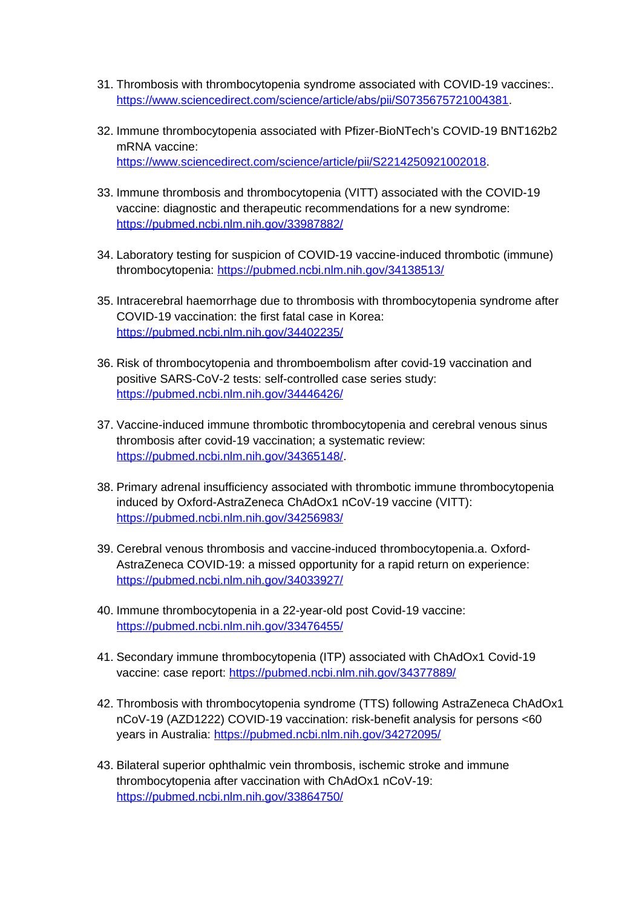31. Thrombosis with thrombocytopenia syndrome associated with COVID-19 vaccines:. https://www.sciencedirect.com/science/article/abs/pii/S0735675721004381.

32. Immune thrombocytopenia associated with Pfizer-BioNTech's COVID-19 BNT162b2 mRNA vaccine: https://www.sciencedirect.com/science/article/pii/S2214250921002018.

33. Immune thrombosis and thrombocytopenia (VITT) associated with the COVID-19 vaccine: diagnostic and therapeutic recommendations for a new syndrome: https://pubmed.ncbi.nlm.nih.gov/33987882/

34. Laboratory testing for suspicion of COVID-19 vaccine-induced thrombotic (immune) thrombocytopenia: https://pubmed.ncbi.nlm.nih.gov/34138513/

35. Intracerebral haemorrhage due to thrombosis with thrombocytopenia syndrome after COVID-19 vaccination: the first fatal case in Korea: https://pubmed.ncbi.nlm.nih.gov/34402235/

36. Risk of thrombocytopenia and thromboembolism after covid-19 vaccination and positive SARS-CoV-2 tests: self-controlled case series study: https://pubmed.ncbi.nlm.nih.gov/34446426/

37. Vaccine-induced immune thrombotic thrombocytopenia and cerebral venous sinus thrombosis after covid-19 vaccination; a systematic review: https://pubmed.ncbi.nlm.nih.gov/34365148/.

38. Primary adrenal insufficiency associated with thrombotic immune thrombocytopenia induced by Oxford-AstraZeneca ChAdOx1 nCoV-19 vaccine (VITT): https://pubmed.ncbi.nlm.nih.gov/34256983/

39. Cerebral venous thrombosis and vaccine-induced thrombocytopenia.a. Oxford-AstraZeneca COVID-19: a missed opportunity for a rapid return on experience: https://pubmed.ncbi.nlm.nih.gov/34033927/

40. Immune thrombocytopenia in a 22-year-old post Covid-19 vaccine: https://pubmed.ncbi.nlm.nih.gov/33476455/

41. Secondary immune thrombocytopenia (ITP) associated with ChAdOx1 Covid-19 vaccine: case report: https://pubmed.ncbi.nlm.nih.gov/34377889/

42. Thrombosis with thrombocytopenia syndrome (TTS) following AstraZeneca ChAdOx1 nCoV-19 (AZD1222) COVID-19 vaccination: risk-benefit analysis for persons <60 years in Australia: https://pubmed.ncbi.nlm.nih.gov/34272095/

43. Bilateral superior ophthalmic vein thrombosis, ischemic stroke and immune thrombocytopenia after vaccination with ChAdOx1 nCoV-19: https://pubmed.ncbi.nlm.nih.gov/33864750/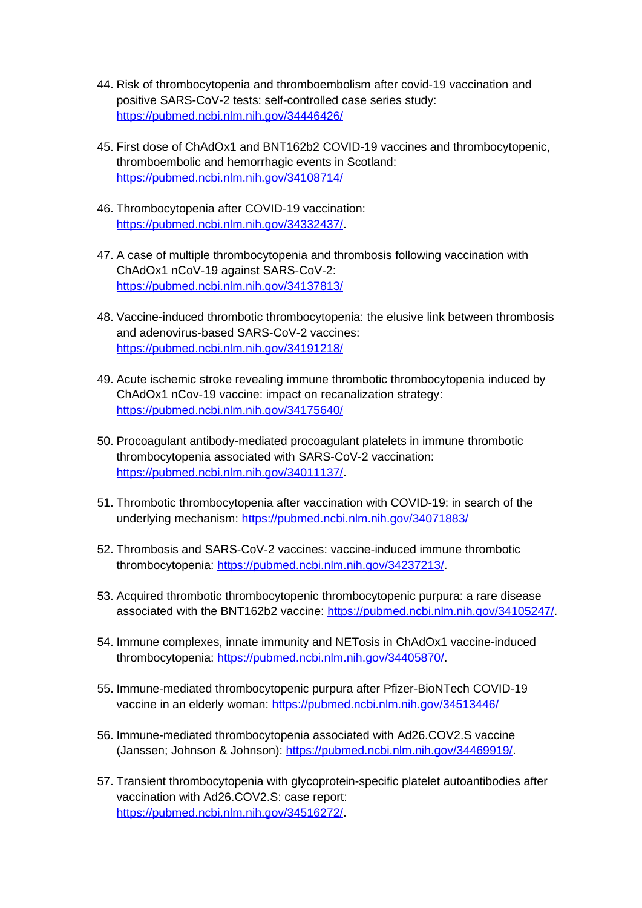44. Risk of thrombocytopenia and thromboembolism after covid-19 vaccination and positive SARS-CoV-2 tests: self-controlled case series study: https://pubmed.ncbi.nlm.nih.gov/34446426/

45. First dose of ChAdOx1 and BNT162b2 COVID-19 vaccines and thrombocytopenic, thromboembolic and hemorrhagic events in Scotland: https://pubmed.ncbi.nlm.nih.gov/34108714/

46. Thrombocytopenia after COVID-19 vaccination: https://pubmed.ncbi.nlm.nih.gov/34332437/.

47. A case of multiple thrombocytopenia and thrombosis following vaccination with ChAdOx1 nCoV-19 against SARS-CoV-2: https://pubmed.ncbi.nlm.nih.gov/34137813/

48. Vaccine-induced thrombotic thrombocytopenia: the elusive link between thrombosis and adenovirus-based SARS-CoV-2 vaccines: https://pubmed.ncbi.nlm.nih.gov/34191218/

49. Acute ischemic stroke revealing immune thrombotic thrombocytopenia induced by ChAdOx1 nCov-19 vaccine: impact on recanalization strategy: https://pubmed.ncbi.nlm.nih.gov/34175640/

50. Procoagulant antibody-mediated procoagulant platelets in immune thrombotic thrombocytopenia associated with SARS-CoV-2 vaccination: https://pubmed.ncbi.nlm.nih.gov/34011137/.

51. Thrombotic thrombocytopenia after vaccination with COVID-19: in search of the underlying mechanism: https://pubmed.ncbi.nlm.nih.gov/34071883/

52. Thrombosis and SARS-CoV-2 vaccines: vaccine-induced immune thrombotic thrombocytopenia: https://pubmed.ncbi.nlm.nih.gov/34237213/.

53. Acquired thrombotic thrombocytopenic thrombocytopenic purpura: a rare disease associated with the BNT162b2 vaccine: https://pubmed.ncbi.nlm.nih.gov/34105247/.

54. Immune complexes, innate immunity and NETosis in ChAdOx1 vaccine-induced thrombocytopenia: https://pubmed.ncbi.nlm.nih.gov/34405870/.

55. Immune-mediated thrombocytopenic purpura after Pfizer-BioNTech COVID-19 vaccine in an elderly woman: https://pubmed.ncbi.nlm.nih.gov/34513446/

56. Immune-mediated thrombocytopenia associated with Ad26.COV2.S vaccine (Janssen; Johnson & Johnson): https://pubmed.ncbi.nlm.nih.gov/34469919/.

57. Transient thrombocytopenia with glycoprotein-specific platelet autoantibodies after vaccination with Ad26.COV2.S: case report: https://pubmed.ncbi.nlm.nih.gov/34516272/.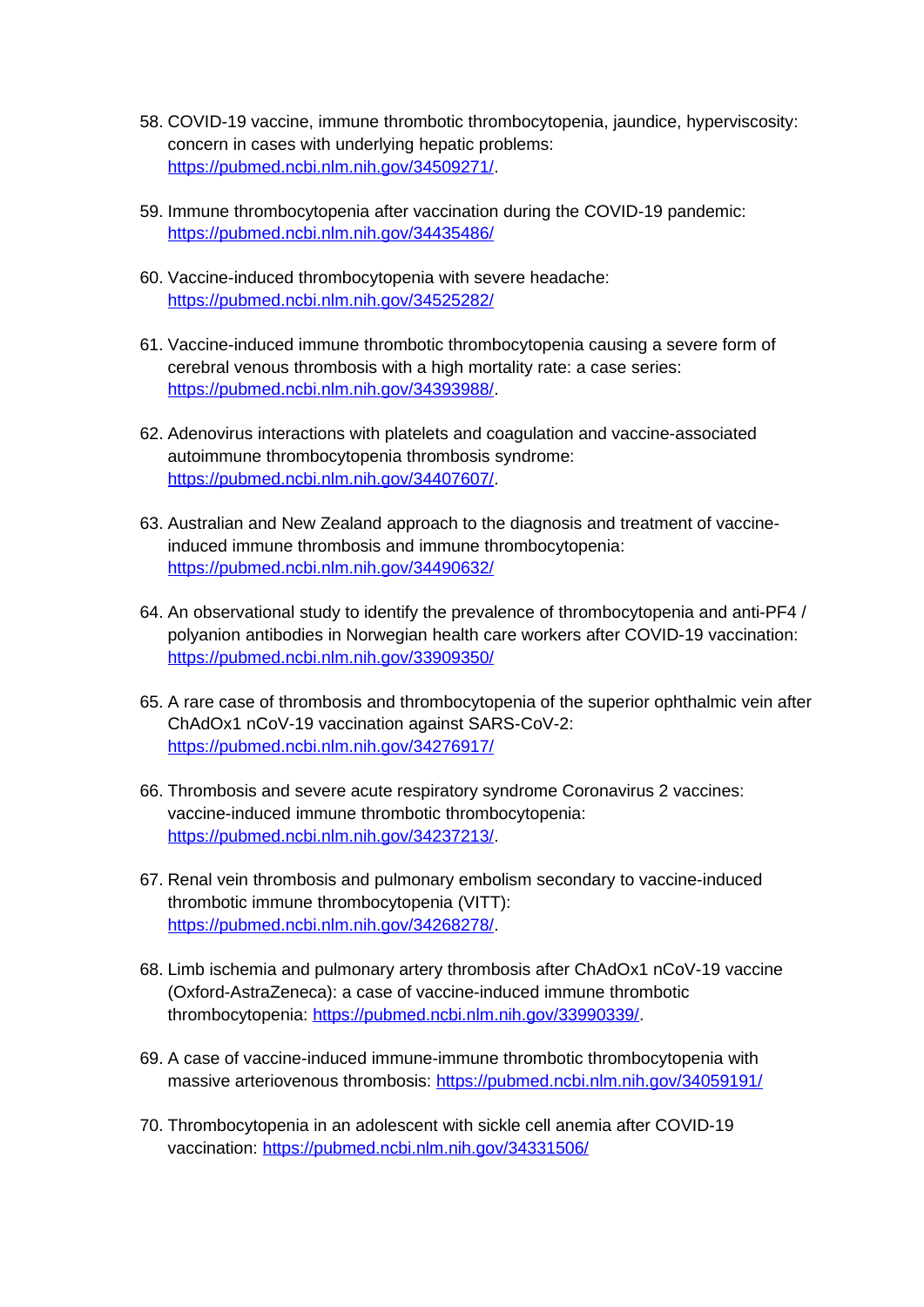58. COVID-19 vaccine, immune thrombotic thrombocytopenia, jaundice, hyperviscosity: concern in cases with underlying hepatic problems: https://pubmed.ncbi.nlm.nih.gov/34509271/.

59. Immune thrombocytopenia after vaccination during the COVID-19 pandemic: https://pubmed.ncbi.nlm.nih.gov/34435486/

60. Vaccine-induced thrombocytopenia with severe headache: https://pubmed.ncbi.nlm.nih.gov/34525282/

61. Vaccine-induced immune thrombotic thrombocytopenia causing a severe form of cerebral venous thrombosis with a high mortality rate: a case series: https://pubmed.ncbi.nlm.nih.gov/34393988/.

62. Adenovirus interactions with platelets and coagulation and vaccine-associated autoimmune thrombocytopenia thrombosis syndrome: https://pubmed.ncbi.nlm.nih.gov/34407607/.

63. Australian and New Zealand approach to the diagnosis and treatment of vaccine-induced immune thrombosis and immune thrombocytopenia: https://pubmed.ncbi.nlm.nih.gov/34490632/

64. An observational study to identify the prevalence of thrombocytopenia and anti-PF4 / polyanion antibodies in Norwegian health care workers after COVID-19 vaccination: https://pubmed.ncbi.nlm.nih.gov/33909350/

65. A rare case of thrombosis and thrombocytopenia of the superior ophthalmic vein after ChAdOx1 nCoV-19 vaccination against SARS-CoV-2: https://pubmed.ncbi.nlm.nih.gov/34276917/

66. Thrombosis and severe acute respiratory syndrome Coronavirus 2 vaccines: vaccine-induced immune thrombotic thrombocytopenia: https://pubmed.ncbi.nlm.nih.gov/34237213/.

67. Renal vein thrombosis and pulmonary embolism secondary to vaccine-induced thrombotic immune thrombocytopenia (VITT): https://pubmed.ncbi.nlm.nih.gov/34268278/.

68. Limb ischemia and pulmonary artery thrombosis after ChAdOx1 nCoV-19 vaccine (Oxford-AstraZeneca): a case of vaccine-induced immune thrombotic thrombocytopenia: https://pubmed.ncbi.nlm.nih.gov/33990339/.

69. A case of vaccine-induced immune-immune thrombotic thrombocytopenia with massive arteriovenous thrombosis: https://pubmed.ncbi.nlm.nih.gov/34059191/

70. Thrombocytopenia in an adolescent with sickle cell anemia after COVID-19 vaccination: https://pubmed.ncbi.nlm.nih.gov/34331506/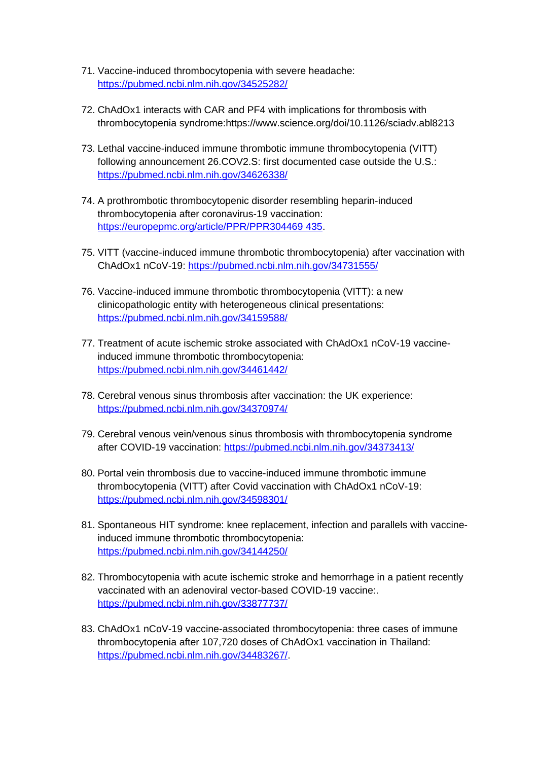71. Vaccine-induced thrombocytopenia with severe headache: https://pubmed.ncbi.nlm.nih.gov/34525282/

72. ChAdOx1 interacts with CAR and PF4 with implications for thrombosis with thrombocytopenia syndrome:https://www.science.org/doi/10.1126/sciadv.abl8213

73. Lethal vaccine-induced immune thrombotic immune thrombocytopenia (VITT) following announcement 26.COV2.S: first documented case outside the U.S.: https://pubmed.ncbi.nlm.nih.gov/34626338/

74. A prothrombotic thrombocytopenic disorder resembling heparin-induced thrombocytopenia after coronavirus-19 vaccination: https://europepmc.org/article/PPR/PPR304469 435.

75. VITT (vaccine-induced immune thrombotic thrombocytopenia) after vaccination with ChAdOx1 nCoV-19: https://pubmed.ncbi.nlm.nih.gov/34731555/

76. Vaccine-induced immune thrombotic thrombocytopenia (VITT): a new clinicopathologic entity with heterogeneous clinical presentations: https://pubmed.ncbi.nlm.nih.gov/34159588/

77. Treatment of acute ischemic stroke associated with ChAdOx1 nCoV-19 vaccine-induced immune thrombotic thrombocytopenia: https://pubmed.ncbi.nlm.nih.gov/34461442/

78. Cerebral venous sinus thrombosis after vaccination: the UK experience: https://pubmed.ncbi.nlm.nih.gov/34370974/

79. Cerebral venous vein/venous sinus thrombosis with thrombocytopenia syndrome after COVID-19 vaccination: https://pubmed.ncbi.nlm.nih.gov/34373413/

80. Portal vein thrombosis due to vaccine-induced immune thrombotic immune thrombocytopenia (VITT) after Covid vaccination with ChAdOx1 nCoV-19: https://pubmed.ncbi.nlm.nih.gov/34598301/

81. Spontaneous HIT syndrome: knee replacement, infection and parallels with vaccine-induced immune thrombotic thrombocytopenia: https://pubmed.ncbi.nlm.nih.gov/34144250/

82. Thrombocytopenia with acute ischemic stroke and hemorrhage in a patient recently vaccinated with an adenoviral vector-based COVID-19 vaccine:. https://pubmed.ncbi.nlm.nih.gov/33877737/

83. ChAdOx1 nCoV-19 vaccine-associated thrombocytopenia: three cases of immune thrombocytopenia after 107,720 doses of ChAdOx1 vaccination in Thailand: https://pubmed.ncbi.nlm.nih.gov/34483267/.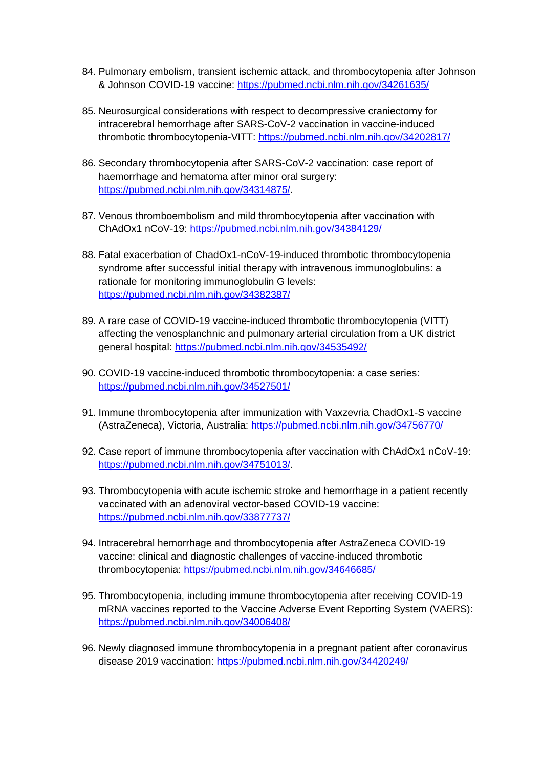84. Pulmonary embolism, transient ischemic attack, and thrombocytopenia after Johnson & Johnson COVID-19 vaccine: https://pubmed.ncbi.nlm.nih.gov/34261635/

85. Neurosurgical considerations with respect to decompressive craniectomy for intracerebral hemorrhage after SARS-CoV-2 vaccination in vaccine-induced thrombotic thrombocytopenia-VITT: https://pubmed.ncbi.nlm.nih.gov/34202817/

86. Secondary thrombocytopenia after SARS-CoV-2 vaccination: case report of haemorrhage and hematoma after minor oral surgery: https://pubmed.ncbi.nlm.nih.gov/34314875/.

87. Venous thromboembolism and mild thrombocytopenia after vaccination with ChAdOx1 nCoV-19: https://pubmed.ncbi.nlm.nih.gov/34384129/

88. Fatal exacerbation of ChadOx1-nCoV-19-induced thrombotic thrombocytopenia syndrome after successful initial therapy with intravenous immunoglobulins: a rationale for monitoring immunoglobulin G levels: https://pubmed.ncbi.nlm.nih.gov/34382387/

89. A rare case of COVID-19 vaccine-induced thrombotic thrombocytopenia (VITT) affecting the venosplanchnic and pulmonary arterial circulation from a UK district general hospital: https://pubmed.ncbi.nlm.nih.gov/34535492/

90. COVID-19 vaccine-induced thrombotic thrombocytopenia: a case series: https://pubmed.ncbi.nlm.nih.gov/34527501/

91. Immune thrombocytopenia after immunization with Vaxzevria ChadOx1-S vaccine (AstraZeneca), Victoria, Australia: https://pubmed.ncbi.nlm.nih.gov/34756770/

92. Case report of immune thrombocytopenia after vaccination with ChAdOx1 nCoV-19: https://pubmed.ncbi.nlm.nih.gov/34751013/.

93. Thrombocytopenia with acute ischemic stroke and hemorrhage in a patient recently vaccinated with an adenoviral vector-based COVID-19 vaccine: https://pubmed.ncbi.nlm.nih.gov/33877737/

94. Intracerebral hemorrhage and thrombocytopenia after AstraZeneca COVID-19 vaccine: clinical and diagnostic challenges of vaccine-induced thrombotic thrombocytopenia: https://pubmed.ncbi.nlm.nih.gov/34646685/

95. Thrombocytopenia, including immune thrombocytopenia after receiving COVID-19 mRNA vaccines reported to the Vaccine Adverse Event Reporting System (VAERS): https://pubmed.ncbi.nlm.nih.gov/34006408/

96. Newly diagnosed immune thrombocytopenia in a pregnant patient after coronavirus disease 2019 vaccination: https://pubmed.ncbi.nlm.nih.gov/34420249/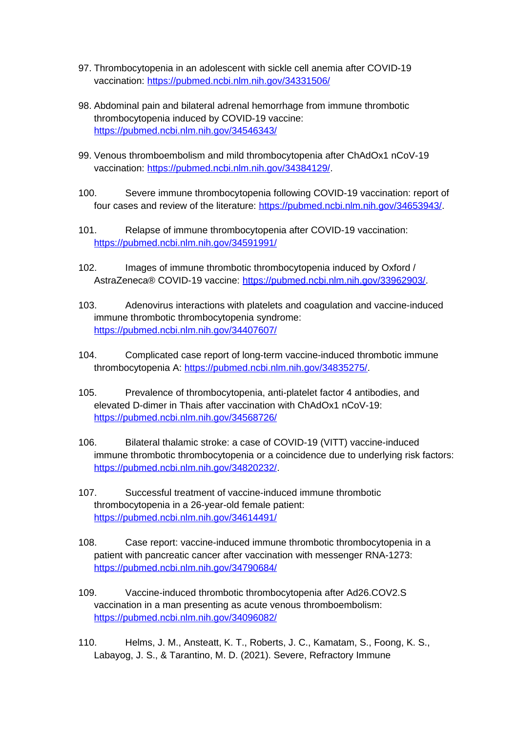97. Thrombocytopenia in an adolescent with sickle cell anemia after COVID-19 vaccination: https://pubmed.ncbi.nlm.nih.gov/34331506/

98. Abdominal pain and bilateral adrenal hemorrhage from immune thrombotic thrombocytopenia induced by COVID-19 vaccine: https://pubmed.ncbi.nlm.nih.gov/34546343/

99. Venous thromboembolism and mild thrombocytopenia after ChAdOx1 nCoV-19 vaccination: https://pubmed.ncbi.nlm.nih.gov/34384129/.

100. Severe immune thrombocytopenia following COVID-19 vaccination: report of four cases and review of the literature: https://pubmed.ncbi.nlm.nih.gov/34653943/.

101. Relapse of immune thrombocytopenia after COVID-19 vaccination: https://pubmed.ncbi.nlm.nih.gov/34591991/

102. Images of immune thrombotic thrombocytopenia induced by Oxford / AstraZeneca® COVID-19 vaccine: https://pubmed.ncbi.nlm.nih.gov/33962903/.

103. Adenovirus interactions with platelets and coagulation and vaccine-induced immune thrombotic thrombocytopenia syndrome: https://pubmed.ncbi.nlm.nih.gov/34407607/

104. Complicated case report of long-term vaccine-induced thrombotic immune thrombocytopenia A: https://pubmed.ncbi.nlm.nih.gov/34835275/.

105. Prevalence of thrombocytopenia, anti-platelet factor 4 antibodies, and elevated D-dimer in Thais after vaccination with ChAdOx1 nCoV-19: https://pubmed.ncbi.nlm.nih.gov/34568726/

106. Bilateral thalamic stroke: a case of COVID-19 (VITT) vaccine-induced immune thrombotic thrombocytopenia or a coincidence due to underlying risk factors: https://pubmed.ncbi.nlm.nih.gov/34820232/.

107. Successful treatment of vaccine-induced immune thrombotic thrombocytopenia in a 26-year-old female patient: https://pubmed.ncbi.nlm.nih.gov/34614491/

108. Case report: vaccine-induced immune thrombotic thrombocytopenia in a patient with pancreatic cancer after vaccination with messenger RNA-1273: https://pubmed.ncbi.nlm.nih.gov/34790684/

109. Vaccine-induced thrombotic thrombocytopenia after Ad26.COV2.S vaccination in a man presenting as acute venous thromboembolism: https://pubmed.ncbi.nlm.nih.gov/34096082/

110. Helms, J. M., Ansteatt, K. T., Roberts, J. C., Kamatam, S., Foong, K. S., Labayog, J. S., & Tarantino, M. D. (2021). Severe, Refractory Immune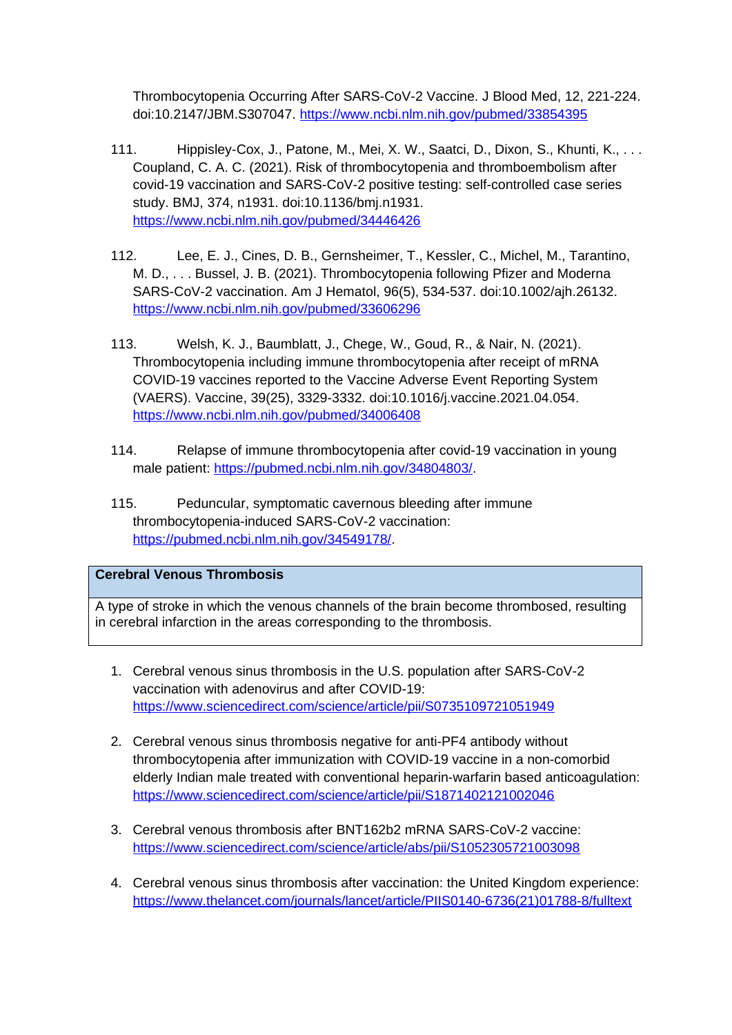Thrombocytopenia Occurring After SARS-CoV-2 Vaccine. J Blood Med, 12, 221-224. doi:10.2147/JBM.S307047. https://www.ncbi.nlm.nih.gov/pubmed/33854395

111. Hippisley-Cox, J., Patone, M., Mei, X. W., Saatci, D., Dixon, S., Khunti, K., . . . Coupland, C. A. C. (2021). Risk of thrombocytopenia and thromboembolism after covid-19 vaccination and SARS-CoV-2 positive testing: self-controlled case series study. BMJ, 374, n1931. doi:10.1136/bmj.n1931. https://www.ncbi.nlm.nih.gov/pubmed/34446426

112. Lee, E. J., Cines, D. B., Gernsheimer, T., Kessler, C., Michel, M., Tarantino, M. D., . . . Bussel, J. B. (2021). Thrombocytopenia following Pfizer and Moderna SARS-CoV-2 vaccination. Am J Hematol, 96(5), 534-537. doi:10.1002/ajh.26132. https://www.ncbi.nlm.nih.gov/pubmed/33606296

113. Welsh, K. J., Baumblatt, J., Chege, W., Goud, R., & Nair, N. (2021). Thrombocytopenia including immune thrombocytopenia after receipt of mRNA COVID-19 vaccines reported to the Vaccine Adverse Event Reporting System (VAERS). Vaccine, 39(25), 3329-3332. doi:10.1016/j.vaccine.2021.04.054. https://www.ncbi.nlm.nih.gov/pubmed/34006408

114. Relapse of immune thrombocytopenia after covid-19 vaccination in young male patient: https://pubmed.ncbi.nlm.nih.gov/34804803/.

115. Peduncular, symptomatic cavernous bleeding after immune thrombocytopenia-induced SARS-CoV-2 vaccination: https://pubmed.ncbi.nlm.nih.gov/34549178/.

| **Cerebral Venous Thrombosis** |
|---|
| A type of stroke in which the venous channels of the brain become thrombosed, resulting in cerebral infarction in the areas corresponding to the thrombosis. |

1. Cerebral venous sinus thrombosis in the U.S. population after SARS-CoV-2 vaccination with adenovirus and after COVID-19: https://www.sciencedirect.com/science/article/pii/S0735109721051949

2. Cerebral venous sinus thrombosis negative for anti-PF4 antibody without thrombocytopenia after immunization with COVID-19 vaccine in a non-comorbid elderly Indian male treated with conventional heparin-warfarin based anticoagulation: https://www.sciencedirect.com/science/article/pii/S1871402121002046

3. Cerebral venous thrombosis after BNT162b2 mRNA SARS-CoV-2 vaccine: https://www.sciencedirect.com/science/article/abs/pii/S1052305721003098

4. Cerebral venous sinus thrombosis after vaccination: the United Kingdom experience: https://www.thelancet.com/journals/lancet/article/PIIS0140-6736(21)01788-8/fulltext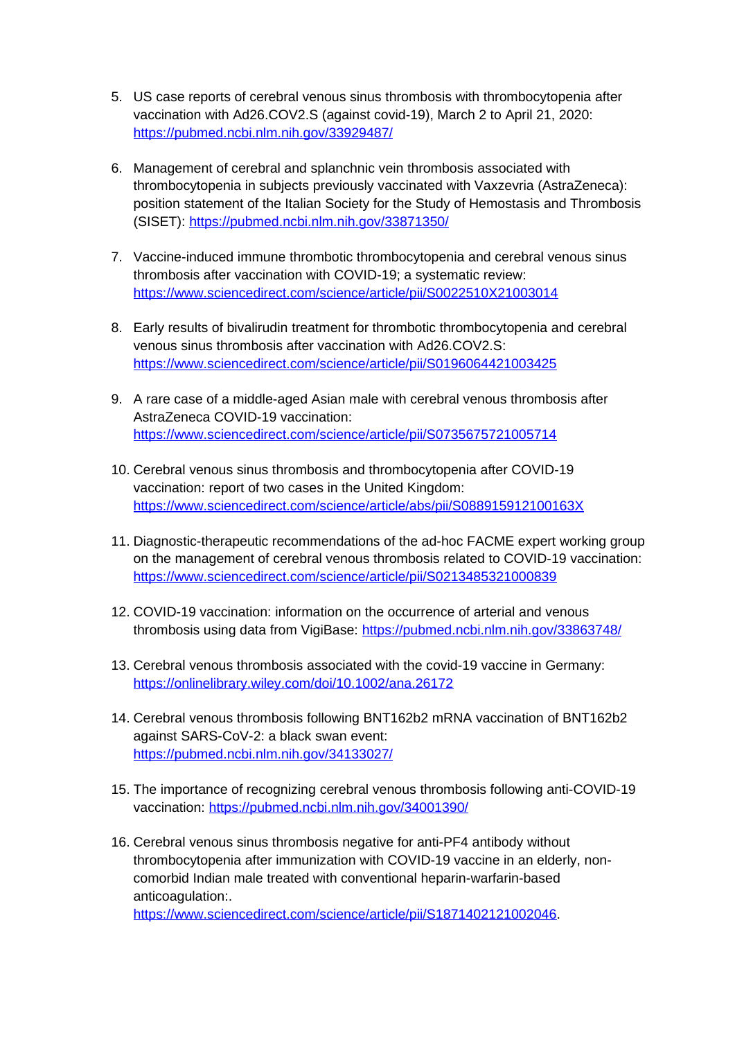5. US case reports of cerebral venous sinus thrombosis with thrombocytopenia after vaccination with Ad26.COV2.S (against covid-19), March 2 to April 21, 2020: https://pubmed.ncbi.nlm.nih.gov/33929487/

6. Management of cerebral and splanchnic vein thrombosis associated with thrombocytopenia in subjects previously vaccinated with Vaxzevria (AstraZeneca): position statement of the Italian Society for the Study of Hemostasis and Thrombosis (SISET): https://pubmed.ncbi.nlm.nih.gov/33871350/

7. Vaccine-induced immune thrombotic thrombocytopenia and cerebral venous sinus thrombosis after vaccination with COVID-19; a systematic review: https://www.sciencedirect.com/science/article/pii/S0022510X21003014

8. Early results of bivalirudin treatment for thrombotic thrombocytopenia and cerebral venous sinus thrombosis after vaccination with Ad26.COV2.S: https://www.sciencedirect.com/science/article/pii/S0196064421003425

9. A rare case of a middle-aged Asian male with cerebral venous thrombosis after AstraZeneca COVID-19 vaccination: https://www.sciencedirect.com/science/article/pii/S0735675721005714

10. Cerebral venous sinus thrombosis and thrombocytopenia after COVID-19 vaccination: report of two cases in the United Kingdom: https://www.sciencedirect.com/science/article/abs/pii/S088915912100163X

11. Diagnostic-therapeutic recommendations of the ad-hoc FACME expert working group on the management of cerebral venous thrombosis related to COVID-19 vaccination: https://www.sciencedirect.com/science/article/pii/S0213485321000839

12. COVID-19 vaccination: information on the occurrence of arterial and venous thrombosis using data from VigiBase: https://pubmed.ncbi.nlm.nih.gov/33863748/

13. Cerebral venous thrombosis associated with the covid-19 vaccine in Germany: https://onlinelibrary.wiley.com/doi/10.1002/ana.26172

14. Cerebral venous thrombosis following BNT162b2 mRNA vaccination of BNT162b2 against SARS-CoV-2: a black swan event: https://pubmed.ncbi.nlm.nih.gov/34133027/

15. The importance of recognizing cerebral venous thrombosis following anti-COVID-19 vaccination: https://pubmed.ncbi.nlm.nih.gov/34001390/

16. Cerebral venous sinus thrombosis negative for anti-PF4 antibody without thrombocytopenia after immunization with COVID-19 vaccine in an elderly, non-comorbid Indian male treated with conventional heparin-warfarin-based anticoagulation:. https://www.sciencedirect.com/science/article/pii/S1871402121002046.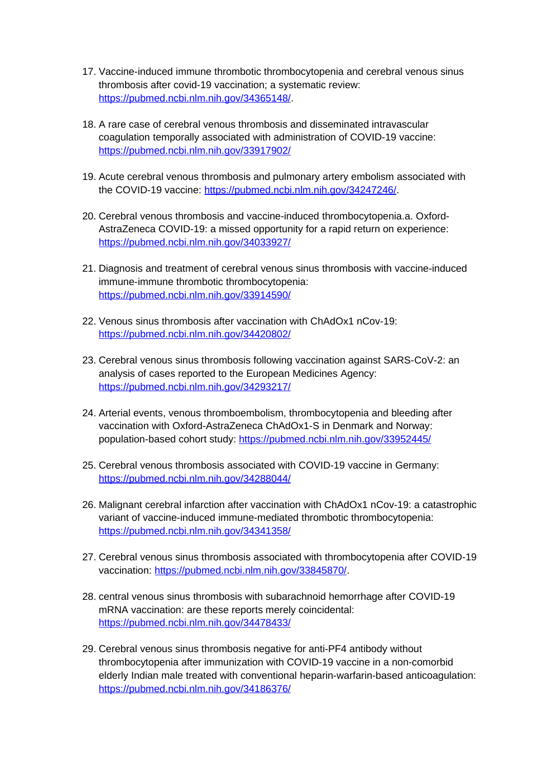17. Vaccine-induced immune thrombotic thrombocytopenia and cerebral venous sinus thrombosis after covid-19 vaccination; a systematic review: https://pubmed.ncbi.nlm.nih.gov/34365148/.

18. A rare case of cerebral venous thrombosis and disseminated intravascular coagulation temporally associated with administration of COVID-19 vaccine: https://pubmed.ncbi.nlm.nih.gov/33917902/

19. Acute cerebral venous thrombosis and pulmonary artery embolism associated with the COVID-19 vaccine: https://pubmed.ncbi.nlm.nih.gov/34247246/.

20. Cerebral venous thrombosis and vaccine-induced thrombocytopenia.a. Oxford-AstraZeneca COVID-19: a missed opportunity for a rapid return on experience: https://pubmed.ncbi.nlm.nih.gov/34033927/

21. Diagnosis and treatment of cerebral venous sinus thrombosis with vaccine-induced immune-immune thrombotic thrombocytopenia: https://pubmed.ncbi.nlm.nih.gov/33914590/

22. Venous sinus thrombosis after vaccination with ChAdOx1 nCov-19: https://pubmed.ncbi.nlm.nih.gov/34420802/

23. Cerebral venous sinus thrombosis following vaccination against SARS-CoV-2: an analysis of cases reported to the European Medicines Agency: https://pubmed.ncbi.nlm.nih.gov/34293217/

24. Arterial events, venous thromboembolism, thrombocytopenia and bleeding after vaccination with Oxford-AstraZeneca ChAdOx1-S in Denmark and Norway: population-based cohort study: https://pubmed.ncbi.nlm.nih.gov/33952445/

25. Cerebral venous thrombosis associated with COVID-19 vaccine in Germany: https://pubmed.ncbi.nlm.nih.gov/34288044/

26. Malignant cerebral infarction after vaccination with ChAdOx1 nCov-19: a catastrophic variant of vaccine-induced immune-mediated thrombotic thrombocytopenia: https://pubmed.ncbi.nlm.nih.gov/34341358/

27. Cerebral venous sinus thrombosis associated with thrombocytopenia after COVID-19 vaccination: https://pubmed.ncbi.nlm.nih.gov/33845870/.

28. central venous sinus thrombosis with subarachnoid hemorrhage after COVID-19 mRNA vaccination: are these reports merely coincidental: https://pubmed.ncbi.nlm.nih.gov/34478433/

29. Cerebral venous sinus thrombosis negative for anti-PF4 antibody without thrombocytopenia after immunization with COVID-19 vaccine in a non-comorbid elderly Indian male treated with conventional heparin-warfarin-based anticoagulation: https://pubmed.ncbi.nlm.nih.gov/34186376/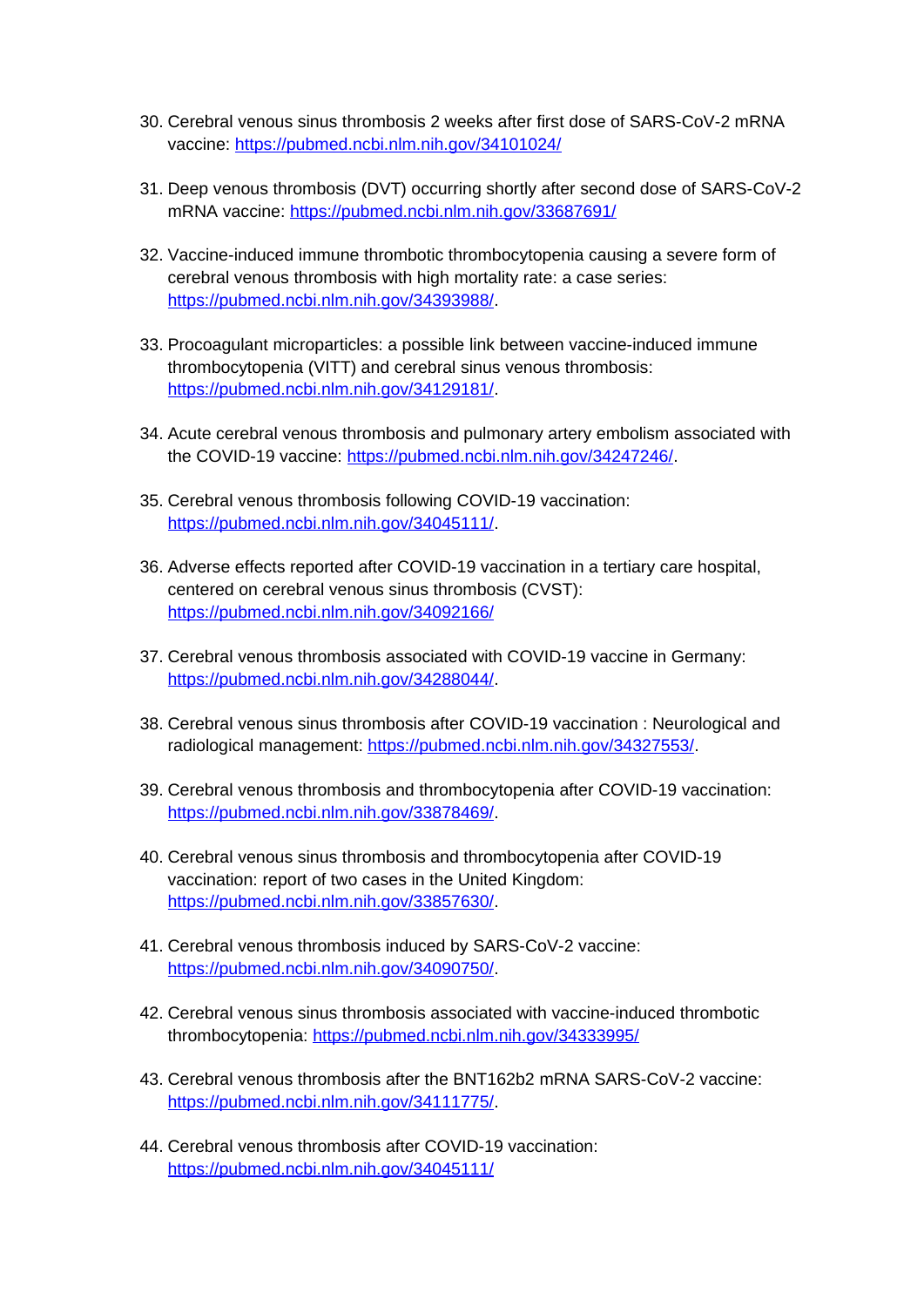30. Cerebral venous sinus thrombosis 2 weeks after first dose of SARS-CoV-2 mRNA vaccine: https://pubmed.ncbi.nlm.nih.gov/34101024/

31. Deep venous thrombosis (DVT) occurring shortly after second dose of SARS-CoV-2 mRNA vaccine: https://pubmed.ncbi.nlm.nih.gov/33687691/

32. Vaccine-induced immune thrombotic thrombocytopenia causing a severe form of cerebral venous thrombosis with high mortality rate: a case series: https://pubmed.ncbi.nlm.nih.gov/34393988/.

33. Procoagulant microparticles: a possible link between vaccine-induced immune thrombocytopenia (VITT) and cerebral sinus venous thrombosis: https://pubmed.ncbi.nlm.nih.gov/34129181/.

34. Acute cerebral venous thrombosis and pulmonary artery embolism associated with the COVID-19 vaccine: https://pubmed.ncbi.nlm.nih.gov/34247246/.

35. Cerebral venous thrombosis following COVID-19 vaccination: https://pubmed.ncbi.nlm.nih.gov/34045111/.

36. Adverse effects reported after COVID-19 vaccination in a tertiary care hospital, centered on cerebral venous sinus thrombosis (CVST): https://pubmed.ncbi.nlm.nih.gov/34092166/

37. Cerebral venous thrombosis associated with COVID-19 vaccine in Germany: https://pubmed.ncbi.nlm.nih.gov/34288044/.

38. Cerebral venous sinus thrombosis after COVID-19 vaccination : Neurological and radiological management: https://pubmed.ncbi.nlm.nih.gov/34327553/.

39. Cerebral venous thrombosis and thrombocytopenia after COVID-19 vaccination: https://pubmed.ncbi.nlm.nih.gov/33878469/.

40. Cerebral venous sinus thrombosis and thrombocytopenia after COVID-19 vaccination: report of two cases in the United Kingdom: https://pubmed.ncbi.nlm.nih.gov/33857630/.

41. Cerebral venous thrombosis induced by SARS-CoV-2 vaccine: https://pubmed.ncbi.nlm.nih.gov/34090750/.

42. Cerebral venous sinus thrombosis associated with vaccine-induced thrombotic thrombocytopenia: https://pubmed.ncbi.nlm.nih.gov/34333995/

43. Cerebral venous thrombosis after the BNT162b2 mRNA SARS-CoV-2 vaccine: https://pubmed.ncbi.nlm.nih.gov/34111775/.

44. Cerebral venous thrombosis after COVID-19 vaccination: https://pubmed.ncbi.nlm.nih.gov/34045111/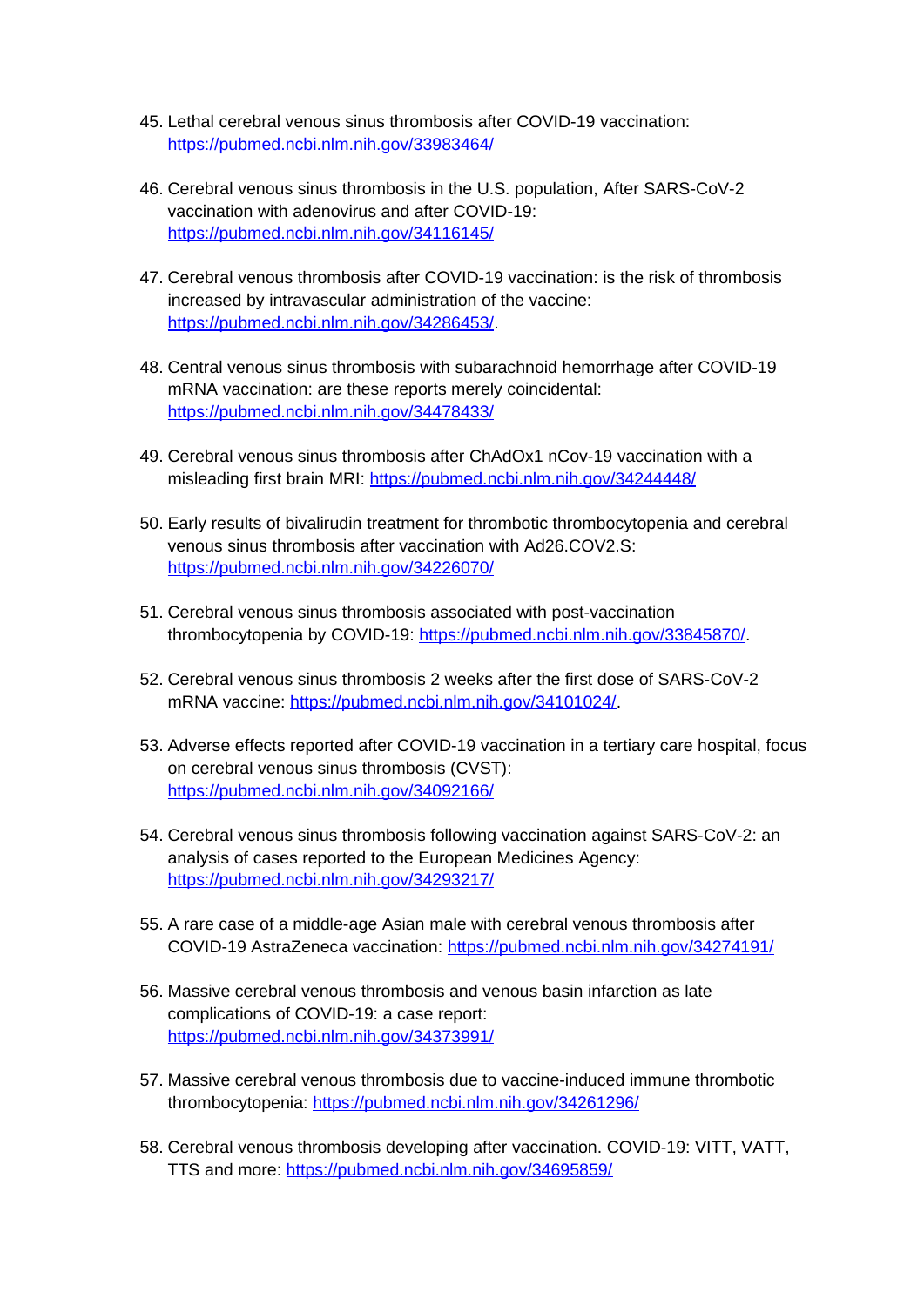45. Lethal cerebral venous sinus thrombosis after COVID-19 vaccination: https://pubmed.ncbi.nlm.nih.gov/33983464/

46. Cerebral venous sinus thrombosis in the U.S. population, After SARS-CoV-2 vaccination with adenovirus and after COVID-19: https://pubmed.ncbi.nlm.nih.gov/34116145/

47. Cerebral venous thrombosis after COVID-19 vaccination: is the risk of thrombosis increased by intravascular administration of the vaccine: https://pubmed.ncbi.nlm.nih.gov/34286453/.

48. Central venous sinus thrombosis with subarachnoid hemorrhage after COVID-19 mRNA vaccination: are these reports merely coincidental: https://pubmed.ncbi.nlm.nih.gov/34478433/

49. Cerebral venous sinus thrombosis after ChAdOx1 nCov-19 vaccination with a misleading first brain MRI: https://pubmed.ncbi.nlm.nih.gov/34244448/

50. Early results of bivalirudin treatment for thrombotic thrombocytopenia and cerebral venous sinus thrombosis after vaccination with Ad26.COV2.S: https://pubmed.ncbi.nlm.nih.gov/34226070/

51. Cerebral venous sinus thrombosis associated with post-vaccination thrombocytopenia by COVID-19: https://pubmed.ncbi.nlm.nih.gov/33845870/.

52. Cerebral venous sinus thrombosis 2 weeks after the first dose of SARS-CoV-2 mRNA vaccine: https://pubmed.ncbi.nlm.nih.gov/34101024/.

53. Adverse effects reported after COVID-19 vaccination in a tertiary care hospital, focus on cerebral venous sinus thrombosis (CVST): https://pubmed.ncbi.nlm.nih.gov/34092166/

54. Cerebral venous sinus thrombosis following vaccination against SARS-CoV-2: an analysis of cases reported to the European Medicines Agency: https://pubmed.ncbi.nlm.nih.gov/34293217/

55. A rare case of a middle-age Asian male with cerebral venous thrombosis after COVID-19 AstraZeneca vaccination: https://pubmed.ncbi.nlm.nih.gov/34274191/

56. Massive cerebral venous thrombosis and venous basin infarction as late complications of COVID-19: a case report: https://pubmed.ncbi.nlm.nih.gov/34373991/

57. Massive cerebral venous thrombosis due to vaccine-induced immune thrombotic thrombocytopenia: https://pubmed.ncbi.nlm.nih.gov/34261296/

58. Cerebral venous thrombosis developing after vaccination. COVID-19: VITT, VATT, TTS and more: https://pubmed.ncbi.nlm.nih.gov/34695859/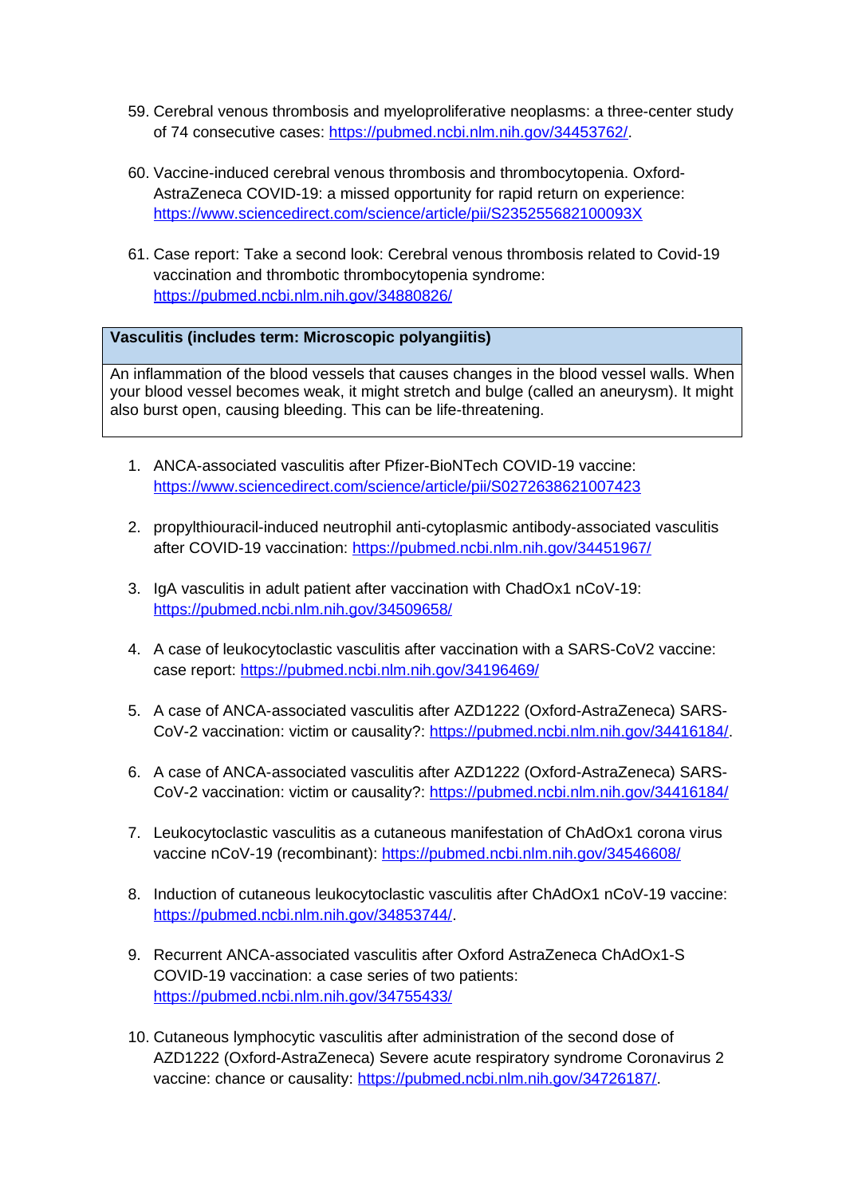59. Cerebral venous thrombosis and myeloproliferative neoplasms: a three-center study of 74 consecutive cases: https://pubmed.ncbi.nlm.nih.gov/34453762/.

60. Vaccine-induced cerebral venous thrombosis and thrombocytopenia. Oxford-AstraZeneca COVID-19: a missed opportunity for rapid return on experience: https://www.sciencedirect.com/science/article/pii/S235255682100093X

61. Case report: Take a second look: Cerebral venous thrombosis related to Covid-19 vaccination and thrombotic thrombocytopenia syndrome: https://pubmed.ncbi.nlm.nih.gov/34880826/

| **Vasculitis (includes term: Microscopic polyangiitis)** |
| --- |
| An inflammation of the blood vessels that causes changes in the blood vessel walls. When your blood vessel becomes weak, it might stretch and bulge (called an aneurysm). It might also burst open, causing bleeding. This can be life-threatening. |

1. ANCA-associated vasculitis after Pfizer-BioNTech COVID-19 vaccine: https://www.sciencedirect.com/science/article/pii/S0272638621007423

2. propylthiouracil-induced neutrophil anti-cytoplasmic antibody-associated vasculitis after COVID-19 vaccination: https://pubmed.ncbi.nlm.nih.gov/34451967/

3. IgA vasculitis in adult patient after vaccination with ChadOx1 nCoV-19: https://pubmed.ncbi.nlm.nih.gov/34509658/

4. A case of leukocytoclastic vasculitis after vaccination with a SARS-CoV2 vaccine: case report: https://pubmed.ncbi.nlm.nih.gov/34196469/

5. A case of ANCA-associated vasculitis after AZD1222 (Oxford-AstraZeneca) SARS-CoV-2 vaccination: victim or causality?: https://pubmed.ncbi.nlm.nih.gov/34416184/.

6. A case of ANCA-associated vasculitis after AZD1222 (Oxford-AstraZeneca) SARS-CoV-2 vaccination: victim or causality?: https://pubmed.ncbi.nlm.nih.gov/34416184/

7. Leukocytoclastic vasculitis as a cutaneous manifestation of ChAdOx1 corona virus vaccine nCoV-19 (recombinant): https://pubmed.ncbi.nlm.nih.gov/34546608/

8. Induction of cutaneous leukocytoclastic vasculitis after ChAdOx1 nCoV-19 vaccine: https://pubmed.ncbi.nlm.nih.gov/34853744/.

9. Recurrent ANCA-associated vasculitis after Oxford AstraZeneca ChAdOx1-S COVID-19 vaccination: a case series of two patients: https://pubmed.ncbi.nlm.nih.gov/34755433/

10. Cutaneous lymphocytic vasculitis after administration of the second dose of AZD1222 (Oxford-AstraZeneca) Severe acute respiratory syndrome Coronavirus 2 vaccine: chance or causality: https://pubmed.ncbi.nlm.nih.gov/34726187/.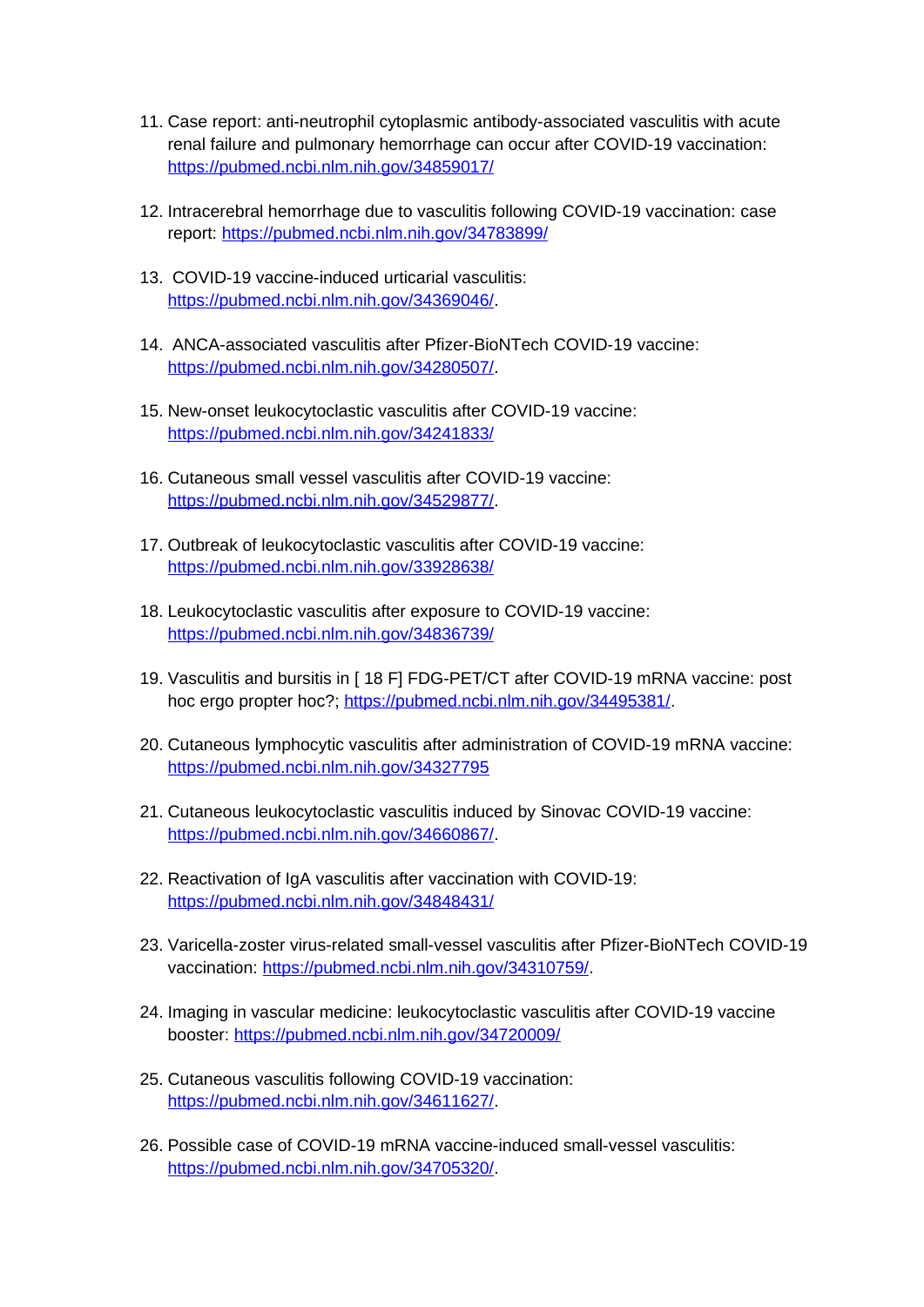11. Case report: anti-neutrophil cytoplasmic antibody-associated vasculitis with acute renal failure and pulmonary hemorrhage can occur after COVID-19 vaccination: https://pubmed.ncbi.nlm.nih.gov/34859017/

12. Intracerebral hemorrhage due to vasculitis following COVID-19 vaccination: case report: https://pubmed.ncbi.nlm.nih.gov/34783899/

13. COVID-19 vaccine-induced urticarial vasculitis: https://pubmed.ncbi.nlm.nih.gov/34369046/.

14. ANCA-associated vasculitis after Pfizer-BioNTech COVID-19 vaccine: https://pubmed.ncbi.nlm.nih.gov/34280507/.

15. New-onset leukocytoclastic vasculitis after COVID-19 vaccine: https://pubmed.ncbi.nlm.nih.gov/34241833/

16. Cutaneous small vessel vasculitis after COVID-19 vaccine: https://pubmed.ncbi.nlm.nih.gov/34529877/.

17. Outbreak of leukocytoclastic vasculitis after COVID-19 vaccine: https://pubmed.ncbi.nlm.nih.gov/33928638/

18. Leukocytoclastic vasculitis after exposure to COVID-19 vaccine: https://pubmed.ncbi.nlm.nih.gov/34836739/

19. Vasculitis and bursitis in [ 18 F] FDG-PET/CT after COVID-19 mRNA vaccine: post hoc ergo propter hoc?; https://pubmed.ncbi.nlm.nih.gov/34495381/.

20. Cutaneous lymphocytic vasculitis after administration of COVID-19 mRNA vaccine: https://pubmed.ncbi.nlm.nih.gov/34327795

21. Cutaneous leukocytoclastic vasculitis induced by Sinovac COVID-19 vaccine: https://pubmed.ncbi.nlm.nih.gov/34660867/.

22. Reactivation of IgA vasculitis after vaccination with COVID-19: https://pubmed.ncbi.nlm.nih.gov/34848431/

23. Varicella-zoster virus-related small-vessel vasculitis after Pfizer-BioNTech COVID-19 vaccination: https://pubmed.ncbi.nlm.nih.gov/34310759/.

24. Imaging in vascular medicine: leukocytoclastic vasculitis after COVID-19 vaccine booster: https://pubmed.ncbi.nlm.nih.gov/34720009/

25. Cutaneous vasculitis following COVID-19 vaccination: https://pubmed.ncbi.nlm.nih.gov/34611627/.

26. Possible case of COVID-19 mRNA vaccine-induced small-vessel vasculitis: https://pubmed.ncbi.nlm.nih.gov/34705320/.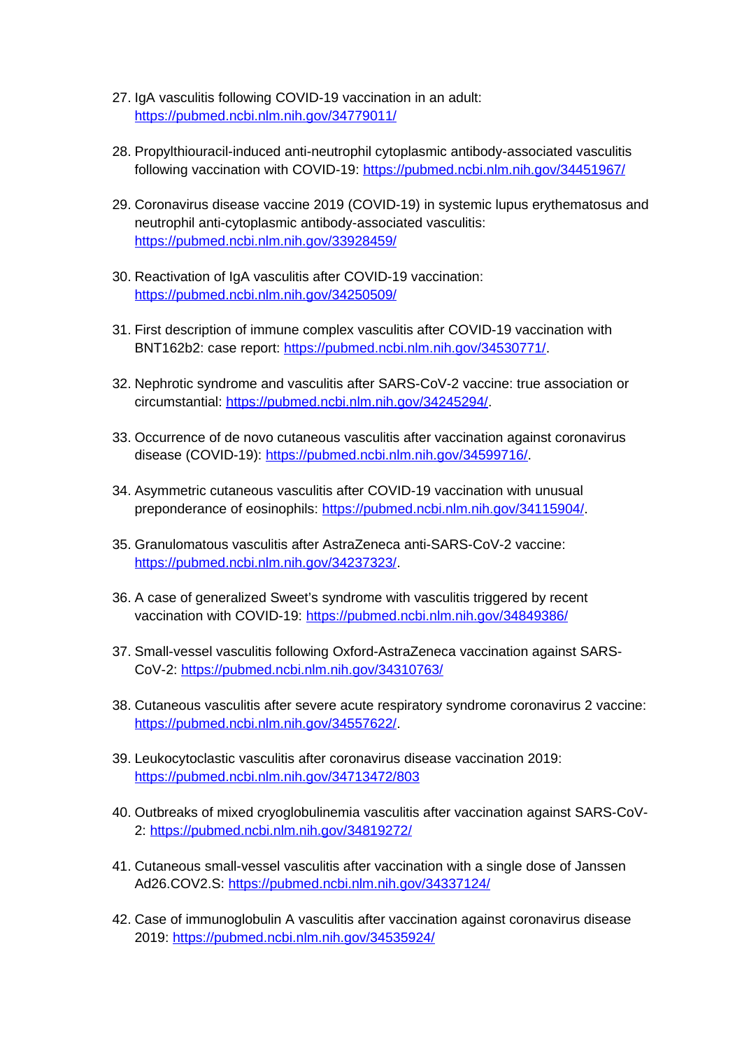27. IgA vasculitis following COVID-19 vaccination in an adult: https://pubmed.ncbi.nlm.nih.gov/34779011/

28. Propylthiouracil-induced anti-neutrophil cytoplasmic antibody-associated vasculitis following vaccination with COVID-19: https://pubmed.ncbi.nlm.nih.gov/34451967/

29. Coronavirus disease vaccine 2019 (COVID-19) in systemic lupus erythematosus and neutrophil anti-cytoplasmic antibody-associated vasculitis: https://pubmed.ncbi.nlm.nih.gov/33928459/

30. Reactivation of IgA vasculitis after COVID-19 vaccination: https://pubmed.ncbi.nlm.nih.gov/34250509/

31. First description of immune complex vasculitis after COVID-19 vaccination with BNT162b2: case report: https://pubmed.ncbi.nlm.nih.gov/34530771/.

32. Nephrotic syndrome and vasculitis after SARS-CoV-2 vaccine: true association or circumstantial: https://pubmed.ncbi.nlm.nih.gov/34245294/.

33. Occurrence of de novo cutaneous vasculitis after vaccination against coronavirus disease (COVID-19): https://pubmed.ncbi.nlm.nih.gov/34599716/.

34. Asymmetric cutaneous vasculitis after COVID-19 vaccination with unusual preponderance of eosinophils: https://pubmed.ncbi.nlm.nih.gov/34115904/.

35. Granulomatous vasculitis after AstraZeneca anti-SARS-CoV-2 vaccine: https://pubmed.ncbi.nlm.nih.gov/34237323/.

36. A case of generalized Sweet's syndrome with vasculitis triggered by recent vaccination with COVID-19: https://pubmed.ncbi.nlm.nih.gov/34849386/

37. Small-vessel vasculitis following Oxford-AstraZeneca vaccination against SARS-CoV-2: https://pubmed.ncbi.nlm.nih.gov/34310763/

38. Cutaneous vasculitis after severe acute respiratory syndrome coronavirus 2 vaccine: https://pubmed.ncbi.nlm.nih.gov/34557622/.

39. Leukocytoclastic vasculitis after coronavirus disease vaccination 2019: https://pubmed.ncbi.nlm.nih.gov/34713472/803

40. Outbreaks of mixed cryoglobulinemia vasculitis after vaccination against SARS-CoV-2: https://pubmed.ncbi.nlm.nih.gov/34819272/

41. Cutaneous small-vessel vasculitis after vaccination with a single dose of Janssen Ad26.COV2.S: https://pubmed.ncbi.nlm.nih.gov/34337124/

42. Case of immunoglobulin A vasculitis after vaccination against coronavirus disease 2019: https://pubmed.ncbi.nlm.nih.gov/34535924/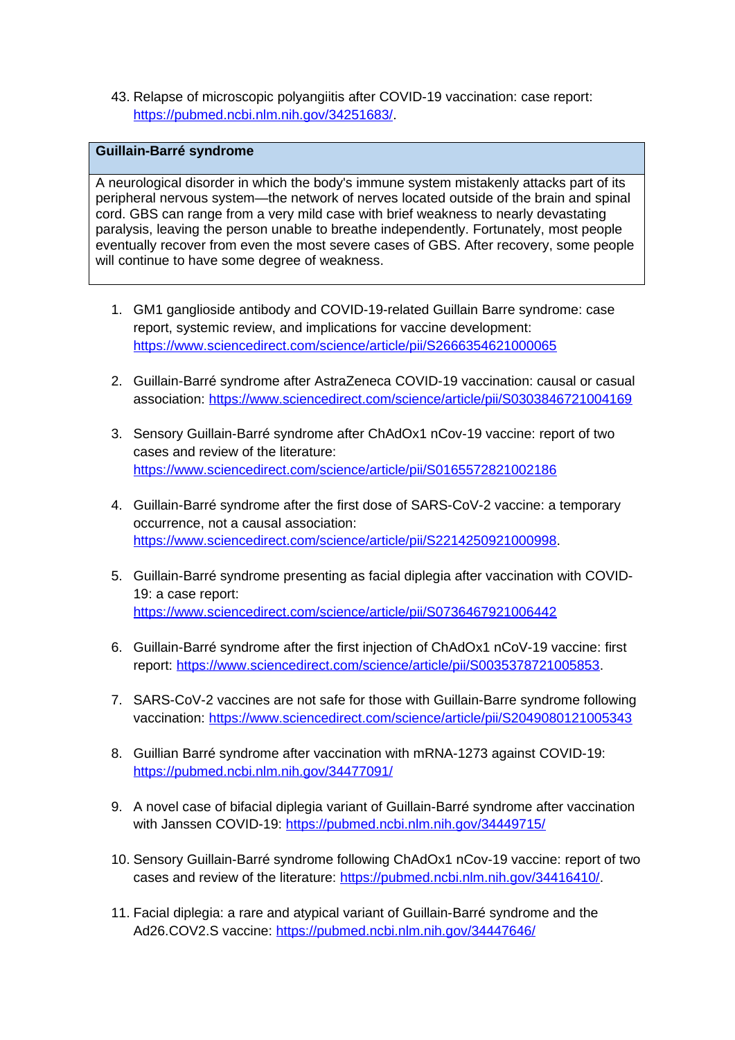43. Relapse of microscopic polyangiitis after COVID-19 vaccination: case report: https://pubmed.ncbi.nlm.nih.gov/34251683/.

| Guillain-Barré syndrome |
|---|
| A neurological disorder in which the body's immune system mistakenly attacks part of its peripheral nervous system—the network of nerves located outside of the brain and spinal cord. GBS can range from a very mild case with brief weakness to nearly devastating paralysis, leaving the person unable to breathe independently. Fortunately, most people eventually recover from even the most severe cases of GBS. After recovery, some people will continue to have some degree of weakness. |

1. GM1 ganglioside antibody and COVID-19-related Guillain Barre syndrome: case report, systemic review, and implications for vaccine development: https://www.sciencedirect.com/science/article/pii/S2666354621000065

2. Guillain-Barré syndrome after AstraZeneca COVID-19 vaccination: causal or casual association: https://www.sciencedirect.com/science/article/pii/S0303846721004169

3. Sensory Guillain-Barré syndrome after ChAdOx1 nCov-19 vaccine: report of two cases and review of the literature: https://www.sciencedirect.com/science/article/pii/S0165572821002186

4. Guillain-Barré syndrome after the first dose of SARS-CoV-2 vaccine: a temporary occurrence, not a causal association: https://www.sciencedirect.com/science/article/pii/S2214250921000998.

5. Guillain-Barré syndrome presenting as facial diplegia after vaccination with COVID-19: a case report: https://www.sciencedirect.com/science/article/pii/S0736467921006442

6. Guillain-Barré syndrome after the first injection of ChAdOx1 nCoV-19 vaccine: first report: https://www.sciencedirect.com/science/article/pii/S0035378721005853.

7. SARS-CoV-2 vaccines are not safe for those with Guillain-Barre syndrome following vaccination: https://www.sciencedirect.com/science/article/pii/S2049080121005343

8. Guillian Barré syndrome after vaccination with mRNA-1273 against COVID-19: https://pubmed.ncbi.nlm.nih.gov/34477091/

9. A novel case of bifacial diplegia variant of Guillain-Barré syndrome after vaccination with Janssen COVID-19: https://pubmed.ncbi.nlm.nih.gov/34449715/

10. Sensory Guillain-Barré syndrome following ChAdOx1 nCov-19 vaccine: report of two cases and review of the literature: https://pubmed.ncbi.nlm.nih.gov/34416410/.

11. Facial diplegia: a rare and atypical variant of Guillain-Barré syndrome and the Ad26.COV2.S vaccine: https://pubmed.ncbi.nlm.nih.gov/34447646/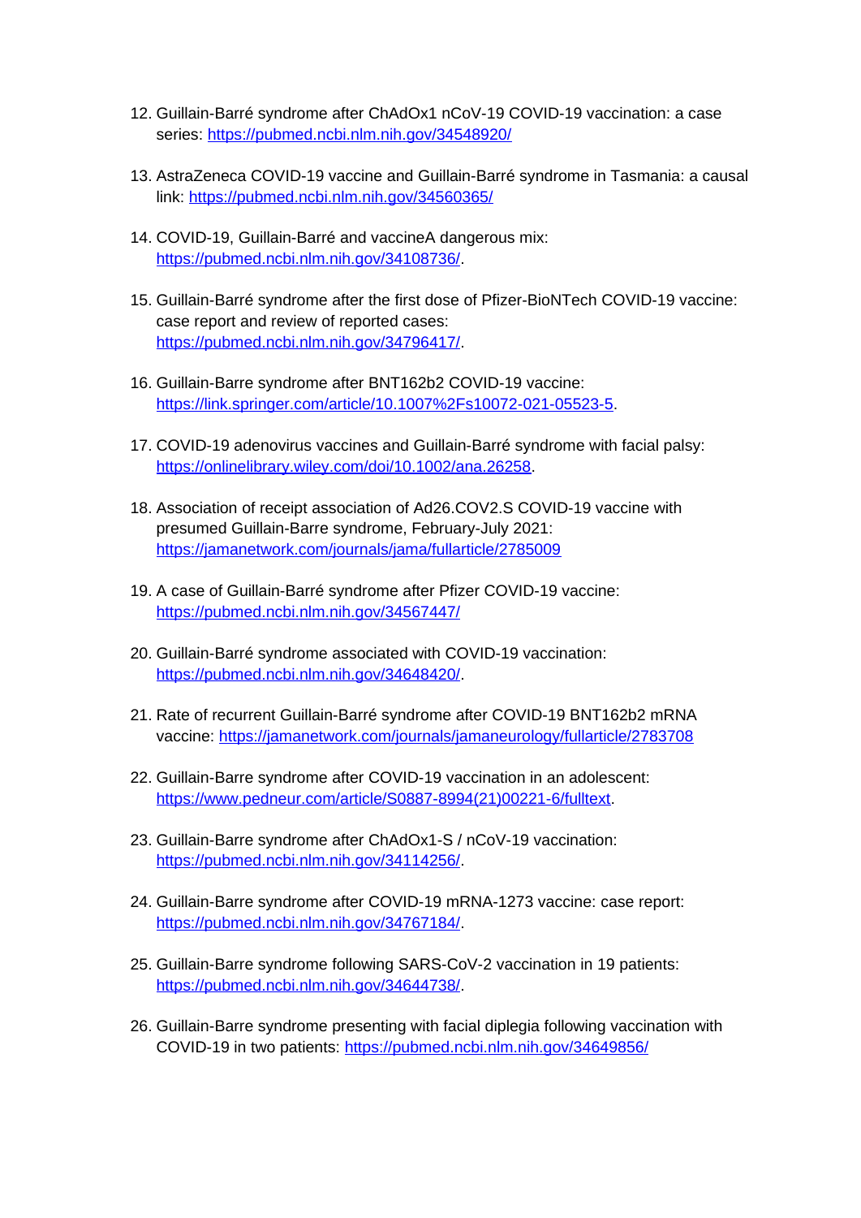12. Guillain-Barré syndrome after ChAdOx1 nCoV-19 COVID-19 vaccination: a case series: https://pubmed.ncbi.nlm.nih.gov/34548920/

13. AstraZeneca COVID-19 vaccine and Guillain-Barré syndrome in Tasmania: a causal link: https://pubmed.ncbi.nlm.nih.gov/34560365/

14. COVID-19, Guillain-Barré and vaccineA dangerous mix: https://pubmed.ncbi.nlm.nih.gov/34108736/.

15. Guillain-Barré syndrome after the first dose of Pfizer-BioNTech COVID-19 vaccine: case report and review of reported cases: https://pubmed.ncbi.nlm.nih.gov/34796417/.

16. Guillain-Barre syndrome after BNT162b2 COVID-19 vaccine: https://link.springer.com/article/10.1007%2Fs10072-021-05523-5.

17. COVID-19 adenovirus vaccines and Guillain-Barré syndrome with facial palsy: https://onlinelibrary.wiley.com/doi/10.1002/ana.26258.

18. Association of receipt association of Ad26.COV2.S COVID-19 vaccine with presumed Guillain-Barre syndrome, February-July 2021: https://jamanetwork.com/journals/jama/fullarticle/2785009

19. A case of Guillain-Barré syndrome after Pfizer COVID-19 vaccine: https://pubmed.ncbi.nlm.nih.gov/34567447/

20. Guillain-Barré syndrome associated with COVID-19 vaccination: https://pubmed.ncbi.nlm.nih.gov/34648420/.

21. Rate of recurrent Guillain-Barré syndrome after COVID-19 BNT162b2 mRNA vaccine: https://jamanetwork.com/journals/jamaneurology/fullarticle/2783708

22. Guillain-Barre syndrome after COVID-19 vaccination in an adolescent: https://www.pedneur.com/article/S0887-8994(21)00221-6/fulltext.

23. Guillain-Barre syndrome after ChAdOx1-S / nCoV-19 vaccination: https://pubmed.ncbi.nlm.nih.gov/34114256/.

24. Guillain-Barre syndrome after COVID-19 mRNA-1273 vaccine: case report: https://pubmed.ncbi.nlm.nih.gov/34767184/.

25. Guillain-Barre syndrome following SARS-CoV-2 vaccination in 19 patients: https://pubmed.ncbi.nlm.nih.gov/34644738/.

26. Guillain-Barre syndrome presenting with facial diplegia following vaccination with COVID-19 in two patients: https://pubmed.ncbi.nlm.nih.gov/34649856/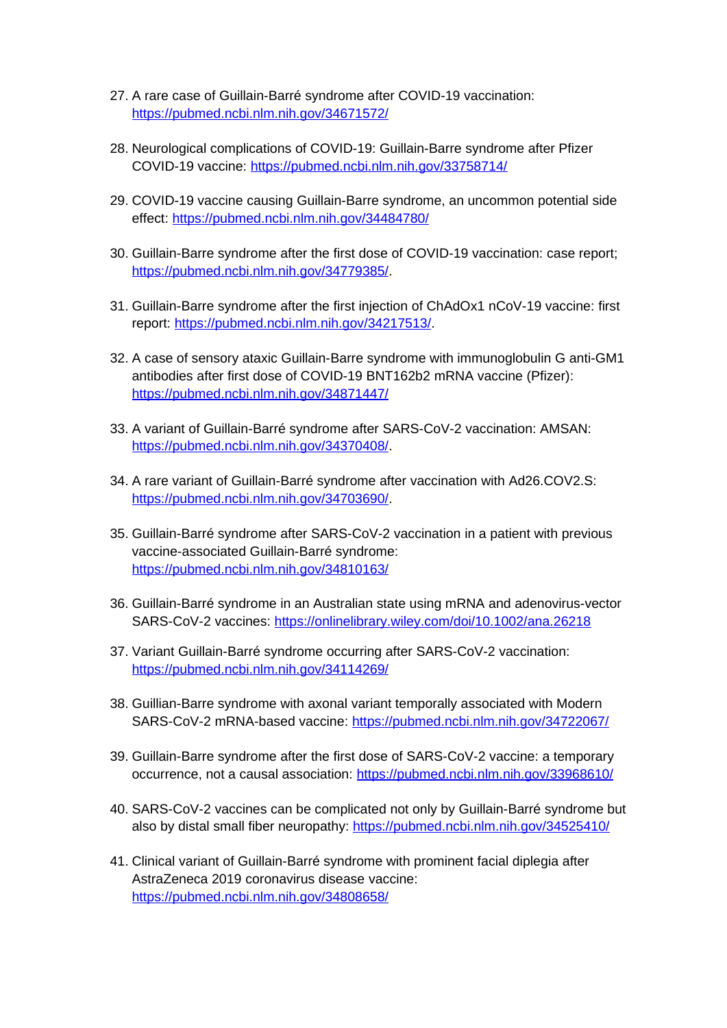27. A rare case of Guillain-Barré syndrome after COVID-19 vaccination: https://pubmed.ncbi.nlm.nih.gov/34671572/

28. Neurological complications of COVID-19: Guillain-Barre syndrome after Pfizer COVID-19 vaccine: https://pubmed.ncbi.nlm.nih.gov/33758714/

29. COVID-19 vaccine causing Guillain-Barre syndrome, an uncommon potential side effect: https://pubmed.ncbi.nlm.nih.gov/34484780/

30. Guillain-Barre syndrome after the first dose of COVID-19 vaccination: case report; https://pubmed.ncbi.nlm.nih.gov/34779385/.

31. Guillain-Barre syndrome after the first injection of ChAdOx1 nCoV-19 vaccine: first report: https://pubmed.ncbi.nlm.nih.gov/34217513/.

32. A case of sensory ataxic Guillain-Barre syndrome with immunoglobulin G anti-GM1 antibodies after first dose of COVID-19 BNT162b2 mRNA vaccine (Pfizer): https://pubmed.ncbi.nlm.nih.gov/34871447/

33. A variant of Guillain-Barré syndrome after SARS-CoV-2 vaccination: AMSAN: https://pubmed.ncbi.nlm.nih.gov/34370408/.

34. A rare variant of Guillain-Barré syndrome after vaccination with Ad26.COV2.S: https://pubmed.ncbi.nlm.nih.gov/34703690/.

35. Guillain-Barré syndrome after SARS-CoV-2 vaccination in a patient with previous vaccine-associated Guillain-Barré syndrome: https://pubmed.ncbi.nlm.nih.gov/34810163/

36. Guillain-Barré syndrome in an Australian state using mRNA and adenovirus-vector SARS-CoV-2 vaccines: https://onlinelibrary.wiley.com/doi/10.1002/ana.26218

37. Variant Guillain-Barré syndrome occurring after SARS-CoV-2 vaccination: https://pubmed.ncbi.nlm.nih.gov/34114269/

38. Guillian-Barre syndrome with axonal variant temporally associated with Modern SARS-CoV-2 mRNA-based vaccine: https://pubmed.ncbi.nlm.nih.gov/34722067/

39. Guillain-Barre syndrome after the first dose of SARS-CoV-2 vaccine: a temporary occurrence, not a causal association: https://pubmed.ncbi.nlm.nih.gov/33968610/

40. SARS-CoV-2 vaccines can be complicated not only by Guillain-Barré syndrome but also by distal small fiber neuropathy: https://pubmed.ncbi.nlm.nih.gov/34525410/

41. Clinical variant of Guillain-Barré syndrome with prominent facial diplegia after AstraZeneca 2019 coronavirus disease vaccine: https://pubmed.ncbi.nlm.nih.gov/34808658/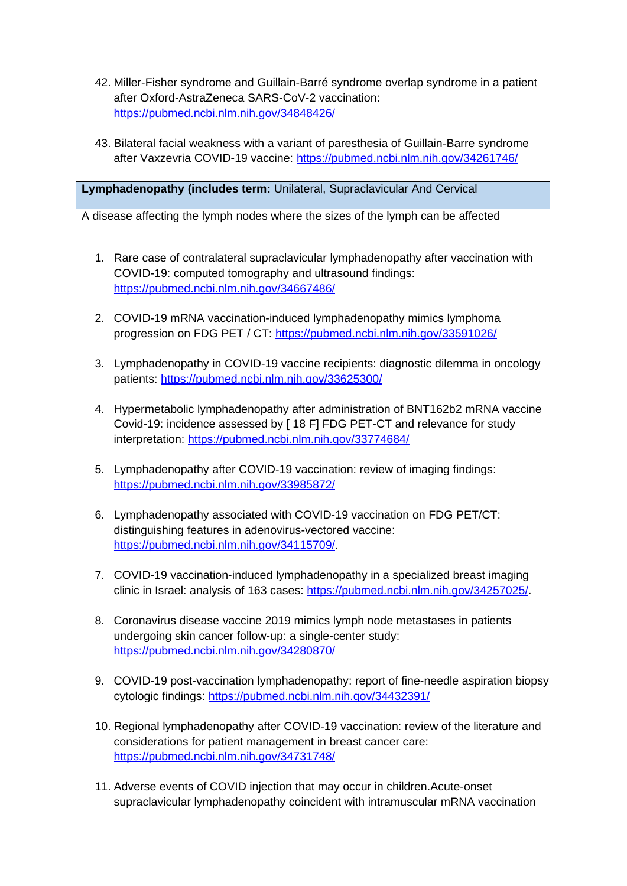42. Miller-Fisher syndrome and Guillain-Barré syndrome overlap syndrome in a patient after Oxford-AstraZeneca SARS-CoV-2 vaccination: https://pubmed.ncbi.nlm.nih.gov/34848426/

43. Bilateral facial weakness with a variant of paresthesia of Guillain-Barre syndrome after Vaxzevria COVID-19 vaccine: https://pubmed.ncbi.nlm.nih.gov/34261746/

| **Lymphadenopathy (includes term:** Unilateral, Supraclavicular And Cervical |
|---|
| A disease affecting the lymph nodes where the sizes of the lymph can be affected |

1. Rare case of contralateral supraclavicular lymphadenopathy after vaccination with COVID-19: computed tomography and ultrasound findings: https://pubmed.ncbi.nlm.nih.gov/34667486/

2. COVID-19 mRNA vaccination-induced lymphadenopathy mimics lymphoma progression on FDG PET / CT: https://pubmed.ncbi.nlm.nih.gov/33591026/

3. Lymphadenopathy in COVID-19 vaccine recipients: diagnostic dilemma in oncology patients: https://pubmed.ncbi.nlm.nih.gov/33625300/

4. Hypermetabolic lymphadenopathy after administration of BNT162b2 mRNA vaccine Covid-19: incidence assessed by [ 18 F] FDG PET-CT and relevance for study interpretation: https://pubmed.ncbi.nlm.nih.gov/33774684/

5. Lymphadenopathy after COVID-19 vaccination: review of imaging findings: https://pubmed.ncbi.nlm.nih.gov/33985872/

6. Lymphadenopathy associated with COVID-19 vaccination on FDG PET/CT: distinguishing features in adenovirus-vectored vaccine: https://pubmed.ncbi.nlm.nih.gov/34115709/.

7. COVID-19 vaccination-induced lymphadenopathy in a specialized breast imaging clinic in Israel: analysis of 163 cases: https://pubmed.ncbi.nlm.nih.gov/34257025/.

8. Coronavirus disease vaccine 2019 mimics lymph node metastases in patients undergoing skin cancer follow-up: a single-center study: https://pubmed.ncbi.nlm.nih.gov/34280870/

9. COVID-19 post-vaccination lymphadenopathy: report of fine-needle aspiration biopsy cytologic findings: https://pubmed.ncbi.nlm.nih.gov/34432391/

10. Regional lymphadenopathy after COVID-19 vaccination: review of the literature and considerations for patient management in breast cancer care: https://pubmed.ncbi.nlm.nih.gov/34731748/

11. Adverse events of COVID injection that may occur in children.Acute-onset supraclavicular lymphadenopathy coincident with intramuscular mRNA vaccination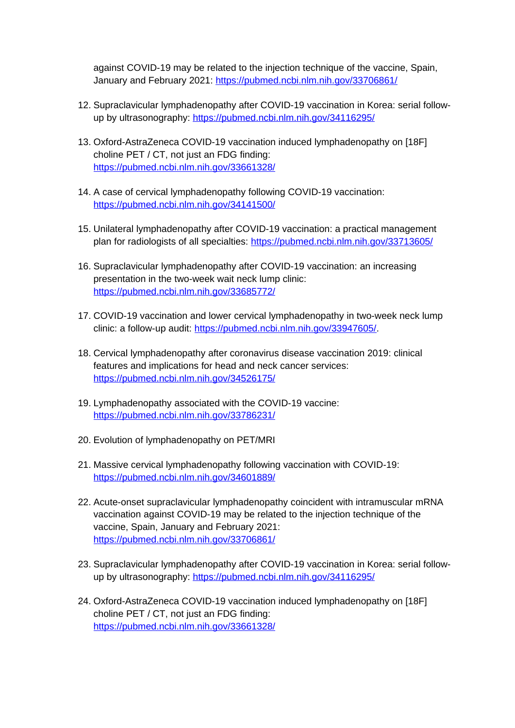against COVID-19 may be related to the injection technique of the vaccine, Spain, January and February 2021: https://pubmed.ncbi.nlm.nih.gov/33706861/

12. Supraclavicular lymphadenopathy after COVID-19 vaccination in Korea: serial follow-up by ultrasonography: https://pubmed.ncbi.nlm.nih.gov/34116295/
13. Oxford-AstraZeneca COVID-19 vaccination induced lymphadenopathy on [18F] choline PET / CT, not just an FDG finding: https://pubmed.ncbi.nlm.nih.gov/33661328/
14. A case of cervical lymphadenopathy following COVID-19 vaccination: https://pubmed.ncbi.nlm.nih.gov/34141500/
15. Unilateral lymphadenopathy after COVID-19 vaccination: a practical management plan for radiologists of all specialties: https://pubmed.ncbi.nlm.nih.gov/33713605/
16. Supraclavicular lymphadenopathy after COVID-19 vaccination: an increasing presentation in the two-week wait neck lump clinic: https://pubmed.ncbi.nlm.nih.gov/33685772/
17. COVID-19 vaccination and lower cervical lymphadenopathy in two-week neck lump clinic: a follow-up audit: https://pubmed.ncbi.nlm.nih.gov/33947605/.
18. Cervical lymphadenopathy after coronavirus disease vaccination 2019: clinical features and implications for head and neck cancer services: https://pubmed.ncbi.nlm.nih.gov/34526175/
19. Lymphadenopathy associated with the COVID-19 vaccine: https://pubmed.ncbi.nlm.nih.gov/33786231/
20. Evolution of lymphadenopathy on PET/MRI
21. Massive cervical lymphadenopathy following vaccination with COVID-19: https://pubmed.ncbi.nlm.nih.gov/34601889/
22. Acute-onset supraclavicular lymphadenopathy coincident with intramuscular mRNA vaccination against COVID-19 may be related to the injection technique of the vaccine, Spain, January and February 2021: https://pubmed.ncbi.nlm.nih.gov/33706861/
23. Supraclavicular lymphadenopathy after COVID-19 vaccination in Korea: serial follow-up by ultrasonography: https://pubmed.ncbi.nlm.nih.gov/34116295/
24. Oxford-AstraZeneca COVID-19 vaccination induced lymphadenopathy on [18F] choline PET / CT, not just an FDG finding: https://pubmed.ncbi.nlm.nih.gov/33661328/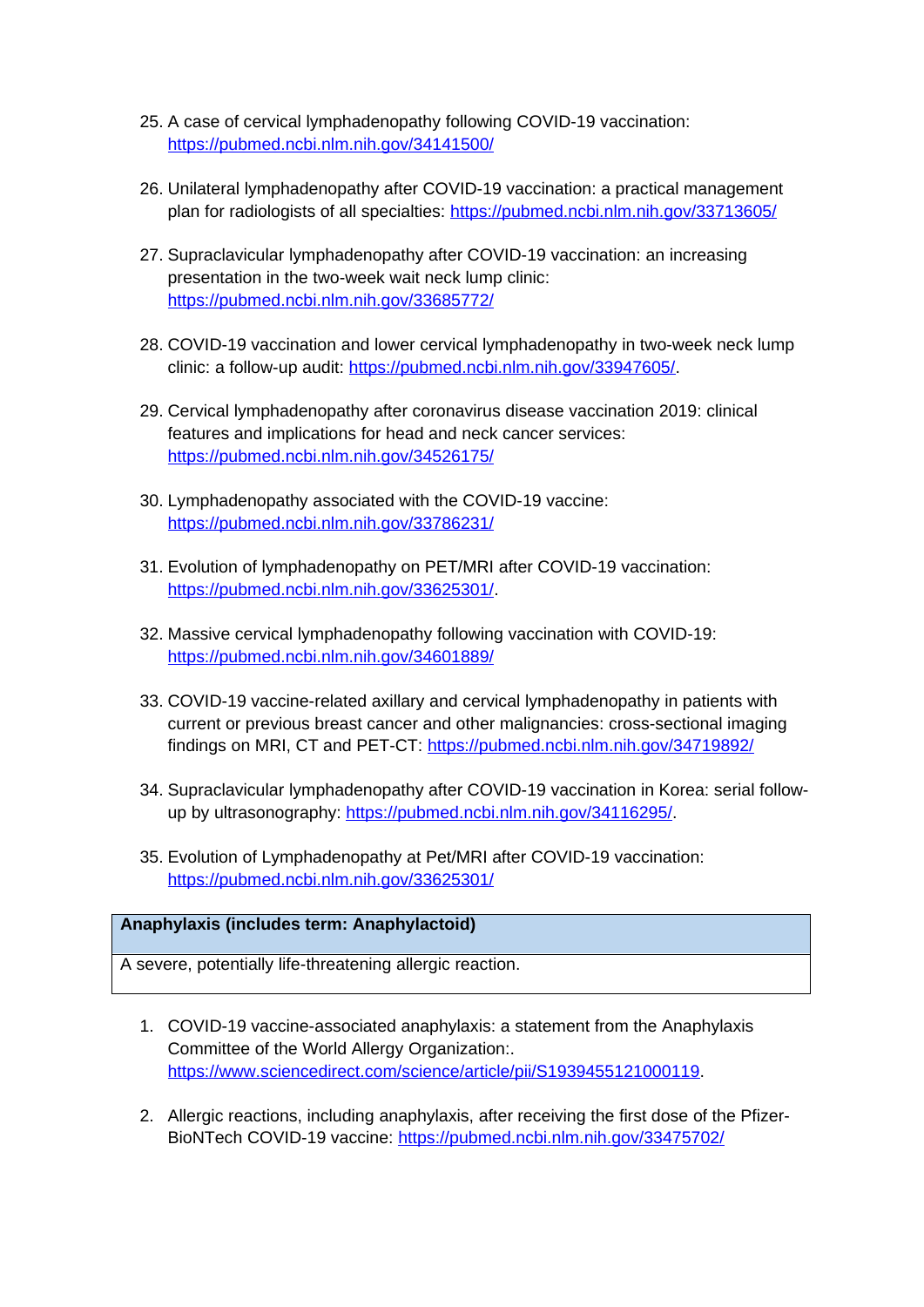25. A case of cervical lymphadenopathy following COVID-19 vaccination: https://pubmed.ncbi.nlm.nih.gov/34141500/

26. Unilateral lymphadenopathy after COVID-19 vaccination: a practical management plan for radiologists of all specialties: https://pubmed.ncbi.nlm.nih.gov/33713605/

27. Supraclavicular lymphadenopathy after COVID-19 vaccination: an increasing presentation in the two-week wait neck lump clinic: https://pubmed.ncbi.nlm.nih.gov/33685772/

28. COVID-19 vaccination and lower cervical lymphadenopathy in two-week neck lump clinic: a follow-up audit: https://pubmed.ncbi.nlm.nih.gov/33947605/.

29. Cervical lymphadenopathy after coronavirus disease vaccination 2019: clinical features and implications for head and neck cancer services: https://pubmed.ncbi.nlm.nih.gov/34526175/

30. Lymphadenopathy associated with the COVID-19 vaccine: https://pubmed.ncbi.nlm.nih.gov/33786231/

31. Evolution of lymphadenopathy on PET/MRI after COVID-19 vaccination: https://pubmed.ncbi.nlm.nih.gov/33625301/.

32. Massive cervical lymphadenopathy following vaccination with COVID-19: https://pubmed.ncbi.nlm.nih.gov/34601889/

33. COVID-19 vaccine-related axillary and cervical lymphadenopathy in patients with current or previous breast cancer and other malignancies: cross-sectional imaging findings on MRI, CT and PET-CT: https://pubmed.ncbi.nlm.nih.gov/34719892/

34. Supraclavicular lymphadenopathy after COVID-19 vaccination in Korea: serial follow-up by ultrasonography: https://pubmed.ncbi.nlm.nih.gov/34116295/.

35. Evolution of Lymphadenopathy at Pet/MRI after COVID-19 vaccination: https://pubmed.ncbi.nlm.nih.gov/33625301/

| **Anaphylaxis (includes term: Anaphylactoid)** |
| --- |
| A severe, potentially life-threatening allergic reaction. |

1. COVID-19 vaccine-associated anaphylaxis: a statement from the Anaphylaxis Committee of the World Allergy Organization:. https://www.sciencedirect.com/science/article/pii/S1939455121000119.

2. Allergic reactions, including anaphylaxis, after receiving the first dose of the Pfizer-BioNTech COVID-19 vaccine: https://pubmed.ncbi.nlm.nih.gov/33475702/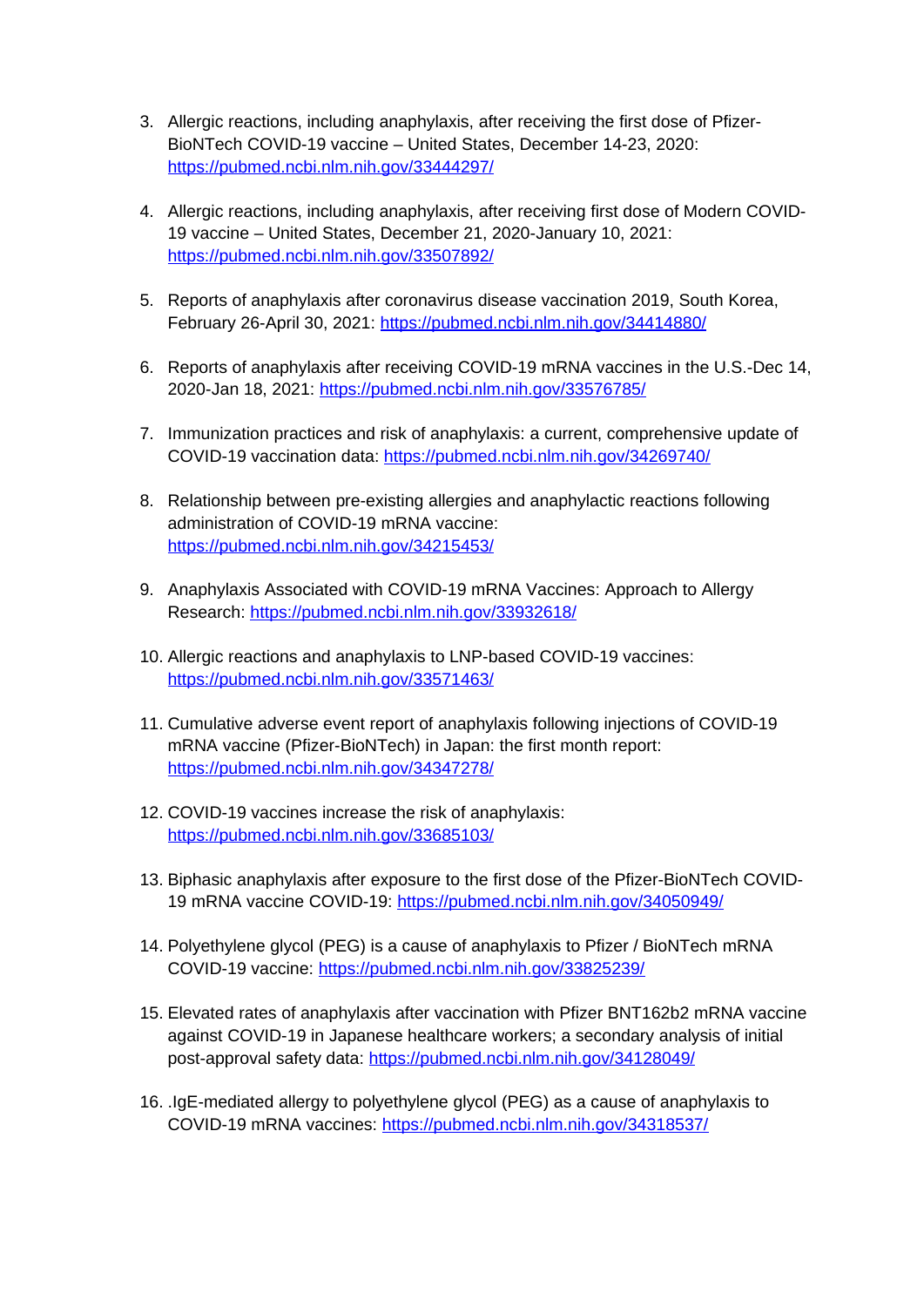3. Allergic reactions, including anaphylaxis, after receiving the first dose of Pfizer-BioNTech COVID-19 vaccine – United States, December 14-23, 2020: https://pubmed.ncbi.nlm.nih.gov/33444297/

4. Allergic reactions, including anaphylaxis, after receiving first dose of Modern COVID-19 vaccine – United States, December 21, 2020-January 10, 2021: https://pubmed.ncbi.nlm.nih.gov/33507892/

5. Reports of anaphylaxis after coronavirus disease vaccination 2019, South Korea, February 26-April 30, 2021: https://pubmed.ncbi.nlm.nih.gov/34414880/

6. Reports of anaphylaxis after receiving COVID-19 mRNA vaccines in the U.S.-Dec 14, 2020-Jan 18, 2021: https://pubmed.ncbi.nlm.nih.gov/33576785/

7. Immunization practices and risk of anaphylaxis: a current, comprehensive update of COVID-19 vaccination data: https://pubmed.ncbi.nlm.nih.gov/34269740/

8. Relationship between pre-existing allergies and anaphylactic reactions following administration of COVID-19 mRNA vaccine: https://pubmed.ncbi.nlm.nih.gov/34215453/

9. Anaphylaxis Associated with COVID-19 mRNA Vaccines: Approach to Allergy Research: https://pubmed.ncbi.nlm.nih.gov/33932618/

10. Allergic reactions and anaphylaxis to LNP-based COVID-19 vaccines: https://pubmed.ncbi.nlm.nih.gov/33571463/

11. Cumulative adverse event report of anaphylaxis following injections of COVID-19 mRNA vaccine (Pfizer-BioNTech) in Japan: the first month report: https://pubmed.ncbi.nlm.nih.gov/34347278/

12. COVID-19 vaccines increase the risk of anaphylaxis: https://pubmed.ncbi.nlm.nih.gov/33685103/

13. Biphasic anaphylaxis after exposure to the first dose of the Pfizer-BioNTech COVID-19 mRNA vaccine COVID-19: https://pubmed.ncbi.nlm.nih.gov/34050949/

14. Polyethylene glycol (PEG) is a cause of anaphylaxis to Pfizer / BioNTech mRNA COVID-19 vaccine: https://pubmed.ncbi.nlm.nih.gov/33825239/

15. Elevated rates of anaphylaxis after vaccination with Pfizer BNT162b2 mRNA vaccine against COVID-19 in Japanese healthcare workers; a secondary analysis of initial post-approval safety data: https://pubmed.ncbi.nlm.nih.gov/34128049/

16. .IgE-mediated allergy to polyethylene glycol (PEG) as a cause of anaphylaxis to COVID-19 mRNA vaccines: https://pubmed.ncbi.nlm.nih.gov/34318537/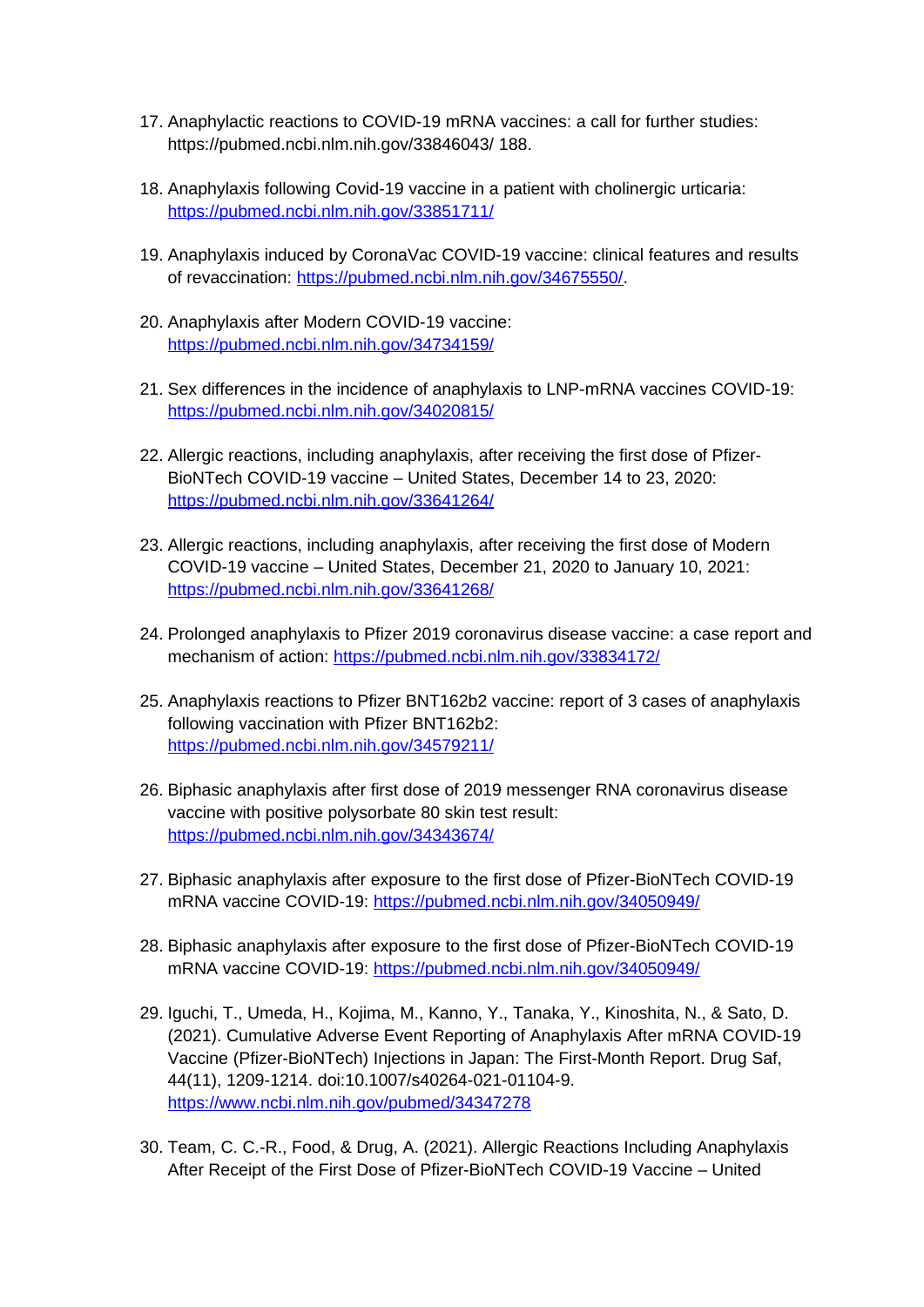17. Anaphylactic reactions to COVID-19 mRNA vaccines: a call for further studies: https://pubmed.ncbi.nlm.nih.gov/33846043/ 188.

18. Anaphylaxis following Covid-19 vaccine in a patient with cholinergic urticaria: https://pubmed.ncbi.nlm.nih.gov/33851711/

19. Anaphylaxis induced by CoronaVac COVID-19 vaccine: clinical features and results of revaccination: https://pubmed.ncbi.nlm.nih.gov/34675550/.

20. Anaphylaxis after Modern COVID-19 vaccine: https://pubmed.ncbi.nlm.nih.gov/34734159/

21. Sex differences in the incidence of anaphylaxis to LNP-mRNA vaccines COVID-19: https://pubmed.ncbi.nlm.nih.gov/34020815/

22. Allergic reactions, including anaphylaxis, after receiving the first dose of Pfizer-BioNTech COVID-19 vaccine – United States, December 14 to 23, 2020: https://pubmed.ncbi.nlm.nih.gov/33641264/

23. Allergic reactions, including anaphylaxis, after receiving the first dose of Modern COVID-19 vaccine – United States, December 21, 2020 to January 10, 2021: https://pubmed.ncbi.nlm.nih.gov/33641268/

24. Prolonged anaphylaxis to Pfizer 2019 coronavirus disease vaccine: a case report and mechanism of action: https://pubmed.ncbi.nlm.nih.gov/33834172/

25. Anaphylaxis reactions to Pfizer BNT162b2 vaccine: report of 3 cases of anaphylaxis following vaccination with Pfizer BNT162b2: https://pubmed.ncbi.nlm.nih.gov/34579211/

26. Biphasic anaphylaxis after first dose of 2019 messenger RNA coronavirus disease vaccine with positive polysorbate 80 skin test result: https://pubmed.ncbi.nlm.nih.gov/34343674/

27. Biphasic anaphylaxis after exposure to the first dose of Pfizer-BioNTech COVID-19 mRNA vaccine COVID-19: https://pubmed.ncbi.nlm.nih.gov/34050949/

28. Biphasic anaphylaxis after exposure to the first dose of Pfizer-BioNTech COVID-19 mRNA vaccine COVID-19: https://pubmed.ncbi.nlm.nih.gov/34050949/

29. Iguchi, T., Umeda, H., Kojima, M., Kanno, Y., Tanaka, Y., Kinoshita, N., & Sato, D. (2021). Cumulative Adverse Event Reporting of Anaphylaxis After mRNA COVID-19 Vaccine (Pfizer-BioNTech) Injections in Japan: The First-Month Report. Drug Saf, 44(11), 1209-1214. doi:10.1007/s40264-021-01104-9. https://www.ncbi.nlm.nih.gov/pubmed/34347278

30. Team, C. C.-R., Food, & Drug, A. (2021). Allergic Reactions Including Anaphylaxis After Receipt of the First Dose of Pfizer-BioNTech COVID-19 Vaccine – United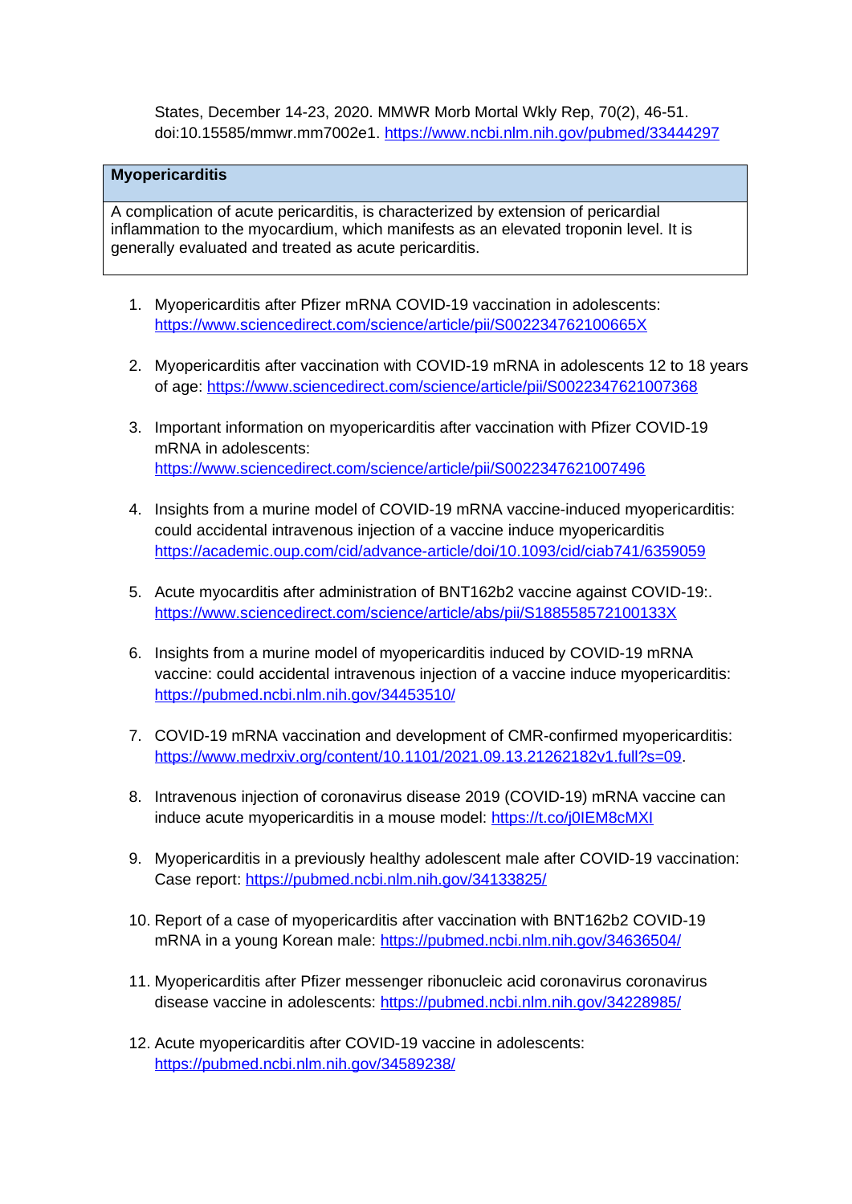States, December 14-23, 2020. MMWR Morb Mortal Wkly Rep, 70(2), 46-51. doi:10.15585/mmwr.mm7002e1. https://www.ncbi.nlm.nih.gov/pubmed/33444297

| **Myopericarditis** |
| --- |
| A complication of acute pericarditis, is characterized by extension of pericardial inflammation to the myocardium, which manifests as an elevated troponin level. It is generally evaluated and treated as acute pericarditis. |

1. Myopericarditis after Pfizer mRNA COVID-19 vaccination in adolescents: https://www.sciencedirect.com/science/article/pii/S002234762100665X
2. Myopericarditis after vaccination with COVID-19 mRNA in adolescents 12 to 18 years of age: https://www.sciencedirect.com/science/article/pii/S0022347621007368
3. Important information on myopericarditis after vaccination with Pfizer COVID-19 mRNA in adolescents: https://www.sciencedirect.com/science/article/pii/S0022347621007496
4. Insights from a murine model of COVID-19 mRNA vaccine-induced myopericarditis: could accidental intravenous injection of a vaccine induce myopericarditis https://academic.oup.com/cid/advance-article/doi/10.1093/cid/ciab741/6359059
5. Acute myocarditis after administration of BNT162b2 vaccine against COVID-19:. https://www.sciencedirect.com/science/article/abs/pii/S188558572100133X
6. Insights from a murine model of myopericarditis induced by COVID-19 mRNA vaccine: could accidental intravenous injection of a vaccine induce myopericarditis: https://pubmed.ncbi.nlm.nih.gov/34453510/
7. COVID-19 mRNA vaccination and development of CMR-confirmed myopericarditis: https://www.medrxiv.org/content/10.1101/2021.09.13.21262182v1.full?s=09.
8. Intravenous injection of coronavirus disease 2019 (COVID-19) mRNA vaccine can induce acute myopericarditis in a mouse model: https://t.co/j0IEM8cMXI
9. Myopericarditis in a previously healthy adolescent male after COVID-19 vaccination: Case report: https://pubmed.ncbi.nlm.nih.gov/34133825/
10. Report of a case of myopericarditis after vaccination with BNT162b2 COVID-19 mRNA in a young Korean male: https://pubmed.ncbi.nlm.nih.gov/34636504/
11. Myopericarditis after Pfizer messenger ribonucleic acid coronavirus coronavirus disease vaccine in adolescents: https://pubmed.ncbi.nlm.nih.gov/34228985/
12. Acute myopericarditis after COVID-19 vaccine in adolescents: https://pubmed.ncbi.nlm.nih.gov/34589238/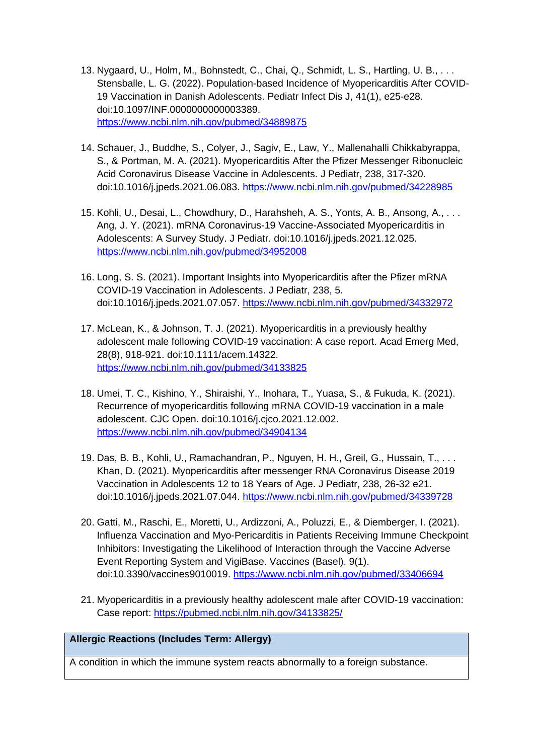13. Nygaard, U., Holm, M., Bohnstedt, C., Chai, Q., Schmidt, L. S., Hartling, U. B., . . . Stensballe, L. G. (2022). Population-based Incidence of Myopericarditis After COVID-19 Vaccination in Danish Adolescents. Pediatr Infect Dis J, 41(1), e25-e28. doi:10.1097/INF.0000000000003389. https://www.ncbi.nlm.nih.gov/pubmed/34889875

14. Schauer, J., Buddhe, S., Colyer, J., Sagiv, E., Law, Y., Mallenahalli Chikkabyrappa, S., & Portman, M. A. (2021). Myopericarditis After the Pfizer Messenger Ribonucleic Acid Coronavirus Disease Vaccine in Adolescents. J Pediatr, 238, 317-320. doi:10.1016/j.jpeds.2021.06.083. https://www.ncbi.nlm.nih.gov/pubmed/34228985

15. Kohli, U., Desai, L., Chowdhury, D., Harahsheh, A. S., Yonts, A. B., Ansong, A., . . . Ang, J. Y. (2021). mRNA Coronavirus-19 Vaccine-Associated Myopericarditis in Adolescents: A Survey Study. J Pediatr. doi:10.1016/j.jpeds.2021.12.025. https://www.ncbi.nlm.nih.gov/pubmed/34952008

16. Long, S. S. (2021). Important Insights into Myopericarditis after the Pfizer mRNA COVID-19 Vaccination in Adolescents. J Pediatr, 238, 5. doi:10.1016/j.jpeds.2021.07.057. https://www.ncbi.nlm.nih.gov/pubmed/34332972

17. McLean, K., & Johnson, T. J. (2021). Myopericarditis in a previously healthy adolescent male following COVID-19 vaccination: A case report. Acad Emerg Med, 28(8), 918-921. doi:10.1111/acem.14322. https://www.ncbi.nlm.nih.gov/pubmed/34133825

18. Umei, T. C., Kishino, Y., Shiraishi, Y., Inohara, T., Yuasa, S., & Fukuda, K. (2021). Recurrence of myopericarditis following mRNA COVID-19 vaccination in a male adolescent. CJC Open. doi:10.1016/j.cjco.2021.12.002. https://www.ncbi.nlm.nih.gov/pubmed/34904134

19. Das, B. B., Kohli, U., Ramachandran, P., Nguyen, H. H., Greil, G., Hussain, T., . . . Khan, D. (2021). Myopericarditis after messenger RNA Coronavirus Disease 2019 Vaccination in Adolescents 12 to 18 Years of Age. J Pediatr, 238, 26-32 e21. doi:10.1016/j.jpeds.2021.07.044. https://www.ncbi.nlm.nih.gov/pubmed/34339728

20. Gatti, M., Raschi, E., Moretti, U., Ardizzoni, A., Poluzzi, E., & Diemberger, I. (2021). Influenza Vaccination and Myo-Pericarditis in Patients Receiving Immune Checkpoint Inhibitors: Investigating the Likelihood of Interaction through the Vaccine Adverse Event Reporting System and VigiBase. Vaccines (Basel), 9(1). doi:10.3390/vaccines9010019. https://www.ncbi.nlm.nih.gov/pubmed/33406694

21. Myopericarditis in a previously healthy adolescent male after COVID-19 vaccination: Case report: https://pubmed.ncbi.nlm.nih.gov/34133825/

| **Allergic Reactions (Includes Term: Allergy)** |
| --- |
| A condition in which the immune system reacts abnormally to a foreign substance. |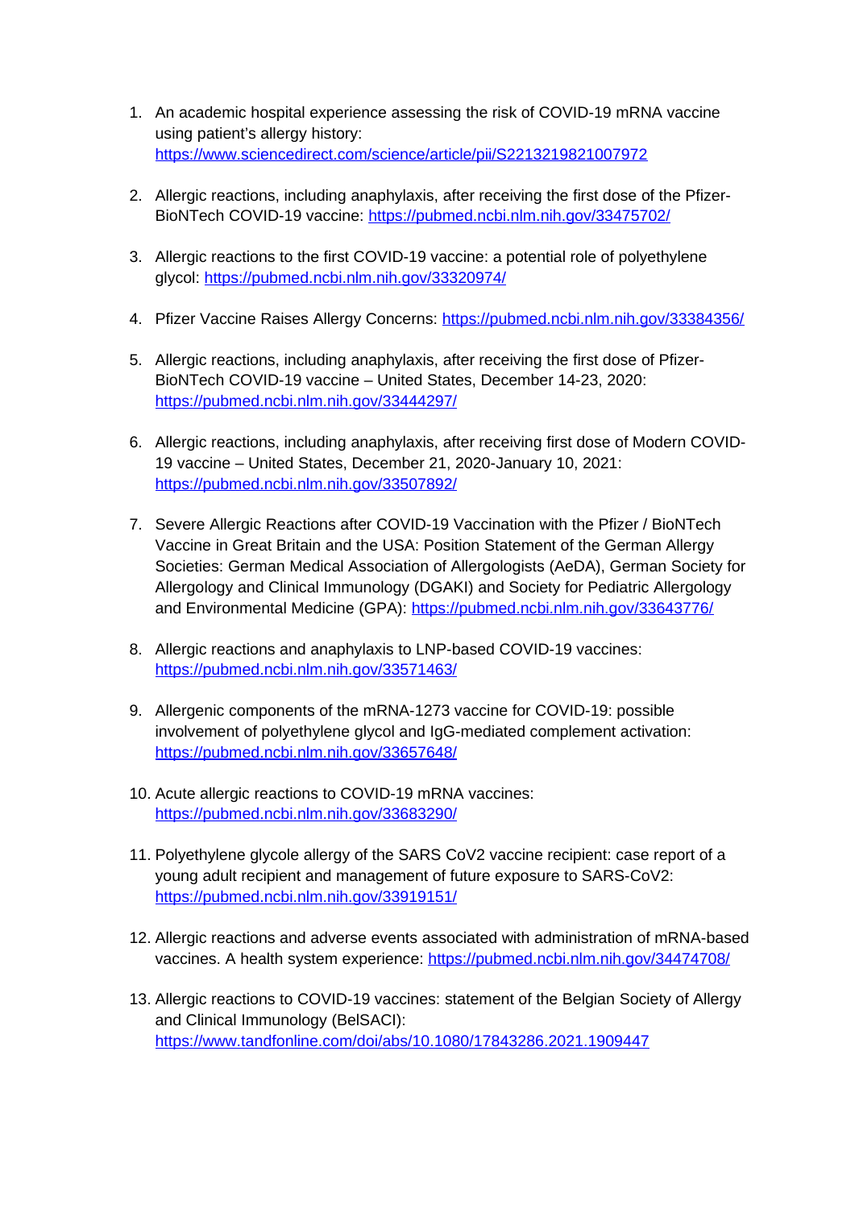1. An academic hospital experience assessing the risk of COVID-19 mRNA vaccine using patient's allergy history: https://www.sciencedirect.com/science/article/pii/S2213219821007972

2. Allergic reactions, including anaphylaxis, after receiving the first dose of the Pfizer-BioNTech COVID-19 vaccine: https://pubmed.ncbi.nlm.nih.gov/33475702/

3. Allergic reactions to the first COVID-19 vaccine: a potential role of polyethylene glycol: https://pubmed.ncbi.nlm.nih.gov/33320974/

4. Pfizer Vaccine Raises Allergy Concerns: https://pubmed.ncbi.nlm.nih.gov/33384356/

5. Allergic reactions, including anaphylaxis, after receiving the first dose of Pfizer-BioNTech COVID-19 vaccine – United States, December 14-23, 2020: https://pubmed.ncbi.nlm.nih.gov/33444297/

6. Allergic reactions, including anaphylaxis, after receiving first dose of Modern COVID-19 vaccine – United States, December 21, 2020-January 10, 2021: https://pubmed.ncbi.nlm.nih.gov/33507892/

7. Severe Allergic Reactions after COVID-19 Vaccination with the Pfizer / BioNTech Vaccine in Great Britain and the USA: Position Statement of the German Allergy Societies: German Medical Association of Allergologists (AeDA), German Society for Allergology and Clinical Immunology (DGAKI) and Society for Pediatric Allergology and Environmental Medicine (GPA): https://pubmed.ncbi.nlm.nih.gov/33643776/

8. Allergic reactions and anaphylaxis to LNP-based COVID-19 vaccines: https://pubmed.ncbi.nlm.nih.gov/33571463/

9. Allergenic components of the mRNA-1273 vaccine for COVID-19: possible involvement of polyethylene glycol and IgG-mediated complement activation: https://pubmed.ncbi.nlm.nih.gov/33657648/

10. Acute allergic reactions to COVID-19 mRNA vaccines: https://pubmed.ncbi.nlm.nih.gov/33683290/

11. Polyethylene glycole allergy of the SARS CoV2 vaccine recipient: case report of a young adult recipient and management of future exposure to SARS-CoV2: https://pubmed.ncbi.nlm.nih.gov/33919151/

12. Allergic reactions and adverse events associated with administration of mRNA-based vaccines. A health system experience: https://pubmed.ncbi.nlm.nih.gov/34474708/

13. Allergic reactions to COVID-19 vaccines: statement of the Belgian Society of Allergy and Clinical Immunology (BelSACI): https://www.tandfonline.com/doi/abs/10.1080/17843286.2021.1909447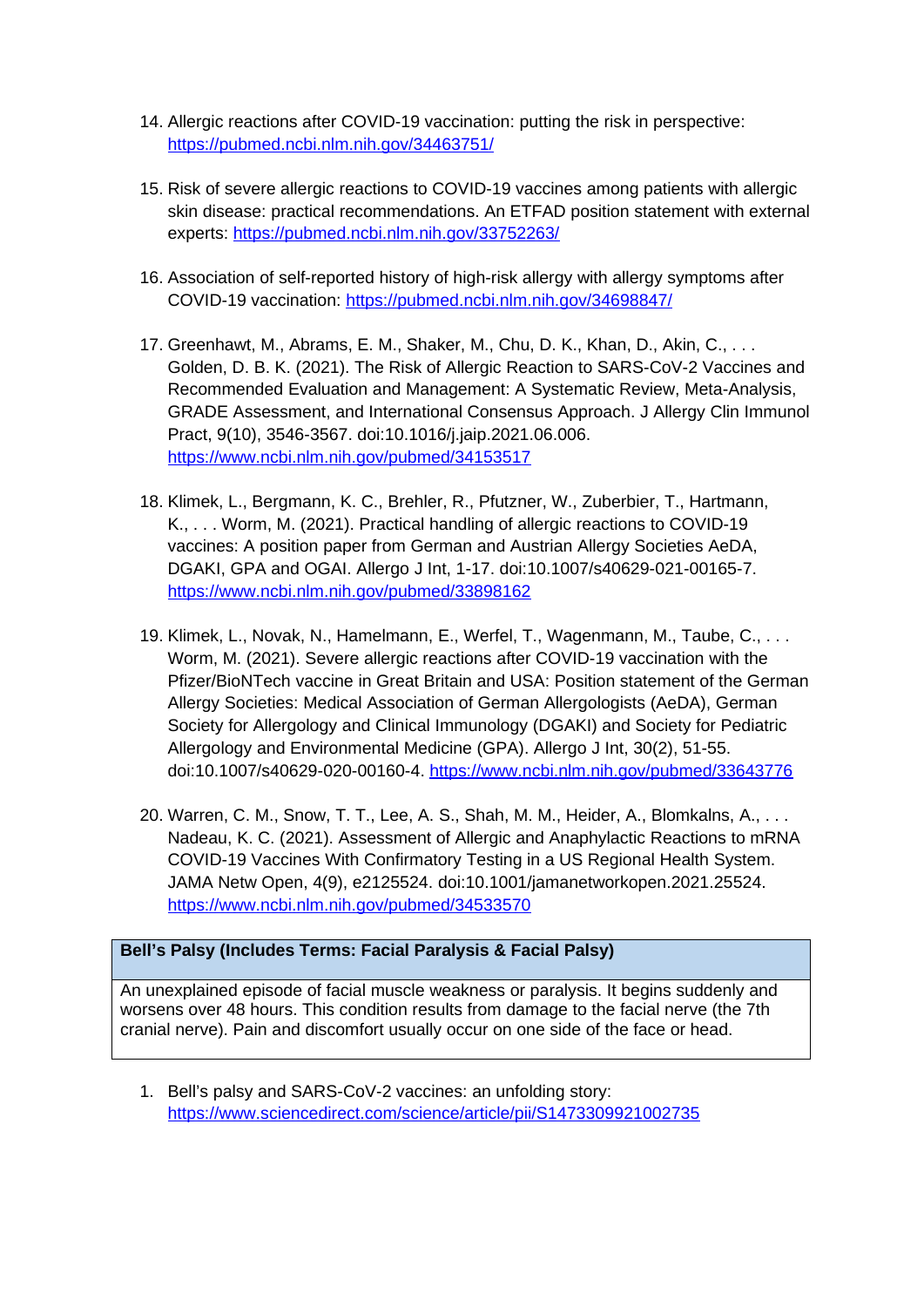14. Allergic reactions after COVID-19 vaccination: putting the risk in perspective: https://pubmed.ncbi.nlm.nih.gov/34463751/

15. Risk of severe allergic reactions to COVID-19 vaccines among patients with allergic skin disease: practical recommendations. An ETFAD position statement with external experts: https://pubmed.ncbi.nlm.nih.gov/33752263/

16. Association of self-reported history of high-risk allergy with allergy symptoms after COVID-19 vaccination: https://pubmed.ncbi.nlm.nih.gov/34698847/

17. Greenhawt, M., Abrams, E. M., Shaker, M., Chu, D. K., Khan, D., Akin, C., . . . Golden, D. B. K. (2021). The Risk of Allergic Reaction to SARS-CoV-2 Vaccines and Recommended Evaluation and Management: A Systematic Review, Meta-Analysis, GRADE Assessment, and International Consensus Approach. J Allergy Clin Immunol Pract, 9(10), 3546-3567. doi:10.1016/j.jaip.2021.06.006. https://www.ncbi.nlm.nih.gov/pubmed/34153517

18. Klimek, L., Bergmann, K. C., Brehler, R., Pfutzner, W., Zuberbier, T., Hartmann, K., . . . Worm, M. (2021). Practical handling of allergic reactions to COVID-19 vaccines: A position paper from German and Austrian Allergy Societies AeDA, DGAKI, GPA and OGAI. Allergo J Int, 1-17. doi:10.1007/s40629-021-00165-7. https://www.ncbi.nlm.nih.gov/pubmed/33898162

19. Klimek, L., Novak, N., Hamelmann, E., Werfel, T., Wagenmann, M., Taube, C., . . . Worm, M. (2021). Severe allergic reactions after COVID-19 vaccination with the Pfizer/BioNTech vaccine in Great Britain and USA: Position statement of the German Allergy Societies: Medical Association of German Allergologists (AeDA), German Society for Allergology and Clinical Immunology (DGAKI) and Society for Pediatric Allergology and Environmental Medicine (GPA). Allergo J Int, 30(2), 51-55. doi:10.1007/s40629-020-00160-4. https://www.ncbi.nlm.nih.gov/pubmed/33643776

20. Warren, C. M., Snow, T. T., Lee, A. S., Shah, M. M., Heider, A., Blomkalns, A., . . . Nadeau, K. C. (2021). Assessment of Allergic and Anaphylactic Reactions to mRNA COVID-19 Vaccines With Confirmatory Testing in a US Regional Health System. JAMA Netw Open, 4(9), e2125524. doi:10.1001/jamanetworkopen.2021.25524. https://www.ncbi.nlm.nih.gov/pubmed/34533570

| **Bell's Palsy (Includes Terms: Facial Paralysis & Facial Palsy)** |
| --- |
| An unexplained episode of facial muscle weakness or paralysis. It begins suddenly and worsens over 48 hours. This condition results from damage to the facial nerve (the 7th cranial nerve). Pain and discomfort usually occur on one side of the face or head. |

1. Bell's palsy and SARS-CoV-2 vaccines: an unfolding story: https://www.sciencedirect.com/science/article/pii/S1473309921002735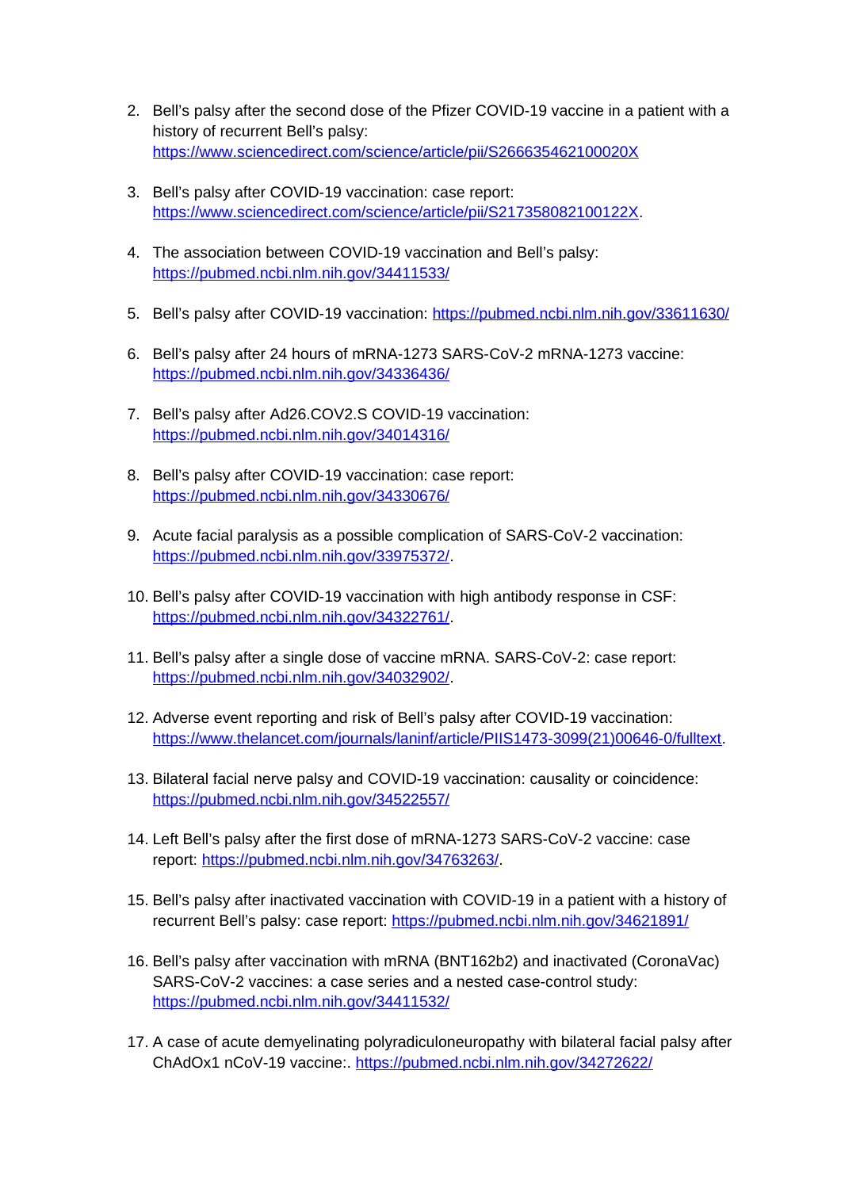2. Bell's palsy after the second dose of the Pfizer COVID-19 vaccine in a patient with a history of recurrent Bell's palsy: https://www.sciencedirect.com/science/article/pii/S266635462100020X

3. Bell's palsy after COVID-19 vaccination: case report: https://www.sciencedirect.com/science/article/pii/S217358082100122X.

4. The association between COVID-19 vaccination and Bell's palsy: https://pubmed.ncbi.nlm.nih.gov/34411533/

5. Bell's palsy after COVID-19 vaccination: https://pubmed.ncbi.nlm.nih.gov/33611630/

6. Bell's palsy after 24 hours of mRNA-1273 SARS-CoV-2 mRNA-1273 vaccine: https://pubmed.ncbi.nlm.nih.gov/34336436/

7. Bell's palsy after Ad26.COV2.S COVID-19 vaccination: https://pubmed.ncbi.nlm.nih.gov/34014316/

8. Bell's palsy after COVID-19 vaccination: case report: https://pubmed.ncbi.nlm.nih.gov/34330676/

9. Acute facial paralysis as a possible complication of SARS-CoV-2 vaccination: https://pubmed.ncbi.nlm.nih.gov/33975372/.

10. Bell's palsy after COVID-19 vaccination with high antibody response in CSF: https://pubmed.ncbi.nlm.nih.gov/34322761/.

11. Bell's palsy after a single dose of vaccine mRNA. SARS-CoV-2: case report: https://pubmed.ncbi.nlm.nih.gov/34032902/.

12. Adverse event reporting and risk of Bell's palsy after COVID-19 vaccination: https://www.thelancet.com/journals/laninf/article/PIIS1473-3099(21)00646-0/fulltext.

13. Bilateral facial nerve palsy and COVID-19 vaccination: causality or coincidence: https://pubmed.ncbi.nlm.nih.gov/34522557/

14. Left Bell's palsy after the first dose of mRNA-1273 SARS-CoV-2 vaccine: case report: https://pubmed.ncbi.nlm.nih.gov/34763263/.

15. Bell's palsy after inactivated vaccination with COVID-19 in a patient with a history of recurrent Bell's palsy: case report: https://pubmed.ncbi.nlm.nih.gov/34621891/

16. Bell's palsy after vaccination with mRNA (BNT162b2) and inactivated (CoronaVac) SARS-CoV-2 vaccines: a case series and a nested case-control study: https://pubmed.ncbi.nlm.nih.gov/34411532/

17. A case of acute demyelinating polyradiculoneuropathy with bilateral facial palsy after ChAdOx1 nCoV-19 vaccine:. https://pubmed.ncbi.nlm.nih.gov/34272622/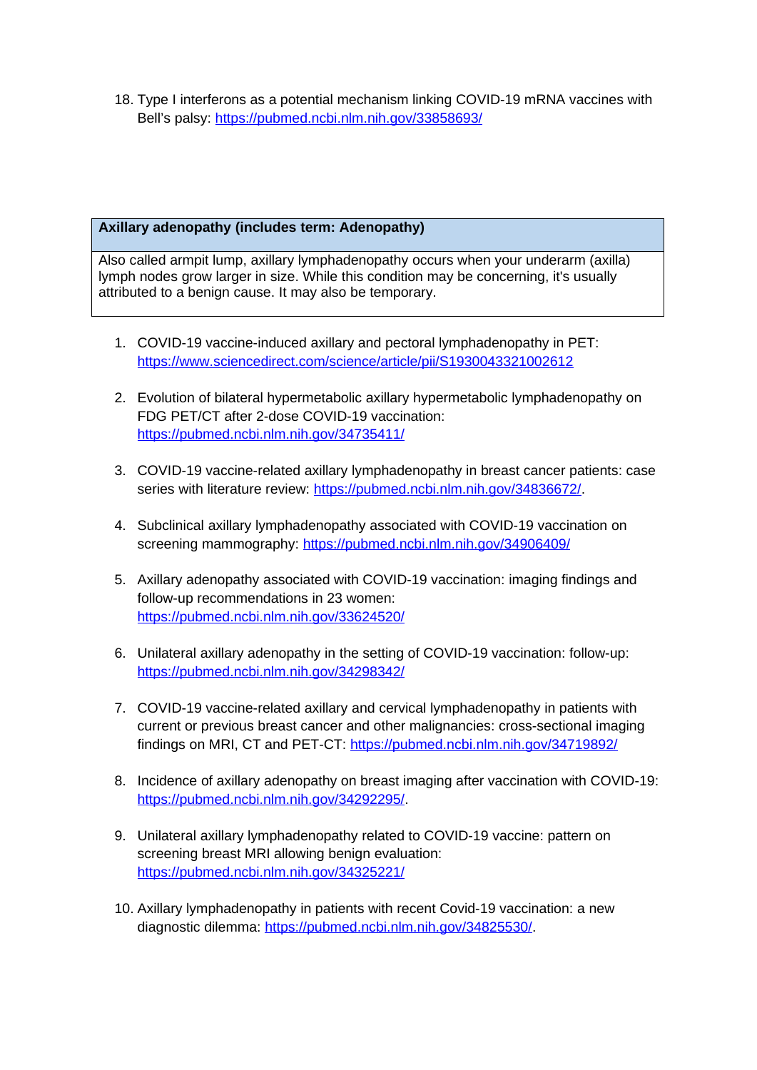18. Type I interferons as a potential mechanism linking COVID-19 mRNA vaccines with Bell's palsy: https://pubmed.ncbi.nlm.nih.gov/33858693/

| **Axillary adenopathy (includes term: Adenopathy)** |
|---|
| Also called armpit lump, axillary lymphadenopathy occurs when your underarm (axilla) lymph nodes grow larger in size. While this condition may be concerning, it's usually attributed to a benign cause. It may also be temporary. |

1. COVID-19 vaccine-induced axillary and pectoral lymphadenopathy in PET: https://www.sciencedirect.com/science/article/pii/S1930043321002612

2. Evolution of bilateral hypermetabolic axillary hypermetabolic lymphadenopathy on FDG PET/CT after 2-dose COVID-19 vaccination: https://pubmed.ncbi.nlm.nih.gov/34735411/

3. COVID-19 vaccine-related axillary lymphadenopathy in breast cancer patients: case series with literature review: https://pubmed.ncbi.nlm.nih.gov/34836672/.

4. Subclinical axillary lymphadenopathy associated with COVID-19 vaccination on screening mammography: https://pubmed.ncbi.nlm.nih.gov/34906409/

5. Axillary adenopathy associated with COVID-19 vaccination: imaging findings and follow-up recommendations in 23 women: https://pubmed.ncbi.nlm.nih.gov/33624520/

6. Unilateral axillary adenopathy in the setting of COVID-19 vaccination: follow-up: https://pubmed.ncbi.nlm.nih.gov/34298342/

7. COVID-19 vaccine-related axillary and cervical lymphadenopathy in patients with current or previous breast cancer and other malignancies: cross-sectional imaging findings on MRI, CT and PET-CT: https://pubmed.ncbi.nlm.nih.gov/34719892/

8. Incidence of axillary adenopathy on breast imaging after vaccination with COVID-19: https://pubmed.ncbi.nlm.nih.gov/34292295/.

9. Unilateral axillary lymphadenopathy related to COVID-19 vaccine: pattern on screening breast MRI allowing benign evaluation: https://pubmed.ncbi.nlm.nih.gov/34325221/

10. Axillary lymphadenopathy in patients with recent Covid-19 vaccination: a new diagnostic dilemma: https://pubmed.ncbi.nlm.nih.gov/34825530/.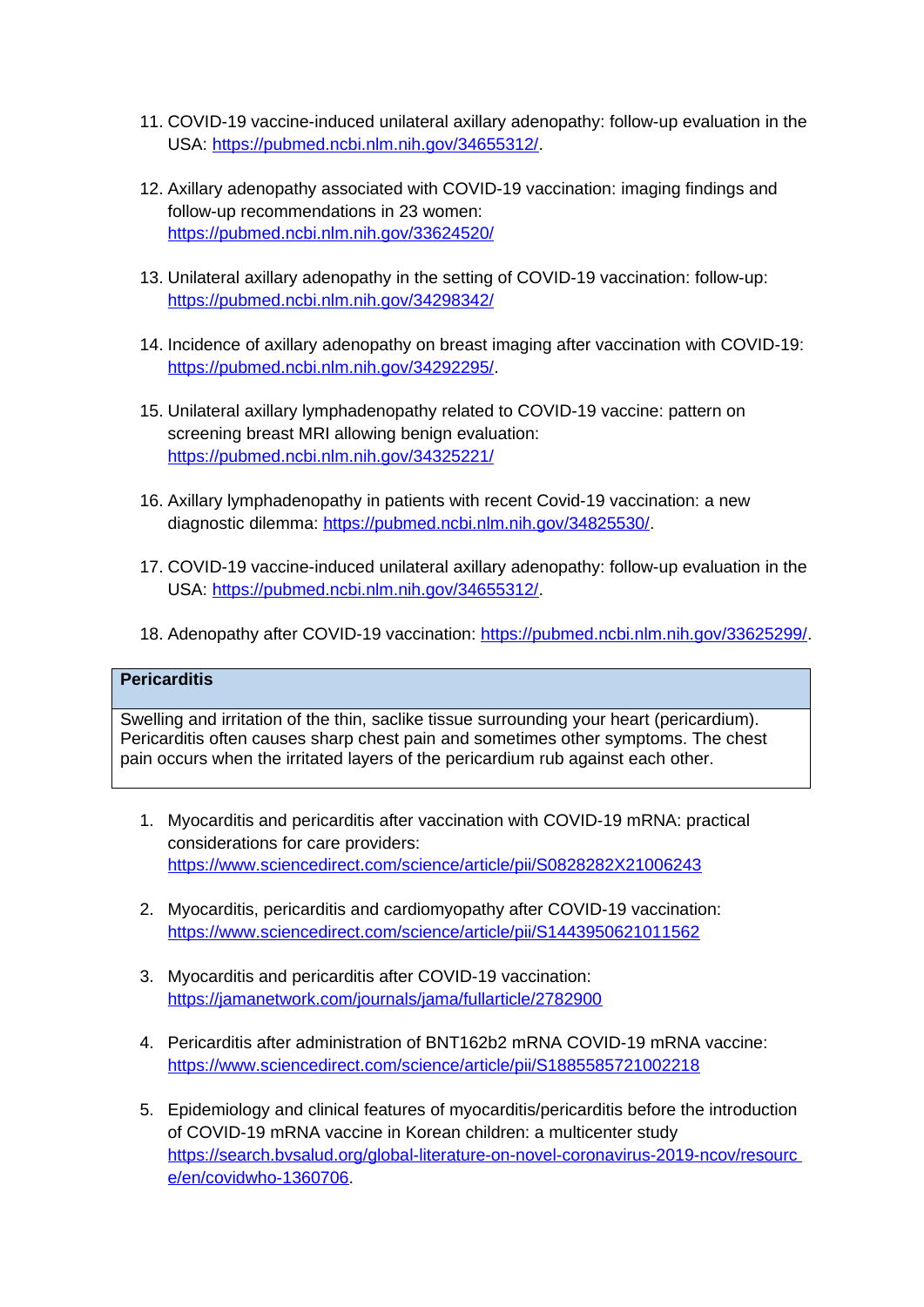11. COVID-19 vaccine-induced unilateral axillary adenopathy: follow-up evaluation in the USA: https://pubmed.ncbi.nlm.nih.gov/34655312/.

12. Axillary adenopathy associated with COVID-19 vaccination: imaging findings and follow-up recommendations in 23 women: https://pubmed.ncbi.nlm.nih.gov/33624520/

13. Unilateral axillary adenopathy in the setting of COVID-19 vaccination: follow-up: https://pubmed.ncbi.nlm.nih.gov/34298342/

14. Incidence of axillary adenopathy on breast imaging after vaccination with COVID-19: https://pubmed.ncbi.nlm.nih.gov/34292295/.

15. Unilateral axillary lymphadenopathy related to COVID-19 vaccine: pattern on screening breast MRI allowing benign evaluation: https://pubmed.ncbi.nlm.nih.gov/34325221/

16. Axillary lymphadenopathy in patients with recent Covid-19 vaccination: a new diagnostic dilemma: https://pubmed.ncbi.nlm.nih.gov/34825530/.

17. COVID-19 vaccine-induced unilateral axillary adenopathy: follow-up evaluation in the USA: https://pubmed.ncbi.nlm.nih.gov/34655312/.

18. Adenopathy after COVID-19 vaccination: https://pubmed.ncbi.nlm.nih.gov/33625299/.

| **Pericarditis** |
| --- |
| Swelling and irritation of the thin, saclike tissue surrounding your heart (pericardium). Pericarditis often causes sharp chest pain and sometimes other symptoms. The chest pain occurs when the irritated layers of the pericardium rub against each other. |

1. Myocarditis and pericarditis after vaccination with COVID-19 mRNA: practical considerations for care providers: https://www.sciencedirect.com/science/article/pii/S0828282X21006243

2. Myocarditis, pericarditis and cardiomyopathy after COVID-19 vaccination: https://www.sciencedirect.com/science/article/pii/S1443950621011562

3. Myocarditis and pericarditis after COVID-19 vaccination: https://jamanetwork.com/journals/jama/fullarticle/2782900

4. Pericarditis after administration of BNT162b2 mRNA COVID-19 mRNA vaccine: https://www.sciencedirect.com/science/article/pii/S1885585721002218

5. Epidemiology and clinical features of myocarditis/pericarditis before the introduction of COVID-19 mRNA vaccine in Korean children: a multicenter study https://search.bvsalud.org/global-literature-on-novel-coronavirus-2019-ncov/resource/en/covidwho-1360706.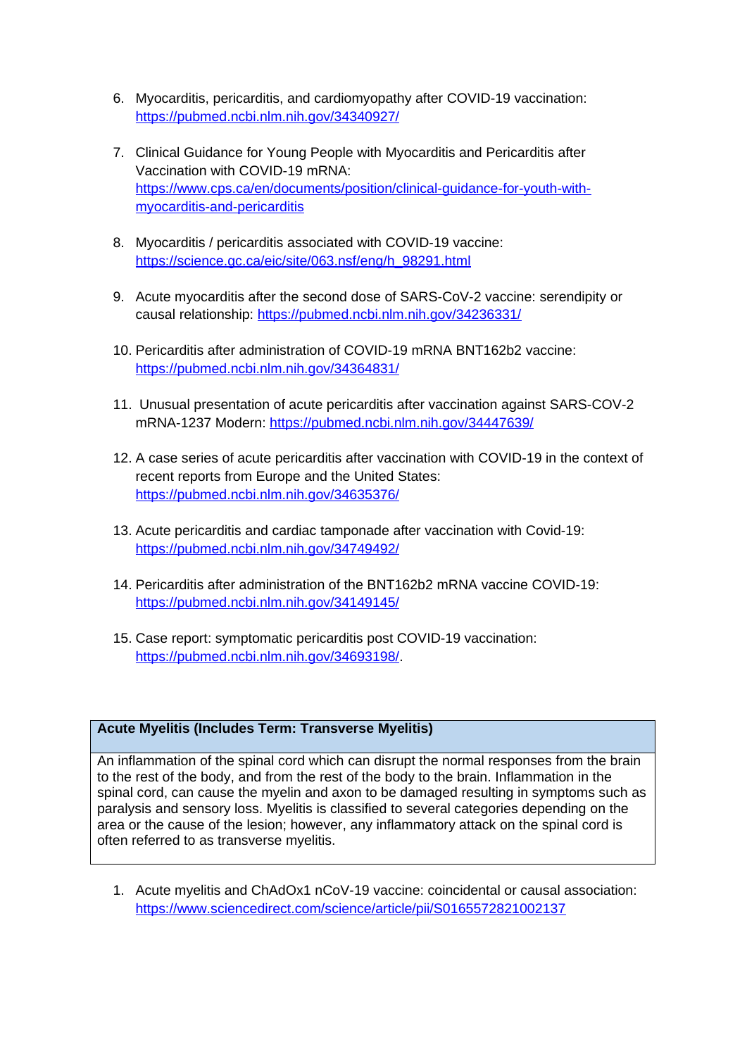6. Myocarditis, pericarditis, and cardiomyopathy after COVID-19 vaccination: https://pubmed.ncbi.nlm.nih.gov/34340927/

7. Clinical Guidance for Young People with Myocarditis and Pericarditis after Vaccination with COVID-19 mRNA: https://www.cps.ca/en/documents/position/clinical-guidance-for-youth-with-myocarditis-and-pericarditis

8. Myocarditis / pericarditis associated with COVID-19 vaccine: https://science.gc.ca/eic/site/063.nsf/eng/h_98291.html

9. Acute myocarditis after the second dose of SARS-CoV-2 vaccine: serendipity or causal relationship: https://pubmed.ncbi.nlm.nih.gov/34236331/

10. Pericarditis after administration of COVID-19 mRNA BNT162b2 vaccine: https://pubmed.ncbi.nlm.nih.gov/34364831/

11. Unusual presentation of acute pericarditis after vaccination against SARS-COV-2 mRNA-1237 Modern: https://pubmed.ncbi.nlm.nih.gov/34447639/

12. A case series of acute pericarditis after vaccination with COVID-19 in the context of recent reports from Europe and the United States: https://pubmed.ncbi.nlm.nih.gov/34635376/

13. Acute pericarditis and cardiac tamponade after vaccination with Covid-19: https://pubmed.ncbi.nlm.nih.gov/34749492/

14. Pericarditis after administration of the BNT162b2 mRNA vaccine COVID-19: https://pubmed.ncbi.nlm.nih.gov/34149145/

15. Case report: symptomatic pericarditis post COVID-19 vaccination: https://pubmed.ncbi.nlm.nih.gov/34693198/.

| **Acute Myelitis (Includes Term: Transverse Myelitis)** |
|---|
| An inflammation of the spinal cord which can disrupt the normal responses from the brain to the rest of the body, and from the rest of the body to the brain. Inflammation in the spinal cord, can cause the myelin and axon to be damaged resulting in symptoms such as paralysis and sensory loss. Myelitis is classified to several categories depending on the area or the cause of the lesion; however, any inflammatory attack on the spinal cord is often referred to as transverse myelitis. |

1. Acute myelitis and ChAdOx1 nCoV-19 vaccine: coincidental or causal association: https://www.sciencedirect.com/science/article/pii/S0165572821002137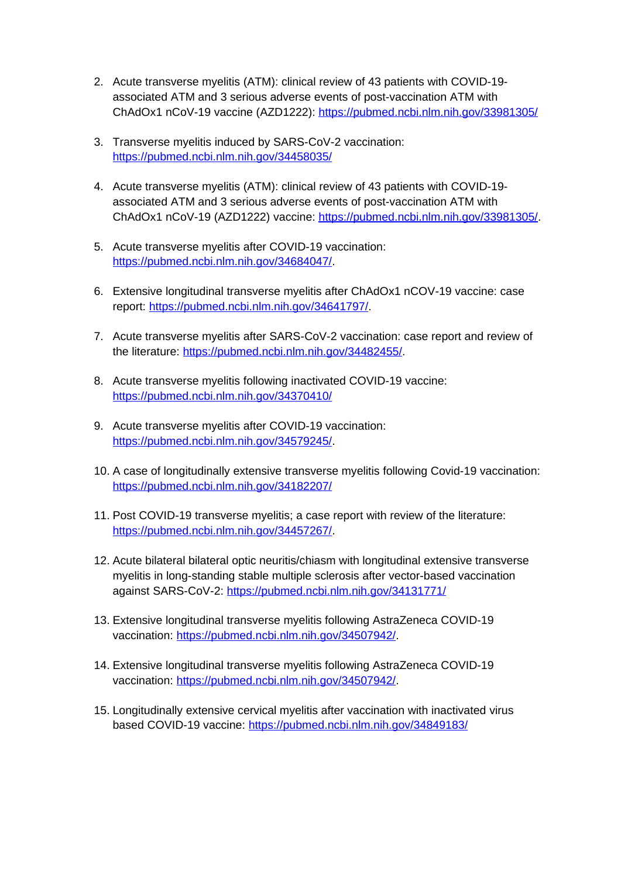2. Acute transverse myelitis (ATM): clinical review of 43 patients with COVID-19-associated ATM and 3 serious adverse events of post-vaccination ATM with ChAdOx1 nCoV-19 vaccine (AZD1222): https://pubmed.ncbi.nlm.nih.gov/33981305/

3. Transverse myelitis induced by SARS-CoV-2 vaccination: https://pubmed.ncbi.nlm.nih.gov/34458035/

4. Acute transverse myelitis (ATM): clinical review of 43 patients with COVID-19-associated ATM and 3 serious adverse events of post-vaccination ATM with ChAdOx1 nCoV-19 (AZD1222) vaccine: https://pubmed.ncbi.nlm.nih.gov/33981305/.

5. Acute transverse myelitis after COVID-19 vaccination: https://pubmed.ncbi.nlm.nih.gov/34684047/.

6. Extensive longitudinal transverse myelitis after ChAdOx1 nCOV-19 vaccine: case report: https://pubmed.ncbi.nlm.nih.gov/34641797/.

7. Acute transverse myelitis after SARS-CoV-2 vaccination: case report and review of the literature: https://pubmed.ncbi.nlm.nih.gov/34482455/.

8. Acute transverse myelitis following inactivated COVID-19 vaccine: https://pubmed.ncbi.nlm.nih.gov/34370410/

9. Acute transverse myelitis after COVID-19 vaccination: https://pubmed.ncbi.nlm.nih.gov/34579245/.

10. A case of longitudinally extensive transverse myelitis following Covid-19 vaccination: https://pubmed.ncbi.nlm.nih.gov/34182207/

11. Post COVID-19 transverse myelitis; a case report with review of the literature: https://pubmed.ncbi.nlm.nih.gov/34457267/.

12. Acute bilateral bilateral optic neuritis/chiasm with longitudinal extensive transverse myelitis in long-standing stable multiple sclerosis after vector-based vaccination against SARS-CoV-2: https://pubmed.ncbi.nlm.nih.gov/34131771/

13. Extensive longitudinal transverse myelitis following AstraZeneca COVID-19 vaccination: https://pubmed.ncbi.nlm.nih.gov/34507942/.

14. Extensive longitudinal transverse myelitis following AstraZeneca COVID-19 vaccination: https://pubmed.ncbi.nlm.nih.gov/34507942/.

15. Longitudinally extensive cervical myelitis after vaccination with inactivated virus based COVID-19 vaccine: https://pubmed.ncbi.nlm.nih.gov/34849183/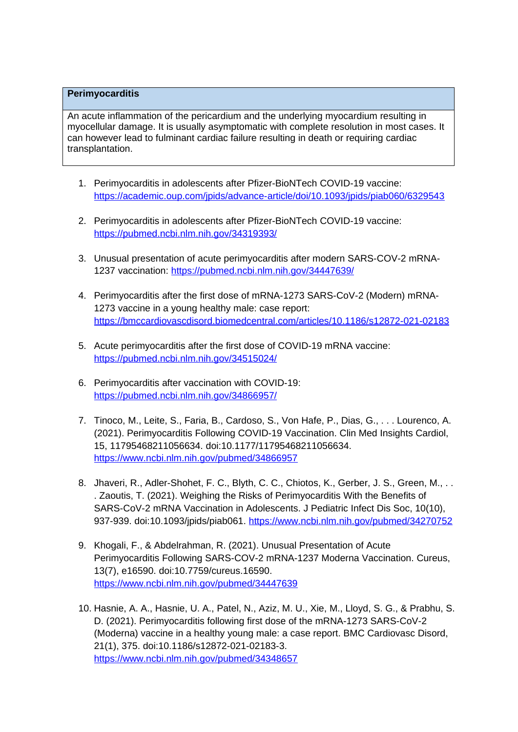| **Perimyocarditis** |
|---|
| An acute inflammation of the pericardium and the underlying myocardium resulting in myocellular damage. It is usually asymptomatic with complete resolution in most cases. It can however lead to fulminant cardiac failure resulting in death or requiring cardiac transplantation. |

1. Perimyocarditis in adolescents after Pfizer-BioNTech COVID-19 vaccine: https://academic.oup.com/jpids/advance-article/doi/10.1093/jpids/piab060/6329543

2. Perimyocarditis in adolescents after Pfizer-BioNTech COVID-19 vaccine: https://pubmed.ncbi.nlm.nih.gov/34319393/

3. Unusual presentation of acute perimyocarditis after modern SARS-COV-2 mRNA-1237 vaccination: https://pubmed.ncbi.nlm.nih.gov/34447639/

4. Perimyocarditis after the first dose of mRNA-1273 SARS-CoV-2 (Modern) mRNA-1273 vaccine in a young healthy male: case report: https://bmccardiovascdisord.biomedcentral.com/articles/10.1186/s12872-021-02183

5. Acute perimyocarditis after the first dose of COVID-19 mRNA vaccine: https://pubmed.ncbi.nlm.nih.gov/34515024/

6. Perimyocarditis after vaccination with COVID-19: https://pubmed.ncbi.nlm.nih.gov/34866957/

7. Tinoco, M., Leite, S., Faria, B., Cardoso, S., Von Hafe, P., Dias, G., . . . Lourenco, A. (2021). Perimyocarditis Following COVID-19 Vaccination. Clin Med Insights Cardiol, 15, 11795468211056634. doi:10.1177/11795468211056634. https://www.ncbi.nlm.nih.gov/pubmed/34866957

8. Jhaveri, R., Adler-Shohet, F. C., Blyth, C. C., Chiotos, K., Gerber, J. S., Green, M., . . . Zaoutis, T. (2021). Weighing the Risks of Perimyocarditis With the Benefits of SARS-CoV-2 mRNA Vaccination in Adolescents. J Pediatric Infect Dis Soc, 10(10), 937-939. doi:10.1093/jpids/piab061. https://www.ncbi.nlm.nih.gov/pubmed/34270752

9. Khogali, F., & Abdelrahman, R. (2021). Unusual Presentation of Acute Perimyocarditis Following SARS-COV-2 mRNA-1237 Moderna Vaccination. Cureus, 13(7), e16590. doi:10.7759/cureus.16590. https://www.ncbi.nlm.nih.gov/pubmed/34447639

10. Hasnie, A. A., Hasnie, U. A., Patel, N., Aziz, M. U., Xie, M., Lloyd, S. G., & Prabhu, S. D. (2021). Perimyocarditis following first dose of the mRNA-1273 SARS-CoV-2 (Moderna) vaccine in a healthy young male: a case report. BMC Cardiovasc Disord, 21(1), 375. doi:10.1186/s12872-021-02183-3. https://www.ncbi.nlm.nih.gov/pubmed/34348657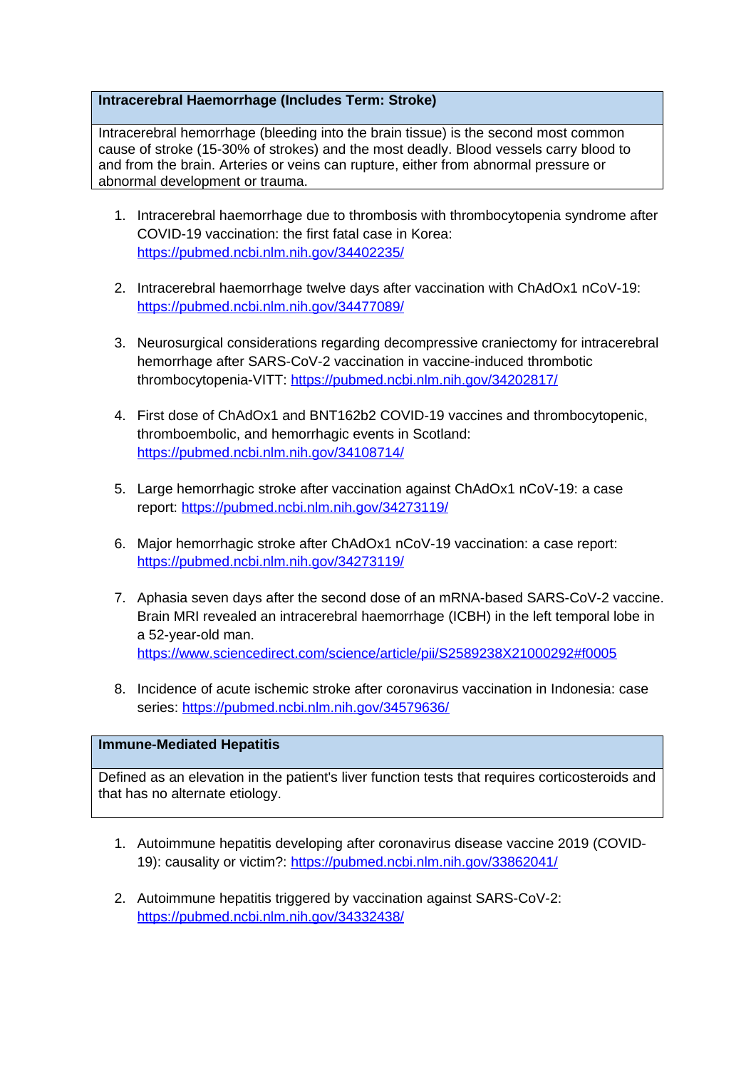| Intracerebral Haemorrhage (Includes Term: Stroke) |
| --- |
| Intracerebral hemorrhage (bleeding into the brain tissue) is the second most common cause of stroke (15-30% of strokes) and the most deadly. Blood vessels carry blood to and from the brain. Arteries or veins can rupture, either from abnormal pressure or abnormal development or trauma. |

1. Intracerebral haemorrhage due to thrombosis with thrombocytopenia syndrome after COVID-19 vaccination: the first fatal case in Korea: https://pubmed.ncbi.nlm.nih.gov/34402235/

2. Intracerebral haemorrhage twelve days after vaccination with ChAdOx1 nCoV-19: https://pubmed.ncbi.nlm.nih.gov/34477089/

3. Neurosurgical considerations regarding decompressive craniectomy for intracerebral hemorrhage after SARS-CoV-2 vaccination in vaccine-induced thrombotic thrombocytopenia-VITT: https://pubmed.ncbi.nlm.nih.gov/34202817/

4. First dose of ChAdOx1 and BNT162b2 COVID-19 vaccines and thrombocytopenic, thromboembolic, and hemorrhagic events in Scotland: https://pubmed.ncbi.nlm.nih.gov/34108714/

5. Large hemorrhagic stroke after vaccination against ChAdOx1 nCoV-19: a case report: https://pubmed.ncbi.nlm.nih.gov/34273119/

6. Major hemorrhagic stroke after ChAdOx1 nCoV-19 vaccination: a case report: https://pubmed.ncbi.nlm.nih.gov/34273119/

7. Aphasia seven days after the second dose of an mRNA-based SARS-CoV-2 vaccine. Brain MRI revealed an intracerebral haemorrhage (ICBH) in the left temporal lobe in a 52-year-old man. https://www.sciencedirect.com/science/article/pii/S2589238X21000292#f0005

8. Incidence of acute ischemic stroke after coronavirus vaccination in Indonesia: case series: https://pubmed.ncbi.nlm.nih.gov/34579636/

| Immune-Mediated Hepatitis |
| --- |
| Defined as an elevation in the patient's liver function tests that requires corticosteroids and that has no alternate etiology. |

1. Autoimmune hepatitis developing after coronavirus disease vaccine 2019 (COVID-19): causality or victim?: https://pubmed.ncbi.nlm.nih.gov/33862041/

2. Autoimmune hepatitis triggered by vaccination against SARS-CoV-2: https://pubmed.ncbi.nlm.nih.gov/34332438/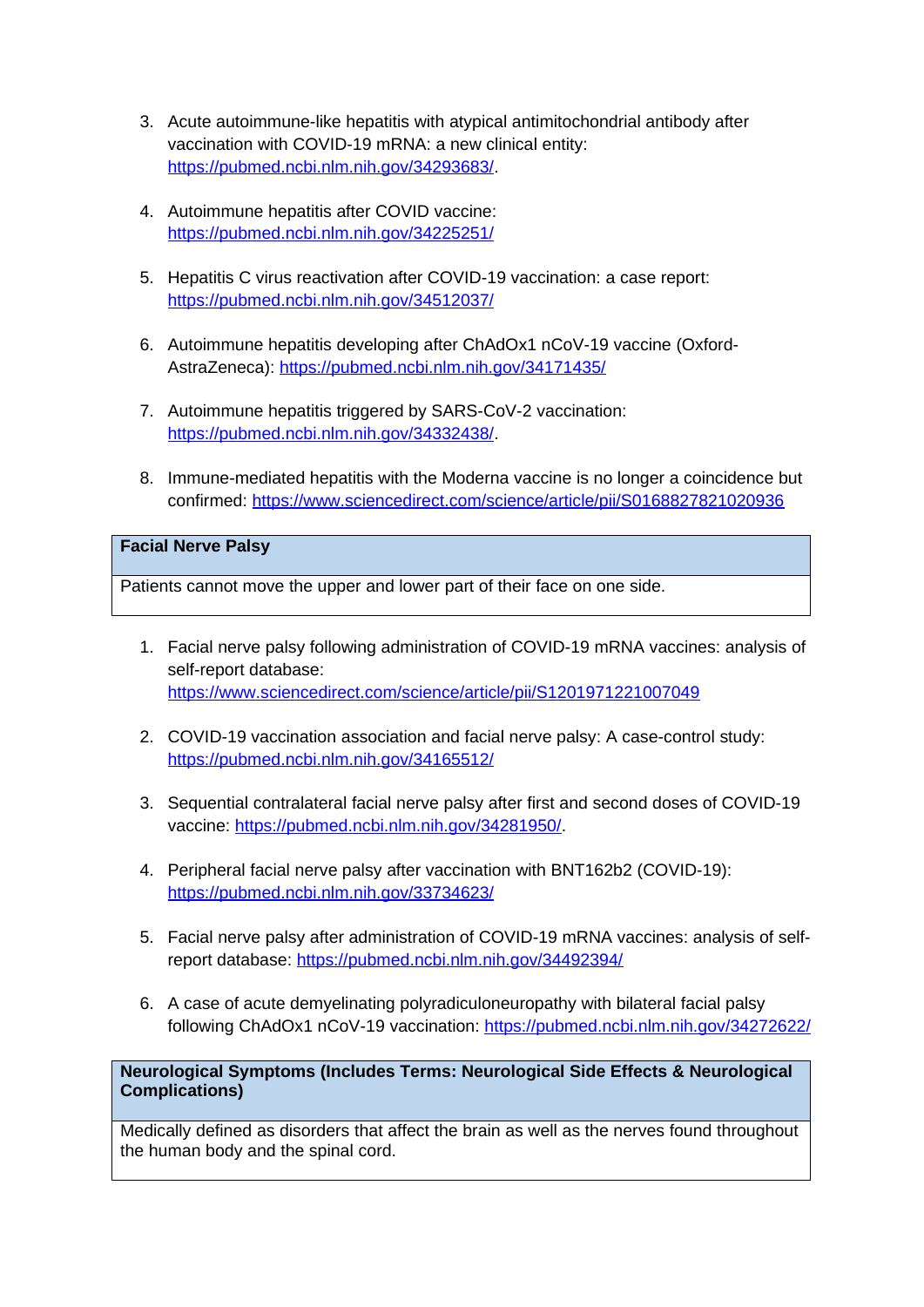3. Acute autoimmune-like hepatitis with atypical antimitochondrial antibody after vaccination with COVID-19 mRNA: a new clinical entity: https://pubmed.ncbi.nlm.nih.gov/34293683/.

4. Autoimmune hepatitis after COVID vaccine: https://pubmed.ncbi.nlm.nih.gov/34225251/

5. Hepatitis C virus reactivation after COVID-19 vaccination: a case report: https://pubmed.ncbi.nlm.nih.gov/34512037/

6. Autoimmune hepatitis developing after ChAdOx1 nCoV-19 vaccine (Oxford-AstraZeneca): https://pubmed.ncbi.nlm.nih.gov/34171435/

7. Autoimmune hepatitis triggered by SARS-CoV-2 vaccination: https://pubmed.ncbi.nlm.nih.gov/34332438/.

8. Immune-mediated hepatitis with the Moderna vaccine is no longer a coincidence but confirmed: https://www.sciencedirect.com/science/article/pii/S0168827821020936

| **Facial Nerve Palsy** |
| --- |
| Patients cannot move the upper and lower part of their face on one side. |

1. Facial nerve palsy following administration of COVID-19 mRNA vaccines: analysis of self-report database: https://www.sciencedirect.com/science/article/pii/S1201971221007049

2. COVID-19 vaccination association and facial nerve palsy: A case-control study: https://pubmed.ncbi.nlm.nih.gov/34165512/

3. Sequential contralateral facial nerve palsy after first and second doses of COVID-19 vaccine: https://pubmed.ncbi.nlm.nih.gov/34281950/.

4. Peripheral facial nerve palsy after vaccination with BNT162b2 (COVID-19): https://pubmed.ncbi.nlm.nih.gov/33734623/

5. Facial nerve palsy after administration of COVID-19 mRNA vaccines: analysis of self-report database: https://pubmed.ncbi.nlm.nih.gov/34492394/

6. A case of acute demyelinating polyradiculoneuropathy with bilateral facial palsy following ChAdOx1 nCoV-19 vaccination: https://pubmed.ncbi.nlm.nih.gov/34272622/

| **Neurological Symptoms (Includes Terms: Neurological Side Effects & Neurological Complications)** |
| --- |
| Medically defined as disorders that affect the brain as well as the nerves found throughout the human body and the spinal cord. |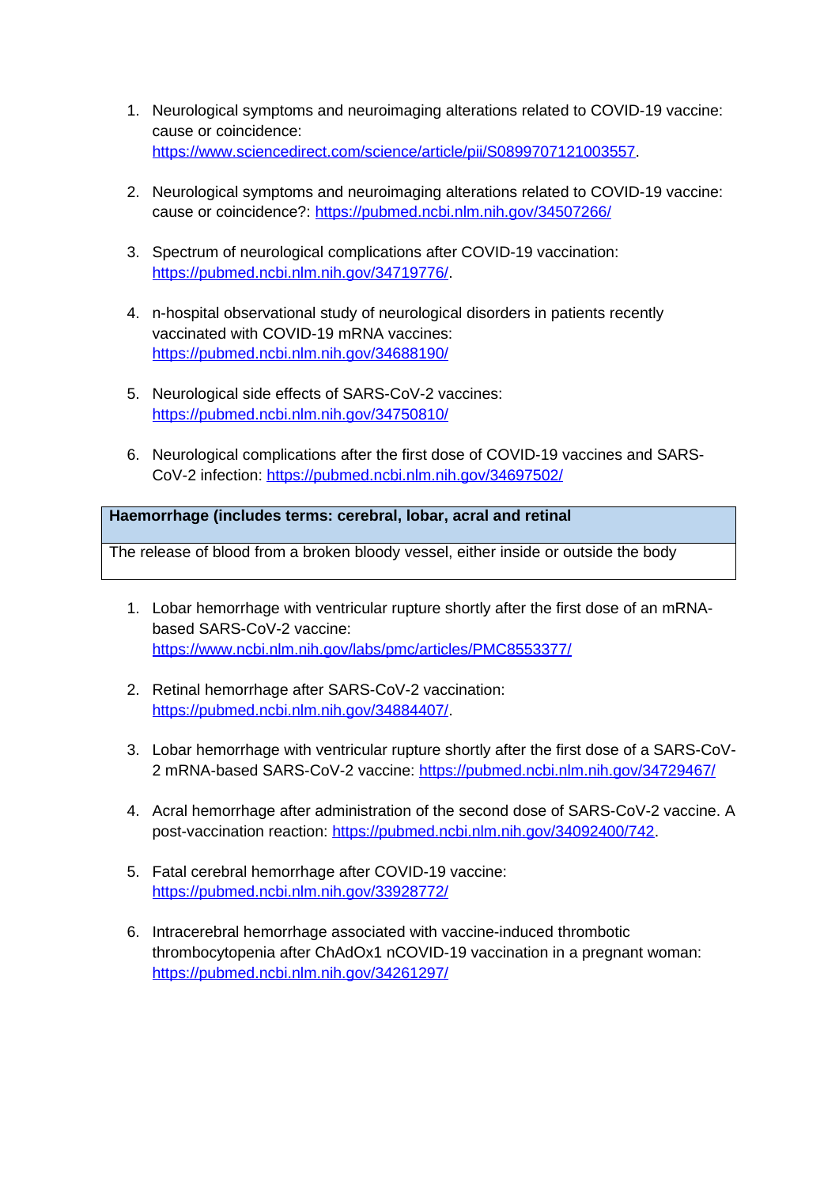1. Neurological symptoms and neuroimaging alterations related to COVID-19 vaccine: cause or coincidence: https://www.sciencedirect.com/science/article/pii/S0899707121003557.

2. Neurological symptoms and neuroimaging alterations related to COVID-19 vaccine: cause or coincidence?: https://pubmed.ncbi.nlm.nih.gov/34507266/

3. Spectrum of neurological complications after COVID-19 vaccination: https://pubmed.ncbi.nlm.nih.gov/34719776/.

4. n-hospital observational study of neurological disorders in patients recently vaccinated with COVID-19 mRNA vaccines: https://pubmed.ncbi.nlm.nih.gov/34688190/

5. Neurological side effects of SARS-CoV-2 vaccines: https://pubmed.ncbi.nlm.nih.gov/34750810/

6. Neurological complications after the first dose of COVID-19 vaccines and SARS-CoV-2 infection: https://pubmed.ncbi.nlm.nih.gov/34697502/

| **Haemorrhage (includes terms: cerebral, lobar, acral and retinal** |
|---|
| The release of blood from a broken bloody vessel, either inside or outside the body |

1. Lobar hemorrhage with ventricular rupture shortly after the first dose of an mRNA-based SARS-CoV-2 vaccine: https://www.ncbi.nlm.nih.gov/labs/pmc/articles/PMC8553377/

2. Retinal hemorrhage after SARS-CoV-2 vaccination: https://pubmed.ncbi.nlm.nih.gov/34884407/.

3. Lobar hemorrhage with ventricular rupture shortly after the first dose of a SARS-CoV-2 mRNA-based SARS-CoV-2 vaccine: https://pubmed.ncbi.nlm.nih.gov/34729467/

4. Acral hemorrhage after administration of the second dose of SARS-CoV-2 vaccine. A post-vaccination reaction: https://pubmed.ncbi.nlm.nih.gov/34092400/742.

5. Fatal cerebral hemorrhage after COVID-19 vaccine: https://pubmed.ncbi.nlm.nih.gov/33928772/

6. Intracerebral hemorrhage associated with vaccine-induced thrombotic thrombocytopenia after ChAdOx1 nCOVID-19 vaccination in a pregnant woman: https://pubmed.ncbi.nlm.nih.gov/34261297/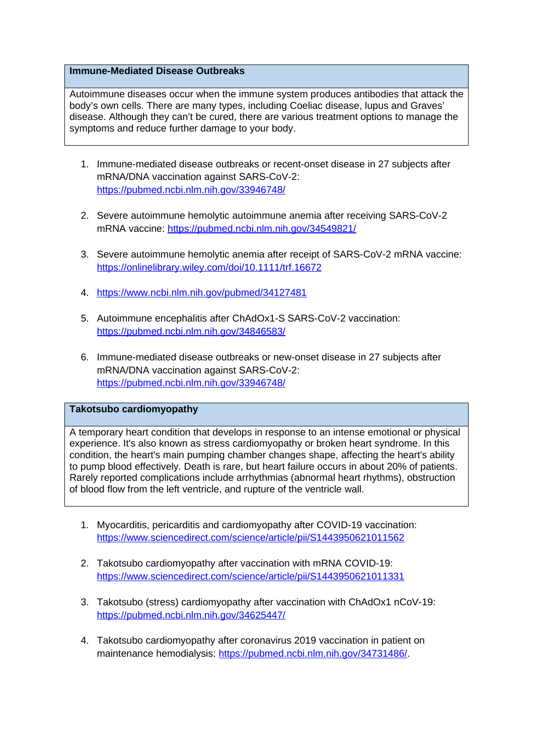| Immune-Mediated Disease Outbreaks |
| --- |
| Autoimmune diseases occur when the immune system produces antibodies that attack the body's own cells. There are many types, including Coeliac disease, lupus and Graves' disease. Although they can't be cured, there are various treatment options to manage the symptoms and reduce further damage to your body. |

1. Immune-mediated disease outbreaks or recent-onset disease in 27 subjects after mRNA/DNA vaccination against SARS-CoV-2: https://pubmed.ncbi.nlm.nih.gov/33946748/
2. Severe autoimmune hemolytic autoimmune anemia after receiving SARS-CoV-2 mRNA vaccine: https://pubmed.ncbi.nlm.nih.gov/34549821/
3. Severe autoimmune hemolytic anemia after receipt of SARS-CoV-2 mRNA vaccine: https://onlinelibrary.wiley.com/doi/10.1111/trf.16672
4. https://www.ncbi.nlm.nih.gov/pubmed/34127481
5. Autoimmune encephalitis after ChAdOx1-S SARS-CoV-2 vaccination: https://pubmed.ncbi.nlm.nih.gov/34846583/
6. Immune-mediated disease outbreaks or new-onset disease in 27 subjects after mRNA/DNA vaccination against SARS-CoV-2: https://pubmed.ncbi.nlm.nih.gov/33946748/

| Takotsubo cardiomyopathy |
| --- |
| A temporary heart condition that develops in response to an intense emotional or physical experience. It's also known as stress cardiomyopathy or broken heart syndrome. In this condition, the heart's main pumping chamber changes shape, affecting the heart's ability to pump blood effectively. Death is rare, but heart failure occurs in about 20% of patients. Rarely reported complications include arrhythmias (abnormal heart rhythms), obstruction of blood flow from the left ventricle, and rupture of the ventricle wall. |

1. Myocarditis, pericarditis and cardiomyopathy after COVID-19 vaccination: https://www.sciencedirect.com/science/article/pii/S1443950621011562
2. Takotsubo cardiomyopathy after vaccination with mRNA COVID-19: https://www.sciencedirect.com/science/article/pii/S1443950621011331
3. Takotsubo (stress) cardiomyopathy after vaccination with ChAdOx1 nCoV-19: https://pubmed.ncbi.nlm.nih.gov/34625447/
4. Takotsubo cardiomyopathy after coronavirus 2019 vaccination in patient on maintenance hemodialysis: https://pubmed.ncbi.nlm.nih.gov/34731486/.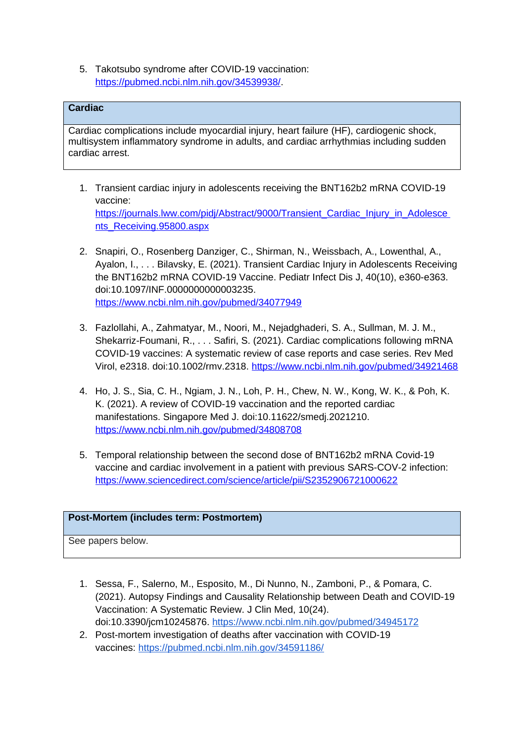5. Takotsubo syndrome after COVID-19 vaccination: https://pubmed.ncbi.nlm.nih.gov/34539938/.

| **Cardiac** |
| --- |
| Cardiac complications include myocardial injury, heart failure (HF), cardiogenic shock, multisystem inflammatory syndrome in adults, and cardiac arrhythmias including sudden cardiac arrest. |

1. Transient cardiac injury in adolescents receiving the BNT162b2 mRNA COVID-19 vaccine: https://journals.lww.com/pidj/Abstract/9000/Transient_Cardiac_Injury_in_Adolescents_Receiving.95800.aspx

2. Snapiri, O., Rosenberg Danziger, C., Shirman, N., Weissbach, A., Lowenthal, A., Ayalon, I., . . . Bilavsky, E. (2021). Transient Cardiac Injury in Adolescents Receiving the BNT162b2 mRNA COVID-19 Vaccine. Pediatr Infect Dis J, 40(10), e360-e363. doi:10.1097/INF.0000000000003235. https://www.ncbi.nlm.nih.gov/pubmed/34077949

3. Fazlollahi, A., Zahmatyar, M., Noori, M., Nejadghaderi, S. A., Sullman, M. J. M., Shekarriz-Foumani, R., . . . Safiri, S. (2021). Cardiac complications following mRNA COVID-19 vaccines: A systematic review of case reports and case series. Rev Med Virol, e2318. doi:10.1002/rmv.2318. https://www.ncbi.nlm.nih.gov/pubmed/34921468

4. Ho, J. S., Sia, C. H., Ngiam, J. N., Loh, P. H., Chew, N. W., Kong, W. K., & Poh, K. K. (2021). A review of COVID-19 vaccination and the reported cardiac manifestations. Singapore Med J. doi:10.11622/smedj.2021210. https://www.ncbi.nlm.nih.gov/pubmed/34808708

5. Temporal relationship between the second dose of BNT162b2 mRNA Covid-19 vaccine and cardiac involvement in a patient with previous SARS-COV-2 infection: https://www.sciencedirect.com/science/article/pii/S2352906721000622

| **Post-Mortem (includes term: Postmortem)** |
| --- |
| See papers below. |

1. Sessa, F., Salerno, M., Esposito, M., Di Nunno, N., Zamboni, P., & Pomara, C. (2021). Autopsy Findings and Causality Relationship between Death and COVID-19 Vaccination: A Systematic Review. J Clin Med, 10(24). doi:10.3390/jcm10245876. https://www.ncbi.nlm.nih.gov/pubmed/34945172
2. Post-mortem investigation of deaths after vaccination with COVID-19 vaccines: https://pubmed.ncbi.nlm.nih.gov/34591186/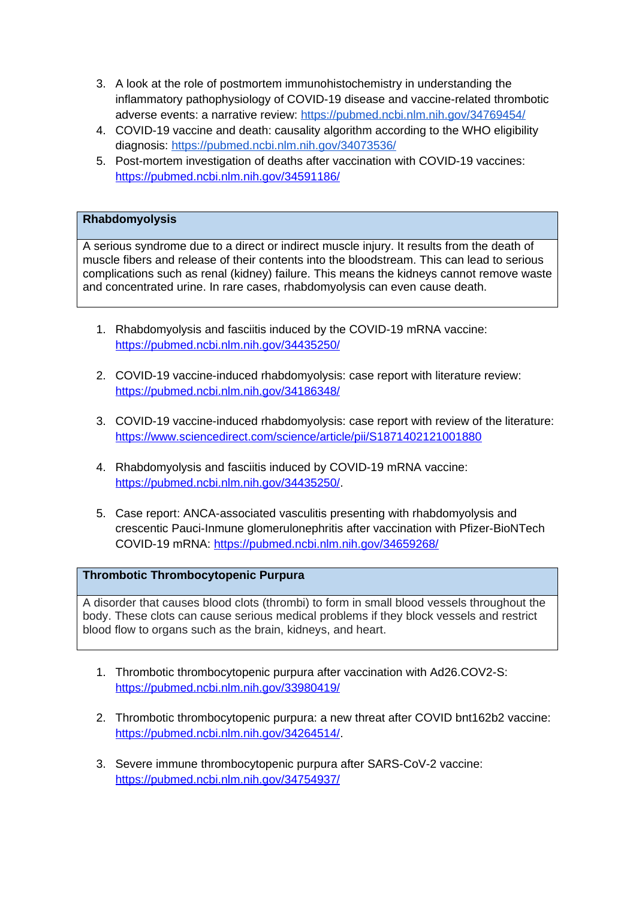3. A look at the role of postmortem immunohistochemistry in understanding the inflammatory pathophysiology of COVID-19 disease and vaccine-related thrombotic adverse events: a narrative review: https://pubmed.ncbi.nlm.nih.gov/34769454/
4. COVID-19 vaccine and death: causality algorithm according to the WHO eligibility diagnosis: https://pubmed.ncbi.nlm.nih.gov/34073536/
5. Post-mortem investigation of deaths after vaccination with COVID-19 vaccines: https://pubmed.ncbi.nlm.nih.gov/34591186/

| **Rhabdomyolysis** |
|---|
| A serious syndrome due to a direct or indirect muscle injury. It results from the death of muscle fibers and release of their contents into the bloodstream. This can lead to serious complications such as renal (kidney) failure. This means the kidneys cannot remove waste and concentrated urine. In rare cases, rhabdomyolysis can even cause death. |

1. Rhabdomyolysis and fasciitis induced by the COVID-19 mRNA vaccine: https://pubmed.ncbi.nlm.nih.gov/34435250/

2. COVID-19 vaccine-induced rhabdomyolysis: case report with literature review: https://pubmed.ncbi.nlm.nih.gov/34186348/

3. COVID-19 vaccine-induced rhabdomyolysis: case report with review of the literature: https://www.sciencedirect.com/science/article/pii/S1871402121001880

4. Rhabdomyolysis and fasciitis induced by COVID-19 mRNA vaccine: https://pubmed.ncbi.nlm.nih.gov/34435250/.

5. Case report: ANCA-associated vasculitis presenting with rhabdomyolysis and crescentic Pauci-Inmune glomerulonephritis after vaccination with Pfizer-BioNTech COVID-19 mRNA: https://pubmed.ncbi.nlm.nih.gov/34659268/

| **Thrombotic Thrombocytopenic Purpura** |
|---|
| A disorder that causes blood clots (thrombi) to form in small blood vessels throughout the body. These clots can cause serious medical problems if they block vessels and restrict blood flow to organs such as the brain, kidneys, and heart. |

1. Thrombotic thrombocytopenic purpura after vaccination with Ad26.COV2-S: https://pubmed.ncbi.nlm.nih.gov/33980419/

2. Thrombotic thrombocytopenic purpura: a new threat after COVID bnt162b2 vaccine: https://pubmed.ncbi.nlm.nih.gov/34264514/.

3. Severe immune thrombocytopenic purpura after SARS-CoV-2 vaccine: https://pubmed.ncbi.nlm.nih.gov/34754937/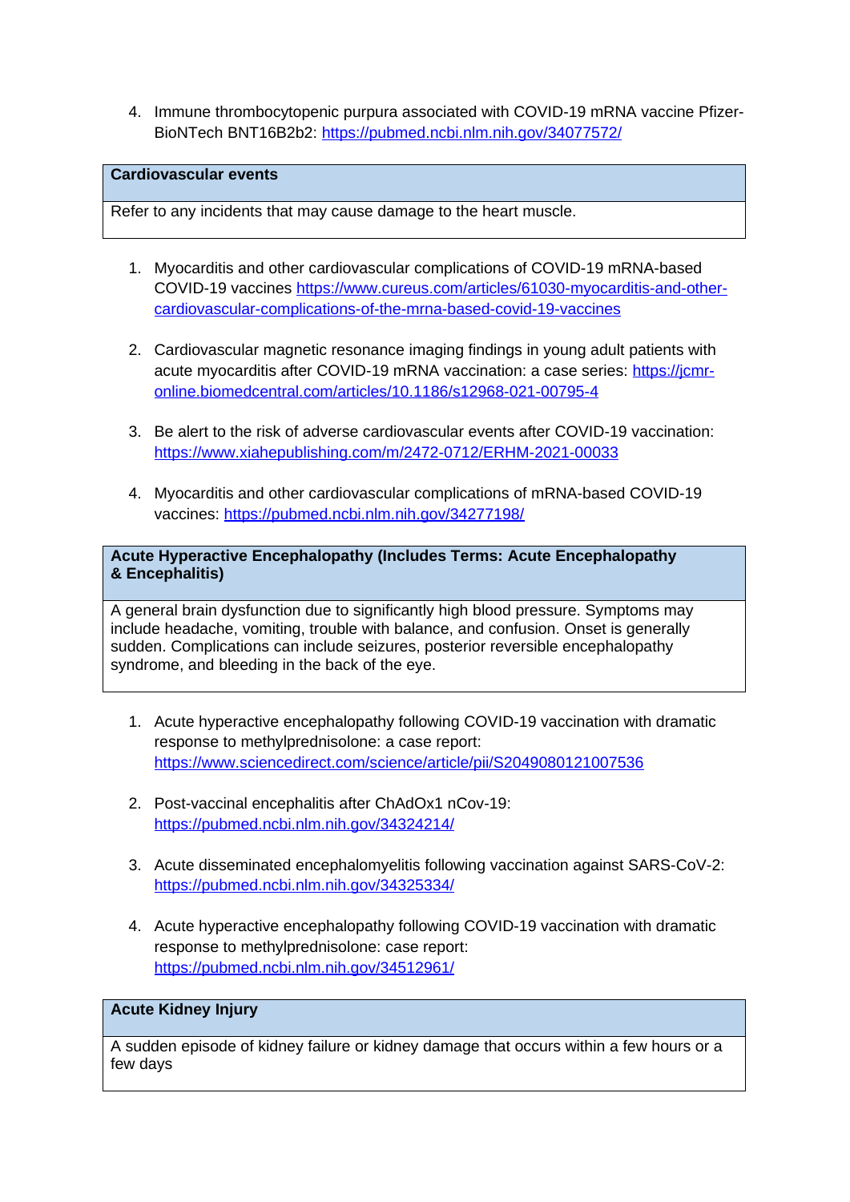4. Immune thrombocytopenic purpura associated with COVID-19 mRNA vaccine Pfizer-BioNTech BNT16B2b2: https://pubmed.ncbi.nlm.nih.gov/34077572/

| **Cardiovascular events** |
| --- |
| Refer to any incidents that may cause damage to the heart muscle. |

1. Myocarditis and other cardiovascular complications of COVID-19 mRNA-based COVID-19 vaccines https://www.cureus.com/articles/61030-myocarditis-and-other-cardiovascular-complications-of-the-mrna-based-covid-19-vaccines

2. Cardiovascular magnetic resonance imaging findings in young adult patients with acute myocarditis after COVID-19 mRNA vaccination: a case series: https://jcmr-online.biomedcentral.com/articles/10.1186/s12968-021-00795-4

3. Be alert to the risk of adverse cardiovascular events after COVID-19 vaccination: https://www.xiahepublishing.com/m/2472-0712/ERHM-2021-00033

4. Myocarditis and other cardiovascular complications of mRNA-based COVID-19 vaccines: https://pubmed.ncbi.nlm.nih.gov/34277198/

| **Acute Hyperactive Encephalopathy (Includes Terms: Acute Encephalopathy & Encephalitis)** |
| --- |
| A general brain dysfunction due to significantly high blood pressure. Symptoms may include headache, vomiting, trouble with balance, and confusion. Onset is generally sudden. Complications can include seizures, posterior reversible encephalopathy syndrome, and bleeding in the back of the eye. |

1. Acute hyperactive encephalopathy following COVID-19 vaccination with dramatic response to methylprednisolone: a case report: https://www.sciencedirect.com/science/article/pii/S2049080121007536

2. Post-vaccinal encephalitis after ChAdOx1 nCov-19: https://pubmed.ncbi.nlm.nih.gov/34324214/

3. Acute disseminated encephalomyelitis following vaccination against SARS-CoV-2: https://pubmed.ncbi.nlm.nih.gov/34325334/

4. Acute hyperactive encephalopathy following COVID-19 vaccination with dramatic response to methylprednisolone: case report: https://pubmed.ncbi.nlm.nih.gov/34512961/

| **Acute Kidney Injury** |
| --- |
| A sudden episode of kidney failure or kidney damage that occurs within a few hours or a few days |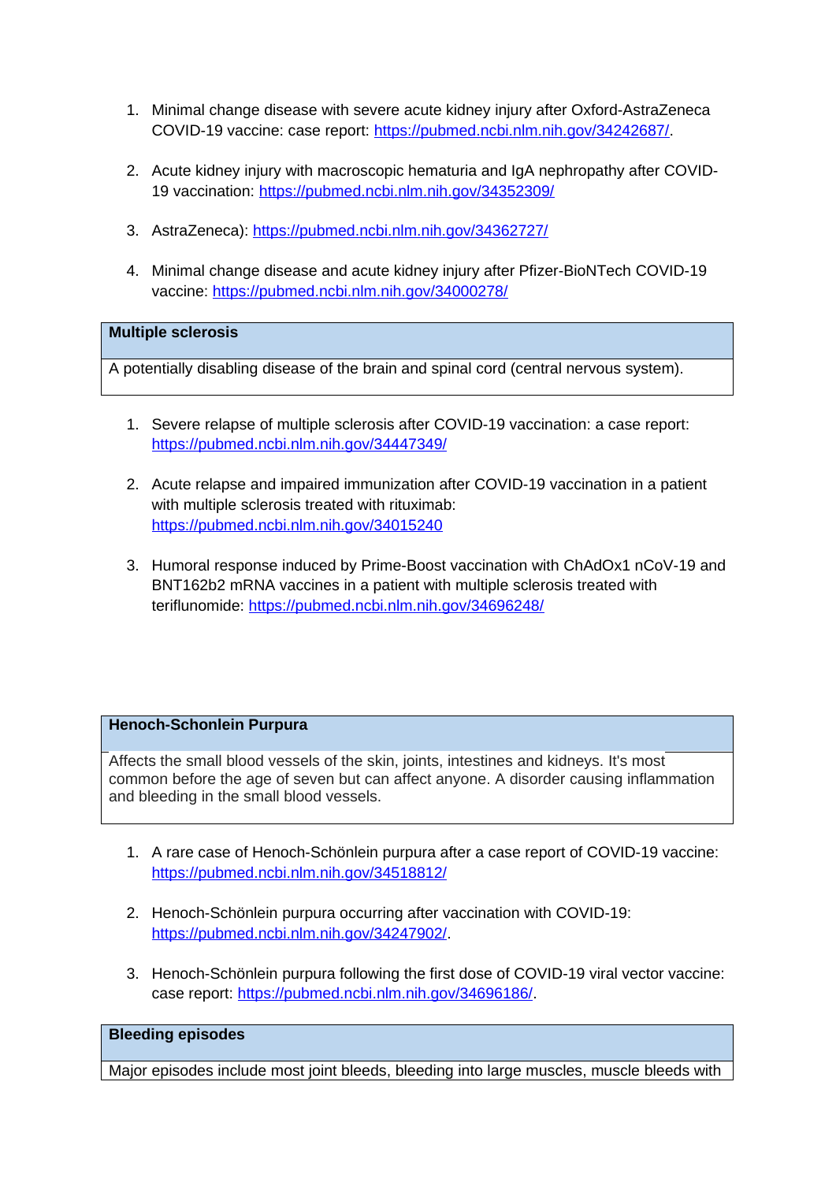1. Minimal change disease with severe acute kidney injury after Oxford-AstraZeneca COVID-19 vaccine: case report: https://pubmed.ncbi.nlm.nih.gov/34242687/.

2. Acute kidney injury with macroscopic hematuria and IgA nephropathy after COVID-19 vaccination: https://pubmed.ncbi.nlm.nih.gov/34352309/

3. AstraZeneca): https://pubmed.ncbi.nlm.nih.gov/34362727/

4. Minimal change disease and acute kidney injury after Pfizer-BioNTech COVID-19 vaccine: https://pubmed.ncbi.nlm.nih.gov/34000278/

| **Multiple sclerosis** |
| --- |
| A potentially disabling disease of the brain and spinal cord (central nervous system). |

1. Severe relapse of multiple sclerosis after COVID-19 vaccination: a case report: https://pubmed.ncbi.nlm.nih.gov/34447349/

2. Acute relapse and impaired immunization after COVID-19 vaccination in a patient with multiple sclerosis treated with rituximab: https://pubmed.ncbi.nlm.nih.gov/34015240

3. Humoral response induced by Prime-Boost vaccination with ChAdOx1 nCoV-19 and BNT162b2 mRNA vaccines in a patient with multiple sclerosis treated with teriflunomide: https://pubmed.ncbi.nlm.nih.gov/34696248/

| **Henoch-Schonlein Purpura** |
| --- |
| Affects the small blood vessels of the skin, joints, intestines and kidneys. It's most common before the age of seven but can affect anyone. A disorder causing inflammation and bleeding in the small blood vessels. |

1. A rare case of Henoch-Schönlein purpura after a case report of COVID-19 vaccine: https://pubmed.ncbi.nlm.nih.gov/34518812/

2. Henoch-Schönlein purpura occurring after vaccination with COVID-19: https://pubmed.ncbi.nlm.nih.gov/34247902/.

3. Henoch-Schönlein purpura following the first dose of COVID-19 viral vector vaccine: case report: https://pubmed.ncbi.nlm.nih.gov/34696186/.

| **Bleeding episodes** |
| --- |
| Major episodes include most joint bleeds, bleeding into large muscles, muscle bleeds with |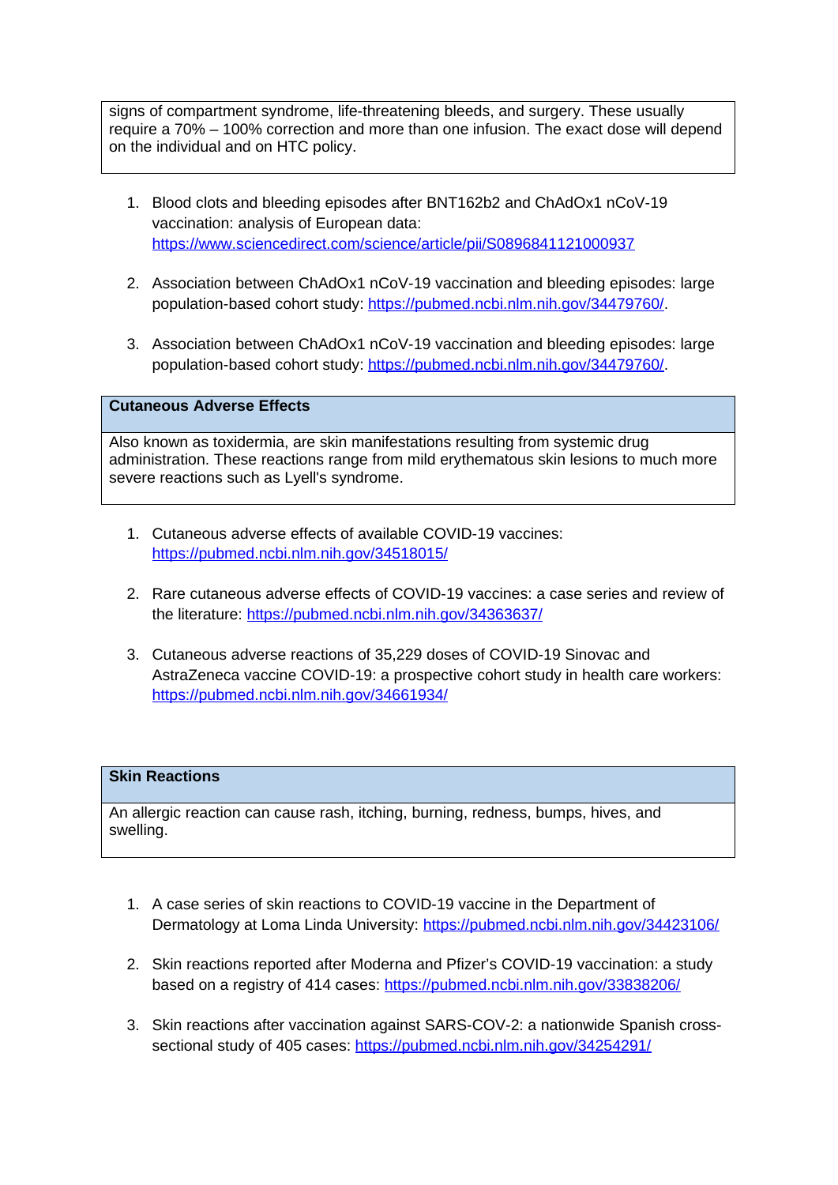signs of compartment syndrome, life-threatening bleeds, and surgery. These usually require a 70% – 100% correction and more than one infusion. The exact dose will depend on the individual and on HTC policy.

1. Blood clots and bleeding episodes after BNT162b2 and ChAdOx1 nCoV-19 vaccination: analysis of European data: https://www.sciencedirect.com/science/article/pii/S0896841121000937

2. Association between ChAdOx1 nCoV-19 vaccination and bleeding episodes: large population-based cohort study: https://pubmed.ncbi.nlm.nih.gov/34479760/.

3. Association between ChAdOx1 nCoV-19 vaccination and bleeding episodes: large population-based cohort study: https://pubmed.ncbi.nlm.nih.gov/34479760/.

**Cutaneous Adverse Effects**

Also known as toxidermia, are skin manifestations resulting from systemic drug administration. These reactions range from mild erythematous skin lesions to much more severe reactions such as Lyell's syndrome.

1. Cutaneous adverse effects of available COVID-19 vaccines: https://pubmed.ncbi.nlm.nih.gov/34518015/

2. Rare cutaneous adverse effects of COVID-19 vaccines: a case series and review of the literature: https://pubmed.ncbi.nlm.nih.gov/34363637/

3. Cutaneous adverse reactions of 35,229 doses of COVID-19 Sinovac and AstraZeneca vaccine COVID-19: a prospective cohort study in health care workers: https://pubmed.ncbi.nlm.nih.gov/34661934/

**Skin Reactions**

An allergic reaction can cause rash, itching, burning, redness, bumps, hives, and swelling.

1. A case series of skin reactions to COVID-19 vaccine in the Department of Dermatology at Loma Linda University: https://pubmed.ncbi.nlm.nih.gov/34423106/

2. Skin reactions reported after Moderna and Pfizer's COVID-19 vaccination: a study based on a registry of 414 cases: https://pubmed.ncbi.nlm.nih.gov/33838206/

3. Skin reactions after vaccination against SARS-COV-2: a nationwide Spanish cross-sectional study of 405 cases: https://pubmed.ncbi.nlm.nih.gov/34254291/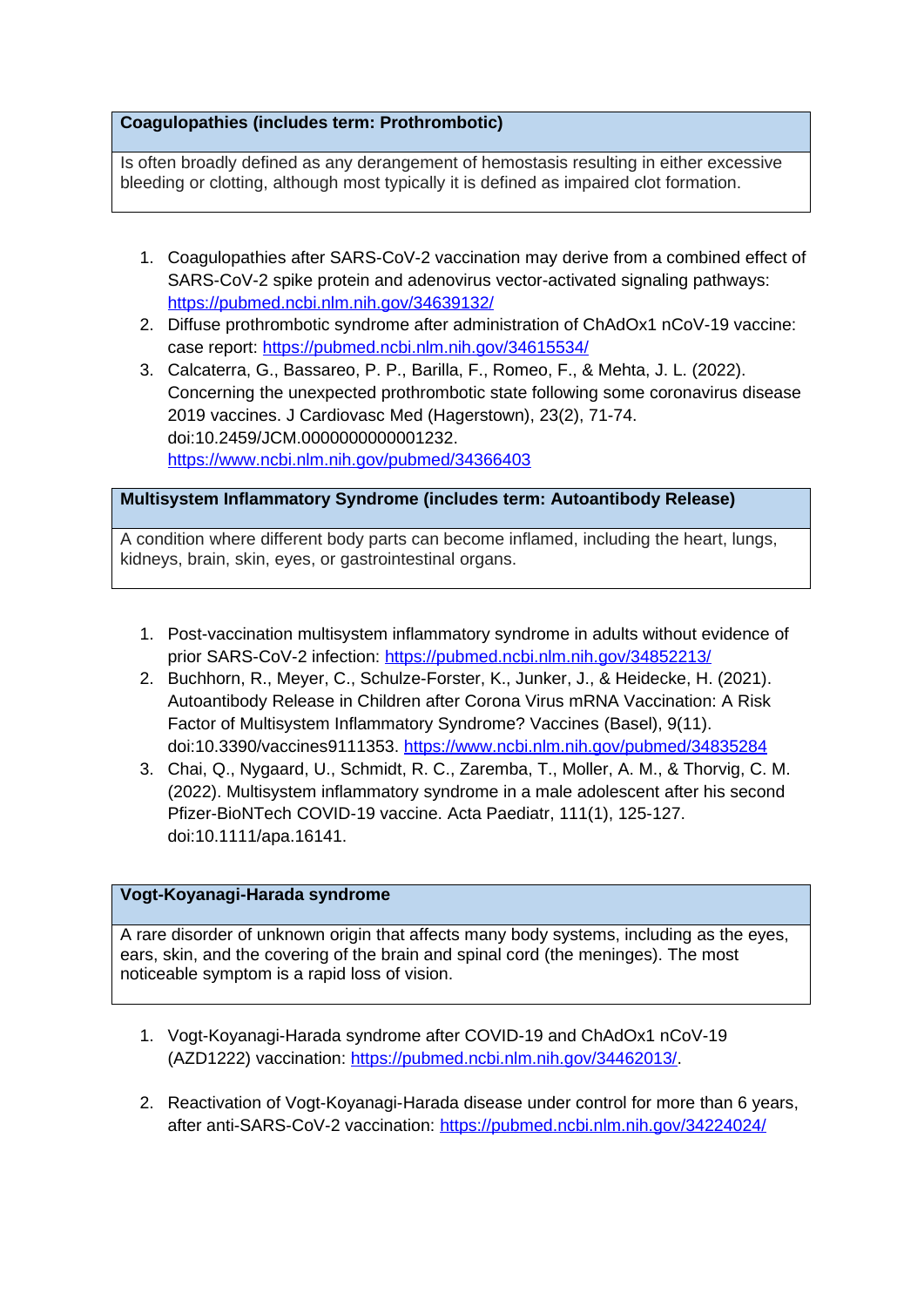| **Coagulopathies (includes term: Prothrombotic)** |
|---|
| Is often broadly defined as any derangement of hemostasis resulting in either excessive bleeding or clotting, although most typically it is defined as impaired clot formation. |

1. Coagulopathies after SARS-CoV-2 vaccination may derive from a combined effect of SARS-CoV-2 spike protein and adenovirus vector-activated signaling pathways: https://pubmed.ncbi.nlm.nih.gov/34639132/
2. Diffuse prothrombotic syndrome after administration of ChAdOx1 nCoV-19 vaccine: case report: https://pubmed.ncbi.nlm.nih.gov/34615534/
3. Calcaterra, G., Bassareo, P. P., Barilla, F., Romeo, F., & Mehta, J. L. (2022). Concerning the unexpected prothrombotic state following some coronavirus disease 2019 vaccines. J Cardiovasc Med (Hagerstown), 23(2), 71-74. doi:10.2459/JCM.0000000000001232. https://www.ncbi.nlm.nih.gov/pubmed/34366403

| **Multisystem Inflammatory Syndrome (includes term: Autoantibody Release)** |
|---|
| A condition where different body parts can become inflamed, including the heart, lungs, kidneys, brain, skin, eyes, or gastrointestinal organs. |

1. Post-vaccination multisystem inflammatory syndrome in adults without evidence of prior SARS-CoV-2 infection: https://pubmed.ncbi.nlm.nih.gov/34852213/
2. Buchhorn, R., Meyer, C., Schulze-Forster, K., Junker, J., & Heidecke, H. (2021). Autoantibody Release in Children after Corona Virus mRNA Vaccination: A Risk Factor of Multisystem Inflammatory Syndrome? Vaccines (Basel), 9(11). doi:10.3390/vaccines9111353. https://www.ncbi.nlm.nih.gov/pubmed/34835284
3. Chai, Q., Nygaard, U., Schmidt, R. C., Zaremba, T., Moller, A. M., & Thorvig, C. M. (2022). Multisystem inflammatory syndrome in a male adolescent after his second Pfizer-BioNTech COVID-19 vaccine. Acta Paediatr, 111(1), 125-127. doi:10.1111/apa.16141.

| **Vogt-Koyanagi-Harada syndrome** |
|---|
| A rare disorder of unknown origin that affects many body systems, including as the eyes, ears, skin, and the covering of the brain and spinal cord (the meninges). The most noticeable symptom is a rapid loss of vision. |

1. Vogt-Koyanagi-Harada syndrome after COVID-19 and ChAdOx1 nCoV-19 (AZD1222) vaccination: https://pubmed.ncbi.nlm.nih.gov/34462013/.

2. Reactivation of Vogt-Koyanagi-Harada disease under control for more than 6 years, after anti-SARS-CoV-2 vaccination: https://pubmed.ncbi.nlm.nih.gov/34224024/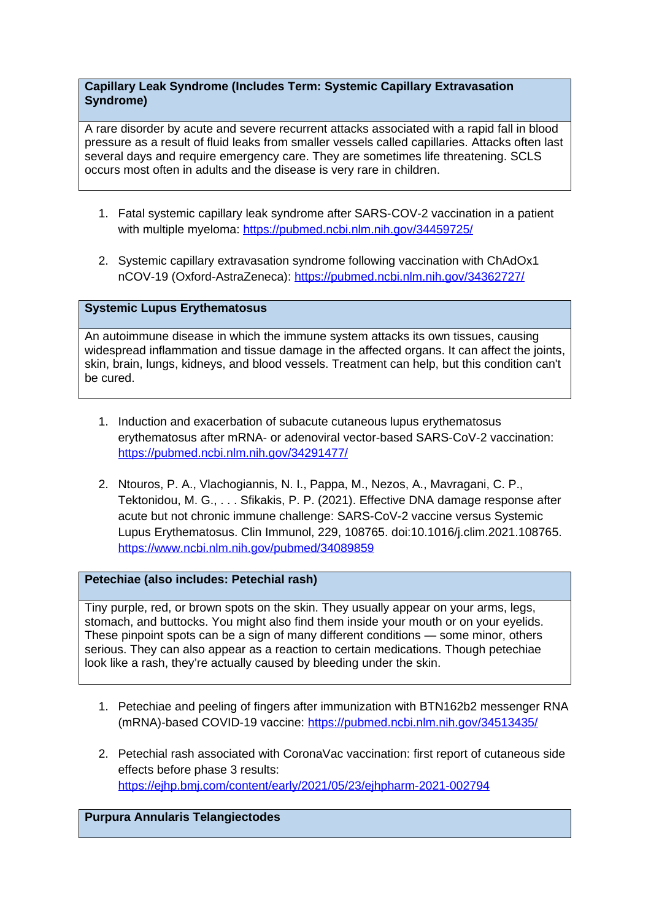## Capillary Leak Syndrome (Includes Term: Systemic Capillary Extravasation Syndrome)

A rare disorder by acute and severe recurrent attacks associated with a rapid fall in blood pressure as a result of fluid leaks from smaller vessels called capillaries. Attacks often last several days and require emergency care. They are sometimes life threatening. SCLS occurs most often in adults and the disease is very rare in children.

1. Fatal systemic capillary leak syndrome after SARS-COV-2 vaccination in a patient with multiple myeloma: https://pubmed.ncbi.nlm.nih.gov/34459725/

2. Systemic capillary extravasation syndrome following vaccination with ChAdOx1 nCOV-19 (Oxford-AstraZeneca): https://pubmed.ncbi.nlm.nih.gov/34362727/

## Systemic Lupus Erythematosus

An autoimmune disease in which the immune system attacks its own tissues, causing widespread inflammation and tissue damage in the affected organs. It can affect the joints, skin, brain, lungs, kidneys, and blood vessels. Treatment can help, but this condition can't be cured.

1. Induction and exacerbation of subacute cutaneous lupus erythematosus erythematosus after mRNA- or adenoviral vector-based SARS-CoV-2 vaccination: https://pubmed.ncbi.nlm.nih.gov/34291477/

2. Ntouros, P. A., Vlachogiannis, N. I., Pappa, M., Nezos, A., Mavragani, C. P., Tektonidou, M. G., . . . Sfikakis, P. P. (2021). Effective DNA damage response after acute but not chronic immune challenge: SARS-CoV-2 vaccine versus Systemic Lupus Erythematosus. Clin Immunol, 229, 108765. doi:10.1016/j.clim.2021.108765. https://www.ncbi.nlm.nih.gov/pubmed/34089859

## Petechiae (also includes: Petechial rash)

Tiny purple, red, or brown spots on the skin. They usually appear on your arms, legs, stomach, and buttocks. You might also find them inside your mouth or on your eyelids. These pinpoint spots can be a sign of many different conditions — some minor, others serious. They can also appear as a reaction to certain medications. Though petechiae look like a rash, they're actually caused by bleeding under the skin.

1. Petechiae and peeling of fingers after immunization with BTN162b2 messenger RNA (mRNA)-based COVID-19 vaccine: https://pubmed.ncbi.nlm.nih.gov/34513435/

2. Petechial rash associated with CoronaVac vaccination: first report of cutaneous side effects before phase 3 results: https://ejhp.bmj.com/content/early/2021/05/23/ejhpharm-2021-002794

## Purpura Annularis Telangiectodes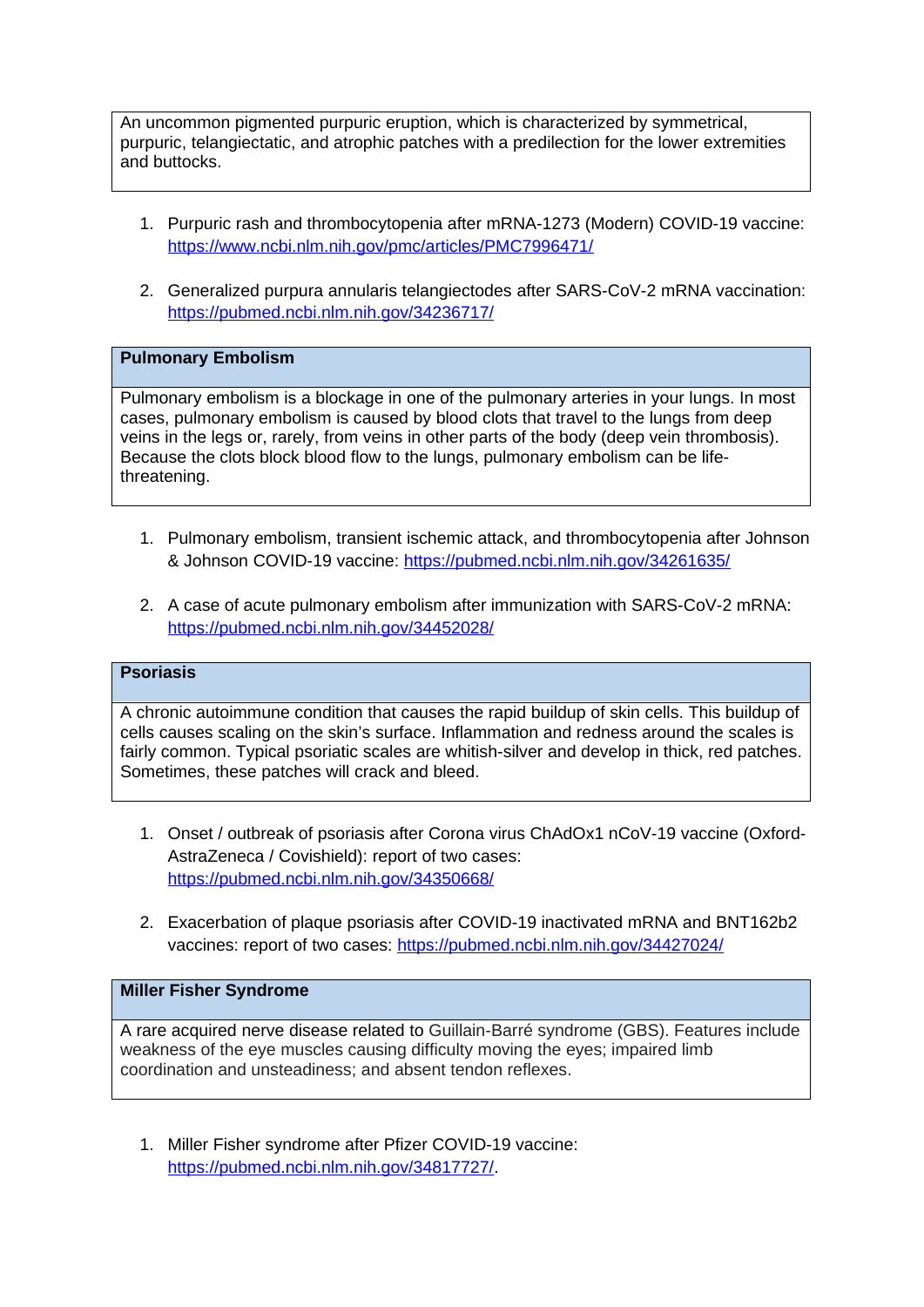| An uncommon pigmented purpuric eruption, which is characterized by symmetrical, purpuric, telangiectatic, and atrophic patches with a predilection for the lower extremities and buttocks. |
|---|

1. Purpuric rash and thrombocytopenia after mRNA-1273 (Modern) COVID-19 vaccine: https://www.ncbi.nlm.nih.gov/pmc/articles/PMC7996471/

2. Generalized purpura annularis telangiectodes after SARS-CoV-2 mRNA vaccination: https://pubmed.ncbi.nlm.nih.gov/34236717/

| **Pulmonary Embolism** |
|---|
| Pulmonary embolism is a blockage in one of the pulmonary arteries in your lungs. In most cases, pulmonary embolism is caused by blood clots that travel to the lungs from deep veins in the legs or, rarely, from veins in other parts of the body (deep vein thrombosis). Because the clots block blood flow to the lungs, pulmonary embolism can be life-threatening. |

1. Pulmonary embolism, transient ischemic attack, and thrombocytopenia after Johnson & Johnson COVID-19 vaccine: https://pubmed.ncbi.nlm.nih.gov/34261635/

2. A case of acute pulmonary embolism after immunization with SARS-CoV-2 mRNA: https://pubmed.ncbi.nlm.nih.gov/34452028/

| **Psoriasis** |
|---|
| A chronic autoimmune condition that causes the rapid buildup of skin cells. This buildup of cells causes scaling on the skin's surface. Inflammation and redness around the scales is fairly common. Typical psoriatic scales are whitish-silver and develop in thick, red patches. Sometimes, these patches will crack and bleed. |

1. Onset / outbreak of psoriasis after Corona virus ChAdOx1 nCoV-19 vaccine (Oxford-AstraZeneca / Covishield): report of two cases: https://pubmed.ncbi.nlm.nih.gov/34350668/

2. Exacerbation of plaque psoriasis after COVID-19 inactivated mRNA and BNT162b2 vaccines: report of two cases: https://pubmed.ncbi.nlm.nih.gov/34427024/

| **Miller Fisher Syndrome** |
|---|
| A rare acquired nerve disease related to Guillain-Barré syndrome (GBS). Features include weakness of the eye muscles causing difficulty moving the eyes; impaired limb coordination and unsteadiness; and absent tendon reflexes. |

1. Miller Fisher syndrome after Pfizer COVID-19 vaccine: https://pubmed.ncbi.nlm.nih.gov/34817727/.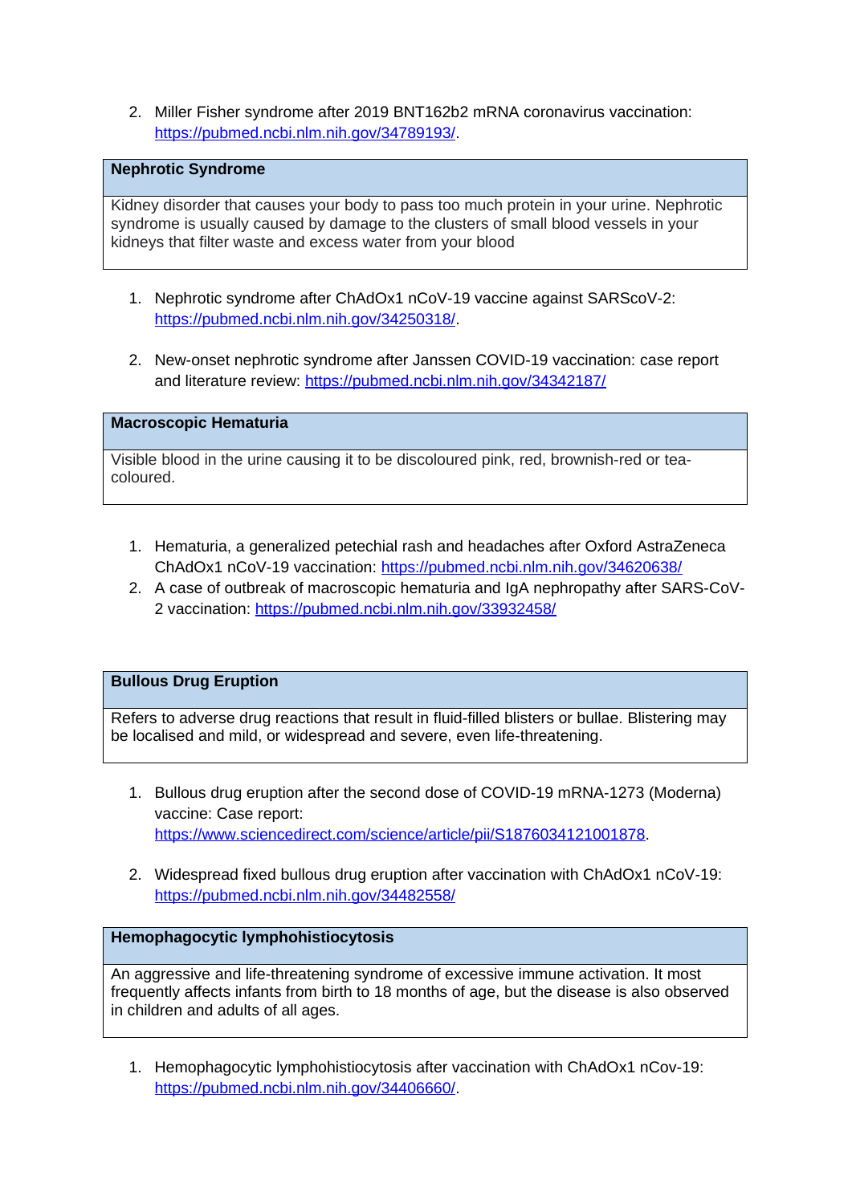2. Miller Fisher syndrome after 2019 BNT162b2 mRNA coronavirus vaccination: https://pubmed.ncbi.nlm.nih.gov/34789193/.

| **Nephrotic Syndrome** |
|---|
| Kidney disorder that causes your body to pass too much protein in your urine. Nephrotic syndrome is usually caused by damage to the clusters of small blood vessels in your kidneys that filter waste and excess water from your blood |

1. Nephrotic syndrome after ChAdOx1 nCoV-19 vaccine against SARScoV-2: https://pubmed.ncbi.nlm.nih.gov/34250318/.

2. New-onset nephrotic syndrome after Janssen COVID-19 vaccination: case report and literature review: https://pubmed.ncbi.nlm.nih.gov/34342187/

| **Macroscopic Hematuria** |
|---|
| Visible blood in the urine causing it to be discoloured pink, red, brownish-red or tea-coloured. |

1. Hematuria, a generalized petechial rash and headaches after Oxford AstraZeneca ChAdOx1 nCoV-19 vaccination: https://pubmed.ncbi.nlm.nih.gov/34620638/
2. A case of outbreak of macroscopic hematuria and IgA nephropathy after SARS-CoV-2 vaccination: https://pubmed.ncbi.nlm.nih.gov/33932458/

| **Bullous Drug Eruption** |
|---|
| Refers to adverse drug reactions that result in fluid-filled blisters or bullae. Blistering may be localised and mild, or widespread and severe, even life-threatening. |

1. Bullous drug eruption after the second dose of COVID-19 mRNA-1273 (Moderna) vaccine: Case report: https://www.sciencedirect.com/science/article/pii/S1876034121001878.

2. Widespread fixed bullous drug eruption after vaccination with ChAdOx1 nCoV-19: https://pubmed.ncbi.nlm.nih.gov/34482558/

| **Hemophagocytic lymphohistiocytosis** |
|---|
| An aggressive and life-threatening syndrome of excessive immune activation. It most frequently affects infants from birth to 18 months of age, but the disease is also observed in children and adults of all ages. |

1. Hemophagocytic lymphohistiocytosis after vaccination with ChAdOx1 nCov-19: https://pubmed.ncbi.nlm.nih.gov/34406660/.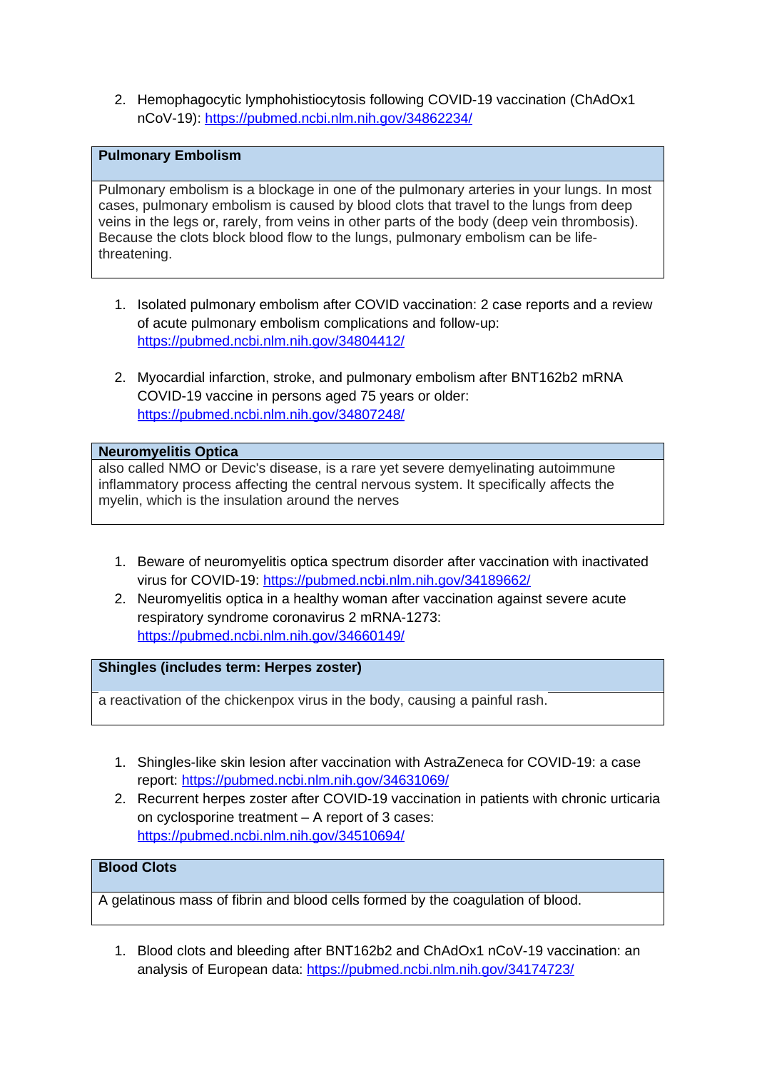2. Hemophagocytic lymphohistiocytosis following COVID-19 vaccination (ChAdOx1 nCoV-19): https://pubmed.ncbi.nlm.nih.gov/34862234/

| **Pulmonary Embolism** |
|---|
| Pulmonary embolism is a blockage in one of the pulmonary arteries in your lungs. In most cases, pulmonary embolism is caused by blood clots that travel to the lungs from deep veins in the legs or, rarely, from veins in other parts of the body (deep vein thrombosis). Because the clots block blood flow to the lungs, pulmonary embolism can be life-threatening. |

1. Isolated pulmonary embolism after COVID vaccination: 2 case reports and a review of acute pulmonary embolism complications and follow-up: https://pubmed.ncbi.nlm.nih.gov/34804412/
2. Myocardial infarction, stroke, and pulmonary embolism after BNT162b2 mRNA COVID-19 vaccine in persons aged 75 years or older: https://pubmed.ncbi.nlm.nih.gov/34807248/

| **Neuromyelitis Optica** |
|---|
| also called NMO or Devic's disease, is a rare yet severe demyelinating autoimmune inflammatory process affecting the central nervous system. It specifically affects the myelin, which is the insulation around the nerves |

1. Beware of neuromyelitis optica spectrum disorder after vaccination with inactivated virus for COVID-19: https://pubmed.ncbi.nlm.nih.gov/34189662/
2. Neuromyelitis optica in a healthy woman after vaccination against severe acute respiratory syndrome coronavirus 2 mRNA-1273: https://pubmed.ncbi.nlm.nih.gov/34660149/

| **Shingles (includes term: Herpes zoster)** |
|---|
| a reactivation of the chickenpox virus in the body, causing a painful rash. |

1. Shingles-like skin lesion after vaccination with AstraZeneca for COVID-19: a case report: https://pubmed.ncbi.nlm.nih.gov/34631069/
2. Recurrent herpes zoster after COVID-19 vaccination in patients with chronic urticaria on cyclosporine treatment – A report of 3 cases: https://pubmed.ncbi.nlm.nih.gov/34510694/

| **Blood Clots** |
|---|
| A gelatinous mass of fibrin and blood cells formed by the coagulation of blood. |

1. Blood clots and bleeding after BNT162b2 and ChAdOx1 nCoV-19 vaccination: an analysis of European data: https://pubmed.ncbi.nlm.nih.gov/34174723/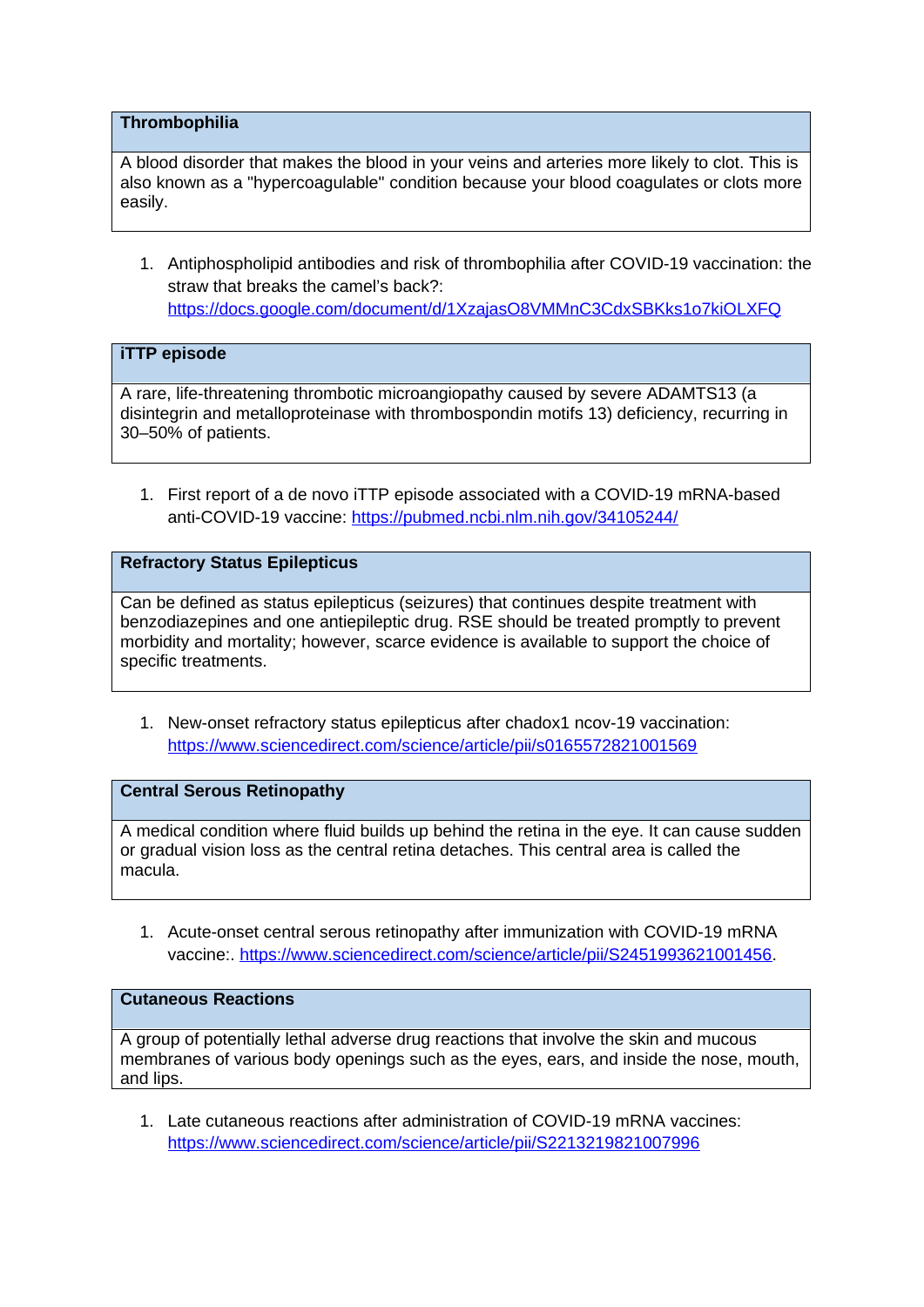| Thrombophilia |
| --- |
| A blood disorder that makes the blood in your veins and arteries more likely to clot. This is also known as a "hypercoagulable" condition because your blood coagulates or clots more easily. |

1. Antiphospholipid antibodies and risk of thrombophilia after COVID-19 vaccination: the straw that breaks the camel's back?: https://docs.google.com/document/d/1XzajasO8VMMnC3CdxSBKks1o7kiOLXFQ

| iTTP episode |
| --- |
| A rare, life-threatening thrombotic microangiopathy caused by severe ADAMTS13 (a disintegrin and metalloproteinase with thrombospondin motifs 13) deficiency, recurring in 30–50% of patients. |

1. First report of a de novo iTTP episode associated with a COVID-19 mRNA-based anti-COVID-19 vaccine: https://pubmed.ncbi.nlm.nih.gov/34105244/

| Refractory Status Epilepticus |
| --- |
| Can be defined as status epilepticus (seizures) that continues despite treatment with benzodiazepines and one antiepileptic drug. RSE should be treated promptly to prevent morbidity and mortality; however, scarce evidence is available to support the choice of specific treatments. |

1. New-onset refractory status epilepticus after chadox1 ncov-19 vaccination: https://www.sciencedirect.com/science/article/pii/s0165572821001569

| Central Serous Retinopathy |
| --- |
| A medical condition where fluid builds up behind the retina in the eye. It can cause sudden or gradual vision loss as the central retina detaches. This central area is called the macula. |

1. Acute-onset central serous retinopathy after immunization with COVID-19 mRNA vaccine:. https://www.sciencedirect.com/science/article/pii/S2451993621001456.

| Cutaneous Reactions |
| --- |
| A group of potentially lethal adverse drug reactions that involve the skin and mucous membranes of various body openings such as the eyes, ears, and inside the nose, mouth, and lips. |

1. Late cutaneous reactions after administration of COVID-19 mRNA vaccines: https://www.sciencedirect.com/science/article/pii/S2213219821007996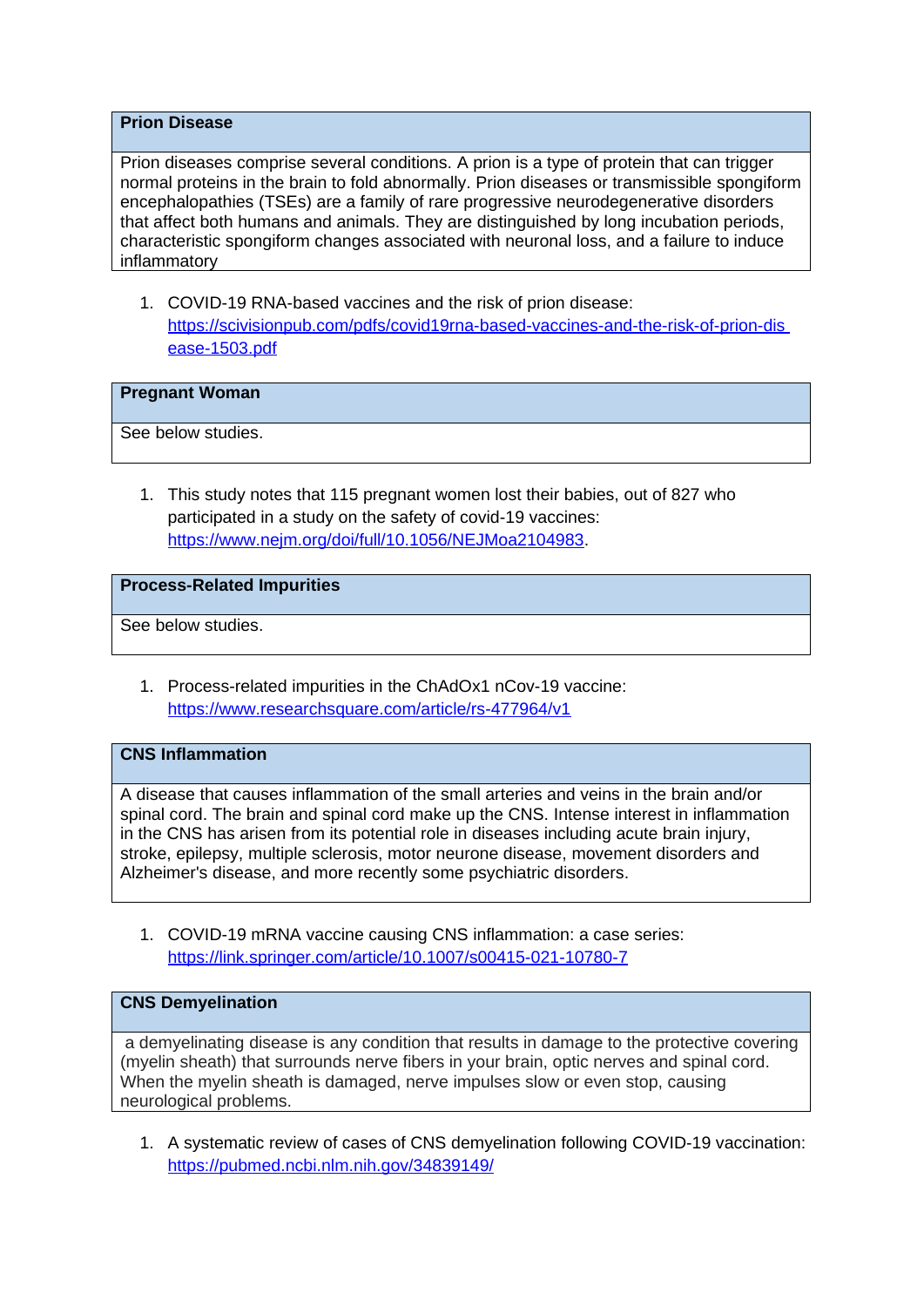| Prion Disease |
| --- |
| Prion diseases comprise several conditions. A prion is a type of protein that can trigger normal proteins in the brain to fold abnormally. Prion diseases or transmissible spongiform encephalopathies (TSEs) are a family of rare progressive neurodegenerative disorders that affect both humans and animals. They are distinguished by long incubation periods, characteristic spongiform changes associated with neuronal loss, and a failure to induce inflammatory |

1. COVID-19 RNA-based vaccines and the risk of prion disease: https://scivisionpub.com/pdfs/covid19rna-based-vaccines-and-the-risk-of-prion-disease-1503.pdf

| Pregnant Woman |
| --- |
| See below studies. |

1. This study notes that 115 pregnant women lost their babies, out of 827 who participated in a study on the safety of covid-19 vaccines: https://www.nejm.org/doi/full/10.1056/NEJMoa2104983.

| Process-Related Impurities |
| --- |
| See below studies. |

1. Process-related impurities in the ChAdOx1 nCov-19 vaccine: https://www.researchsquare.com/article/rs-477964/v1

| CNS Inflammation |
| --- |
| A disease that causes inflammation of the small arteries and veins in the brain and/or spinal cord. The brain and spinal cord make up the CNS. Intense interest in inflammation in the CNS has arisen from its potential role in diseases including acute brain injury, stroke, epilepsy, multiple sclerosis, motor neurone disease, movement disorders and Alzheimer's disease, and more recently some psychiatric disorders. |

1. COVID-19 mRNA vaccine causing CNS inflammation: a case series: https://link.springer.com/article/10.1007/s00415-021-10780-7

| CNS Demyelination |
| --- |
| a demyelinating disease is any condition that results in damage to the protective covering (myelin sheath) that surrounds nerve fibers in your brain, optic nerves and spinal cord. When the myelin sheath is damaged, nerve impulses slow or even stop, causing neurological problems. |

1. A systematic review of cases of CNS demyelination following COVID-19 vaccination: https://pubmed.ncbi.nlm.nih.gov/34839149/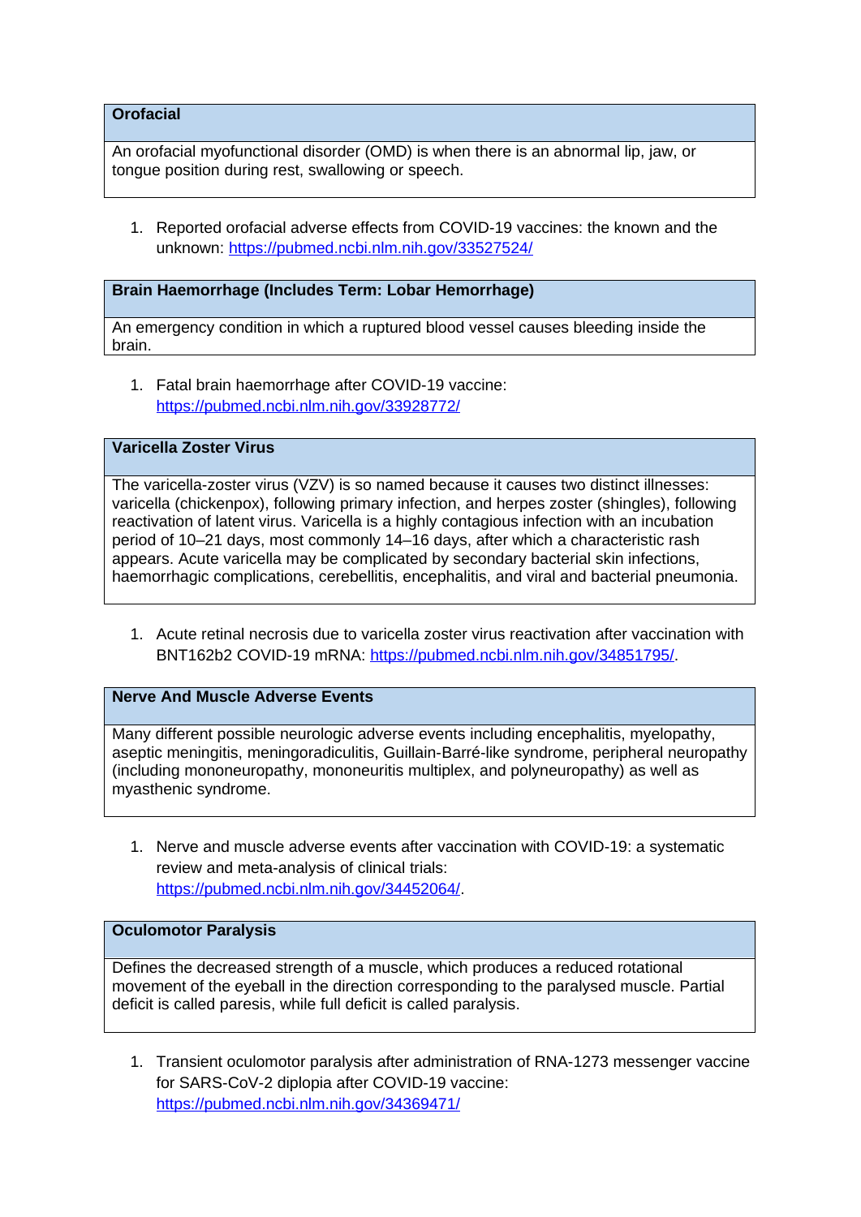| Orofacial |
| --- |
| An orofacial myofunctional disorder (OMD) is when there is an abnormal lip, jaw, or tongue position during rest, swallowing or speech. |

1. Reported orofacial adverse effects from COVID-19 vaccines: the known and the unknown: https://pubmed.ncbi.nlm.nih.gov/33527524/

| Brain Haemorrhage (Includes Term: Lobar Hemorrhage) |
| --- |
| An emergency condition in which a ruptured blood vessel causes bleeding inside the brain. |

1. Fatal brain haemorrhage after COVID-19 vaccine: https://pubmed.ncbi.nlm.nih.gov/33928772/

| Varicella Zoster Virus |
| --- |
| The varicella-zoster virus (VZV) is so named because it causes two distinct illnesses: varicella (chickenpox), following primary infection, and herpes zoster (shingles), following reactivation of latent virus. Varicella is a highly contagious infection with an incubation period of 10–21 days, most commonly 14–16 days, after which a characteristic rash appears. Acute varicella may be complicated by secondary bacterial skin infections, haemorrhagic complications, cerebellitis, encephalitis, and viral and bacterial pneumonia. |

1. Acute retinal necrosis due to varicella zoster virus reactivation after vaccination with BNT162b2 COVID-19 mRNA: https://pubmed.ncbi.nlm.nih.gov/34851795/.

| Nerve And Muscle Adverse Events |
| --- |
| Many different possible neurologic adverse events including encephalitis, myelopathy, aseptic meningitis, meningoradiculitis, Guillain-Barré-like syndrome, peripheral neuropathy (including mononeuropathy, mononeuritis multiplex, and polyneuropathy) as well as myasthenic syndrome. |

1. Nerve and muscle adverse events after vaccination with COVID-19: a systematic review and meta-analysis of clinical trials: https://pubmed.ncbi.nlm.nih.gov/34452064/.

| Oculomotor Paralysis |
| --- |
| Defines the decreased strength of a muscle, which produces a reduced rotational movement of the eyeball in the direction corresponding to the paralysed muscle. Partial deficit is called paresis, while full deficit is called paralysis. |

1. Transient oculomotor paralysis after administration of RNA-1273 messenger vaccine for SARS-CoV-2 diplopia after COVID-19 vaccine: https://pubmed.ncbi.nlm.nih.gov/34369471/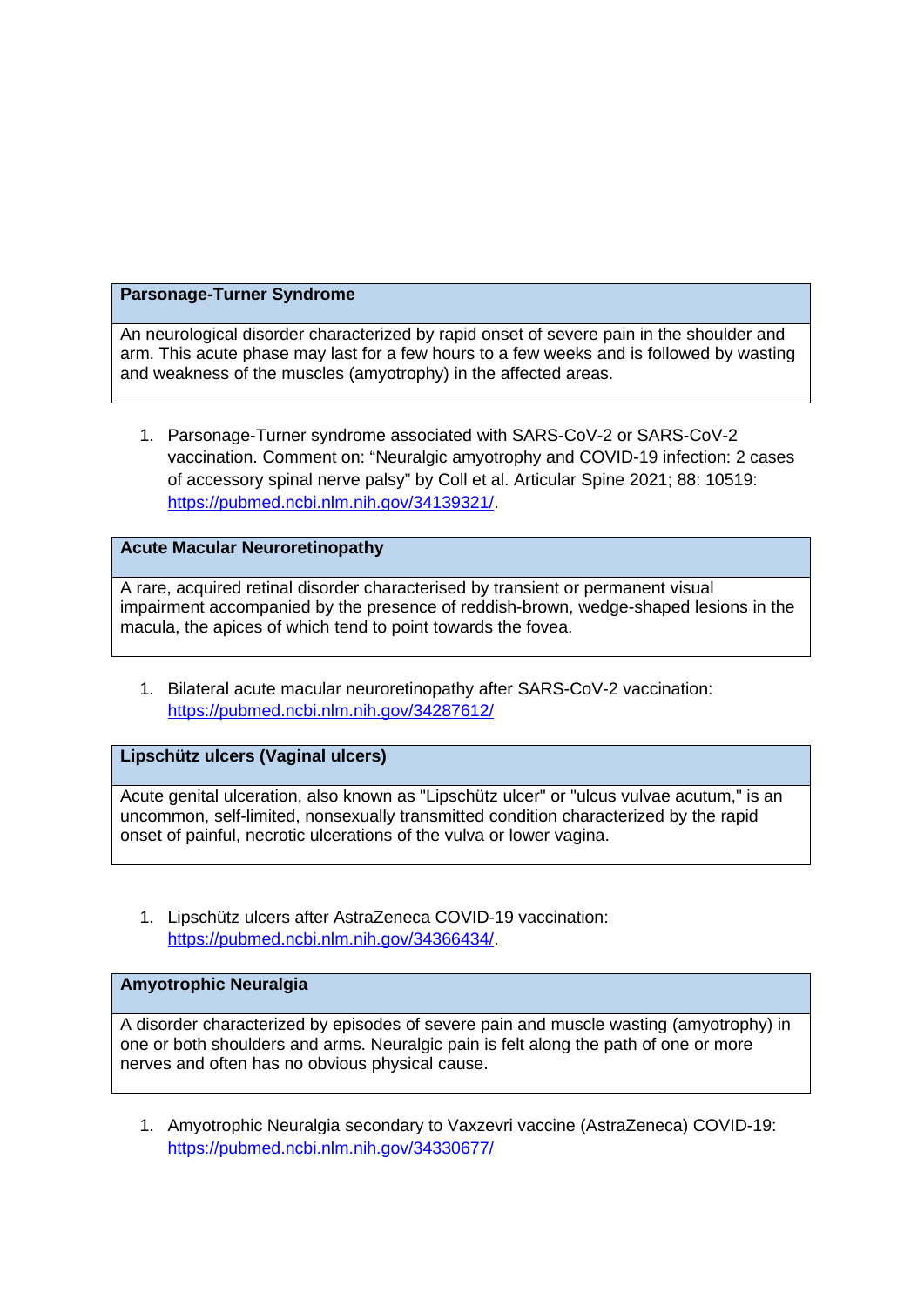| Parsonage-Turner Syndrome |
| --- |
| An neurological disorder characterized by rapid onset of severe pain in the shoulder and arm. This acute phase may last for a few hours to a few weeks and is followed by wasting and weakness of the muscles (amyotrophy) in the affected areas. |

1. Parsonage-Turner syndrome associated with SARS-CoV-2 or SARS-CoV-2 vaccination. Comment on: "Neuralgic amyotrophy and COVID-19 infection: 2 cases of accessory spinal nerve palsy" by Coll et al. Articular Spine 2021; 88: 10519: https://pubmed.ncbi.nlm.nih.gov/34139321/.

| Acute Macular Neuroretinopathy |
| --- |
| A rare, acquired retinal disorder characterised by transient or permanent visual impairment accompanied by the presence of reddish-brown, wedge-shaped lesions in the macula, the apices of which tend to point towards the fovea. |

1. Bilateral acute macular neuroretinopathy after SARS-CoV-2 vaccination: https://pubmed.ncbi.nlm.nih.gov/34287612/

| Lipschütz ulcers (Vaginal ulcers) |
| --- |
| Acute genital ulceration, also known as "Lipschütz ulcer" or "ulcus vulvae acutum," is an uncommon, self-limited, nonsexually transmitted condition characterized by the rapid onset of painful, necrotic ulcerations of the vulva or lower vagina. |

1. Lipschütz ulcers after AstraZeneca COVID-19 vaccination: https://pubmed.ncbi.nlm.nih.gov/34366434/.

| Amyotrophic Neuralgia |
| --- |
| A disorder characterized by episodes of severe pain and muscle wasting (amyotrophy) in one or both shoulders and arms. Neuralgic pain is felt along the path of one or more nerves and often has no obvious physical cause. |

1. Amyotrophic Neuralgia secondary to Vaxzevri vaccine (AstraZeneca) COVID-19: https://pubmed.ncbi.nlm.nih.gov/34330677/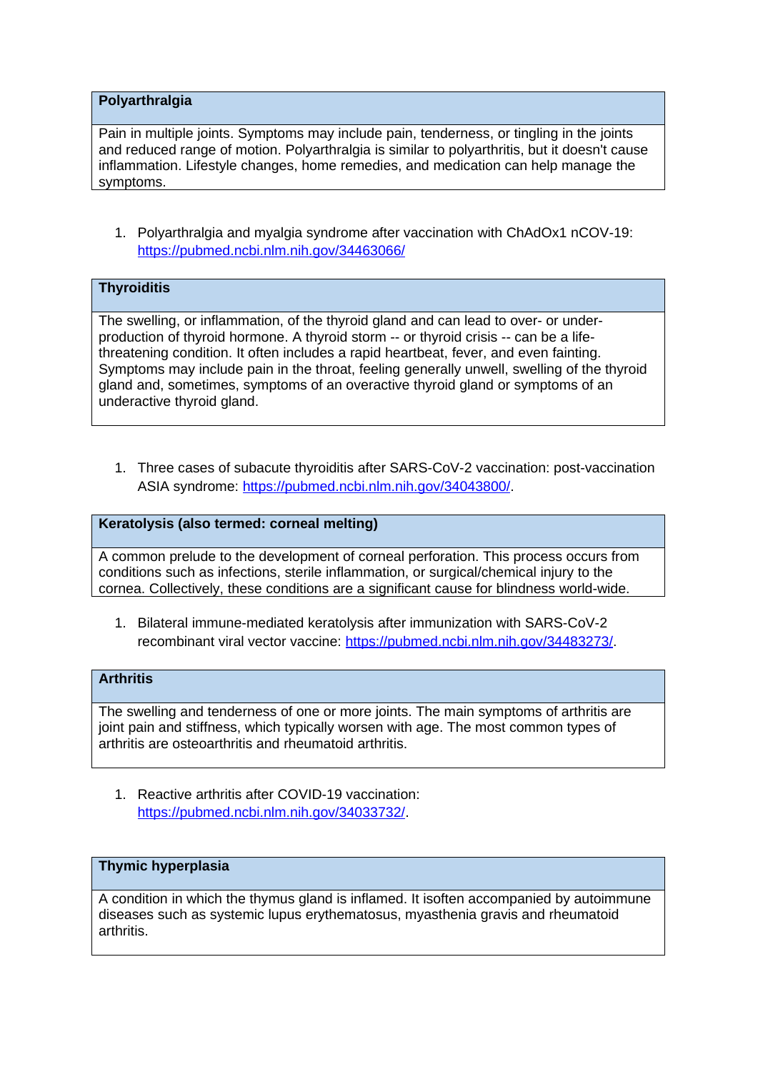| **Polyarthralgia** |
|---|
| Pain in multiple joints. Symptoms may include pain, tenderness, or tingling in the joints and reduced range of motion. Polyarthralgia is similar to polyarthritis, but it doesn't cause inflammation. Lifestyle changes, home remedies, and medication can help manage the symptoms. |

1. Polyarthralgia and myalgia syndrome after vaccination with ChAdOx1 nCOV-19: https://pubmed.ncbi.nlm.nih.gov/34463066/

| **Thyroiditis** |
|---|
| The swelling, or inflammation, of the thyroid gland and can lead to over- or under-production of thyroid hormone. A thyroid storm -- or thyroid crisis -- can be a life-threatening condition. It often includes a rapid heartbeat, fever, and even fainting. Symptoms may include pain in the throat, feeling generally unwell, swelling of the thyroid gland and, sometimes, symptoms of an overactive thyroid gland or symptoms of an underactive thyroid gland. |

1. Three cases of subacute thyroiditis after SARS-CoV-2 vaccination: post-vaccination ASIA syndrome: https://pubmed.ncbi.nlm.nih.gov/34043800/.

| **Keratolysis (also termed: corneal melting)** |
|---|
| A common prelude to the development of corneal perforation. This process occurs from conditions such as infections, sterile inflammation, or surgical/chemical injury to the cornea. Collectively, these conditions are a significant cause for blindness world-wide. |

1. Bilateral immune-mediated keratolysis after immunization with SARS-CoV-2 recombinant viral vector vaccine: https://pubmed.ncbi.nlm.nih.gov/34483273/.

| **Arthritis** |
|---|
| The swelling and tenderness of one or more joints. The main symptoms of arthritis are joint pain and stiffness, which typically worsen with age. The most common types of arthritis are osteoarthritis and rheumatoid arthritis. |

1. Reactive arthritis after COVID-19 vaccination: https://pubmed.ncbi.nlm.nih.gov/34033732/.

| **Thymic hyperplasia** |
|---|
| A condition in which the thymus gland is inflamed. It isoften accompanied by autoimmune diseases such as systemic lupus erythematosus, myasthenia gravis and rheumatoid arthritis. |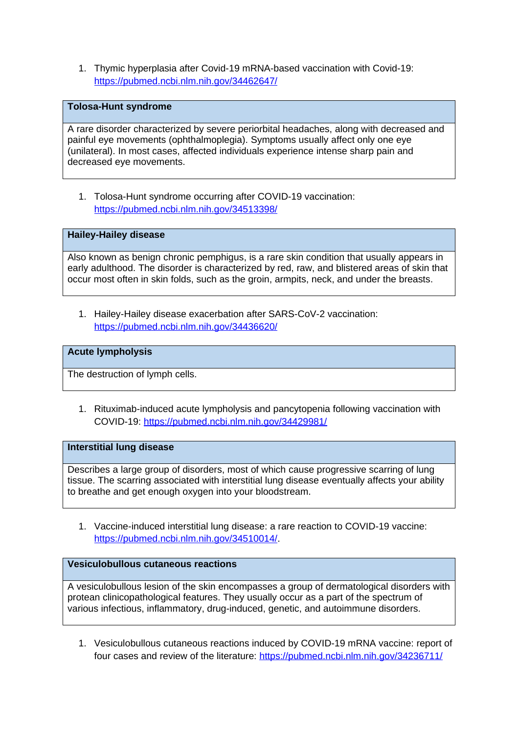1. Thymic hyperplasia after Covid-19 mRNA-based vaccination with Covid-19: https://pubmed.ncbi.nlm.nih.gov/34462647/

| Tolosa-Hunt syndrome |
|---|
| A rare disorder characterized by severe periorbital headaches, along with decreased and painful eye movements (ophthalmoplegia). Symptoms usually affect only one eye (unilateral). In most cases, affected individuals experience intense sharp pain and decreased eye movements. |

1. Tolosa-Hunt syndrome occurring after COVID-19 vaccination: https://pubmed.ncbi.nlm.nih.gov/34513398/

| Hailey-Hailey disease |
|---|
| Also known as benign chronic pemphigus, is a rare skin condition that usually appears in early adulthood. The disorder is characterized by red, raw, and blistered areas of skin that occur most often in skin folds, such as the groin, armpits, neck, and under the breasts. |

1. Hailey-Hailey disease exacerbation after SARS-CoV-2 vaccination: https://pubmed.ncbi.nlm.nih.gov/34436620/

| Acute lympholysis |
|---|
| The destruction of lymph cells. |

1. Rituximab-induced acute lympholysis and pancytopenia following vaccination with COVID-19: https://pubmed.ncbi.nlm.nih.gov/34429981/

| Interstitial lung disease |
|---|
| Describes a large group of disorders, most of which cause progressive scarring of lung tissue. The scarring associated with interstitial lung disease eventually affects your ability to breathe and get enough oxygen into your bloodstream. |

1. Vaccine-induced interstitial lung disease: a rare reaction to COVID-19 vaccine: https://pubmed.ncbi.nlm.nih.gov/34510014/.

| Vesiculobullous cutaneous reactions |
|---|
| A vesiculobullous lesion of the skin encompasses a group of dermatological disorders with protean clinicopathological features. They usually occur as a part of the spectrum of various infectious, inflammatory, drug-induced, genetic, and autoimmune disorders. |

1. Vesiculobullous cutaneous reactions induced by COVID-19 mRNA vaccine: report of four cases and review of the literature: https://pubmed.ncbi.nlm.nih.gov/34236711/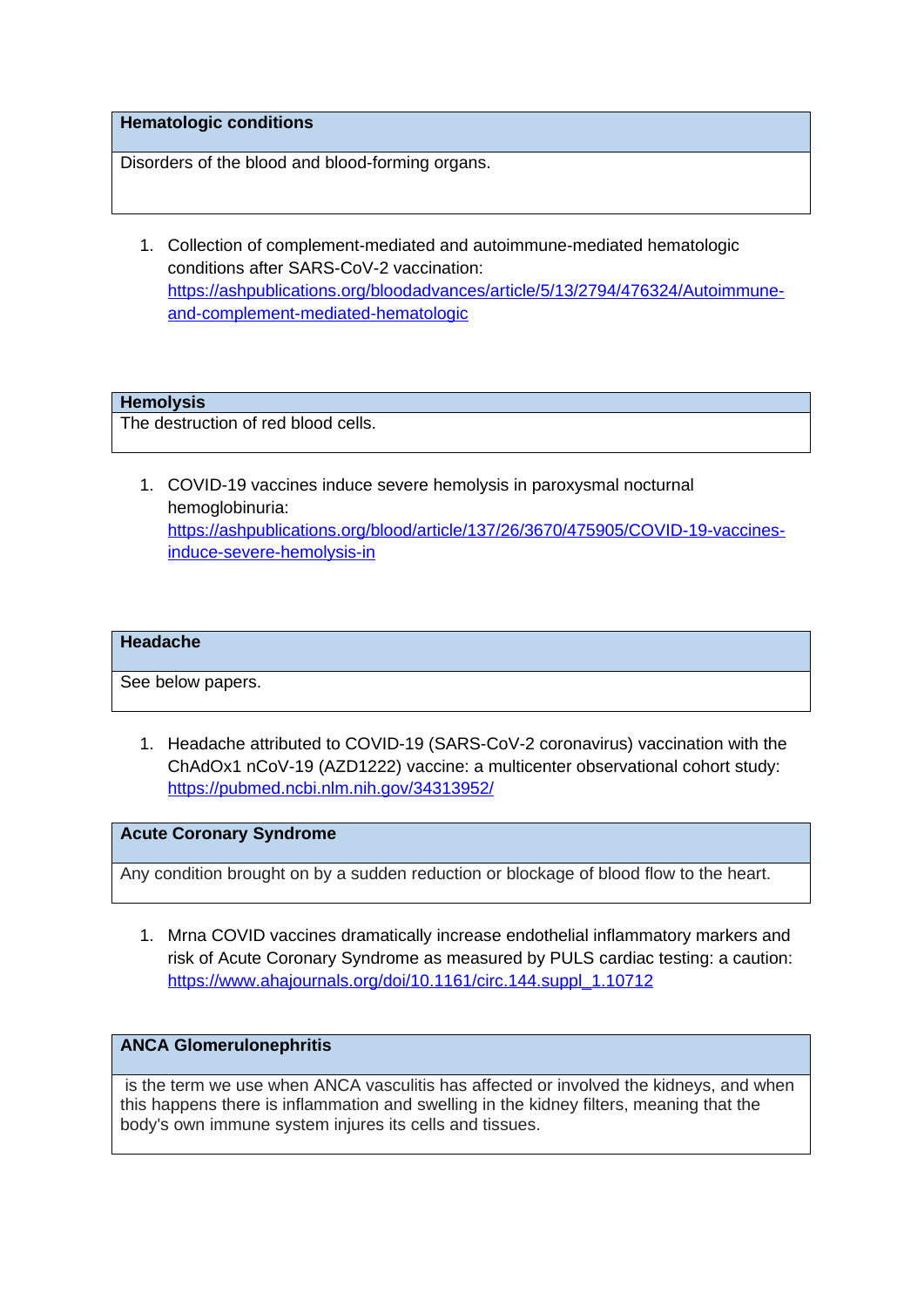| Hematologic conditions |
| --- |
| Disorders of the blood and blood-forming organs. |

1. Collection of complement-mediated and autoimmune-mediated hematologic conditions after SARS-CoV-2 vaccination: https://ashpublications.org/bloodadvances/article/5/13/2794/476324/Autoimmune-and-complement-mediated-hematologic

| Hemolysis |
| --- |
| The destruction of red blood cells. |

1. COVID-19 vaccines induce severe hemolysis in paroxysmal nocturnal hemoglobinuria: https://ashpublications.org/blood/article/137/26/3670/475905/COVID-19-vaccines-induce-severe-hemolysis-in

| Headache |
| --- |
| See below papers. |

1. Headache attributed to COVID-19 (SARS-CoV-2 coronavirus) vaccination with the ChAdOx1 nCoV-19 (AZD1222) vaccine: a multicenter observational cohort study: https://pubmed.ncbi.nlm.nih.gov/34313952/

| Acute Coronary Syndrome |
| --- |
| Any condition brought on by a sudden reduction or blockage of blood flow to the heart. |

1. Mrna COVID vaccines dramatically increase endothelial inflammatory markers and risk of Acute Coronary Syndrome as measured by PULS cardiac testing: a caution: https://www.ahajournals.org/doi/10.1161/circ.144.suppl_1.10712

| ANCA Glomerulonephritis |
| --- |
| is the term we use when ANCA vasculitis has affected or involved the kidneys, and when this happens there is inflammation and swelling in the kidney filters, meaning that the body's own immune system injures its cells and tissues. |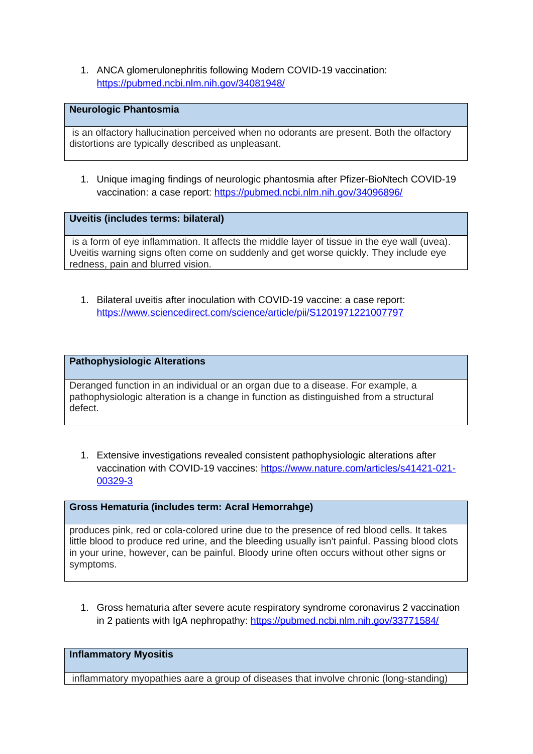1. ANCA glomerulonephritis following Modern COVID-19 vaccination: https://pubmed.ncbi.nlm.nih.gov/34081948/

| **Neurologic Phantosmia** |
|---|
| is an olfactory hallucination perceived when no odorants are present. Both the olfactory distortions are typically described as unpleasant. |

1. Unique imaging findings of neurologic phantosmia after Pfizer-BioNtech COVID-19 vaccination: a case report: https://pubmed.ncbi.nlm.nih.gov/34096896/

| **Uveitis (includes terms: bilateral)** |
|---|
| is a form of eye inflammation. It affects the middle layer of tissue in the eye wall (uvea). Uveitis warning signs often come on suddenly and get worse quickly. They include eye redness, pain and blurred vision. |

1. Bilateral uveitis after inoculation with COVID-19 vaccine: a case report: https://www.sciencedirect.com/science/article/pii/S1201971221007797

| **Pathophysiologic Alterations** |
|---|
| Deranged function in an individual or an organ due to a disease. For example, a pathophysiologic alteration is a change in function as distinguished from a structural defect. |

1. Extensive investigations revealed consistent pathophysiologic alterations after vaccination with COVID-19 vaccines: https://www.nature.com/articles/s41421-021-00329-3

| **Gross Hematuria (includes term: Acral Hemorrahge)** |
|---|
| produces pink, red or cola-colored urine due to the presence of red blood cells. It takes little blood to produce red urine, and the bleeding usually isn't painful. Passing blood clots in your urine, however, can be painful. Bloody urine often occurs without other signs or symptoms. |

1. Gross hematuria after severe acute respiratory syndrome coronavirus 2 vaccination in 2 patients with IgA nephropathy: https://pubmed.ncbi.nlm.nih.gov/33771584/

| **Inflammatory Myositis** |
|---|
| inflammatory myopathies aare a group of diseases that involve chronic (long-standing) |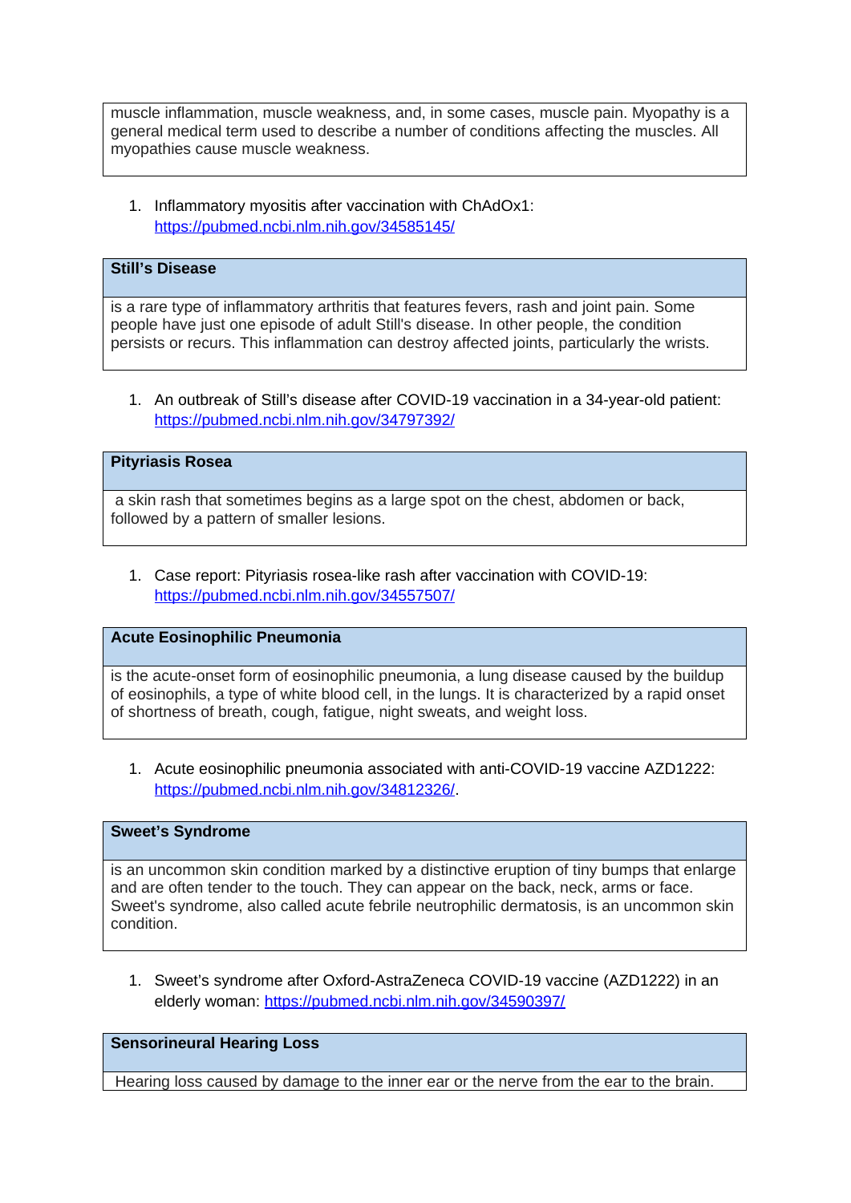| muscle inflammation, muscle weakness, and, in some cases, muscle pain. Myopathy is a general medical term used to describe a number of conditions affecting the muscles. All myopathies cause muscle weakness. |
|---|

1. Inflammatory myositis after vaccination with ChAdOx1: https://pubmed.ncbi.nlm.nih.gov/34585145/

| **Still's Disease** |
|---|
| is a rare type of inflammatory arthritis that features fevers, rash and joint pain. Some people have just one episode of adult Still's disease. In other people, the condition persists or recurs. This inflammation can destroy affected joints, particularly the wrists. |

1. An outbreak of Still's disease after COVID-19 vaccination in a 34-year-old patient: https://pubmed.ncbi.nlm.nih.gov/34797392/

| **Pityriasis Rosea** |
|---|
| a skin rash that sometimes begins as a large spot on the chest, abdomen or back, followed by a pattern of smaller lesions. |

1. Case report: Pityriasis rosea-like rash after vaccination with COVID-19: https://pubmed.ncbi.nlm.nih.gov/34557507/

| **Acute Eosinophilic Pneumonia** |
|---|
| is the acute-onset form of eosinophilic pneumonia, a lung disease caused by the buildup of eosinophils, a type of white blood cell, in the lungs. It is characterized by a rapid onset of shortness of breath, cough, fatigue, night sweats, and weight loss. |

1. Acute eosinophilic pneumonia associated with anti-COVID-19 vaccine AZD1222: https://pubmed.ncbi.nlm.nih.gov/34812326/.

| **Sweet's Syndrome** |
|---|
| is an uncommon skin condition marked by a distinctive eruption of tiny bumps that enlarge and are often tender to the touch. They can appear on the back, neck, arms or face. Sweet's syndrome, also called acute febrile neutrophilic dermatosis, is an uncommon skin condition. |

1. Sweet's syndrome after Oxford-AstraZeneca COVID-19 vaccine (AZD1222) in an elderly woman: https://pubmed.ncbi.nlm.nih.gov/34590397/

| **Sensorineural Hearing Loss** |
|---|
| Hearing loss caused by damage to the inner ear or the nerve from the ear to the brain. |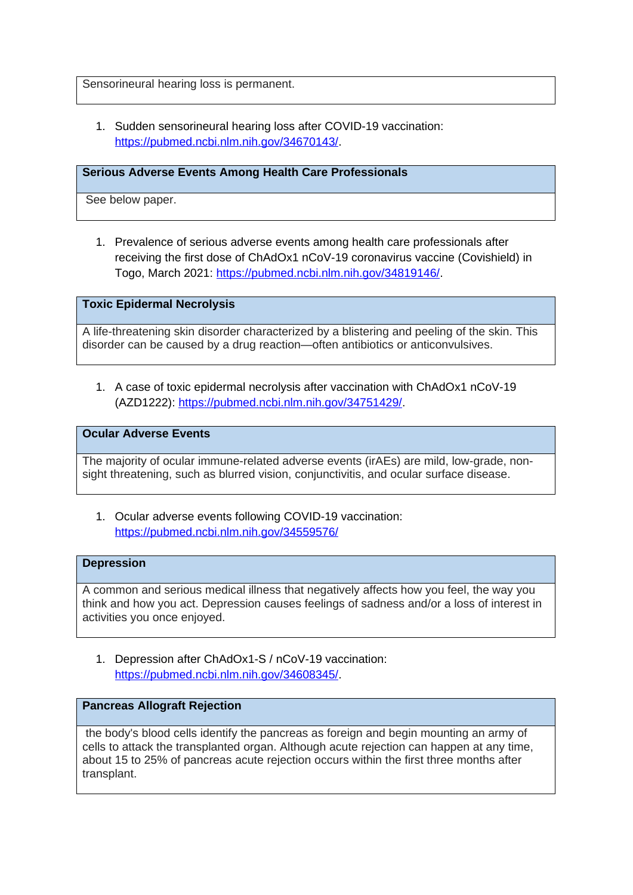Sensorineural hearing loss is permanent.

1. Sudden sensorineural hearing loss after COVID-19 vaccination: https://pubmed.ncbi.nlm.nih.gov/34670143/.

**Serious Adverse Events Among Health Care Professionals**

See below paper.

1. Prevalence of serious adverse events among health care professionals after receiving the first dose of ChAdOx1 nCoV-19 coronavirus vaccine (Covishield) in Togo, March 2021: https://pubmed.ncbi.nlm.nih.gov/34819146/.

**Toxic Epidermal Necrolysis**

A life-threatening skin disorder characterized by a blistering and peeling of the skin. This disorder can be caused by a drug reaction—often antibiotics or anticonvulsives.

1. A case of toxic epidermal necrolysis after vaccination with ChAdOx1 nCoV-19 (AZD1222): https://pubmed.ncbi.nlm.nih.gov/34751429/.

**Ocular Adverse Events**

The majority of ocular immune-related adverse events (irAEs) are mild, low-grade, non-sight threatening, such as blurred vision, conjunctivitis, and ocular surface disease.

1. Ocular adverse events following COVID-19 vaccination: https://pubmed.ncbi.nlm.nih.gov/34559576/

**Depression**

A common and serious medical illness that negatively affects how you feel, the way you think and how you act. Depression causes feelings of sadness and/or a loss of interest in activities you once enjoyed.

1. Depression after ChAdOx1-S / nCoV-19 vaccination: https://pubmed.ncbi.nlm.nih.gov/34608345/.

**Pancreas Allograft Rejection**

the body's blood cells identify the pancreas as foreign and begin mounting an army of cells to attack the transplanted organ. Although acute rejection can happen at any time, about 15 to 25% of pancreas acute rejection occurs within the first three months after transplant.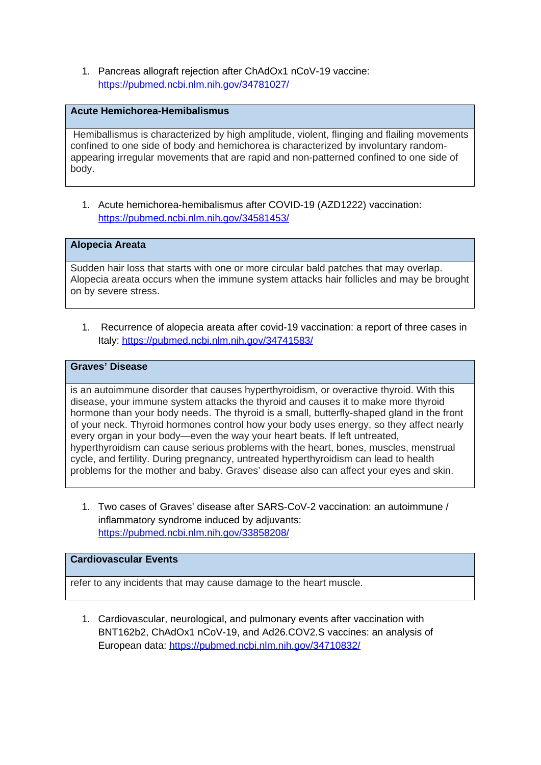1. Pancreas allograft rejection after ChAdOx1 nCoV-19 vaccine: https://pubmed.ncbi.nlm.nih.gov/34781027/

| **Acute Hemichorea-Hemibalismus** |
| --- |
| Hemiballismus is characterized by high amplitude, violent, flinging and flailing movements confined to one side of body and hemichorea is characterized by involuntary random-appearing irregular movements that are rapid and non-patterned confined to one side of body. |

1. Acute hemichorea-hemibalismus after COVID-19 (AZD1222) vaccination: https://pubmed.ncbi.nlm.nih.gov/34581453/

| **Alopecia Areata** |
| --- |
| Sudden hair loss that starts with one or more circular bald patches that may overlap. Alopecia areata occurs when the immune system attacks hair follicles and may be brought on by severe stress. |

1. Recurrence of alopecia areata after covid-19 vaccination: a report of three cases in Italy: https://pubmed.ncbi.nlm.nih.gov/34741583/

| **Graves' Disease** |
| --- |
| is an autoimmune disorder that causes hyperthyroidism, or overactive thyroid. With this disease, your immune system attacks the thyroid and causes it to make more thyroid hormone than your body needs. The thyroid is a small, butterfly-shaped gland in the front of your neck. Thyroid hormones control how your body uses energy, so they affect nearly every organ in your body—even the way your heart beats. If left untreated, hyperthyroidism can cause serious problems with the heart, bones, muscles, menstrual cycle, and fertility. During pregnancy, untreated hyperthyroidism can lead to health problems for the mother and baby. Graves' disease also can affect your eyes and skin. |

1. Two cases of Graves' disease after SARS-CoV-2 vaccination: an autoimmune / inflammatory syndrome induced by adjuvants: https://pubmed.ncbi.nlm.nih.gov/33858208/

| **Cardiovascular Events** |
| --- |
| refer to any incidents that may cause damage to the heart muscle. |

1. Cardiovascular, neurological, and pulmonary events after vaccination with BNT162b2, ChAdOx1 nCoV-19, and Ad26.COV2.S vaccines: an analysis of European data: https://pubmed.ncbi.nlm.nih.gov/34710832/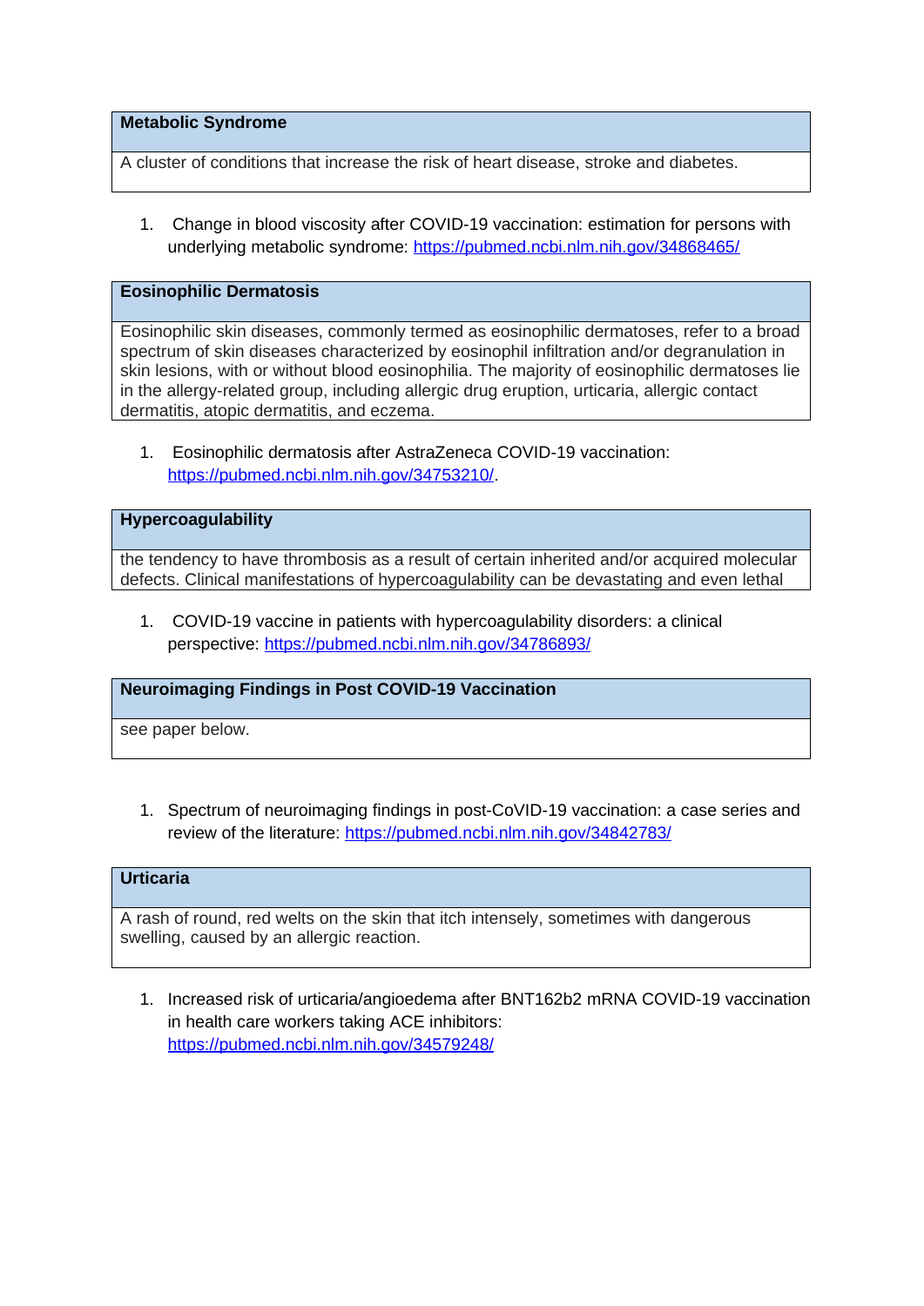| **Metabolic Syndrome** |
| --- |
| A cluster of conditions that increase the risk of heart disease, stroke and diabetes. |

1. Change in blood viscosity after COVID-19 vaccination: estimation for persons with underlying metabolic syndrome: https://pubmed.ncbi.nlm.nih.gov/34868465/

| **Eosinophilic Dermatosis** |
| --- |
| Eosinophilic skin diseases, commonly termed as eosinophilic dermatoses, refer to a broad spectrum of skin diseases characterized by eosinophil infiltration and/or degranulation in skin lesions, with or without blood eosinophilia. The majority of eosinophilic dermatoses lie in the allergy-related group, including allergic drug eruption, urticaria, allergic contact dermatitis, atopic dermatitis, and eczema. |

1. Eosinophilic dermatosis after AstraZeneca COVID-19 vaccination: https://pubmed.ncbi.nlm.nih.gov/34753210/.

| **Hypercoagulability** |
| --- |
| the tendency to have thrombosis as a result of certain inherited and/or acquired molecular defects. Clinical manifestations of hypercoagulability can be devastating and even lethal |

1. COVID-19 vaccine in patients with hypercoagulability disorders: a clinical perspective: https://pubmed.ncbi.nlm.nih.gov/34786893/

| **Neuroimaging Findings in Post COVID-19 Vaccination** |
| --- |
| see paper below. |

1. Spectrum of neuroimaging findings in post-CoVID-19 vaccination: a case series and review of the literature: https://pubmed.ncbi.nlm.nih.gov/34842783/

| **Urticaria** |
| --- |
| A rash of round, red welts on the skin that itch intensely, sometimes with dangerous swelling, caused by an allergic reaction. |

1. Increased risk of urticaria/angioedema after BNT162b2 mRNA COVID-19 vaccination in health care workers taking ACE inhibitors: https://pubmed.ncbi.nlm.nih.gov/34579248/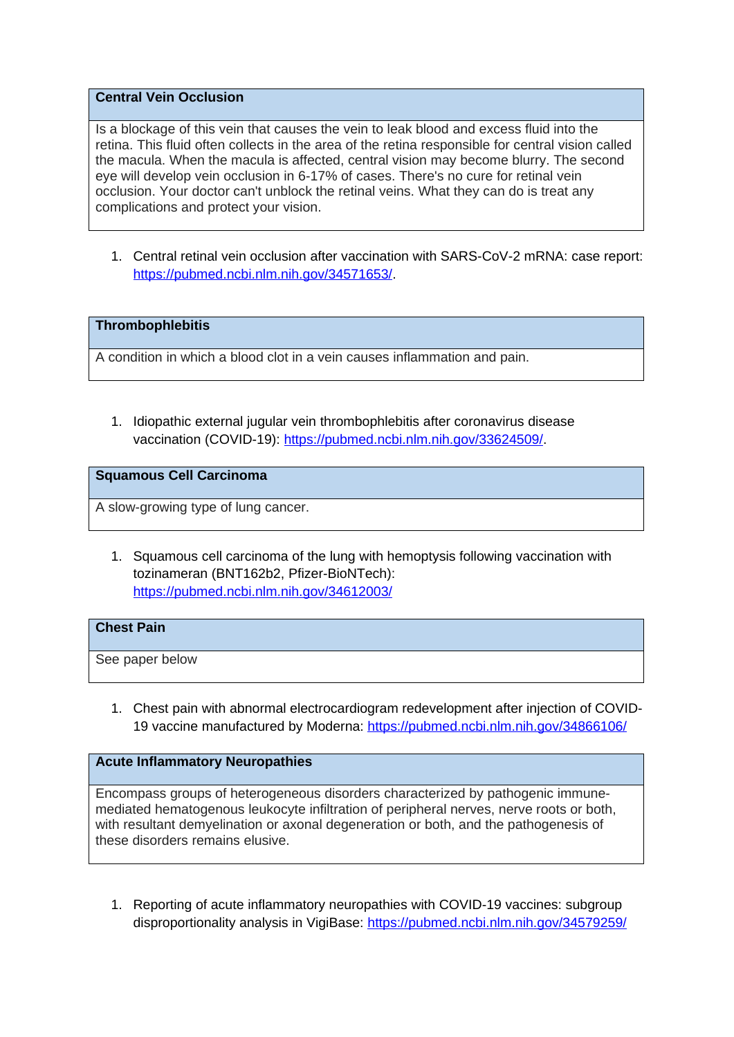| **Central Vein Occlusion** |
|---|
| Is a blockage of this vein that causes the vein to leak blood and excess fluid into the retina. This fluid often collects in the area of the retina responsible for central vision called the macula. When the macula is affected, central vision may become blurry. The second eye will develop vein occlusion in 6-17% of cases. There's no cure for retinal vein occlusion. Your doctor can't unblock the retinal veins. What they can do is treat any complications and protect your vision. |

1. Central retinal vein occlusion after vaccination with SARS-CoV-2 mRNA: case report: https://pubmed.ncbi.nlm.nih.gov/34571653/.

| **Thrombophlebitis** |
|---|
| A condition in which a blood clot in a vein causes inflammation and pain. |

1. Idiopathic external jugular vein thrombophlebitis after coronavirus disease vaccination (COVID-19): https://pubmed.ncbi.nlm.nih.gov/33624509/.

| **Squamous Cell Carcinoma** |
|---|
| A slow-growing type of lung cancer. |

1. Squamous cell carcinoma of the lung with hemoptysis following vaccination with tozinameran (BNT162b2, Pfizer-BioNTech): https://pubmed.ncbi.nlm.nih.gov/34612003/

| **Chest Pain** |
|---|
| See paper below |

1. Chest pain with abnormal electrocardiogram redevelopment after injection of COVID-19 vaccine manufactured by Moderna: https://pubmed.ncbi.nlm.nih.gov/34866106/

| **Acute Inflammatory Neuropathies** |
|---|
| Encompass groups of heterogeneous disorders characterized by pathogenic immune-mediated hematogenous leukocyte infiltration of peripheral nerves, nerve roots or both, with resultant demyelination or axonal degeneration or both, and the pathogenesis of these disorders remains elusive. |

1. Reporting of acute inflammatory neuropathies with COVID-19 vaccines: subgroup disproportionality analysis in VigiBase: https://pubmed.ncbi.nlm.nih.gov/34579259/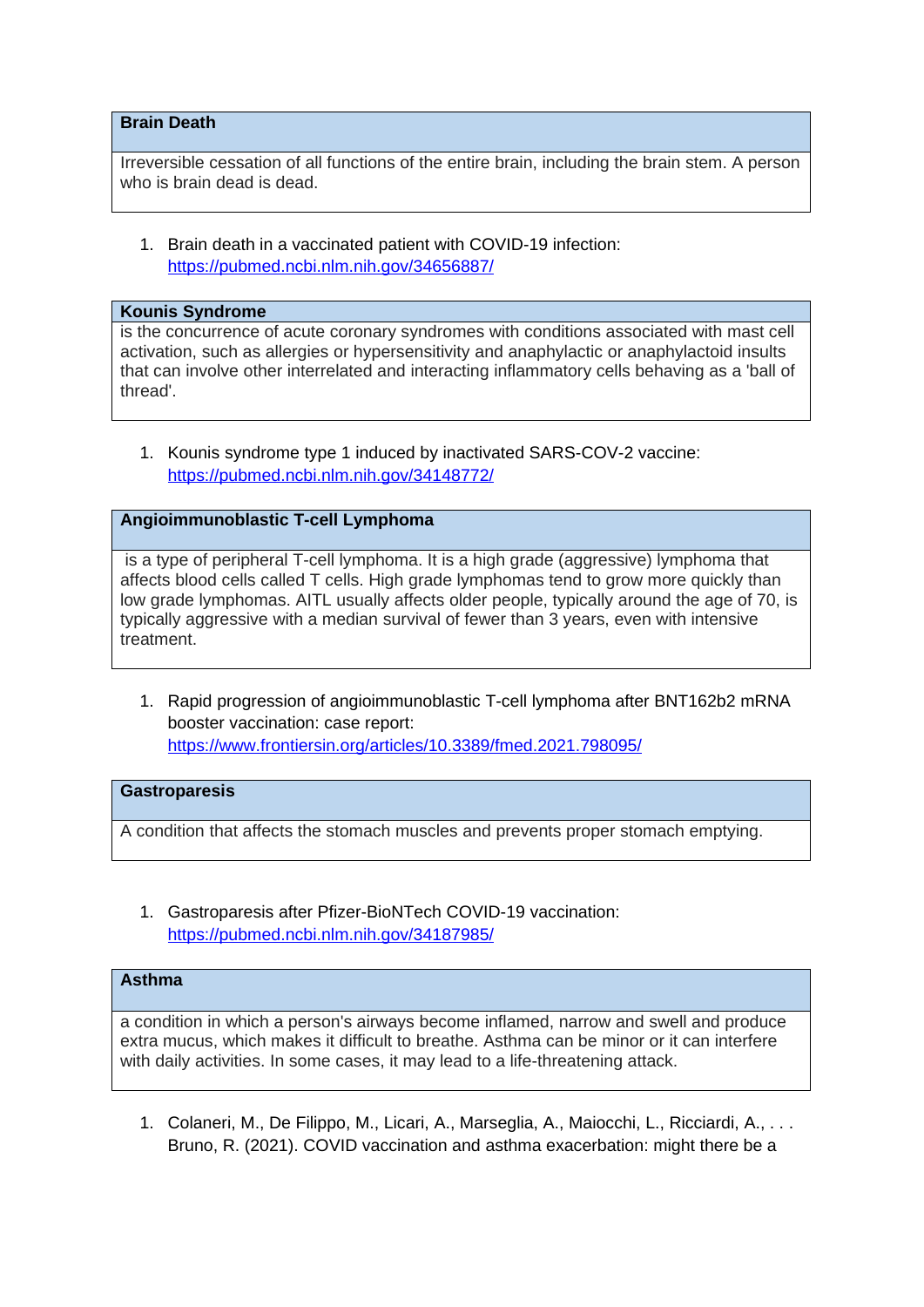| **Brain Death** |
| --- |
| Irreversible cessation of all functions of the entire brain, including the brain stem. A person who is brain dead is dead. |

1. Brain death in a vaccinated patient with COVID-19 infection: https://pubmed.ncbi.nlm.nih.gov/34656887/

| **Kounis Syndrome** |
| --- |
| is the concurrence of acute coronary syndromes with conditions associated with mast cell activation, such as allergies or hypersensitivity and anaphylactic or anaphylactoid insults that can involve other interrelated and interacting inflammatory cells behaving as a 'ball of thread'. |

1. Kounis syndrome type 1 induced by inactivated SARS-COV-2 vaccine: https://pubmed.ncbi.nlm.nih.gov/34148772/

| **Angioimmunoblastic T-cell Lymphoma** |
| --- |
| is a type of peripheral T-cell lymphoma. It is a high grade (aggressive) lymphoma that affects blood cells called T cells. High grade lymphomas tend to grow more quickly than low grade lymphomas. AITL usually affects older people, typically around the age of 70, is typically aggressive with a median survival of fewer than 3 years, even with intensive treatment. |

1. Rapid progression of angioimmunoblastic T-cell lymphoma after BNT162b2 mRNA booster vaccination: case report: https://www.frontiersin.org/articles/10.3389/fmed.2021.798095/

| **Gastroparesis** |
| --- |
| A condition that affects the stomach muscles and prevents proper stomach emptying. |

1. Gastroparesis after Pfizer-BioNTech COVID-19 vaccination: https://pubmed.ncbi.nlm.nih.gov/34187985/

| **Asthma** |
| --- |
| a condition in which a person's airways become inflamed, narrow and swell and produce extra mucus, which makes it difficult to breathe. Asthma can be minor or it can interfere with daily activities. In some cases, it may lead to a life-threatening attack. |

1. Colaneri, M., De Filippo, M., Licari, A., Marseglia, A., Maiocchi, L., Ricciardi, A., . . . Bruno, R. (2021). COVID vaccination and asthma exacerbation: might there be a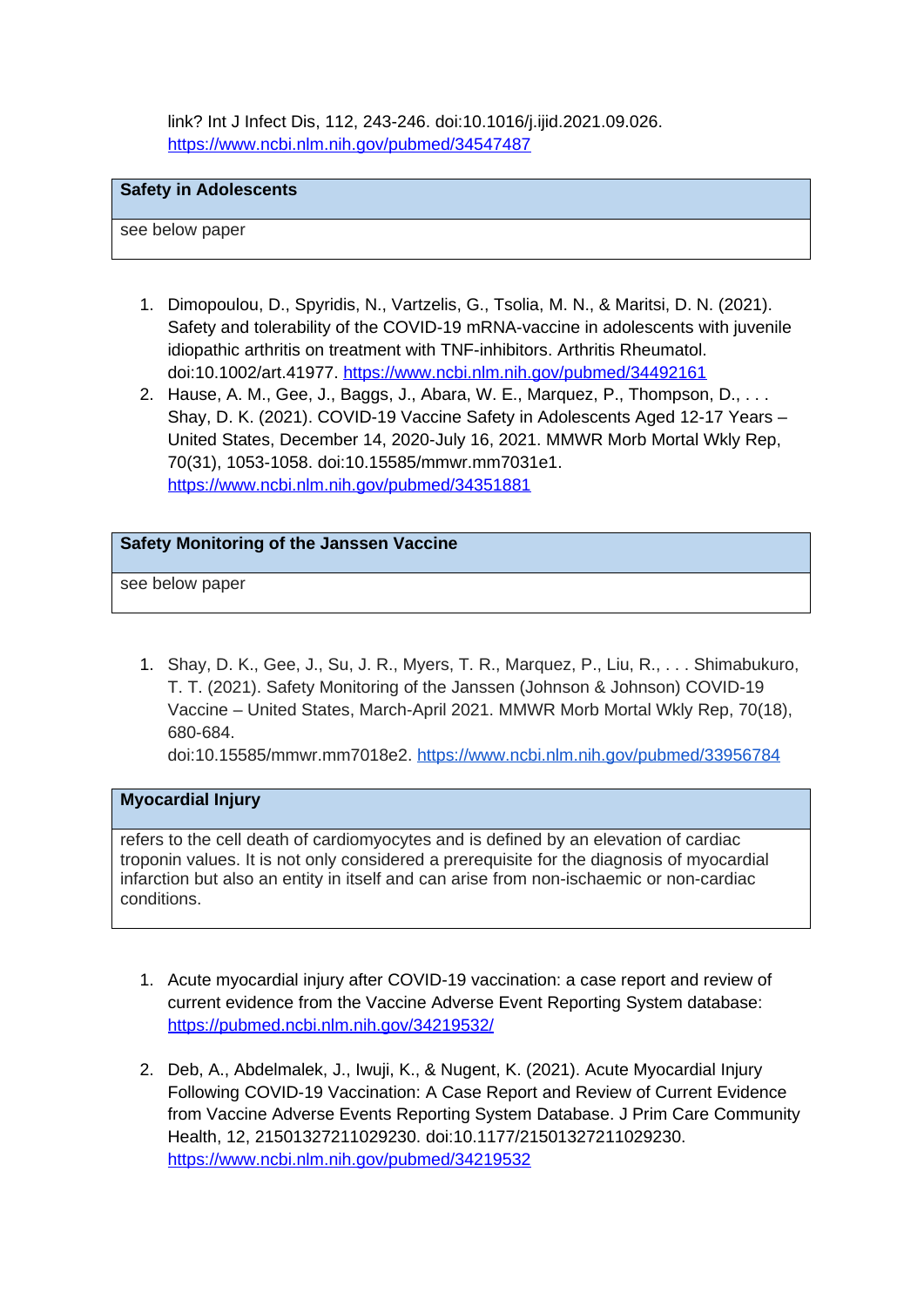link? Int J Infect Dis, 112, 243-246. doi:10.1016/j.ijid.2021.09.026. https://www.ncbi.nlm.nih.gov/pubmed/34547487

| Safety in Adolescents |
| --- |
| see below paper |

1. Dimopoulou, D., Spyridis, N., Vartzelis, G., Tsolia, M. N., & Maritsi, D. N. (2021). Safety and tolerability of the COVID-19 mRNA-vaccine in adolescents with juvenile idiopathic arthritis on treatment with TNF-inhibitors. Arthritis Rheumatol. doi:10.1002/art.41977. https://www.ncbi.nlm.nih.gov/pubmed/34492161
2. Hause, A. M., Gee, J., Baggs, J., Abara, W. E., Marquez, P., Thompson, D., . . . Shay, D. K. (2021). COVID-19 Vaccine Safety in Adolescents Aged 12-17 Years – United States, December 14, 2020-July 16, 2021. MMWR Morb Mortal Wkly Rep, 70(31), 1053-1058. doi:10.15585/mmwr.mm7031e1. https://www.ncbi.nlm.nih.gov/pubmed/34351881

| Safety Monitoring of the Janssen Vaccine |
| --- |
| see below paper |

1. Shay, D. K., Gee, J., Su, J. R., Myers, T. R., Marquez, P., Liu, R., . . . Shimabukuro, T. T. (2021). Safety Monitoring of the Janssen (Johnson & Johnson) COVID-19 Vaccine – United States, March-April 2021. MMWR Morb Mortal Wkly Rep, 70(18), 680-684. doi:10.15585/mmwr.mm7018e2. https://www.ncbi.nlm.nih.gov/pubmed/33956784

| Myocardial Injury |
| --- |
| refers to the cell death of cardiomyocytes and is defined by an elevation of cardiac troponin values. It is not only considered a prerequisite for the diagnosis of myocardial infarction but also an entity in itself and can arise from non-ischaemic or non-cardiac conditions. |

1. Acute myocardial injury after COVID-19 vaccination: a case report and review of current evidence from the Vaccine Adverse Event Reporting System database: https://pubmed.ncbi.nlm.nih.gov/34219532/

2. Deb, A., Abdelmalek, J., Iwuji, K., & Nugent, K. (2021). Acute Myocardial Injury Following COVID-19 Vaccination: A Case Report and Review of Current Evidence from Vaccine Adverse Events Reporting System Database. J Prim Care Community Health, 12, 21501327211029230. doi:10.1177/21501327211029230. https://www.ncbi.nlm.nih.gov/pubmed/34219532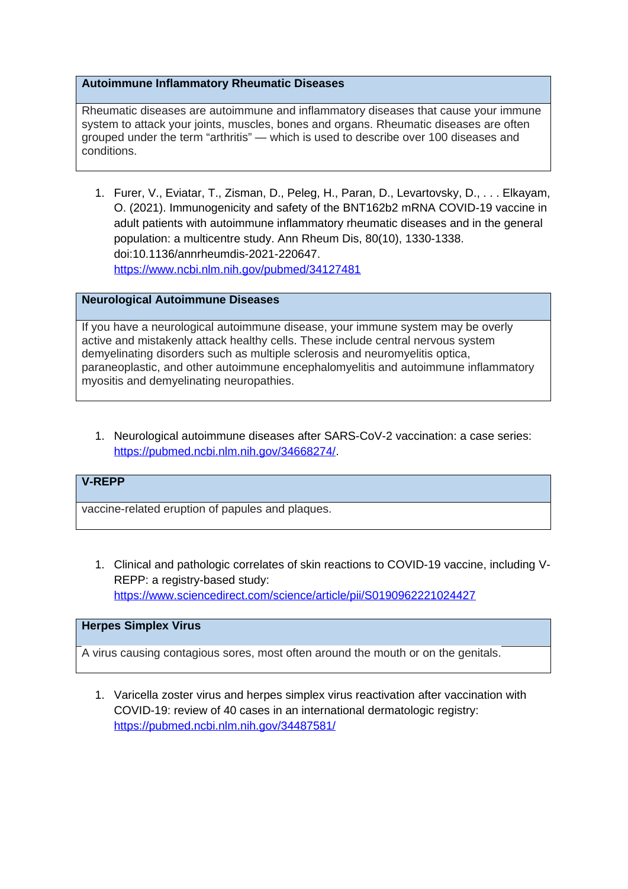| Autoimmune Inflammatory Rheumatic Diseases |
| --- |
| Rheumatic diseases are autoimmune and inflammatory diseases that cause your immune system to attack your joints, muscles, bones and organs. Rheumatic diseases are often grouped under the term “arthritis” — which is used to describe over 100 diseases and conditions. |

1. Furer, V., Eviatar, T., Zisman, D., Peleg, H., Paran, D., Levartovsky, D., . . . Elkayam, O. (2021). Immunogenicity and safety of the BNT162b2 mRNA COVID-19 vaccine in adult patients with autoimmune inflammatory rheumatic diseases and in the general population: a multicentre study. Ann Rheum Dis, 80(10), 1330-1338. doi:10.1136/annrheumdis-2021-220647. https://www.ncbi.nlm.nih.gov/pubmed/34127481

| Neurological Autoimmune Diseases |
| --- |
| If you have a neurological autoimmune disease, your immune system may be overly active and mistakenly attack healthy cells. These include central nervous system demyelinating disorders such as multiple sclerosis and neuromyelitis optica, paraneoplastic, and other autoimmune encephalomyelitis and autoimmune inflammatory myositis and demyelinating neuropathies. |

1. Neurological autoimmune diseases after SARS-CoV-2 vaccination: a case series: https://pubmed.ncbi.nlm.nih.gov/34668274/.

| V-REPP |
| --- |
| vaccine-related eruption of papules and plaques. |

1. Clinical and pathologic correlates of skin reactions to COVID-19 vaccine, including V-REPP: a registry-based study: https://www.sciencedirect.com/science/article/pii/S0190962221024427

| Herpes Simplex Virus |
| --- |
| A virus causing contagious sores, most often around the mouth or on the genitals. |

1. Varicella zoster virus and herpes simplex virus reactivation after vaccination with COVID-19: review of 40 cases in an international dermatologic registry: https://pubmed.ncbi.nlm.nih.gov/34487581/